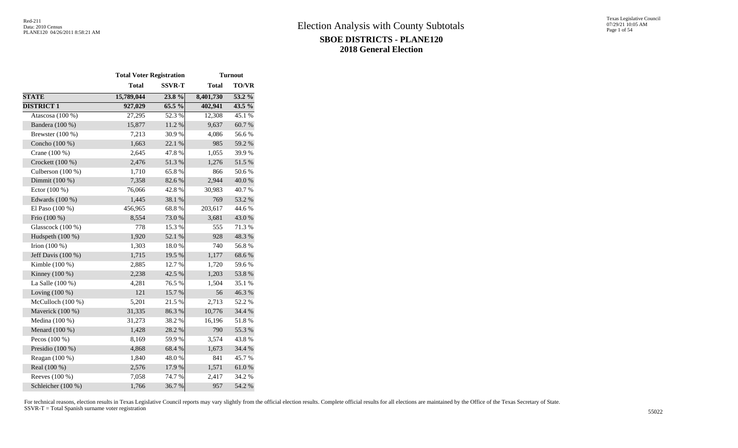# Election Analysis with County Subtotals

## SBOE DISTRICTS - PLANE120

## 2018 General Election

| | Total Voter Registration | | Turnout | |
|---|---|---|---|---|
| | **Total** | **SSVR-T** | **Total** | **TO/VR** |
| **STATE** | **15,789,044** | **23.8 %** | **8,401,730** | **53.2 %** |
| **DISTRICT 1** | **927,029** | **65.5 %** | **402,941** | **43.5 %** |
| Atascosa (100 %) | 27,295 | 52.3 % | 12,308 | 45.1 % |
| Bandera (100 %) | 15,877 | 11.2 % | 9,637 | 60.7 % |
| Brewster (100 %) | 7,213 | 30.9 % | 4,086 | 56.6 % |
| Concho (100 %) | 1,663 | 22.1 % | 985 | 59.2 % |
| Crane (100 %) | 2,645 | 47.8 % | 1,055 | 39.9 % |
| Crockett (100 %) | 2,476 | 51.3 % | 1,276 | 51.5 % |
| Culberson (100 %) | 1,710 | 65.8 % | 866 | 50.6 % |
| Dimmit (100 %) | 7,358 | 82.6 % | 2,944 | 40.0 % |
| Ector (100 %) | 76,066 | 42.8 % | 30,983 | 40.7 % |
| Edwards (100 %) | 1,445 | 38.1 % | 769 | 53.2 % |
| El Paso (100 %) | 456,965 | 68.8 % | 203,617 | 44.6 % |
| Frio (100 %) | 8,554 | 73.0 % | 3,681 | 43.0 % |
| Glasscock (100 %) | 778 | 15.3 % | 555 | 71.3 % |
| Hudspeth (100 %) | 1,920 | 52.1 % | 928 | 48.3 % |
| Irion (100 %) | 1,303 | 18.0 % | 740 | 56.8 % |
| Jeff Davis (100 %) | 1,715 | 19.5 % | 1,177 | 68.6 % |
| Kimble (100 %) | 2,885 | 12.7 % | 1,720 | 59.6 % |
| Kinney (100 %) | 2,238 | 42.5 % | 1,203 | 53.8 % |
| La Salle (100 %) | 4,281 | 76.5 % | 1,504 | 35.1 % |
| Loving (100 %) | 121 | 15.7 % | 56 | 46.3 % |
| McCulloch (100 %) | 5,201 | 21.5 % | 2,713 | 52.2 % |
| Maverick (100 %) | 31,335 | 86.3 % | 10,776 | 34.4 % |
| Medina (100 %) | 31,273 | 38.2 % | 16,196 | 51.8 % |
| Menard (100 %) | 1,428 | 28.2 % | 790 | 55.3 % |
| Pecos (100 %) | 8,169 | 59.9 % | 3,574 | 43.8 % |
| Presidio (100 %) | 4,868 | 68.4 % | 1,673 | 34.4 % |
| Reagan (100 %) | 1,840 | 48.0 % | 841 | 45.7 % |
| Real (100 %) | 2,576 | 17.9 % | 1,571 | 61.0 % |
| Reeves (100 %) | 7,058 | 74.7 % | 2,417 | 34.2 % |
| Schleicher (100 %) | 1,766 | 36.7 % | 957 | 54.2 % |

For technical reasons, election results in Texas Legislative Council reports may vary slightly from the official election results. Complete official results for all elections are maintained by the Office of the Texas Secretary of State.
SSVR-T = Total Spanish surname voter registration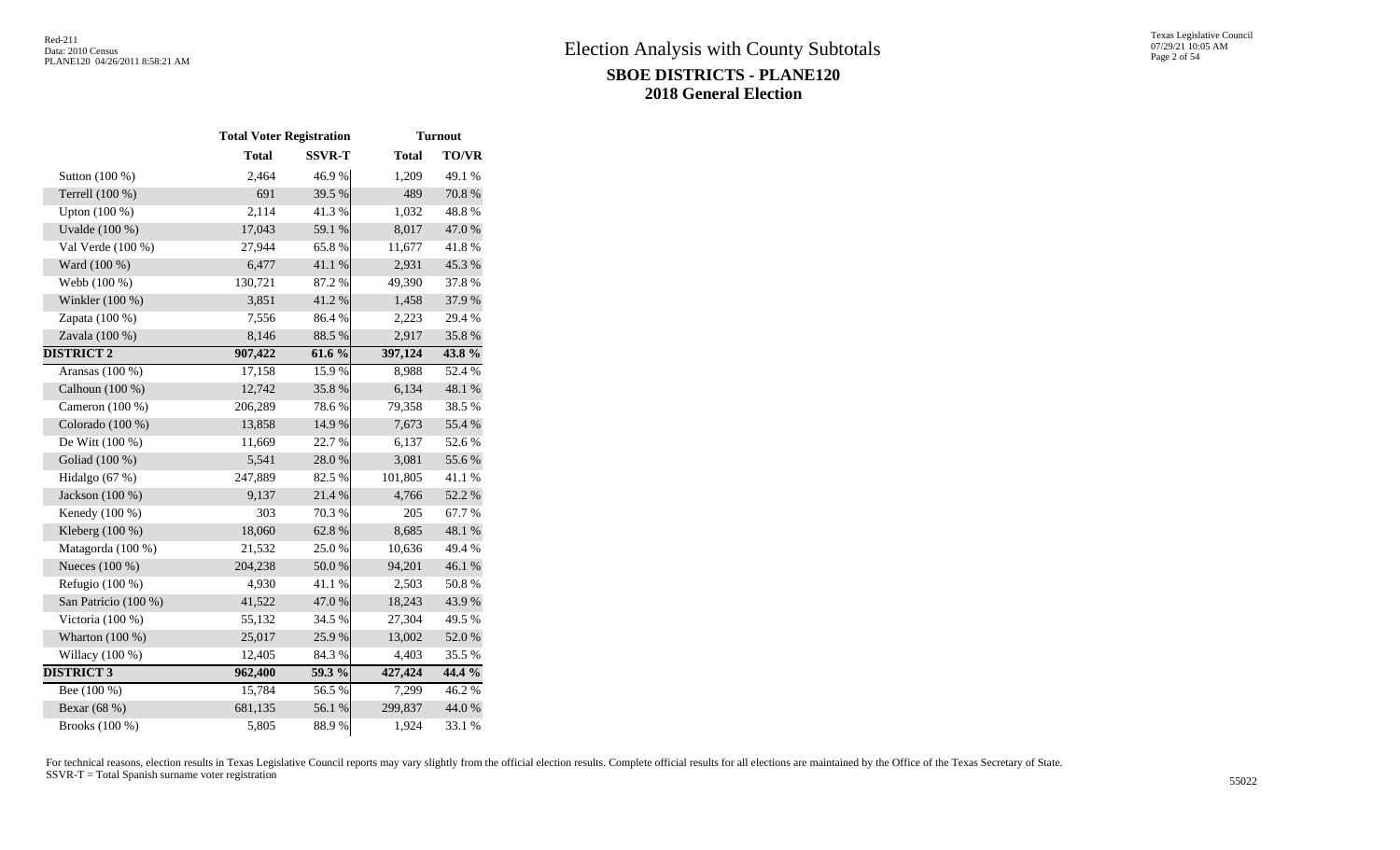# Election Analysis with County Subtotals

## SBOE DISTRICTS - PLANE120

## 2018 General Election

| | Total Voter Registration | | Turnout | |
|---|---|---|---|---|
| | **Total** | **SSVR-T** | **Total** | **TO/VR** |
| Sutton (100 %) | 2,464 | 46.9 % | 1,209 | 49.1 % |
| Terrell (100 %) | 691 | 39.5 % | 489 | 70.8 % |
| Upton (100 %) | 2,114 | 41.3 % | 1,032 | 48.8 % |
| Uvalde (100 %) | 17,043 | 59.1 % | 8,017 | 47.0 % |
| Val Verde (100 %) | 27,944 | 65.8 % | 11,677 | 41.8 % |
| Ward (100 %) | 6,477 | 41.1 % | 2,931 | 45.3 % |
| Webb (100 %) | 130,721 | 87.2 % | 49,390 | 37.8 % |
| Winkler (100 %) | 3,851 | 41.2 % | 1,458 | 37.9 % |
| Zapata (100 %) | 7,556 | 86.4 % | 2,223 | 29.4 % |
| Zavala (100 %) | 8,146 | 88.5 % | 2,917 | 35.8 % |
| **DISTRICT 2** | **907,422** | **61.6 %** | **397,124** | **43.8 %** |
| Aransas (100 %) | 17,158 | 15.9 % | 8,988 | 52.4 % |
| Calhoun (100 %) | 12,742 | 35.8 % | 6,134 | 48.1 % |
| Cameron (100 %) | 206,289 | 78.6 % | 79,358 | 38.5 % |
| Colorado (100 %) | 13,858 | 14.9 % | 7,673 | 55.4 % |
| De Witt (100 %) | 11,669 | 22.7 % | 6,137 | 52.6 % |
| Goliad (100 %) | 5,541 | 28.0 % | 3,081 | 55.6 % |
| Hidalgo (67 %) | 247,889 | 82.5 % | 101,805 | 41.1 % |
| Jackson (100 %) | 9,137 | 21.4 % | 4,766 | 52.2 % |
| Kenedy (100 %) | 303 | 70.3 % | 205 | 67.7 % |
| Kleberg (100 %) | 18,060 | 62.8 % | 8,685 | 48.1 % |
| Matagorda (100 %) | 21,532 | 25.0 % | 10,636 | 49.4 % |
| Nueces (100 %) | 204,238 | 50.0 % | 94,201 | 46.1 % |
| Refugio (100 %) | 4,930 | 41.1 % | 2,503 | 50.8 % |
| San Patricio (100 %) | 41,522 | 47.0 % | 18,243 | 43.9 % |
| Victoria (100 %) | 55,132 | 34.5 % | 27,304 | 49.5 % |
| Wharton (100 %) | 25,017 | 25.9 % | 13,002 | 52.0 % |
| Willacy (100 %) | 12,405 | 84.3 % | 4,403 | 35.5 % |
| **DISTRICT 3** | **962,400** | **59.3 %** | **427,424** | **44.4 %** |
| Bee (100 %) | 15,784 | 56.5 % | 7,299 | 46.2 % |
| Bexar (68 %) | 681,135 | 56.1 % | 299,837 | 44.0 % |
| Brooks (100 %) | 5,805 | 88.9 % | 1,924 | 33.1 % |

For technical reasons, election results in Texas Legislative Council reports may vary slightly from the official election results. Complete official results for all elections are maintained by the Office of the Texas Secretary of State.
SSVR-T = Total Spanish surname voter registration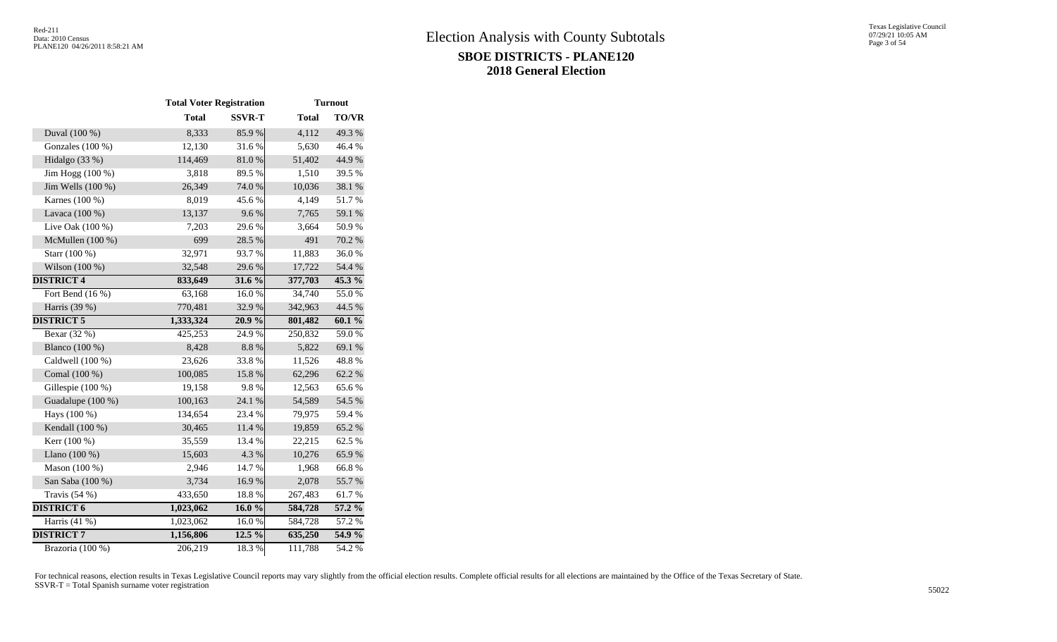# Election Analysis with County Subtotals

## SBOE DISTRICTS - PLANE120

## 2018 General Election

| | Total Voter Registration | | Turnout | |
|---|---|---|---|---|
| | **Total** | **SSVR-T** | **Total** | **TO/VR** |
| Duval (100 %) | 8,333 | 85.9 % | 4,112 | 49.3 % |
| Gonzales (100 %) | 12,130 | 31.6 % | 5,630 | 46.4 % |
| Hidalgo (33 %) | 114,469 | 81.0 % | 51,402 | 44.9 % |
| Jim Hogg (100 %) | 3,818 | 89.5 % | 1,510 | 39.5 % |
| Jim Wells (100 %) | 26,349 | 74.0 % | 10,036 | 38.1 % |
| Karnes (100 %) | 8,019 | 45.6 % | 4,149 | 51.7 % |
| Lavaca (100 %) | 13,137 | 9.6 % | 7,765 | 59.1 % |
| Live Oak (100 %) | 7,203 | 29.6 % | 3,664 | 50.9 % |
| McMullen (100 %) | 699 | 28.5 % | 491 | 70.2 % |
| Starr (100 %) | 32,971 | 93.7 % | 11,883 | 36.0 % |
| Wilson (100 %) | 32,548 | 29.6 % | 17,722 | 54.4 % |
| **DISTRICT 4** | **833,649** | **31.6 %** | **377,703** | **45.3 %** |
| Fort Bend (16 %) | 63,168 | 16.0 % | 34,740 | 55.0 % |
| Harris (39 %) | 770,481 | 32.9 % | 342,963 | 44.5 % |
| **DISTRICT 5** | **1,333,324** | **20.9 %** | **801,482** | **60.1 %** |
| Bexar (32 %) | 425,253 | 24.9 % | 250,832 | 59.0 % |
| Blanco (100 %) | 8,428 | 8.8 % | 5,822 | 69.1 % |
| Caldwell (100 %) | 23,626 | 33.8 % | 11,526 | 48.8 % |
| Comal (100 %) | 100,085 | 15.8 % | 62,296 | 62.2 % |
| Gillespie (100 %) | 19,158 | 9.8 % | 12,563 | 65.6 % |
| Guadalupe (100 %) | 100,163 | 24.1 % | 54,589 | 54.5 % |
| Hays (100 %) | 134,654 | 23.4 % | 79,975 | 59.4 % |
| Kendall (100 %) | 30,465 | 11.4 % | 19,859 | 65.2 % |
| Kerr (100 %) | 35,559 | 13.4 % | 22,215 | 62.5 % |
| Llano (100 %) | 15,603 | 4.3 % | 10,276 | 65.9 % |
| Mason (100 %) | 2,946 | 14.7 % | 1,968 | 66.8 % |
| San Saba (100 %) | 3,734 | 16.9 % | 2,078 | 55.7 % |
| Travis (54 %) | 433,650 | 18.8 % | 267,483 | 61.7 % |
| **DISTRICT 6** | **1,023,062** | **16.0 %** | **584,728** | **57.2 %** |
| Harris (41 %) | 1,023,062 | 16.0 % | 584,728 | 57.2 % |
| **DISTRICT 7** | **1,156,806** | **12.5 %** | **635,250** | **54.9 %** |
| Brazoria (100 %) | 206,219 | 18.3 % | 111,788 | 54.2 % |

For technical reasons, election results in Texas Legislative Council reports may vary slightly from the official election results. Complete official results for all elections are maintained by the Office of the Texas Secretary of State.
SSVR-T = Total Spanish surname voter registration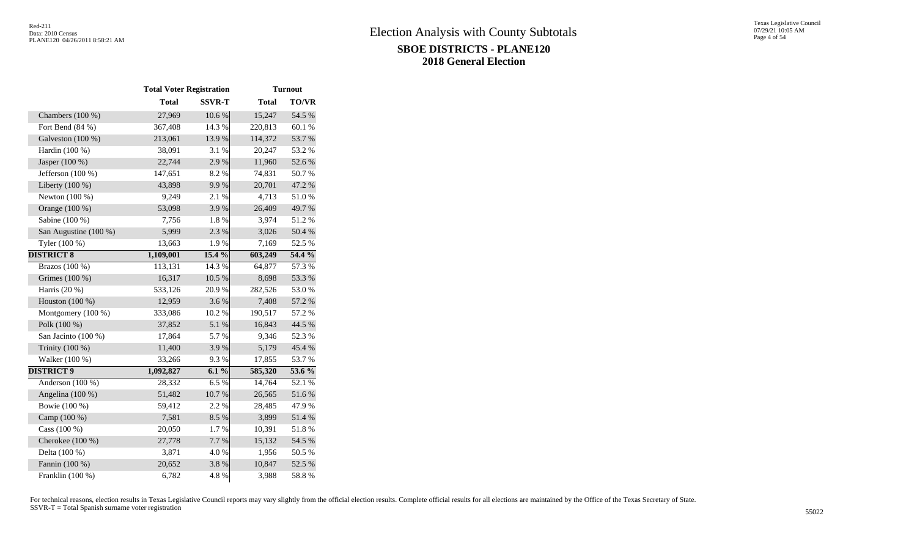# Election Analysis with County Subtotals

## SBOE DISTRICTS - PLANE120

## 2018 General Election

| | Total Voter Registration | | Turnout | |
|---|---|---|---|---|
| | **Total** | **SSVR-T** | **Total** | **TO/VR** |
| Chambers (100 %) | 27,969 | 10.6 % | 15,247 | 54.5 % |
| Fort Bend (84 %) | 367,408 | 14.3 % | 220,813 | 60.1 % |
| Galveston (100 %) | 213,061 | 13.9 % | 114,372 | 53.7 % |
| Hardin (100 %) | 38,091 | 3.1 % | 20,247 | 53.2 % |
| Jasper (100 %) | 22,744 | 2.9 % | 11,960 | 52.6 % |
| Jefferson (100 %) | 147,651 | 8.2 % | 74,831 | 50.7 % |
| Liberty (100 %) | 43,898 | 9.9 % | 20,701 | 47.2 % |
| Newton (100 %) | 9,249 | 2.1 % | 4,713 | 51.0 % |
| Orange (100 %) | 53,098 | 3.9 % | 26,409 | 49.7 % |
| Sabine (100 %) | 7,756 | 1.8 % | 3,974 | 51.2 % |
| San Augustine (100 %) | 5,999 | 2.3 % | 3,026 | 50.4 % |
| Tyler (100 %) | 13,663 | 1.9 % | 7,169 | 52.5 % |
| **DISTRICT 8** | **1,109,001** | **15.4 %** | **603,249** | **54.4 %** |
| Brazos (100 %) | 113,131 | 14.3 % | 64,877 | 57.3 % |
| Grimes (100 %) | 16,317 | 10.5 % | 8,698 | 53.3 % |
| Harris (20 %) | 533,126 | 20.9 % | 282,526 | 53.0 % |
| Houston (100 %) | 12,959 | 3.6 % | 7,408 | 57.2 % |
| Montgomery (100 %) | 333,086 | 10.2 % | 190,517 | 57.2 % |
| Polk (100 %) | 37,852 | 5.1 % | 16,843 | 44.5 % |
| San Jacinto (100 %) | 17,864 | 5.7 % | 9,346 | 52.3 % |
| Trinity (100 %) | 11,400 | 3.9 % | 5,179 | 45.4 % |
| Walker (100 %) | 33,266 | 9.3 % | 17,855 | 53.7 % |
| **DISTRICT 9** | **1,092,827** | **6.1 %** | **585,320** | **53.6 %** |
| Anderson (100 %) | 28,332 | 6.5 % | 14,764 | 52.1 % |
| Angelina (100 %) | 51,482 | 10.7 % | 26,565 | 51.6 % |
| Bowie (100 %) | 59,412 | 2.2 % | 28,485 | 47.9 % |
| Camp (100 %) | 7,581 | 8.5 % | 3,899 | 51.4 % |
| Cass (100 %) | 20,050 | 1.7 % | 10,391 | 51.8 % |
| Cherokee (100 %) | 27,778 | 7.7 % | 15,132 | 54.5 % |
| Delta (100 %) | 3,871 | 4.0 % | 1,956 | 50.5 % |
| Fannin (100 %) | 20,652 | 3.8 % | 10,847 | 52.5 % |
| Franklin (100 %) | 6,782 | 4.8 % | 3,988 | 58.8 % |

For technical reasons, election results in Texas Legislative Council reports may vary slightly from the official election results. Complete official results for all elections are maintained by the Office of the Texas Secretary of State.
SSVR-T = Total Spanish surname voter registration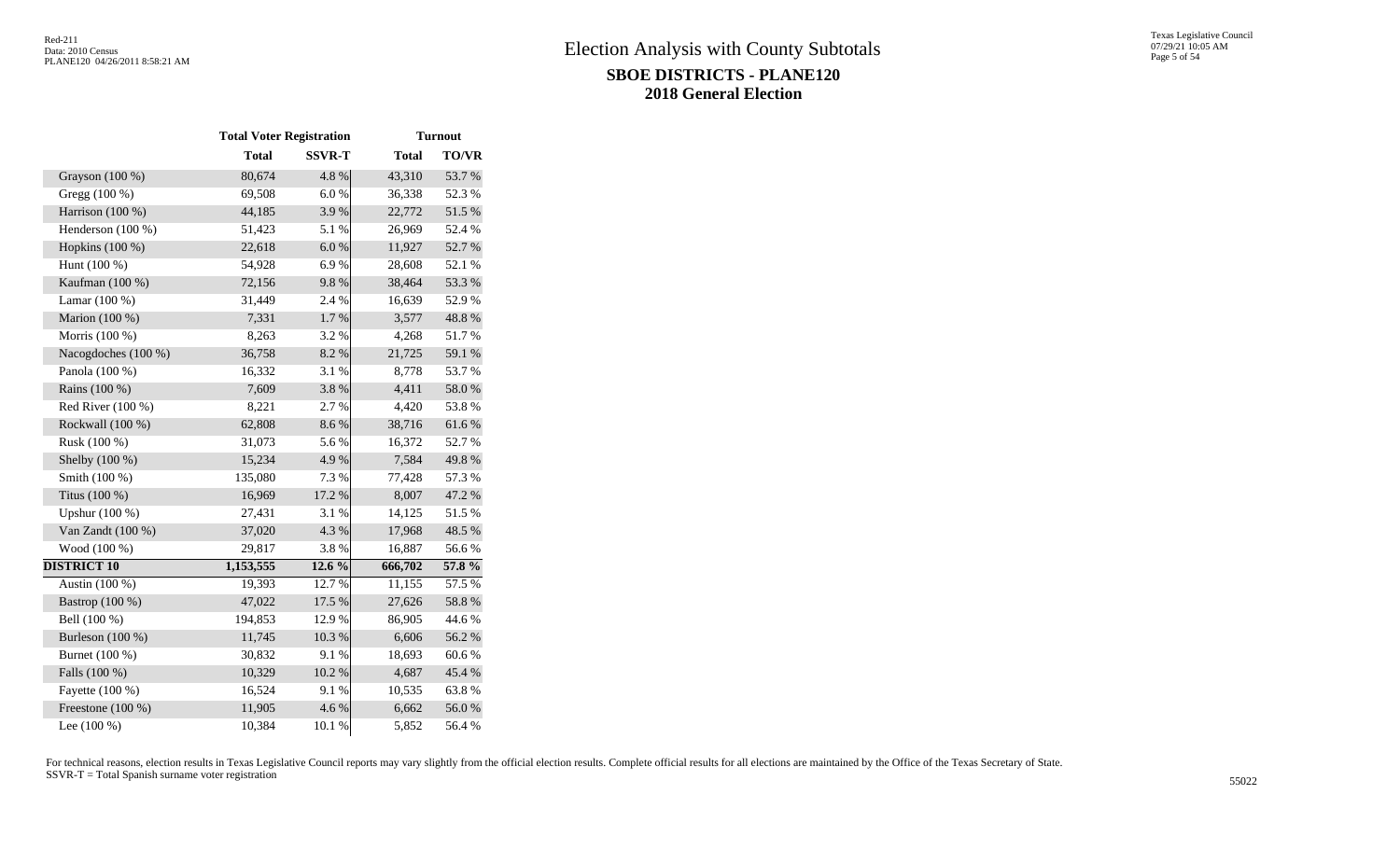# Election Analysis with County Subtotals

## SBOE DISTRICTS - PLANE120

## 2018 General Election

| | Total Voter Registration | | Turnout | |
|---|---|---|---|---|
| | Total | SSVR-T | Total | TO/VR |
| Grayson (100 %) | 80,674 | 4.8 % | 43,310 | 53.7 % |
| Gregg (100 %) | 69,508 | 6.0 % | 36,338 | 52.3 % |
| Harrison (100 %) | 44,185 | 3.9 % | 22,772 | 51.5 % |
| Henderson (100 %) | 51,423 | 5.1 % | 26,969 | 52.4 % |
| Hopkins (100 %) | 22,618 | 6.0 % | 11,927 | 52.7 % |
| Hunt (100 %) | 54,928 | 6.9 % | 28,608 | 52.1 % |
| Kaufman (100 %) | 72,156 | 9.8 % | 38,464 | 53.3 % |
| Lamar (100 %) | 31,449 | 2.4 % | 16,639 | 52.9 % |
| Marion (100 %) | 7,331 | 1.7 % | 3,577 | 48.8 % |
| Morris (100 %) | 8,263 | 3.2 % | 4,268 | 51.7 % |
| Nacogdoches (100 %) | 36,758 | 8.2 % | 21,725 | 59.1 % |
| Panola (100 %) | 16,332 | 3.1 % | 8,778 | 53.7 % |
| Rains (100 %) | 7,609 | 3.8 % | 4,411 | 58.0 % |
| Red River (100 %) | 8,221 | 2.7 % | 4,420 | 53.8 % |
| Rockwall (100 %) | 62,808 | 8.6 % | 38,716 | 61.6 % |
| Rusk (100 %) | 31,073 | 5.6 % | 16,372 | 52.7 % |
| Shelby (100 %) | 15,234 | 4.9 % | 7,584 | 49.8 % |
| Smith (100 %) | 135,080 | 7.3 % | 77,428 | 57.3 % |
| Titus (100 %) | 16,969 | 17.2 % | 8,007 | 47.2 % |
| Upshur (100 %) | 27,431 | 3.1 % | 14,125 | 51.5 % |
| Van Zandt (100 %) | 37,020 | 4.3 % | 17,968 | 48.5 % |
| Wood (100 %) | 29,817 | 3.8 % | 16,887 | 56.6 % |
| **DISTRICT 10** | **1,153,555** | **12.6 %** | **666,702** | **57.8 %** |
| Austin (100 %) | 19,393 | 12.7 % | 11,155 | 57.5 % |
| Bastrop (100 %) | 47,022 | 17.5 % | 27,626 | 58.8 % |
| Bell (100 %) | 194,853 | 12.9 % | 86,905 | 44.6 % |
| Burleson (100 %) | 11,745 | 10.3 % | 6,606 | 56.2 % |
| Burnet (100 %) | 30,832 | 9.1 % | 18,693 | 60.6 % |
| Falls (100 %) | 10,329 | 10.2 % | 4,687 | 45.4 % |
| Fayette (100 %) | 16,524 | 9.1 % | 10,535 | 63.8 % |
| Freestone (100 %) | 11,905 | 4.6 % | 6,662 | 56.0 % |
| Lee (100 %) | 10,384 | 10.1 % | 5,852 | 56.4 % |

For technical reasons, election results in Texas Legislative Council reports may vary slightly from the official election results. Complete official results for all elections are maintained by the Office of the Texas Secretary of State.
SSVR-T = Total Spanish surname voter registration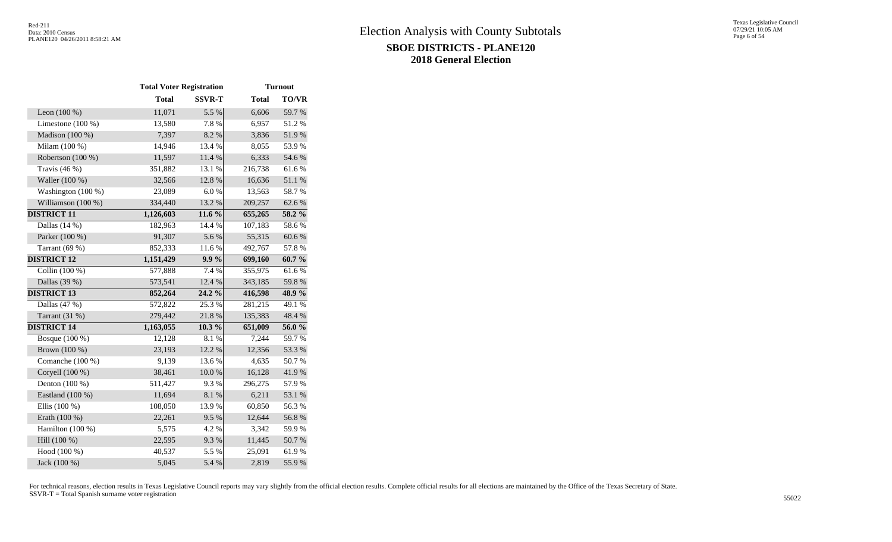# Election Analysis with County Subtotals

## SBOE DISTRICTS - PLANE120

## 2018 General Election

| | Total Voter Registration | | Turnout | |
|---|---|---|---|---|
| | **Total** | **SSVR-T** | **Total** | **TO/VR** |
| Leon (100 %) | 11,071 | 5.5 % | 6,606 | 59.7 % |
| Limestone (100 %) | 13,580 | 7.8 % | 6,957 | 51.2 % |
| Madison (100 %) | 7,397 | 8.2 % | 3,836 | 51.9 % |
| Milam (100 %) | 14,946 | 13.4 % | 8,055 | 53.9 % |
| Robertson (100 %) | 11,597 | 11.4 % | 6,333 | 54.6 % |
| Travis (46 %) | 351,882 | 13.1 % | 216,738 | 61.6 % |
| Waller (100 %) | 32,566 | 12.8 % | 16,636 | 51.1 % |
| Washington (100 %) | 23,089 | 6.0 % | 13,563 | 58.7 % |
| Williamson (100 %) | 334,440 | 13.2 % | 209,257 | 62.6 % |
| **DISTRICT 11** | **1,126,603** | **11.6 %** | **655,265** | **58.2 %** |
| Dallas (14 %) | 182,963 | 14.4 % | 107,183 | 58.6 % |
| Parker (100 %) | 91,307 | 5.6 % | 55,315 | 60.6 % |
| Tarrant (69 %) | 852,333 | 11.6 % | 492,767 | 57.8 % |
| **DISTRICT 12** | **1,151,429** | **9.9 %** | **699,160** | **60.7 %** |
| Collin (100 %) | 577,888 | 7.4 % | 355,975 | 61.6 % |
| Dallas (39 %) | 573,541 | 12.4 % | 343,185 | 59.8 % |
| **DISTRICT 13** | **852,264** | **24.2 %** | **416,598** | **48.9 %** |
| Dallas (47 %) | 572,822 | 25.3 % | 281,215 | 49.1 % |
| Tarrant (31 %) | 279,442 | 21.8 % | 135,383 | 48.4 % |
| **DISTRICT 14** | **1,163,055** | **10.3 %** | **651,009** | **56.0 %** |
| Bosque (100 %) | 12,128 | 8.1 % | 7,244 | 59.7 % |
| Brown (100 %) | 23,193 | 12.2 % | 12,356 | 53.3 % |
| Comanche (100 %) | 9,139 | 13.6 % | 4,635 | 50.7 % |
| Coryell (100 %) | 38,461 | 10.0 % | 16,128 | 41.9 % |
| Denton (100 %) | 511,427 | 9.3 % | 296,275 | 57.9 % |
| Eastland (100 %) | 11,694 | 8.1 % | 6,211 | 53.1 % |
| Ellis (100 %) | 108,050 | 13.9 % | 60,850 | 56.3 % |
| Erath (100 %) | 22,261 | 9.5 % | 12,644 | 56.8 % |
| Hamilton (100 %) | 5,575 | 4.2 % | 3,342 | 59.9 % |
| Hill (100 %) | 22,595 | 9.3 % | 11,445 | 50.7 % |
| Hood (100 %) | 40,537 | 5.5 % | 25,091 | 61.9 % |
| Jack (100 %) | 5,045 | 5.4 % | 2,819 | 55.9 % |

For technical reasons, election results in Texas Legislative Council reports may vary slightly from the official election results. Complete official results for all elections are maintained by the Office of the Texas Secretary of State.
SSVR-T = Total Spanish surname voter registration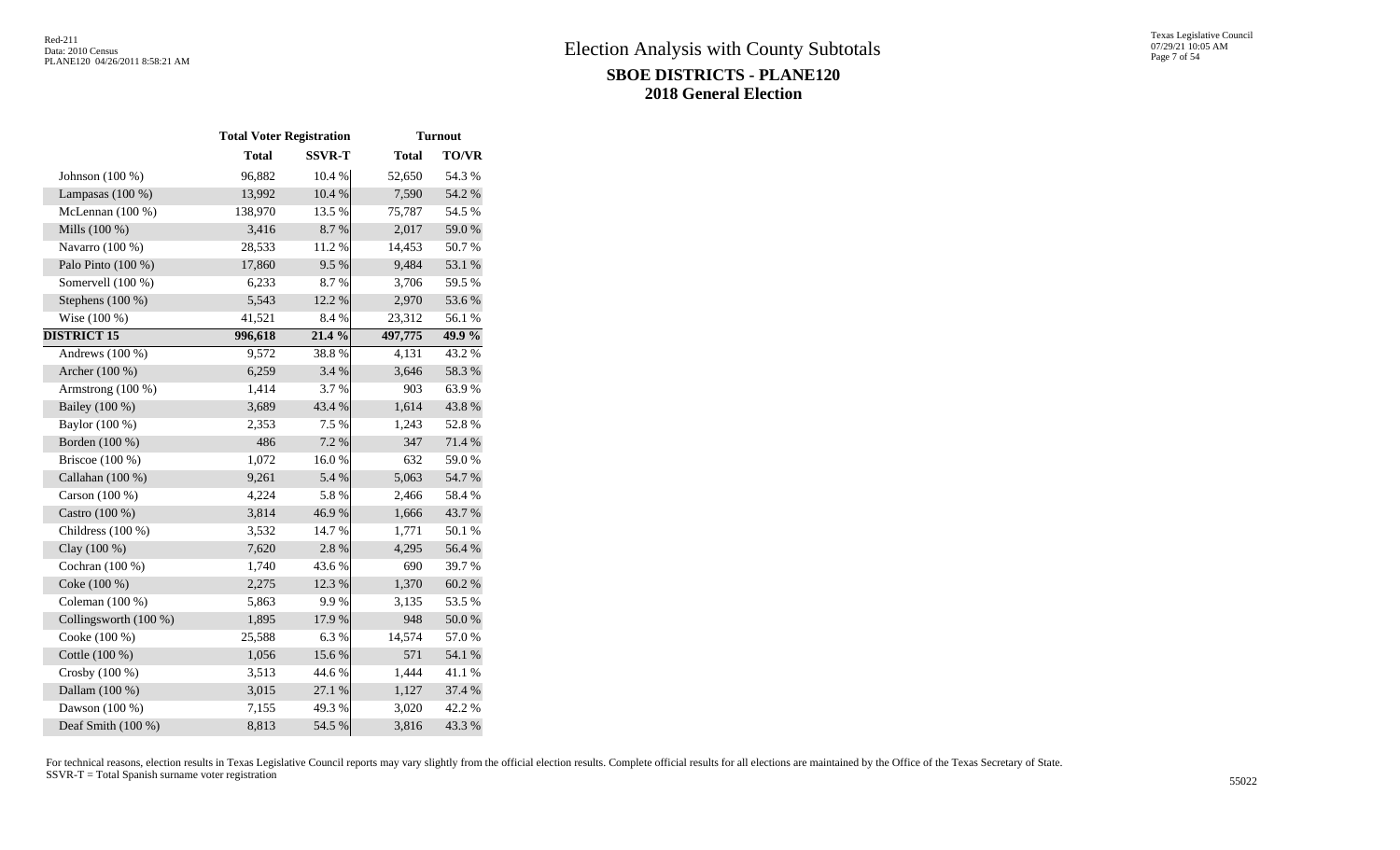# Election Analysis with County Subtotals

## SBOE DISTRICTS - PLANE120

## 2018 General Election

| | Total Voter Registration | | Turnout | |
|---|---|---|---|---|
| | Total | SSVR-T | Total | TO/VR |
| Johnson (100 %) | 96,882 | 10.4 % | 52,650 | 54.3 % |
| Lampasas (100 %) | 13,992 | 10.4 % | 7,590 | 54.2 % |
| McLennan (100 %) | 138,970 | 13.5 % | 75,787 | 54.5 % |
| Mills (100 %) | 3,416 | 8.7 % | 2,017 | 59.0 % |
| Navarro (100 %) | 28,533 | 11.2 % | 14,453 | 50.7 % |
| Palo Pinto (100 %) | 17,860 | 9.5 % | 9,484 | 53.1 % |
| Somervell (100 %) | 6,233 | 8.7 % | 3,706 | 59.5 % |
| Stephens (100 %) | 5,543 | 12.2 % | 2,970 | 53.6 % |
| Wise (100 %) | 41,521 | 8.4 % | 23,312 | 56.1 % |
| **DISTRICT 15** | **996,618** | **21.4 %** | **497,775** | **49.9 %** |
| Andrews (100 %) | 9,572 | 38.8 % | 4,131 | 43.2 % |
| Archer (100 %) | 6,259 | 3.4 % | 3,646 | 58.3 % |
| Armstrong (100 %) | 1,414 | 3.7 % | 903 | 63.9 % |
| Bailey (100 %) | 3,689 | 43.4 % | 1,614 | 43.8 % |
| Baylor (100 %) | 2,353 | 7.5 % | 1,243 | 52.8 % |
| Borden (100 %) | 486 | 7.2 % | 347 | 71.4 % |
| Briscoe (100 %) | 1,072 | 16.0 % | 632 | 59.0 % |
| Callahan (100 %) | 9,261 | 5.4 % | 5,063 | 54.7 % |
| Carson (100 %) | 4,224 | 5.8 % | 2,466 | 58.4 % |
| Castro (100 %) | 3,814 | 46.9 % | 1,666 | 43.7 % |
| Childress (100 %) | 3,532 | 14.7 % | 1,771 | 50.1 % |
| Clay (100 %) | 7,620 | 2.8 % | 4,295 | 56.4 % |
| Cochran (100 %) | 1,740 | 43.6 % | 690 | 39.7 % |
| Coke (100 %) | 2,275 | 12.3 % | 1,370 | 60.2 % |
| Coleman (100 %) | 5,863 | 9.9 % | 3,135 | 53.5 % |
| Collingsworth (100 %) | 1,895 | 17.9 % | 948 | 50.0 % |
| Cooke (100 %) | 25,588 | 6.3 % | 14,574 | 57.0 % |
| Cottle (100 %) | 1,056 | 15.6 % | 571 | 54.1 % |
| Crosby (100 %) | 3,513 | 44.6 % | 1,444 | 41.1 % |
| Dallam (100 %) | 3,015 | 27.1 % | 1,127 | 37.4 % |
| Dawson (100 %) | 7,155 | 49.3 % | 3,020 | 42.2 % |
| Deaf Smith (100 %) | 8,813 | 54.5 % | 3,816 | 43.3 % |

For technical reasons, election results in Texas Legislative Council reports may vary slightly from the official election results. Complete official results for all elections are maintained by the Office of the Texas Secretary of State.
SSVR-T = Total Spanish surname voter registration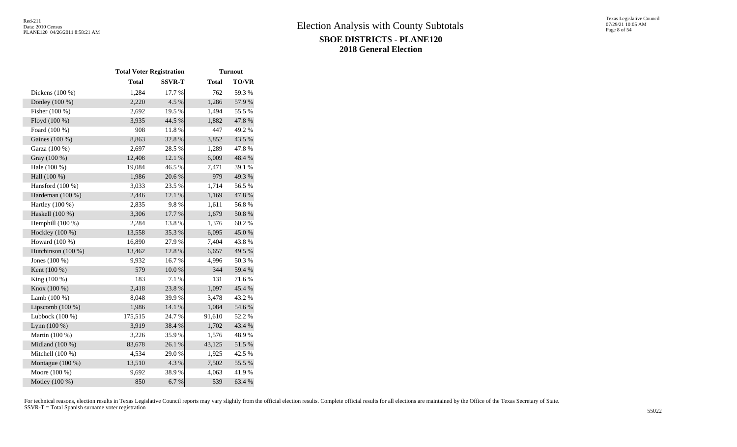# Election Analysis with County Subtotals

## SBOE DISTRICTS - PLANE120

## 2018 General Election

| | Total Voter Registration | | Turnout | |
|---|---|---|---|---|
| | Total | SSVR-T | Total | TO/VR |
| Dickens (100 %) | 1,284 | 17.7 % | 762 | 59.3 % |
| Donley (100 %) | 2,220 | 4.5 % | 1,286 | 57.9 % |
| Fisher (100 %) | 2,692 | 19.5 % | 1,494 | 55.5 % |
| Floyd (100 %) | 3,935 | 44.5 % | 1,882 | 47.8 % |
| Foard (100 %) | 908 | 11.8 % | 447 | 49.2 % |
| Gaines (100 %) | 8,863 | 32.8 % | 3,852 | 43.5 % |
| Garza (100 %) | 2,697 | 28.5 % | 1,289 | 47.8 % |
| Gray (100 %) | 12,408 | 12.1 % | 6,009 | 48.4 % |
| Hale (100 %) | 19,084 | 46.5 % | 7,471 | 39.1 % |
| Hall (100 %) | 1,986 | 20.6 % | 979 | 49.3 % |
| Hansford (100 %) | 3,033 | 23.5 % | 1,714 | 56.5 % |
| Hardeman (100 %) | 2,446 | 12.1 % | 1,169 | 47.8 % |
| Hartley (100 %) | 2,835 | 9.8 % | 1,611 | 56.8 % |
| Haskell (100 %) | 3,306 | 17.7 % | 1,679 | 50.8 % |
| Hemphill (100 %) | 2,284 | 13.8 % | 1,376 | 60.2 % |
| Hockley (100 %) | 13,558 | 35.3 % | 6,095 | 45.0 % |
| Howard (100 %) | 16,890 | 27.9 % | 7,404 | 43.8 % |
| Hutchinson (100 %) | 13,462 | 12.8 % | 6,657 | 49.5 % |
| Jones (100 %) | 9,932 | 16.7 % | 4,996 | 50.3 % |
| Kent (100 %) | 579 | 10.0 % | 344 | 59.4 % |
| King (100 %) | 183 | 7.1 % | 131 | 71.6 % |
| Knox (100 %) | 2,418 | 23.8 % | 1,097 | 45.4 % |
| Lamb (100 %) | 8,048 | 39.9 % | 3,478 | 43.2 % |
| Lipscomb (100 %) | 1,986 | 14.1 % | 1,084 | 54.6 % |
| Lubbock (100 %) | 175,515 | 24.7 % | 91,610 | 52.2 % |
| Lynn (100 %) | 3,919 | 38.4 % | 1,702 | 43.4 % |
| Martin (100 %) | 3,226 | 35.9 % | 1,576 | 48.9 % |
| Midland (100 %) | 83,678 | 26.1 % | 43,125 | 51.5 % |
| Mitchell (100 %) | 4,534 | 29.0 % | 1,925 | 42.5 % |
| Montague (100 %) | 13,510 | 4.3 % | 7,502 | 55.5 % |
| Moore (100 %) | 9,692 | 38.9 % | 4,063 | 41.9 % |
| Motley (100 %) | 850 | 6.7 % | 539 | 63.4 % |

For technical reasons, election results in Texas Legislative Council reports may vary slightly from the official election results. Complete official results for all elections are maintained by the Office of the Texas Secretary of State.
SSVR-T = Total Spanish surname voter registration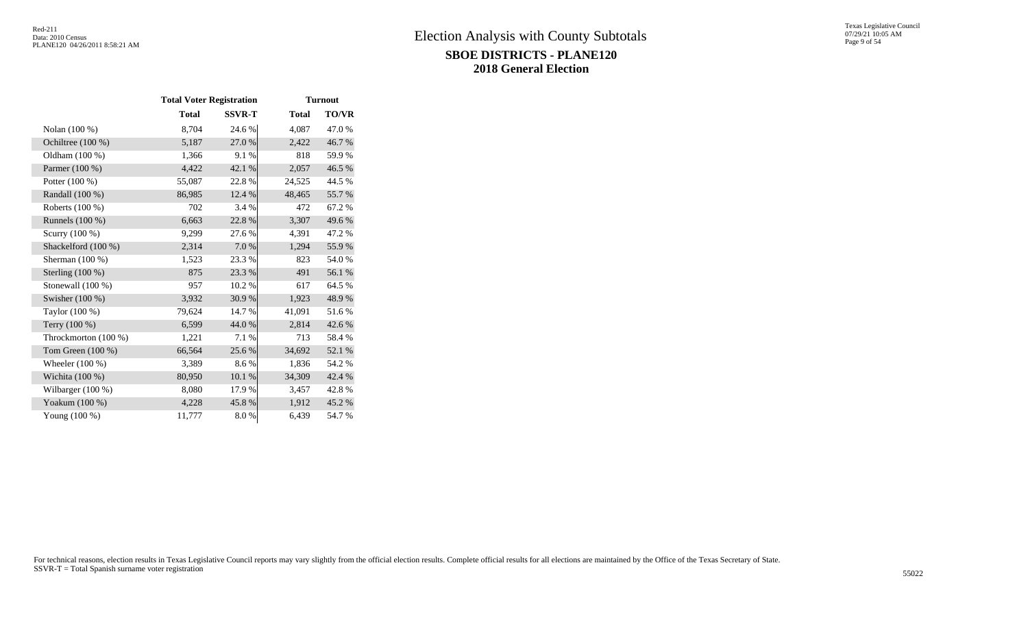# Election Analysis with County Subtotals

## SBOE DISTRICTS - PLANE120

## 2018 General Election

| | Total Voter Registration | | Turnout | |
|---|---|---|---|---|
| | Total | SSVR-T | Total | TO/VR |
| Nolan (100 %) | 8,704 | 24.6 % | 4,087 | 47.0 % |
| Ochiltree (100 %) | 5,187 | 27.0 % | 2,422 | 46.7 % |
| Oldham (100 %) | 1,366 | 9.1 % | 818 | 59.9 % |
| Parmer (100 %) | 4,422 | 42.1 % | 2,057 | 46.5 % |
| Potter (100 %) | 55,087 | 22.8 % | 24,525 | 44.5 % |
| Randall (100 %) | 86,985 | 12.4 % | 48,465 | 55.7 % |
| Roberts (100 %) | 702 | 3.4 % | 472 | 67.2 % |
| Runnels (100 %) | 6,663 | 22.8 % | 3,307 | 49.6 % |
| Scurry (100 %) | 9,299 | 27.6 % | 4,391 | 47.2 % |
| Shackelford (100 %) | 2,314 | 7.0 % | 1,294 | 55.9 % |
| Sherman (100 %) | 1,523 | 23.3 % | 823 | 54.0 % |
| Sterling (100 %) | 875 | 23.3 % | 491 | 56.1 % |
| Stonewall (100 %) | 957 | 10.2 % | 617 | 64.5 % |
| Swisher (100 %) | 3,932 | 30.9 % | 1,923 | 48.9 % |
| Taylor (100 %) | 79,624 | 14.7 % | 41,091 | 51.6 % |
| Terry (100 %) | 6,599 | 44.0 % | 2,814 | 42.6 % |
| Throckmorton (100 %) | 1,221 | 7.1 % | 713 | 58.4 % |
| Tom Green (100 %) | 66,564 | 25.6 % | 34,692 | 52.1 % |
| Wheeler (100 %) | 3,389 | 8.6 % | 1,836 | 54.2 % |
| Wichita (100 %) | 80,950 | 10.1 % | 34,309 | 42.4 % |
| Wilbarger (100 %) | 8,080 | 17.9 % | 3,457 | 42.8 % |
| Yoakum (100 %) | 4,228 | 45.8 % | 1,912 | 45.2 % |
| Young (100 %) | 11,777 | 8.0 % | 6,439 | 54.7 % |

For technical reasons, election results in Texas Legislative Council reports may vary slightly from the official election results. Complete official results for all elections are maintained by the Office of the Texas Secretary of State.
SSVR-T = Total Spanish surname voter registration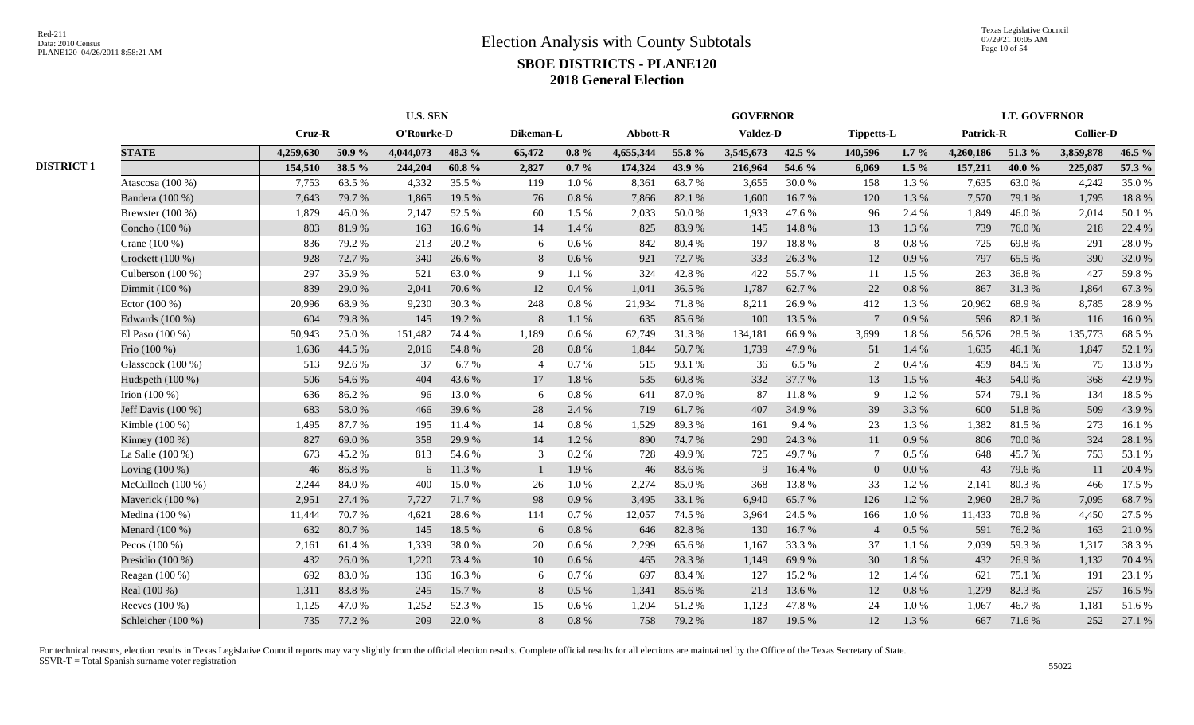# Election Analysis with County Subtotals

## SBOE DISTRICTS - PLANE120

### 2018 General Election

| | | U.S. SEN | | | | | | GOVERNOR | | | | | | LT. GOVERNOR | | | |
|---|---|---|---|---|---|---|---|---|---|---|---|---|---|---|---|---|---|
| | | Cruz-R | | O'Rourke-D | | Dikeman-L | | Abbott-R | | Valdez-D | | Tippetts-L | | Patrick-R | | Collier-D | |
| | **STATE** | **4,259,630** | **50.9 %** | **4,044,073** | **48.3 %** | **65,472** | **0.8 %** | **4,655,344** | **55.8 %** | **3,545,673** | **42.5 %** | **140,596** | **1.7 %** | **4,260,186** | **51.3 %** | **3,859,878** | **46.5 %** |
| **DISTRICT 1** | | **154,510** | **38.5 %** | **244,204** | **60.8 %** | **2,827** | **0.7 %** | **174,324** | **43.9 %** | **216,964** | **54.6 %** | **6,069** | **1.5 %** | **157,211** | **40.0 %** | **225,087** | **57.3 %** |
| | Atascosa (100 %) | 7,753 | 63.5 % | 4,332 | 35.5 % | 119 | 1.0 % | 8,361 | 68.7 % | 3,655 | 30.0 % | 158 | 1.3 % | 7,635 | 63.0 % | 4,242 | 35.0 % |
| | Bandera (100 %) | 7,643 | 79.7 % | 1,865 | 19.5 % | 76 | 0.8 % | 7,866 | 82.1 % | 1,600 | 16.7 % | 120 | 1.3 % | 7,570 | 79.1 % | 1,795 | 18.8 % |
| | Brewster (100 %) | 1,879 | 46.0 % | 2,147 | 52.5 % | 60 | 1.5 % | 2,033 | 50.0 % | 1,933 | 47.6 % | 96 | 2.4 % | 1,849 | 46.0 % | 2,014 | 50.1 % |
| | Concho (100 %) | 803 | 81.9 % | 163 | 16.6 % | 14 | 1.4 % | 825 | 83.9 % | 145 | 14.8 % | 13 | 1.3 % | 739 | 76.0 % | 218 | 22.4 % |
| | Crane (100 %) | 836 | 79.2 % | 213 | 20.2 % | 6 | 0.6 % | 842 | 80.4 % | 197 | 18.8 % | 8 | 0.8 % | 725 | 69.8 % | 291 | 28.0 % |
| | Crockett (100 %) | 928 | 72.7 % | 340 | 26.6 % | 8 | 0.6 % | 921 | 72.7 % | 333 | 26.3 % | 12 | 0.9 % | 797 | 65.5 % | 390 | 32.0 % |
| | Culberson (100 %) | 297 | 35.9 % | 521 | 63.0 % | 9 | 1.1 % | 324 | 42.8 % | 422 | 55.7 % | 11 | 1.5 % | 263 | 36.8 % | 427 | 59.8 % |
| | Dimmit (100 %) | 839 | 29.0 % | 2,041 | 70.6 % | 12 | 0.4 % | 1,041 | 36.5 % | 1,787 | 62.7 % | 22 | 0.8 % | 867 | 31.3 % | 1,864 | 67.3 % |
| | Ector (100 %) | 20,996 | 68.9 % | 9,230 | 30.3 % | 248 | 0.8 % | 21,934 | 71.8 % | 8,211 | 26.9 % | 412 | 1.3 % | 20,962 | 68.9 % | 8,785 | 28.9 % |
| | Edwards (100 %) | 604 | 79.8 % | 145 | 19.2 % | 8 | 1.1 % | 635 | 85.6 % | 100 | 13.5 % | 7 | 0.9 % | 596 | 82.1 % | 116 | 16.0 % |
| | El Paso (100 %) | 50,943 | 25.0 % | 151,482 | 74.4 % | 1,189 | 0.6 % | 62,749 | 31.3 % | 134,181 | 66.9 % | 3,699 | 1.8 % | 56,526 | 28.5 % | 135,773 | 68.5 % |
| | Frio (100 %) | 1,636 | 44.5 % | 2,016 | 54.8 % | 28 | 0.8 % | 1,844 | 50.7 % | 1,739 | 47.9 % | 51 | 1.4 % | 1,635 | 46.1 % | 1,847 | 52.1 % |
| | Glasscock (100 %) | 513 | 92.6 % | 37 | 6.7 % | 4 | 0.7 % | 515 | 93.1 % | 36 | 6.5 % | 2 | 0.4 % | 459 | 84.5 % | 75 | 13.8 % |
| | Hudspeth (100 %) | 506 | 54.6 % | 404 | 43.6 % | 17 | 1.8 % | 535 | 60.8 % | 332 | 37.7 % | 13 | 1.5 % | 463 | 54.0 % | 368 | 42.9 % |
| | Irion (100 %) | 636 | 86.2 % | 96 | 13.0 % | 6 | 0.8 % | 641 | 87.0 % | 87 | 11.8 % | 9 | 1.2 % | 574 | 79.1 % | 134 | 18.5 % |
| | Jeff Davis (100 %) | 683 | 58.0 % | 466 | 39.6 % | 28 | 2.4 % | 719 | 61.7 % | 407 | 34.9 % | 39 | 3.3 % | 600 | 51.8 % | 509 | 43.9 % |
| | Kimble (100 %) | 1,495 | 87.7 % | 195 | 11.4 % | 14 | 0.8 % | 1,529 | 89.3 % | 161 | 9.4 % | 23 | 1.3 % | 1,382 | 81.5 % | 273 | 16.1 % |
| | Kinney (100 %) | 827 | 69.0 % | 358 | 29.9 % | 14 | 1.2 % | 890 | 74.7 % | 290 | 24.3 % | 11 | 0.9 % | 806 | 70.0 % | 324 | 28.1 % |
| | La Salle (100 %) | 673 | 45.2 % | 813 | 54.6 % | 3 | 0.2 % | 728 | 49.9 % | 725 | 49.7 % | 7 | 0.5 % | 648 | 45.7 % | 753 | 53.1 % |
| | Loving (100 %) | 46 | 86.8 % | 6 | 11.3 % | 1 | 1.9 % | 46 | 83.6 % | 9 | 16.4 % | 0 | 0.0 % | 43 | 79.6 % | 11 | 20.4 % |
| | McCulloch (100 %) | 2,244 | 84.0 % | 400 | 15.0 % | 26 | 1.0 % | 2,274 | 85.0 % | 368 | 13.8 % | 33 | 1.2 % | 2,141 | 80.3 % | 466 | 17.5 % |
| | Maverick (100 %) | 2,951 | 27.4 % | 7,727 | 71.7 % | 98 | 0.9 % | 3,495 | 33.1 % | 6,940 | 65.7 % | 126 | 1.2 % | 2,960 | 28.7 % | 7,095 | 68.7 % |
| | Medina (100 %) | 11,444 | 70.7 % | 4,621 | 28.6 % | 114 | 0.7 % | 12,057 | 74.5 % | 3,964 | 24.5 % | 166 | 1.0 % | 11,433 | 70.8 % | 4,450 | 27.5 % |
| | Menard (100 %) | 632 | 80.7 % | 145 | 18.5 % | 6 | 0.8 % | 646 | 82.8 % | 130 | 16.7 % | 4 | 0.5 % | 591 | 76.2 % | 163 | 21.0 % |
| | Pecos (100 %) | 2,161 | 61.4 % | 1,339 | 38.0 % | 20 | 0.6 % | 2,299 | 65.6 % | 1,167 | 33.3 % | 37 | 1.1 % | 2,039 | 59.3 % | 1,317 | 38.3 % |
| | Presidio (100 %) | 432 | 26.0 % | 1,220 | 73.4 % | 10 | 0.6 % | 465 | 28.3 % | 1,149 | 69.9 % | 30 | 1.8 % | 432 | 26.9 % | 1,132 | 70.4 % |
| | Reagan (100 %) | 692 | 83.0 % | 136 | 16.3 % | 6 | 0.7 % | 697 | 83.4 % | 127 | 15.2 % | 12 | 1.4 % | 621 | 75.1 % | 191 | 23.1 % |
| | Real (100 %) | 1,311 | 83.8 % | 245 | 15.7 % | 8 | 0.5 % | 1,341 | 85.6 % | 213 | 13.6 % | 12 | 0.8 % | 1,279 | 82.3 % | 257 | 16.5 % |
| | Reeves (100 %) | 1,125 | 47.0 % | 1,252 | 52.3 % | 15 | 0.6 % | 1,204 | 51.2 % | 1,123 | 47.8 % | 24 | 1.0 % | 1,067 | 46.7 % | 1,181 | 51.6 % |
| | Schleicher (100 %) | 735 | 77.2 % | 209 | 22.0 % | 8 | 0.8 % | 758 | 79.2 % | 187 | 19.5 % | 12 | 1.3 % | 667 | 71.6 % | 252 | 27.1 % |

For technical reasons, election results in Texas Legislative Council reports may vary slightly from the official election results. Complete official results for all elections are maintained by the Office of the Texas Secretary of State.
SSVR-T = Total Spanish surname voter registration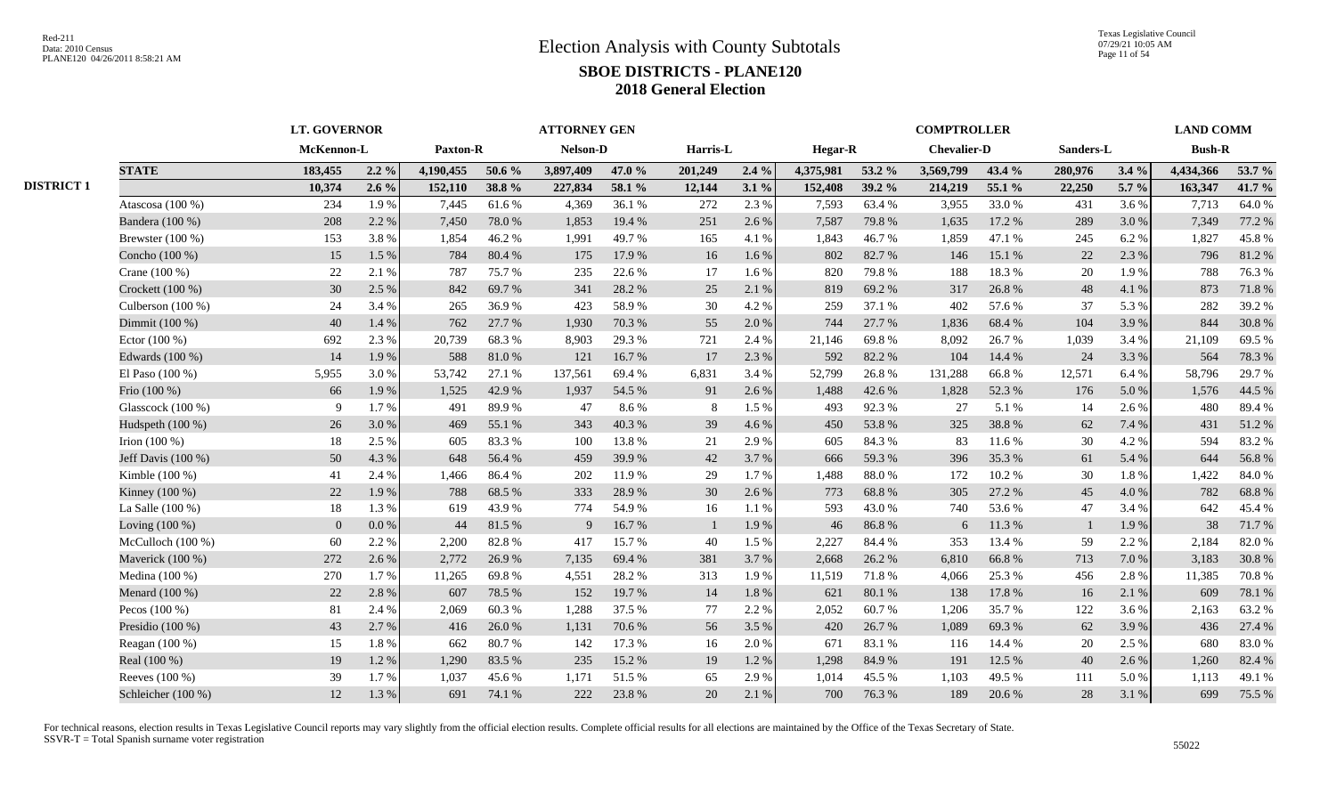# Election Analysis with County Subtotals

## SBOE DISTRICTS - PLANE120

### 2018 General Election

| | | LT. GOVERNOR | | ATTORNEY GEN | | | | | | COMPTROLLER | | | | | | LAND COMM | |
|---|---|---|---|---|---|---|---|---|---|---|---|---|---|---|---|---|---|
| | | McKennon-L | | Paxton-R | | Nelson-D | | Harris-L | | Hegar-R | | Chevalier-D | | Sanders-L | | Bush-R | |
| | **STATE** | **183,455** | **2.2 %** | **4,190,455** | **50.6 %** | **3,897,409** | **47.0 %** | **201,249** | **2.4 %** | **4,375,981** | **53.2 %** | **3,569,799** | **43.4 %** | **280,976** | **3.4 %** | **4,434,366** | **53.7 %** |
| **DISTRICT 1** | | **10,374** | **2.6 %** | **152,110** | **38.8 %** | **227,834** | **58.1 %** | **12,144** | **3.1 %** | **152,408** | **39.2 %** | **214,219** | **55.1 %** | **22,250** | **5.7 %** | **163,347** | **41.7 %** |
| | Atascosa (100 %) | 234 | 1.9 % | 7,445 | 61.6 % | 4,369 | 36.1 % | 272 | 2.3 % | 7,593 | 63.4 % | 3,955 | 33.0 % | 431 | 3.6 % | 7,713 | 64.0 % |
| | Bandera (100 %) | 208 | 2.2 % | 7,450 | 78.0 % | 1,853 | 19.4 % | 251 | 2.6 % | 7,587 | 79.8 % | 1,635 | 17.2 % | 289 | 3.0 % | 7,349 | 77.2 % |
| | Brewster (100 %) | 153 | 3.8 % | 1,854 | 46.2 % | 1,991 | 49.7 % | 165 | 4.1 % | 1,843 | 46.7 % | 1,859 | 47.1 % | 245 | 6.2 % | 1,827 | 45.8 % |
| | Concho (100 %) | 15 | 1.5 % | 784 | 80.4 % | 175 | 17.9 % | 16 | 1.6 % | 802 | 82.7 % | 146 | 15.1 % | 22 | 2.3 % | 796 | 81.2 % |
| | Crane (100 %) | 22 | 2.1 % | 787 | 75.7 % | 235 | 22.6 % | 17 | 1.6 % | 820 | 79.8 % | 188 | 18.3 % | 20 | 1.9 % | 788 | 76.3 % |
| | Crockett (100 %) | 30 | 2.5 % | 842 | 69.7 % | 341 | 28.2 % | 25 | 2.1 % | 819 | 69.2 % | 317 | 26.8 % | 48 | 4.1 % | 873 | 71.8 % |
| | Culberson (100 %) | 24 | 3.4 % | 265 | 36.9 % | 423 | 58.9 % | 30 | 4.2 % | 259 | 37.1 % | 402 | 57.6 % | 37 | 5.3 % | 282 | 39.2 % |
| | Dimmit (100 %) | 40 | 1.4 % | 762 | 27.7 % | 1,930 | 70.3 % | 55 | 2.0 % | 744 | 27.7 % | 1,836 | 68.4 % | 104 | 3.9 % | 844 | 30.8 % |
| | Ector (100 %) | 692 | 2.3 % | 20,739 | 68.3 % | 8,903 | 29.3 % | 721 | 2.4 % | 21,146 | 69.8 % | 8,092 | 26.7 % | 1,039 | 3.4 % | 21,109 | 69.5 % |
| | Edwards (100 %) | 14 | 1.9 % | 588 | 81.0 % | 121 | 16.7 % | 17 | 2.3 % | 592 | 82.2 % | 104 | 14.4 % | 24 | 3.3 % | 564 | 78.3 % |
| | El Paso (100 %) | 5,955 | 3.0 % | 53,742 | 27.1 % | 137,561 | 69.4 % | 6,831 | 3.4 % | 52,799 | 26.8 % | 131,288 | 66.8 % | 12,571 | 6.4 % | 58,796 | 29.7 % |
| | Frio (100 %) | 66 | 1.9 % | 1,525 | 42.9 % | 1,937 | 54.5 % | 91 | 2.6 % | 1,488 | 42.6 % | 1,828 | 52.3 % | 176 | 5.0 % | 1,576 | 44.5 % |
| | Glasscock (100 %) | 9 | 1.7 % | 491 | 89.9 % | 47 | 8.6 % | 8 | 1.5 % | 493 | 92.3 % | 27 | 5.1 % | 14 | 2.6 % | 480 | 89.4 % |
| | Hudspeth (100 %) | 26 | 3.0 % | 469 | 55.1 % | 343 | 40.3 % | 39 | 4.6 % | 450 | 53.8 % | 325 | 38.8 % | 62 | 7.4 % | 431 | 51.2 % |
| | Irion (100 %) | 18 | 2.5 % | 605 | 83.3 % | 100 | 13.8 % | 21 | 2.9 % | 605 | 84.3 % | 83 | 11.6 % | 30 | 4.2 % | 594 | 83.2 % |
| | Jeff Davis (100 %) | 50 | 4.3 % | 648 | 56.4 % | 459 | 39.9 % | 42 | 3.7 % | 666 | 59.3 % | 396 | 35.3 % | 61 | 5.4 % | 644 | 56.8 % |
| | Kimble (100 %) | 41 | 2.4 % | 1,466 | 86.4 % | 202 | 11.9 % | 29 | 1.7 % | 1,488 | 88.0 % | 172 | 10.2 % | 30 | 1.8 % | 1,422 | 84.0 % |
| | Kinney (100 %) | 22 | 1.9 % | 788 | 68.5 % | 333 | 28.9 % | 30 | 2.6 % | 773 | 68.8 % | 305 | 27.2 % | 45 | 4.0 % | 782 | 68.8 % |
| | La Salle (100 %) | 18 | 1.3 % | 619 | 43.9 % | 774 | 54.9 % | 16 | 1.1 % | 593 | 43.0 % | 740 | 53.6 % | 47 | 3.4 % | 642 | 45.4 % |
| | Loving (100 %) | 0 | 0.0 % | 44 | 81.5 % | 9 | 16.7 % | 1 | 1.9 % | 46 | 86.8 % | 6 | 11.3 % | 1 | 1.9 % | 38 | 71.7 % |
| | McCulloch (100 %) | 60 | 2.2 % | 2,200 | 82.8 % | 417 | 15.7 % | 40 | 1.5 % | 2,227 | 84.4 % | 353 | 13.4 % | 59 | 2.2 % | 2,184 | 82.0 % |
| | Maverick (100 %) | 272 | 2.6 % | 2,772 | 26.9 % | 7,135 | 69.4 % | 381 | 3.7 % | 2,668 | 26.2 % | 6,810 | 66.8 % | 713 | 7.0 % | 3,183 | 30.8 % |
| | Medina (100 %) | 270 | 1.7 % | 11,265 | 69.8 % | 4,551 | 28.2 % | 313 | 1.9 % | 11,519 | 71.8 % | 4,066 | 25.3 % | 456 | 2.8 % | 11,385 | 70.8 % |
| | Menard (100 %) | 22 | 2.8 % | 607 | 78.5 % | 152 | 19.7 % | 14 | 1.8 % | 621 | 80.1 % | 138 | 17.8 % | 16 | 2.1 % | 609 | 78.1 % |
| | Pecos (100 %) | 81 | 2.4 % | 2,069 | 60.3 % | 1,288 | 37.5 % | 77 | 2.2 % | 2,052 | 60.7 % | 1,206 | 35.7 % | 122 | 3.6 % | 2,163 | 63.2 % |
| | Presidio (100 %) | 43 | 2.7 % | 416 | 26.0 % | 1,131 | 70.6 % | 56 | 3.5 % | 420 | 26.7 % | 1,089 | 69.3 % | 62 | 3.9 % | 436 | 27.4 % |
| | Reagan (100 %) | 15 | 1.8 % | 662 | 80.7 % | 142 | 17.3 % | 16 | 2.0 % | 671 | 83.1 % | 116 | 14.4 % | 20 | 2.5 % | 680 | 83.0 % |
| | Real (100 %) | 19 | 1.2 % | 1,290 | 83.5 % | 235 | 15.2 % | 19 | 1.2 % | 1,298 | 84.9 % | 191 | 12.5 % | 40 | 2.6 % | 1,260 | 82.4 % |
| | Reeves (100 %) | 39 | 1.7 % | 1,037 | 45.6 % | 1,171 | 51.5 % | 65 | 2.9 % | 1,014 | 45.5 % | 1,103 | 49.5 % | 111 | 5.0 % | 1,113 | 49.1 % |
| | Schleicher (100 %) | 12 | 1.3 % | 691 | 74.1 % | 222 | 23.8 % | 20 | 2.1 % | 700 | 76.3 % | 189 | 20.6 % | 28 | 3.1 % | 699 | 75.5 % |

For technical reasons, election results in Texas Legislative Council reports may vary slightly from the official election results. Complete official results for all elections are maintained by the Office of the Texas Secretary of State.
SSVR-T = Total Spanish surname voter registration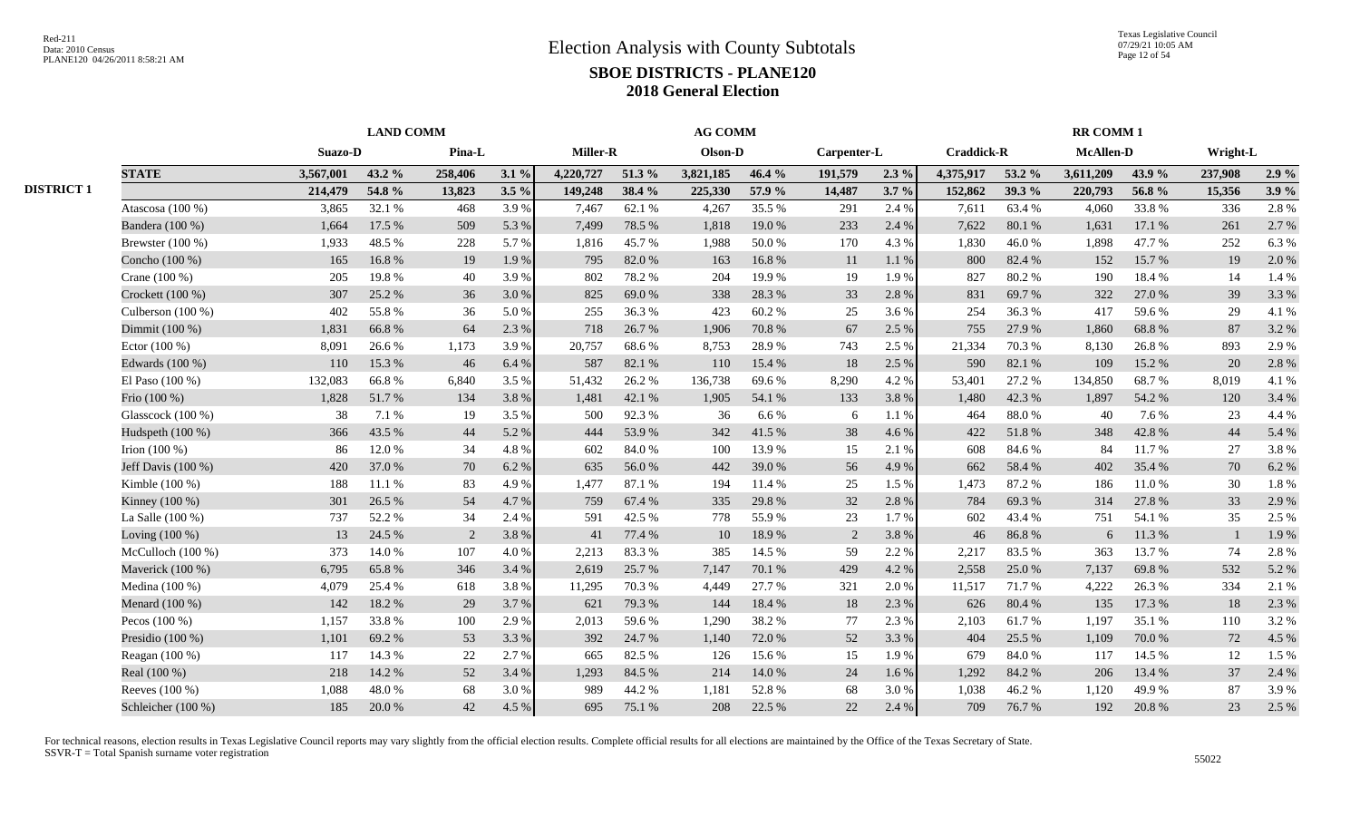# Election Analysis with County Subtotals

## SBOE DISTRICTS - PLANE120

### 2018 General Election

| | | LAND COMM | | | | AG COMM | | | | | | RR COMM 1 | | | | | |
|---|---|---|---|---|---|---|---|---|---|---|---|---|---|---|---|---|---|
| | | Suazo-D | | Pina-L | | Miller-R | | Olson-D | | Carpenter-L | | Craddick-R | | McAllen-D | | Wright-L | |
| | **STATE** | **3,567,001** | **43.2 %** | **258,406** | **3.1 %** | **4,220,727** | **51.3 %** | **3,821,185** | **46.4 %** | **191,579** | **2.3 %** | **4,375,917** | **53.2 %** | **3,611,209** | **43.9 %** | **237,908** | **2.9 %** |
| **DISTRICT 1** | | **214,479** | **54.8 %** | **13,823** | **3.5 %** | **149,248** | **38.4 %** | **225,330** | **57.9 %** | **14,487** | **3.7 %** | **152,862** | **39.3 %** | **220,793** | **56.8 %** | **15,356** | **3.9 %** |
| | Atascosa (100 %) | 3,865 | 32.1 % | 468 | 3.9 % | 7,467 | 62.1 % | 4,267 | 35.5 % | 291 | 2.4 % | 7,611 | 63.4 % | 4,060 | 33.8 % | 336 | 2.8 % |
| | Bandera (100 %) | 1,664 | 17.5 % | 509 | 5.3 % | 7,499 | 78.5 % | 1,818 | 19.0 % | 233 | 2.4 % | 7,622 | 80.1 % | 1,631 | 17.1 % | 261 | 2.7 % |
| | Brewster (100 %) | 1,933 | 48.5 % | 228 | 5.7 % | 1,816 | 45.7 % | 1,988 | 50.0 % | 170 | 4.3 % | 1,830 | 46.0 % | 1,898 | 47.7 % | 252 | 6.3 % |
| | Concho (100 %) | 165 | 16.8 % | 19 | 1.9 % | 795 | 82.0 % | 163 | 16.8 % | 11 | 1.1 % | 800 | 82.4 % | 152 | 15.7 % | 19 | 2.0 % |
| | Crane (100 %) | 205 | 19.8 % | 40 | 3.9 % | 802 | 78.2 % | 204 | 19.9 % | 19 | 1.9 % | 827 | 80.2 % | 190 | 18.4 % | 14 | 1.4 % |
| | Crockett (100 %) | 307 | 25.2 % | 36 | 3.0 % | 825 | 69.0 % | 338 | 28.3 % | 33 | 2.8 % | 831 | 69.7 % | 322 | 27.0 % | 39 | 3.3 % |
| | Culberson (100 %) | 402 | 55.8 % | 36 | 5.0 % | 255 | 36.3 % | 423 | 60.2 % | 25 | 3.6 % | 254 | 36.3 % | 417 | 59.6 % | 29 | 4.1 % |
| | Dimmit (100 %) | 1,831 | 66.8 % | 64 | 2.3 % | 718 | 26.7 % | 1,906 | 70.8 % | 67 | 2.5 % | 755 | 27.9 % | 1,860 | 68.8 % | 87 | 3.2 % |
| | Ector (100 %) | 8,091 | 26.6 % | 1,173 | 3.9 % | 20,757 | 68.6 % | 8,753 | 28.9 % | 743 | 2.5 % | 21,334 | 70.3 % | 8,130 | 26.8 % | 893 | 2.9 % |
| | Edwards (100 %) | 110 | 15.3 % | 46 | 6.4 % | 587 | 82.1 % | 110 | 15.4 % | 18 | 2.5 % | 590 | 82.1 % | 109 | 15.2 % | 20 | 2.8 % |
| | El Paso (100 %) | 132,083 | 66.8 % | 6,840 | 3.5 % | 51,432 | 26.2 % | 136,738 | 69.6 % | 8,290 | 4.2 % | 53,401 | 27.2 % | 134,850 | 68.7 % | 8,019 | 4.1 % |
| | Frio (100 %) | 1,828 | 51.7 % | 134 | 3.8 % | 1,481 | 42.1 % | 1,905 | 54.1 % | 133 | 3.8 % | 1,480 | 42.3 % | 1,897 | 54.2 % | 120 | 3.4 % |
| | Glasscock (100 %) | 38 | 7.1 % | 19 | 3.5 % | 500 | 92.3 % | 36 | 6.6 % | 6 | 1.1 % | 464 | 88.0 % | 40 | 7.6 % | 23 | 4.4 % |
| | Hudspeth (100 %) | 366 | 43.5 % | 44 | 5.2 % | 444 | 53.9 % | 342 | 41.5 % | 38 | 4.6 % | 422 | 51.8 % | 348 | 42.8 % | 44 | 5.4 % |
| | Irion (100 %) | 86 | 12.0 % | 34 | 4.8 % | 602 | 84.0 % | 100 | 13.9 % | 15 | 2.1 % | 608 | 84.6 % | 84 | 11.7 % | 27 | 3.8 % |
| | Jeff Davis (100 %) | 420 | 37.0 % | 70 | 6.2 % | 635 | 56.0 % | 442 | 39.0 % | 56 | 4.9 % | 662 | 58.4 % | 402 | 35.4 % | 70 | 6.2 % |
| | Kimble (100 %) | 188 | 11.1 % | 83 | 4.9 % | 1,477 | 87.1 % | 194 | 11.4 % | 25 | 1.5 % | 1,473 | 87.2 % | 186 | 11.0 % | 30 | 1.8 % |
| | Kinney (100 %) | 301 | 26.5 % | 54 | 4.7 % | 759 | 67.4 % | 335 | 29.8 % | 32 | 2.8 % | 784 | 69.3 % | 314 | 27.8 % | 33 | 2.9 % |
| | La Salle (100 %) | 737 | 52.2 % | 34 | 2.4 % | 591 | 42.5 % | 778 | 55.9 % | 23 | 1.7 % | 602 | 43.4 % | 751 | 54.1 % | 35 | 2.5 % |
| | Loving (100 %) | 13 | 24.5 % | 2 | 3.8 % | 41 | 77.4 % | 10 | 18.9 % | 2 | 3.8 % | 46 | 86.8 % | 6 | 11.3 % | 1 | 1.9 % |
| | McCulloch (100 %) | 373 | 14.0 % | 107 | 4.0 % | 2,213 | 83.3 % | 385 | 14.5 % | 59 | 2.2 % | 2,217 | 83.5 % | 363 | 13.7 % | 74 | 2.8 % |
| | Maverick (100 %) | 6,795 | 65.8 % | 346 | 3.4 % | 2,619 | 25.7 % | 7,147 | 70.1 % | 429 | 4.2 % | 2,558 | 25.0 % | 7,137 | 69.8 % | 532 | 5.2 % |
| | Medina (100 %) | 4,079 | 25.4 % | 618 | 3.8 % | 11,295 | 70.3 % | 4,449 | 27.7 % | 321 | 2.0 % | 11,517 | 71.7 % | 4,222 | 26.3 % | 334 | 2.1 % |
| | Menard (100 %) | 142 | 18.2 % | 29 | 3.7 % | 621 | 79.3 % | 144 | 18.4 % | 18 | 2.3 % | 626 | 80.4 % | 135 | 17.3 % | 18 | 2.3 % |
| | Pecos (100 %) | 1,157 | 33.8 % | 100 | 2.9 % | 2,013 | 59.6 % | 1,290 | 38.2 % | 77 | 2.3 % | 2,103 | 61.7 % | 1,197 | 35.1 % | 110 | 3.2 % |
| | Presidio (100 %) | 1,101 | 69.2 % | 53 | 3.3 % | 392 | 24.7 % | 1,140 | 72.0 % | 52 | 3.3 % | 404 | 25.5 % | 1,109 | 70.0 % | 72 | 4.5 % |
| | Reagan (100 %) | 117 | 14.3 % | 22 | 2.7 % | 665 | 82.5 % | 126 | 15.6 % | 15 | 1.9 % | 679 | 84.0 % | 117 | 14.5 % | 12 | 1.5 % |
| | Real (100 %) | 218 | 14.2 % | 52 | 3.4 % | 1,293 | 84.5 % | 214 | 14.0 % | 24 | 1.6 % | 1,292 | 84.2 % | 206 | 13.4 % | 37 | 2.4 % |
| | Reeves (100 %) | 1,088 | 48.0 % | 68 | 3.0 % | 989 | 44.2 % | 1,181 | 52.8 % | 68 | 3.0 % | 1,038 | 46.2 % | 1,120 | 49.9 % | 87 | 3.9 % |
| | Schleicher (100 %) | 185 | 20.0 % | 42 | 4.5 % | 695 | 75.1 % | 208 | 22.5 % | 22 | 2.4 % | 709 | 76.7 % | 192 | 20.8 % | 23 | 2.5 % |

For technical reasons, election results in Texas Legislative Council reports may vary slightly from the official election results. Complete official results for all elections are maintained by the Office of the Texas Secretary of State.
SSVR-T = Total Spanish surname voter registration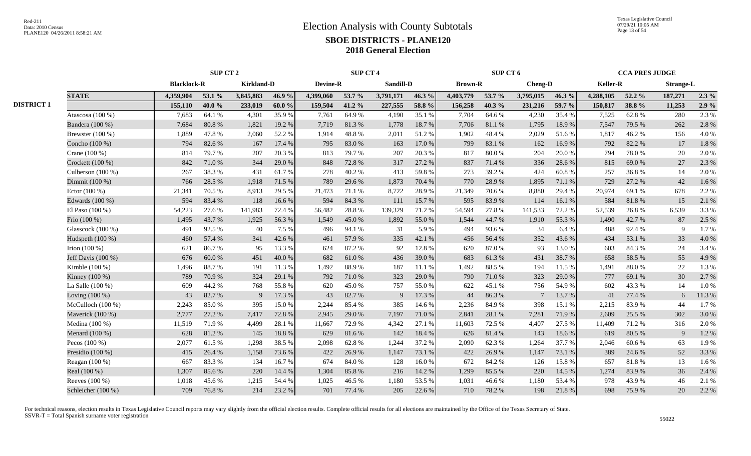# Election Analysis with County Subtotals

## SBOE DISTRICTS - PLANE120

## 2018 General Election

| | | SUP CT 2 | | | | SUP CT 4 | | | | SUP CT 6 | | | | CCA PRES JUDGE | | | |
|---|---|---|---|---|---|---|---|---|---|---|---|---|---|---|---|---|---|
| | | Blacklock-R | | Kirkland-D | | Devine-R | | Sandill-D | | Brown-R | | Cheng-D | | Keller-R | | Strange-L | |
| | **STATE** | **4,359,904** | **53.1 %** | **3,845,883** | **46.9 %** | **4,399,060** | **53.7 %** | **3,791,171** | **46.3 %** | **4,403,779** | **53.7 %** | **3,795,015** | **46.3 %** | **4,288,105** | **52.2 %** | **187,271** | **2.3 %** |
| **DISTRICT 1** | | **155,110** | **40.0 %** | **233,019** | **60.0 %** | **159,504** | **41.2 %** | **227,555** | **58.8 %** | **156,258** | **40.3 %** | **231,216** | **59.7 %** | **150,817** | **38.8 %** | **11,253** | **2.9 %** |
| | Atascosa (100 %) | 7,683 | 64.1 % | 4,301 | 35.9 % | 7,761 | 64.9 % | 4,190 | 35.1 % | 7,704 | 64.6 % | 4,230 | 35.4 % | 7,525 | 62.8 % | 280 | 2.3 % |
| | Bandera (100 %) | 7,684 | 80.8 % | 1,821 | 19.2 % | 7,719 | 81.3 % | 1,778 | 18.7 % | 7,706 | 81.1 % | 1,795 | 18.9 % | 7,547 | 79.5 % | 262 | 2.8 % |
| | Brewster (100 %) | 1,889 | 47.8 % | 2,060 | 52.2 % | 1,914 | 48.8 % | 2,011 | 51.2 % | 1,902 | 48.4 % | 2,029 | 51.6 % | 1,817 | 46.2 % | 156 | 4.0 % |
| | Concho (100 %) | 794 | 82.6 % | 167 | 17.4 % | 795 | 83.0 % | 163 | 17.0 % | 799 | 83.1 % | 162 | 16.9 % | 792 | 82.2 % | 17 | 1.8 % |
| | Crane (100 %) | 814 | 79.7 % | 207 | 20.3 % | 813 | 79.7 % | 207 | 20.3 % | 817 | 80.0 % | 204 | 20.0 % | 794 | 78.0 % | 20 | 2.0 % |
| | Crockett (100 %) | 842 | 71.0 % | 344 | 29.0 % | 848 | 72.8 % | 317 | 27.2 % | 837 | 71.4 % | 336 | 28.6 % | 815 | 69.0 % | 27 | 2.3 % |
| | Culberson (100 %) | 267 | 38.3 % | 431 | 61.7 % | 278 | 40.2 % | 413 | 59.8 % | 273 | 39.2 % | 424 | 60.8 % | 257 | 36.8 % | 14 | 2.0 % |
| | Dimmit (100 %) | 766 | 28.5 % | 1,918 | 71.5 % | 789 | 29.6 % | 1,873 | 70.4 % | 770 | 28.9 % | 1,895 | 71.1 % | 729 | 27.2 % | 42 | 1.6 % |
| | Ector (100 %) | 21,341 | 70.5 % | 8,913 | 29.5 % | 21,473 | 71.1 % | 8,722 | 28.9 % | 21,349 | 70.6 % | 8,880 | 29.4 % | 20,974 | 69.1 % | 678 | 2.2 % |
| | Edwards (100 %) | 594 | 83.4 % | 118 | 16.6 % | 594 | 84.3 % | 111 | 15.7 % | 595 | 83.9 % | 114 | 16.1 % | 584 | 81.8 % | 15 | 2.1 % |
| | El Paso (100 %) | 54,223 | 27.6 % | 141,983 | 72.4 % | 56,482 | 28.8 % | 139,329 | 71.2 % | 54,594 | 27.8 % | 141,533 | 72.2 % | 52,539 | 26.8 % | 6,539 | 3.3 % |
| | Frio (100 %) | 1,495 | 43.7 % | 1,925 | 56.3 % | 1,549 | 45.0 % | 1,892 | 55.0 % | 1,544 | 44.7 % | 1,910 | 55.3 % | 1,490 | 42.7 % | 87 | 2.5 % |
| | Glasscock (100 %) | 491 | 92.5 % | 40 | 7.5 % | 496 | 94.1 % | 31 | 5.9 % | 494 | 93.6 % | 34 | 6.4 % | 488 | 92.4 % | 9 | 1.7 % |
| | Hudspeth (100 %) | 460 | 57.4 % | 341 | 42.6 % | 461 | 57.9 % | 335 | 42.1 % | 456 | 56.4 % | 352 | 43.6 % | 434 | 53.1 % | 33 | 4.0 % |
| | Irion (100 %) | 621 | 86.7 % | 95 | 13.3 % | 624 | 87.2 % | 92 | 12.8 % | 620 | 87.0 % | 93 | 13.0 % | 603 | 84.3 % | 24 | 3.4 % |
| | Jeff Davis (100 %) | 676 | 60.0 % | 451 | 40.0 % | 682 | 61.0 % | 436 | 39.0 % | 683 | 61.3 % | 431 | 38.7 % | 658 | 58.5 % | 55 | 4.9 % |
| | Kimble (100 %) | 1,496 | 88.7 % | 191 | 11.3 % | 1,492 | 88.9 % | 187 | 11.1 % | 1,492 | 88.5 % | 194 | 11.5 % | 1,491 | 88.0 % | 22 | 1.3 % |
| | Kinney (100 %) | 789 | 70.9 % | 324 | 29.1 % | 792 | 71.0 % | 323 | 29.0 % | 790 | 71.0 % | 323 | 29.0 % | 777 | 69.1 % | 30 | 2.7 % |
| | La Salle (100 %) | 609 | 44.2 % | 768 | 55.8 % | 620 | 45.0 % | 757 | 55.0 % | 622 | 45.1 % | 756 | 54.9 % | 602 | 43.3 % | 14 | 1.0 % |
| | Loving (100 %) | 43 | 82.7 % | 9 | 17.3 % | 43 | 82.7 % | 9 | 17.3 % | 44 | 86.3 % | 7 | 13.7 % | 41 | 77.4 % | 6 | 11.3 % |
| | McCulloch (100 %) | 2,243 | 85.0 % | 395 | 15.0 % | 2,244 | 85.4 % | 385 | 14.6 % | 2,236 | 84.9 % | 398 | 15.1 % | 2,215 | 83.9 % | 44 | 1.7 % |
| | Maverick (100 %) | 2,777 | 27.2 % | 7,417 | 72.8 % | 2,945 | 29.0 % | 7,197 | 71.0 % | 2,841 | 28.1 % | 7,281 | 71.9 % | 2,609 | 25.5 % | 302 | 3.0 % |
| | Medina (100 %) | 11,519 | 71.9 % | 4,499 | 28.1 % | 11,667 | 72.9 % | 4,342 | 27.1 % | 11,603 | 72.5 % | 4,407 | 27.5 % | 11,409 | 71.2 % | 316 | 2.0 % |
| | Menard (100 %) | 628 | 81.2 % | 145 | 18.8 % | 629 | 81.6 % | 142 | 18.4 % | 626 | 81.4 % | 143 | 18.6 % | 619 | 80.5 % | 9 | 1.2 % |
| | Pecos (100 %) | 2,077 | 61.5 % | 1,298 | 38.5 % | 2,098 | 62.8 % | 1,244 | 37.2 % | 2,090 | 62.3 % | 1,264 | 37.7 % | 2,046 | 60.6 % | 63 | 1.9 % |
| | Presidio (100 %) | 415 | 26.4 % | 1,158 | 73.6 % | 422 | 26.9 % | 1,147 | 73.1 % | 422 | 26.9 % | 1,147 | 73.1 % | 389 | 24.6 % | 52 | 3.3 % |
| | Reagan (100 %) | 667 | 83.3 % | 134 | 16.7 % | 674 | 84.0 % | 128 | 16.0 % | 672 | 84.2 % | 126 | 15.8 % | 657 | 81.8 % | 13 | 1.6 % |
| | Real (100 %) | 1,307 | 85.6 % | 220 | 14.4 % | 1,304 | 85.8 % | 216 | 14.2 % | 1,299 | 85.5 % | 220 | 14.5 % | 1,274 | 83.9 % | 36 | 2.4 % |
| | Reeves (100 %) | 1,018 | 45.6 % | 1,215 | 54.4 % | 1,025 | 46.5 % | 1,180 | 53.5 % | 1,031 | 46.6 % | 1,180 | 53.4 % | 978 | 43.9 % | 46 | 2.1 % |
| | Schleicher (100 %) | 709 | 76.8 % | 214 | 23.2 % | 701 | 77.4 % | 205 | 22.6 % | 710 | 78.2 % | 198 | 21.8 % | 698 | 75.9 % | 20 | 2.2 % |

For technical reasons, election results in Texas Legislative Council reports may vary slightly from the official election results. Complete official results for all elections are maintained by the Office of the Texas Secretary of State.
SSVR-T = Total Spanish surname voter registration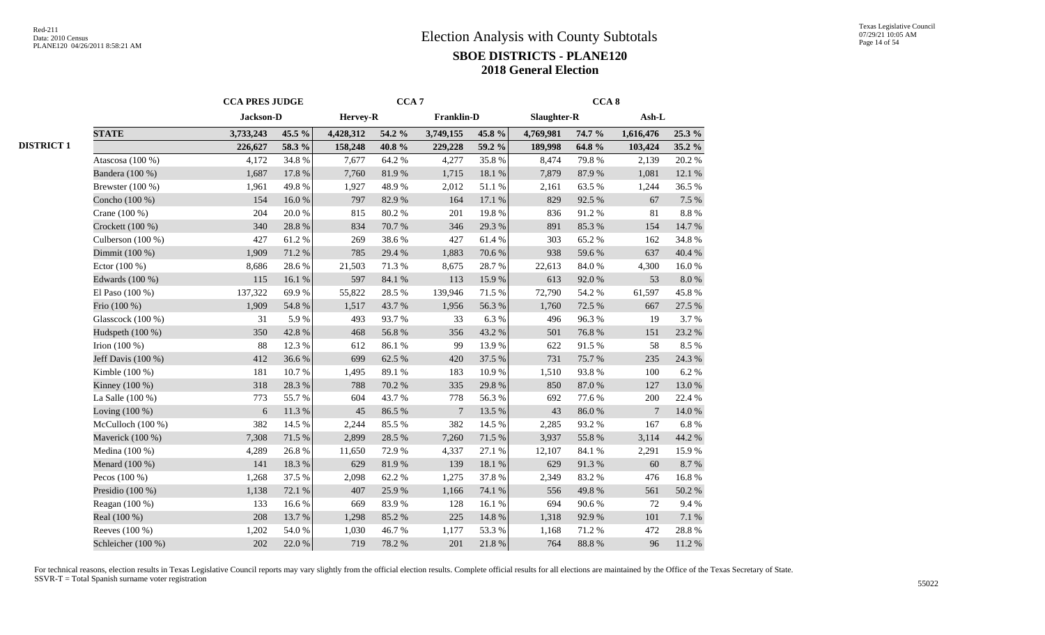# Election Analysis with County Subtotals

## SBOE DISTRICTS - PLANE120

## 2018 General Election

| | | CCA PRES JUDGE | | CCA 7 | | | | CCA 8 | | | |
|---|---|---|---|---|---|---|---|---|---|---|---|
| | | Jackson-D | | Hervey-R | | Franklin-D | | Slaughter-R | | Ash-L | |
| | **STATE** | **3,733,243** | **45.5 %** | **4,428,312** | **54.2 %** | **3,749,155** | **45.8 %** | **4,769,981** | **74.7 %** | **1,616,476** | **25.3 %** |
| **DISTRICT 1** | | **226,627** | **58.3 %** | **158,248** | **40.8 %** | **229,228** | **59.2 %** | **189,998** | **64.8 %** | **103,424** | **35.2 %** |
| | Atascosa (100 %) | 4,172 | 34.8 % | 7,677 | 64.2 % | 4,277 | 35.8 % | 8,474 | 79.8 % | 2,139 | 20.2 % |
| | Bandera (100 %) | 1,687 | 17.8 % | 7,760 | 81.9 % | 1,715 | 18.1 % | 7,879 | 87.9 % | 1,081 | 12.1 % |
| | Brewster (100 %) | 1,961 | 49.8 % | 1,927 | 48.9 % | 2,012 | 51.1 % | 2,161 | 63.5 % | 1,244 | 36.5 % |
| | Concho (100 %) | 154 | 16.0 % | 797 | 82.9 % | 164 | 17.1 % | 829 | 92.5 % | 67 | 7.5 % |
| | Crane (100 %) | 204 | 20.0 % | 815 | 80.2 % | 201 | 19.8 % | 836 | 91.2 % | 81 | 8.8 % |
| | Crockett (100 %) | 340 | 28.8 % | 834 | 70.7 % | 346 | 29.3 % | 891 | 85.3 % | 154 | 14.7 % |
| | Culberson (100 %) | 427 | 61.2 % | 269 | 38.6 % | 427 | 61.4 % | 303 | 65.2 % | 162 | 34.8 % |
| | Dimmit (100 %) | 1,909 | 71.2 % | 785 | 29.4 % | 1,883 | 70.6 % | 938 | 59.6 % | 637 | 40.4 % |
| | Ector (100 %) | 8,686 | 28.6 % | 21,503 | 71.3 % | 8,675 | 28.7 % | 22,613 | 84.0 % | 4,300 | 16.0 % |
| | Edwards (100 %) | 115 | 16.1 % | 597 | 84.1 % | 113 | 15.9 % | 613 | 92.0 % | 53 | 8.0 % |
| | El Paso (100 %) | 137,322 | 69.9 % | 55,822 | 28.5 % | 139,946 | 71.5 % | 72,790 | 54.2 % | 61,597 | 45.8 % |
| | Frio (100 %) | 1,909 | 54.8 % | 1,517 | 43.7 % | 1,956 | 56.3 % | 1,760 | 72.5 % | 667 | 27.5 % |
| | Glasscock (100 %) | 31 | 5.9 % | 493 | 93.7 % | 33 | 6.3 % | 496 | 96.3 % | 19 | 3.7 % |
| | Hudspeth (100 %) | 350 | 42.8 % | 468 | 56.8 % | 356 | 43.2 % | 501 | 76.8 % | 151 | 23.2 % |
| | Irion (100 %) | 88 | 12.3 % | 612 | 86.1 % | 99 | 13.9 % | 622 | 91.5 % | 58 | 8.5 % |
| | Jeff Davis (100 %) | 412 | 36.6 % | 699 | 62.5 % | 420 | 37.5 % | 731 | 75.7 % | 235 | 24.3 % |
| | Kimble (100 %) | 181 | 10.7 % | 1,495 | 89.1 % | 183 | 10.9 % | 1,510 | 93.8 % | 100 | 6.2 % |
| | Kinney (100 %) | 318 | 28.3 % | 788 | 70.2 % | 335 | 29.8 % | 850 | 87.0 % | 127 | 13.0 % |
| | La Salle (100 %) | 773 | 55.7 % | 604 | 43.7 % | 778 | 56.3 % | 692 | 77.6 % | 200 | 22.4 % |
| | Loving (100 %) | 6 | 11.3 % | 45 | 86.5 % | 7 | 13.5 % | 43 | 86.0 % | 7 | 14.0 % |
| | McCulloch (100 %) | 382 | 14.5 % | 2,244 | 85.5 % | 382 | 14.5 % | 2,285 | 93.2 % | 167 | 6.8 % |
| | Maverick (100 %) | 7,308 | 71.5 % | 2,899 | 28.5 % | 7,260 | 71.5 % | 3,937 | 55.8 % | 3,114 | 44.2 % |
| | Medina (100 %) | 4,289 | 26.8 % | 11,650 | 72.9 % | 4,337 | 27.1 % | 12,107 | 84.1 % | 2,291 | 15.9 % |
| | Menard (100 %) | 141 | 18.3 % | 629 | 81.9 % | 139 | 18.1 % | 629 | 91.3 % | 60 | 8.7 % |
| | Pecos (100 %) | 1,268 | 37.5 % | 2,098 | 62.2 % | 1,275 | 37.8 % | 2,349 | 83.2 % | 476 | 16.8 % |
| | Presidio (100 %) | 1,138 | 72.1 % | 407 | 25.9 % | 1,166 | 74.1 % | 556 | 49.8 % | 561 | 50.2 % |
| | Reagan (100 %) | 133 | 16.6 % | 669 | 83.9 % | 128 | 16.1 % | 694 | 90.6 % | 72 | 9.4 % |
| | Real (100 %) | 208 | 13.7 % | 1,298 | 85.2 % | 225 | 14.8 % | 1,318 | 92.9 % | 101 | 7.1 % |
| | Reeves (100 %) | 1,202 | 54.0 % | 1,030 | 46.7 % | 1,177 | 53.3 % | 1,168 | 71.2 % | 472 | 28.8 % |
| | Schleicher (100 %) | 202 | 22.0 % | 719 | 78.2 % | 201 | 21.8 % | 764 | 88.8 % | 96 | 11.2 % |

For technical reasons, election results in Texas Legislative Council reports may vary slightly from the official election results. Complete official results for all elections are maintained by the Office of the Texas Secretary of State.
SSVR-T = Total Spanish surname voter registration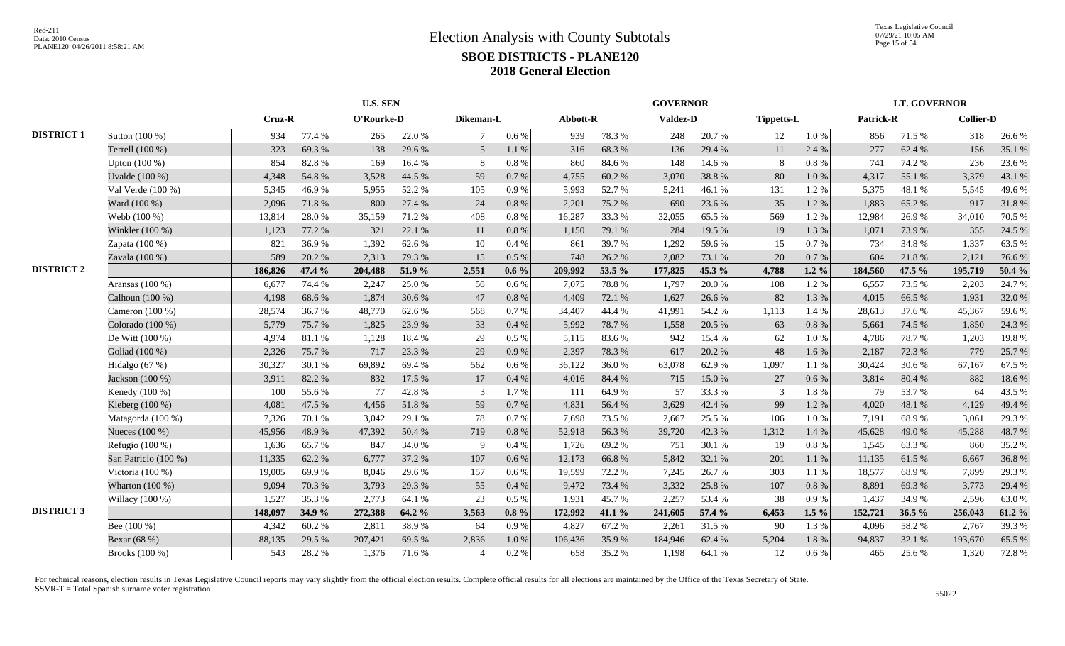# Election Analysis with County Subtotals

## SBOE DISTRICTS - PLANE120

## 2018 General Election

| | | U.S. SEN | | | | | | GOVERNOR | | | | | | LT. GOVERNOR | | | |
|---|---|---|---|---|---|---|---|---|---|---|---|---|---|---|---|---|---|
| | | Cruz-R | | O'Rourke-D | | Dikeman-L | | Abbott-R | | Valdez-D | | Tippetts-L | | Patrick-R | | Collier-D | |
| **DISTRICT 1** | Sutton (100 %) | 934 | 77.4 % | 265 | 22.0 % | 7 | 0.6 % | 939 | 78.3 % | 248 | 20.7 % | 12 | 1.0 % | 856 | 71.5 % | 318 | 26.6 % |
| | Terrell (100 %) | 323 | 69.3 % | 138 | 29.6 % | 5 | 1.1 % | 316 | 68.3 % | 136 | 29.4 % | 11 | 2.4 % | 277 | 62.4 % | 156 | 35.1 % |
| | Upton (100 %) | 854 | 82.8 % | 169 | 16.4 % | 8 | 0.8 % | 860 | 84.6 % | 148 | 14.6 % | 8 | 0.8 % | 741 | 74.2 % | 236 | 23.6 % |
| | Uvalde (100 %) | 4,348 | 54.8 % | 3,528 | 44.5 % | 59 | 0.7 % | 4,755 | 60.2 % | 3,070 | 38.8 % | 80 | 1.0 % | 4,317 | 55.1 % | 3,379 | 43.1 % |
| | Val Verde (100 %) | 5,345 | 46.9 % | 5,955 | 52.2 % | 105 | 0.9 % | 5,993 | 52.7 % | 5,241 | 46.1 % | 131 | 1.2 % | 5,375 | 48.1 % | 5,545 | 49.6 % |
| | Ward (100 %) | 2,096 | 71.8 % | 800 | 27.4 % | 24 | 0.8 % | 2,201 | 75.2 % | 690 | 23.6 % | 35 | 1.2 % | 1,883 | 65.2 % | 917 | 31.8 % |
| | Webb (100 %) | 13,814 | 28.0 % | 35,159 | 71.2 % | 408 | 0.8 % | 16,287 | 33.3 % | 32,055 | 65.5 % | 569 | 1.2 % | 12,984 | 26.9 % | 34,010 | 70.5 % |
| | Winkler (100 %) | 1,123 | 77.2 % | 321 | 22.1 % | 11 | 0.8 % | 1,150 | 79.1 % | 284 | 19.5 % | 19 | 1.3 % | 1,071 | 73.9 % | 355 | 24.5 % |
| | Zapata (100 %) | 821 | 36.9 % | 1,392 | 62.6 % | 10 | 0.4 % | 861 | 39.7 % | 1,292 | 59.6 % | 15 | 0.7 % | 734 | 34.8 % | 1,337 | 63.5 % |
| | Zavala (100 %) | 589 | 20.2 % | 2,313 | 79.3 % | 15 | 0.5 % | 748 | 26.2 % | 2,082 | 73.1 % | 20 | 0.7 % | 604 | 21.8 % | 2,121 | 76.6 % |
| **DISTRICT 2** | | **186,826** | **47.4 %** | **204,488** | **51.9 %** | **2,551** | **0.6 %** | **209,992** | **53.5 %** | **177,825** | **45.3 %** | **4,788** | **1.2 %** | **184,560** | **47.5 %** | **195,719** | **50.4 %** |
| | Aransas (100 %) | 6,677 | 74.4 % | 2,247 | 25.0 % | 56 | 0.6 % | 7,075 | 78.8 % | 1,797 | 20.0 % | 108 | 1.2 % | 6,557 | 73.5 % | 2,203 | 24.7 % |
| | Calhoun (100 %) | 4,198 | 68.6 % | 1,874 | 30.6 % | 47 | 0.8 % | 4,409 | 72.1 % | 1,627 | 26.6 % | 82 | 1.3 % | 4,015 | 66.5 % | 1,931 | 32.0 % |
| | Cameron (100 %) | 28,574 | 36.7 % | 48,770 | 62.6 % | 568 | 0.7 % | 34,407 | 44.4 % | 41,991 | 54.2 % | 1,113 | 1.4 % | 28,613 | 37.6 % | 45,367 | 59.6 % |
| | Colorado (100 %) | 5,779 | 75.7 % | 1,825 | 23.9 % | 33 | 0.4 % | 5,992 | 78.7 % | 1,558 | 20.5 % | 63 | 0.8 % | 5,661 | 74.5 % | 1,850 | 24.3 % |
| | De Witt (100 %) | 4,974 | 81.1 % | 1,128 | 18.4 % | 29 | 0.5 % | 5,115 | 83.6 % | 942 | 15.4 % | 62 | 1.0 % | 4,786 | 78.7 % | 1,203 | 19.8 % |
| | Goliad (100 %) | 2,326 | 75.7 % | 717 | 23.3 % | 29 | 0.9 % | 2,397 | 78.3 % | 617 | 20.2 % | 48 | 1.6 % | 2,187 | 72.3 % | 779 | 25.7 % |
| | Hidalgo (67 %) | 30,327 | 30.1 % | 69,892 | 69.4 % | 562 | 0.6 % | 36,122 | 36.0 % | 63,078 | 62.9 % | 1,097 | 1.1 % | 30,424 | 30.6 % | 67,167 | 67.5 % |
| | Jackson (100 %) | 3,911 | 82.2 % | 832 | 17.5 % | 17 | 0.4 % | 4,016 | 84.4 % | 715 | 15.0 % | 27 | 0.6 % | 3,814 | 80.4 % | 882 | 18.6 % |
| | Kenedy (100 %) | 100 | 55.6 % | 77 | 42.8 % | 3 | 1.7 % | 111 | 64.9 % | 57 | 33.3 % | 3 | 1.8 % | 79 | 53.7 % | 64 | 43.5 % |
| | Kleberg (100 %) | 4,081 | 47.5 % | 4,456 | 51.8 % | 59 | 0.7 % | 4,831 | 56.4 % | 3,629 | 42.4 % | 99 | 1.2 % | 4,020 | 48.1 % | 4,129 | 49.4 % |
| | Matagorda (100 %) | 7,326 | 70.1 % | 3,042 | 29.1 % | 78 | 0.7 % | 7,698 | 73.5 % | 2,667 | 25.5 % | 106 | 1.0 % | 7,191 | 68.9 % | 3,061 | 29.3 % |
| | Nueces (100 %) | 45,956 | 48.9 % | 47,392 | 50.4 % | 719 | 0.8 % | 52,918 | 56.3 % | 39,720 | 42.3 % | 1,312 | 1.4 % | 45,628 | 49.0 % | 45,288 | 48.7 % |
| | Refugio (100 %) | 1,636 | 65.7 % | 847 | 34.0 % | 9 | 0.4 % | 1,726 | 69.2 % | 751 | 30.1 % | 19 | 0.8 % | 1,545 | 63.3 % | 860 | 35.2 % |
| | San Patricio (100 %) | 11,335 | 62.2 % | 6,777 | 37.2 % | 107 | 0.6 % | 12,173 | 66.8 % | 5,842 | 32.1 % | 201 | 1.1 % | 11,135 | 61.5 % | 6,667 | 36.8 % |
| | Victoria (100 %) | 19,005 | 69.9 % | 8,046 | 29.6 % | 157 | 0.6 % | 19,599 | 72.2 % | 7,245 | 26.7 % | 303 | 1.1 % | 18,577 | 68.9 % | 7,899 | 29.3 % |
| | Wharton (100 %) | 9,094 | 70.3 % | 3,793 | 29.3 % | 55 | 0.4 % | 9,472 | 73.4 % | 3,332 | 25.8 % | 107 | 0.8 % | 8,891 | 69.3 % | 3,773 | 29.4 % |
| | Willacy (100 %) | 1,527 | 35.3 % | 2,773 | 64.1 % | 23 | 0.5 % | 1,931 | 45.7 % | 2,257 | 53.4 % | 38 | 0.9 % | 1,437 | 34.9 % | 2,596 | 63.0 % |
| **DISTRICT 3** | | **148,097** | **34.9 %** | **272,388** | **64.2 %** | **3,563** | **0.8 %** | **172,992** | **41.1 %** | **241,605** | **57.4 %** | **6,453** | **1.5 %** | **152,721** | **36.5 %** | **256,043** | **61.2 %** |
| | Bee (100 %) | 4,342 | 60.2 % | 2,811 | 38.9 % | 64 | 0.9 % | 4,827 | 67.2 % | 2,261 | 31.5 % | 90 | 1.3 % | 4,096 | 58.2 % | 2,767 | 39.3 % |
| | Bexar (68 %) | 88,135 | 29.5 % | 207,421 | 69.5 % | 2,836 | 1.0 % | 106,436 | 35.9 % | 184,946 | 62.4 % | 5,204 | 1.8 % | 94,837 | 32.1 % | 193,670 | 65.5 % |
| | Brooks (100 %) | 543 | 28.2 % | 1,376 | 71.6 % | 4 | 0.2 % | 658 | 35.2 % | 1,198 | 64.1 % | 12 | 0.6 % | 465 | 25.6 % | 1,320 | 72.8 % |

For technical reasons, election results in Texas Legislative Council reports may vary slightly from the official election results. Complete official results for all elections are maintained by the Office of the Texas Secretary of State.
SSVR-T = Total Spanish surname voter registration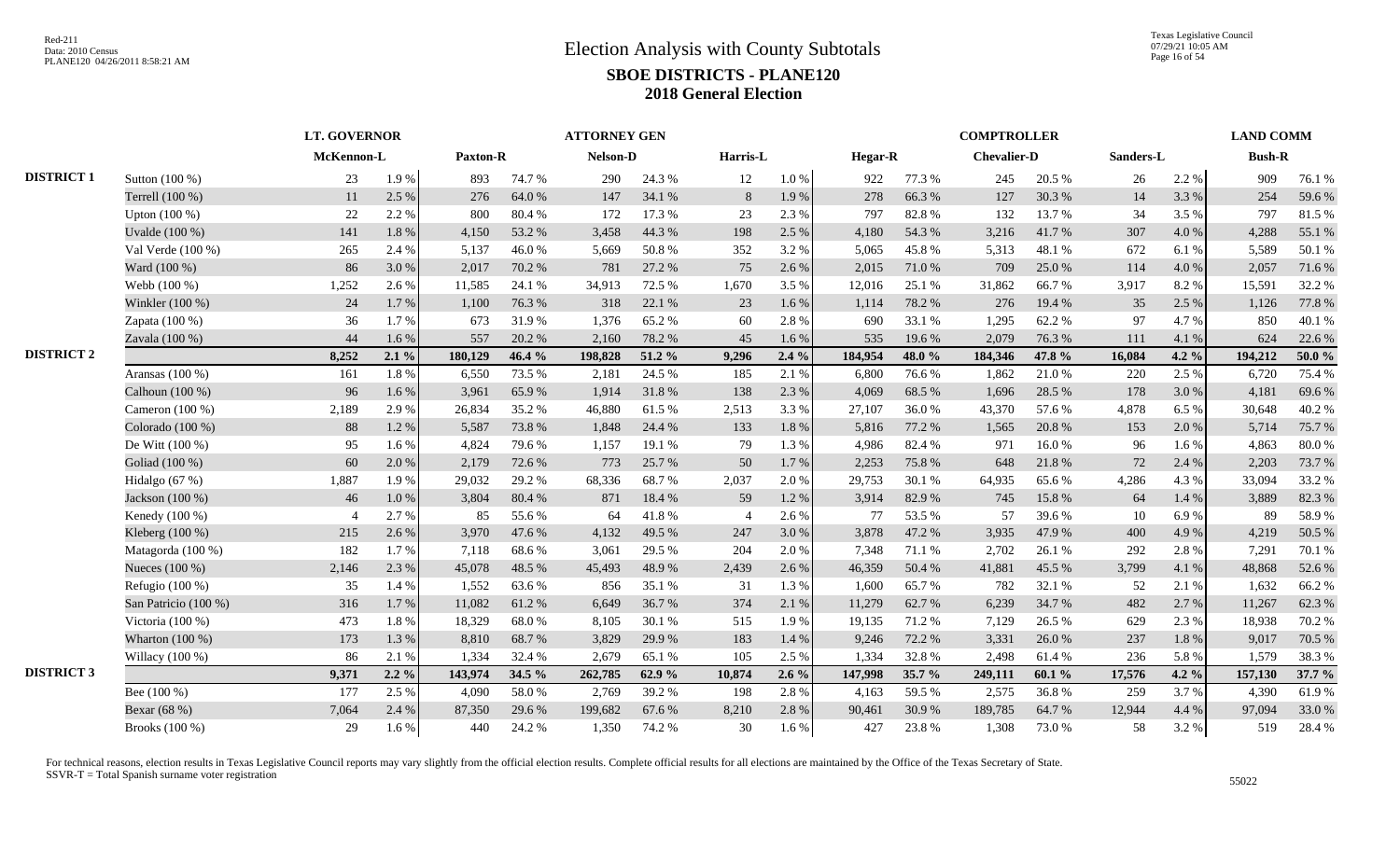# Election Analysis with County Subtotals

## SBOE DISTRICTS - PLANE120

## 2018 General Election

Red-211
Data: 2010 Census
PLANE120 04/26/2011 8:58:21 AM

Texas Legislative Council
07/29/21 10:05 AM

| | | LT. GOVERNOR | | ATTORNEY GEN | | | | | | COMPTROLLER | | | | | | LAND COMM | |
|---|---|---|---|---|---|---|---|---|---|---|---|---|---|---|---|---|---|
| | | McKennon-L | | Paxton-R | | Nelson-D | | Harris-L | | Hegar-R | | Chevalier-D | | Sanders-L | | Bush-R | |
| **DISTRICT 1** | Sutton (100 %) | 23 | 1.9 % | 893 | 74.7 % | 290 | 24.3 % | 12 | 1.0 % | 922 | 77.3 % | 245 | 20.5 % | 26 | 2.2 % | 909 | 76.1 % |
| | Terrell (100 %) | 11 | 2.5 % | 276 | 64.0 % | 147 | 34.1 % | 8 | 1.9 % | 278 | 66.3 % | 127 | 30.3 % | 14 | 3.3 % | 254 | 59.6 % |
| | Upton (100 %) | 22 | 2.2 % | 800 | 80.4 % | 172 | 17.3 % | 23 | 2.3 % | 797 | 82.8 % | 132 | 13.7 % | 34 | 3.5 % | 797 | 81.5 % |
| | Uvalde (100 %) | 141 | 1.8 % | 4,150 | 53.2 % | 3,458 | 44.3 % | 198 | 2.5 % | 4,180 | 54.3 % | 3,216 | 41.7 % | 307 | 4.0 % | 4,288 | 55.1 % |
| | Val Verde (100 %) | 265 | 2.4 % | 5,137 | 46.0 % | 5,669 | 50.8 % | 352 | 3.2 % | 5,065 | 45.8 % | 5,313 | 48.1 % | 672 | 6.1 % | 5,589 | 50.1 % |
| | Ward (100 %) | 86 | 3.0 % | 2,017 | 70.2 % | 781 | 27.2 % | 75 | 2.6 % | 2,015 | 71.0 % | 709 | 25.0 % | 114 | 4.0 % | 2,057 | 71.6 % |
| | Webb (100 %) | 1,252 | 2.6 % | 11,585 | 24.1 % | 34,913 | 72.5 % | 1,670 | 3.5 % | 12,016 | 25.1 % | 31,862 | 66.7 % | 3,917 | 8.2 % | 15,591 | 32.2 % |
| | Winkler (100 %) | 24 | 1.7 % | 1,100 | 76.3 % | 318 | 22.1 % | 23 | 1.6 % | 1,114 | 78.2 % | 276 | 19.4 % | 35 | 2.5 % | 1,126 | 77.8 % |
| | Zapata (100 %) | 36 | 1.7 % | 673 | 31.9 % | 1,376 | 65.2 % | 60 | 2.8 % | 690 | 33.1 % | 1,295 | 62.2 % | 97 | 4.7 % | 850 | 40.1 % |
| | Zavala (100 %) | 44 | 1.6 % | 557 | 20.2 % | 2,160 | 78.2 % | 45 | 1.6 % | 535 | 19.6 % | 2,079 | 76.3 % | 111 | 4.1 % | 624 | 22.6 % |
| **DISTRICT 2** | | **8,252** | **2.1 %** | **180,129** | **46.4 %** | **198,828** | **51.2 %** | **9,296** | **2.4 %** | **184,954** | **48.0 %** | **184,346** | **47.8 %** | **16,084** | **4.2 %** | **194,212** | **50.0 %** |
| | Aransas (100 %) | 161 | 1.8 % | 6,550 | 73.5 % | 2,181 | 24.5 % | 185 | 2.1 % | 6,800 | 76.6 % | 1,862 | 21.0 % | 220 | 2.5 % | 6,720 | 75.4 % |
| | Calhoun (100 %) | 96 | 1.6 % | 3,961 | 65.9 % | 1,914 | 31.8 % | 138 | 2.3 % | 4,069 | 68.5 % | 1,696 | 28.5 % | 178 | 3.0 % | 4,181 | 69.6 % |
| | Cameron (100 %) | 2,189 | 2.9 % | 26,834 | 35.2 % | 46,880 | 61.5 % | 2,513 | 3.3 % | 27,107 | 36.0 % | 43,370 | 57.6 % | 4,878 | 6.5 % | 30,648 | 40.2 % |
| | Colorado (100 %) | 88 | 1.2 % | 5,587 | 73.8 % | 1,848 | 24.4 % | 133 | 1.8 % | 5,816 | 77.2 % | 1,565 | 20.8 % | 153 | 2.0 % | 5,714 | 75.7 % |
| | De Witt (100 %) | 95 | 1.6 % | 4,824 | 79.6 % | 1,157 | 19.1 % | 79 | 1.3 % | 4,986 | 82.4 % | 971 | 16.0 % | 96 | 1.6 % | 4,863 | 80.0 % |
| | Goliad (100 %) | 60 | 2.0 % | 2,179 | 72.6 % | 773 | 25.7 % | 50 | 1.7 % | 2,253 | 75.8 % | 648 | 21.8 % | 72 | 2.4 % | 2,203 | 73.7 % |
| | Hidalgo (67 %) | 1,887 | 1.9 % | 29,032 | 29.2 % | 68,336 | 68.7 % | 2,037 | 2.0 % | 29,753 | 30.1 % | 64,935 | 65.6 % | 4,286 | 4.3 % | 33,094 | 33.2 % |
| | Jackson (100 %) | 46 | 1.0 % | 3,804 | 80.4 % | 871 | 18.4 % | 59 | 1.2 % | 3,914 | 82.9 % | 745 | 15.8 % | 64 | 1.4 % | 3,889 | 82.3 % |
| | Kenedy (100 %) | 4 | 2.7 % | 85 | 55.6 % | 64 | 41.8 % | 4 | 2.6 % | 77 | 53.5 % | 57 | 39.6 % | 10 | 6.9 % | 89 | 58.9 % |
| | Kleberg (100 %) | 215 | 2.6 % | 3,970 | 47.6 % | 4,132 | 49.5 % | 247 | 3.0 % | 3,878 | 47.2 % | 3,935 | 47.9 % | 400 | 4.9 % | 4,219 | 50.5 % |
| | Matagorda (100 %) | 182 | 1.7 % | 7,118 | 68.6 % | 3,061 | 29.5 % | 204 | 2.0 % | 7,348 | 71.1 % | 2,702 | 26.1 % | 292 | 2.8 % | 7,291 | 70.1 % |
| | Nueces (100 %) | 2,146 | 2.3 % | 45,078 | 48.5 % | 45,493 | 48.9 % | 2,439 | 2.6 % | 46,359 | 50.4 % | 41,881 | 45.5 % | 3,799 | 4.1 % | 48,868 | 52.6 % |
| | Refugio (100 %) | 35 | 1.4 % | 1,552 | 63.6 % | 856 | 35.1 % | 31 | 1.3 % | 1,600 | 65.7 % | 782 | 32.1 % | 52 | 2.1 % | 1,632 | 66.2 % |
| | San Patricio (100 %) | 316 | 1.7 % | 11,082 | 61.2 % | 6,649 | 36.7 % | 374 | 2.1 % | 11,279 | 62.7 % | 6,239 | 34.7 % | 482 | 2.7 % | 11,267 | 62.3 % |
| | Victoria (100 %) | 473 | 1.8 % | 18,329 | 68.0 % | 8,105 | 30.1 % | 515 | 1.9 % | 19,135 | 71.2 % | 7,129 | 26.5 % | 629 | 2.3 % | 18,938 | 70.2 % |
| | Wharton (100 %) | 173 | 1.3 % | 8,810 | 68.7 % | 3,829 | 29.9 % | 183 | 1.4 % | 9,246 | 72.2 % | 3,331 | 26.0 % | 237 | 1.8 % | 9,017 | 70.5 % |
| | Willacy (100 %) | 86 | 2.1 % | 1,334 | 32.4 % | 2,679 | 65.1 % | 105 | 2.5 % | 1,334 | 32.8 % | 2,498 | 61.4 % | 236 | 5.8 % | 1,579 | 38.3 % |
| **DISTRICT 3** | | **9,371** | **2.2 %** | **143,974** | **34.5 %** | **262,785** | **62.9 %** | **10,874** | **2.6 %** | **147,998** | **35.7 %** | **249,111** | **60.1 %** | **17,576** | **4.2 %** | **157,130** | **37.7 %** |
| | Bee (100 %) | 177 | 2.5 % | 4,090 | 58.0 % | 2,769 | 39.2 % | 198 | 2.8 % | 4,163 | 59.5 % | 2,575 | 36.8 % | 259 | 3.7 % | 4,390 | 61.9 % |
| | Bexar (68 %) | 7,064 | 2.4 % | 87,350 | 29.6 % | 199,682 | 67.6 % | 8,210 | 2.8 % | 90,461 | 30.9 % | 189,785 | 64.7 % | 12,944 | 4.4 % | 97,094 | 33.0 % |
| | Brooks (100 %) | 29 | 1.6 % | 440 | 24.2 % | 1,350 | 74.2 % | 30 | 1.6 % | 427 | 23.8 % | 1,308 | 73.0 % | 58 | 3.2 % | 519 | 28.4 % |

For technical reasons, election results in Texas Legislative Council reports may vary slightly from the official election results. Complete official results for all elections are maintained by the Office of the Texas Secretary of State.
SSVR-T = Total Spanish surname voter registration

55022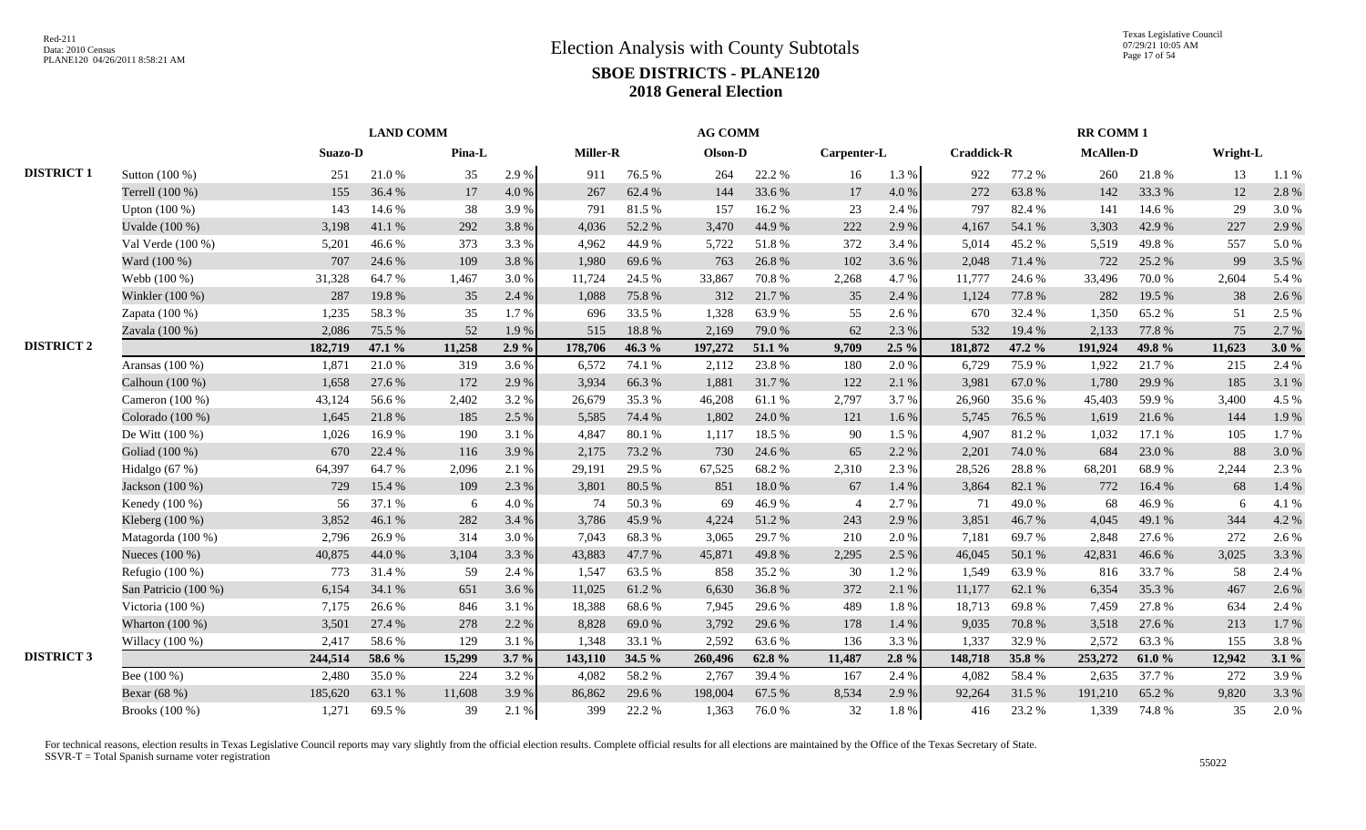# Election Analysis with County Subtotals

## SBOE DISTRICTS - PLANE120

## 2018 General Election

| | | LAND COMM | | | | AG COMM | | | | | | RR COMM 1 | | | | | |
|---|---|---|---|---|---|---|---|---|---|---|---|---|---|---|---|---|---|
| | | Suazo-D | | Pina-L | | Miller-R | | Olson-D | | Carpenter-L | | Craddick-R | | McAllen-D | | Wright-L | |
| DISTRICT 1 | Sutton (100 %) | 251 | 21.0 % | 35 | 2.9 % | 911 | 76.5 % | 264 | 22.2 % | 16 | 1.3 % | 922 | 77.2 % | 260 | 21.8 % | 13 | 1.1 % |
| | Terrell (100 %) | 155 | 36.4 % | 17 | 4.0 % | 267 | 62.4 % | 144 | 33.6 % | 17 | 4.0 % | 272 | 63.8 % | 142 | 33.3 % | 12 | 2.8 % |
| | Upton (100 %) | 143 | 14.6 % | 38 | 3.9 % | 791 | 81.5 % | 157 | 16.2 % | 23 | 2.4 % | 797 | 82.4 % | 141 | 14.6 % | 29 | 3.0 % |
| | Uvalde (100 %) | 3,198 | 41.1 % | 292 | 3.8 % | 4,036 | 52.2 % | 3,470 | 44.9 % | 222 | 2.9 % | 4,167 | 54.1 % | 3,303 | 42.9 % | 227 | 2.9 % |
| | Val Verde (100 %) | 5,201 | 46.6 % | 373 | 3.3 % | 4,962 | 44.9 % | 5,722 | 51.8 % | 372 | 3.4 % | 5,014 | 45.2 % | 5,519 | 49.8 % | 557 | 5.0 % |
| | Ward (100 %) | 707 | 24.6 % | 109 | 3.8 % | 1,980 | 69.6 % | 763 | 26.8 % | 102 | 3.6 % | 2,048 | 71.4 % | 722 | 25.2 % | 99 | 3.5 % |
| | Webb (100 %) | 31,328 | 64.7 % | 1,467 | 3.0 % | 11,724 | 24.5 % | 33,867 | 70.8 % | 2,268 | 4.7 % | 11,777 | 24.6 % | 33,496 | 70.0 % | 2,604 | 5.4 % |
| | Winkler (100 %) | 287 | 19.8 % | 35 | 2.4 % | 1,088 | 75.8 % | 312 | 21.7 % | 35 | 2.4 % | 1,124 | 77.8 % | 282 | 19.5 % | 38 | 2.6 % |
| | Zapata (100 %) | 1,235 | 58.3 % | 35 | 1.7 % | 696 | 33.5 % | 1,328 | 63.9 % | 55 | 2.6 % | 670 | 32.4 % | 1,350 | 65.2 % | 51 | 2.5 % |
| | Zavala (100 %) | 2,086 | 75.5 % | 52 | 1.9 % | 515 | 18.8 % | 2,169 | 79.0 % | 62 | 2.3 % | 532 | 19.4 % | 2,133 | 77.8 % | 75 | 2.7 % |
| DISTRICT 2 | | **182,719** | **47.1 %** | **11,258** | **2.9 %** | **178,706** | **46.3 %** | **197,272** | **51.1 %** | **9,709** | **2.5 %** | **181,872** | **47.2 %** | **191,924** | **49.8 %** | **11,623** | **3.0 %** |
| | Aransas (100 %) | 1,871 | 21.0 % | 319 | 3.6 % | 6,572 | 74.1 % | 2,112 | 23.8 % | 180 | 2.0 % | 6,729 | 75.9 % | 1,922 | 21.7 % | 215 | 2.4 % |
| | Calhoun (100 %) | 1,658 | 27.6 % | 172 | 2.9 % | 3,934 | 66.3 % | 1,881 | 31.7 % | 122 | 2.1 % | 3,981 | 67.0 % | 1,780 | 29.9 % | 185 | 3.1 % |
| | Cameron (100 %) | 43,124 | 56.6 % | 2,402 | 3.2 % | 26,679 | 35.3 % | 46,208 | 61.1 % | 2,797 | 3.7 % | 26,960 | 35.6 % | 45,403 | 59.9 % | 3,400 | 4.5 % |
| | Colorado (100 %) | 1,645 | 21.8 % | 185 | 2.5 % | 5,585 | 74.4 % | 1,802 | 24.0 % | 121 | 1.6 % | 5,745 | 76.5 % | 1,619 | 21.6 % | 144 | 1.9 % |
| | De Witt (100 %) | 1,026 | 16.9 % | 190 | 3.1 % | 4,847 | 80.1 % | 1,117 | 18.5 % | 90 | 1.5 % | 4,907 | 81.2 % | 1,032 | 17.1 % | 105 | 1.7 % |
| | Goliad (100 %) | 670 | 22.4 % | 116 | 3.9 % | 2,175 | 73.2 % | 730 | 24.6 % | 65 | 2.2 % | 2,201 | 74.0 % | 684 | 23.0 % | 88 | 3.0 % |
| | Hidalgo (67 %) | 64,397 | 64.7 % | 2,096 | 2.1 % | 29,191 | 29.5 % | 67,525 | 68.2 % | 2,310 | 2.3 % | 28,526 | 28.8 % | 68,201 | 68.9 % | 2,244 | 2.3 % |
| | Jackson (100 %) | 729 | 15.4 % | 109 | 2.3 % | 3,801 | 80.5 % | 851 | 18.0 % | 67 | 1.4 % | 3,864 | 82.1 % | 772 | 16.4 % | 68 | 1.4 % |
| | Kenedy (100 %) | 56 | 37.1 % | 6 | 4.0 % | 74 | 50.3 % | 69 | 46.9 % | 4 | 2.7 % | 71 | 49.0 % | 68 | 46.9 % | 6 | 4.1 % |
| | Kleberg (100 %) | 3,852 | 46.1 % | 282 | 3.4 % | 3,786 | 45.9 % | 4,224 | 51.2 % | 243 | 2.9 % | 3,851 | 46.7 % | 4,045 | 49.1 % | 344 | 4.2 % |
| | Matagorda (100 %) | 2,796 | 26.9 % | 314 | 3.0 % | 7,043 | 68.3 % | 3,065 | 29.7 % | 210 | 2.0 % | 7,181 | 69.7 % | 2,848 | 27.6 % | 272 | 2.6 % |
| | Nueces (100 %) | 40,875 | 44.0 % | 3,104 | 3.3 % | 43,883 | 47.7 % | 45,871 | 49.8 % | 2,295 | 2.5 % | 46,045 | 50.1 % | 42,831 | 46.6 % | 3,025 | 3.3 % |
| | Refugio (100 %) | 773 | 31.4 % | 59 | 2.4 % | 1,547 | 63.5 % | 858 | 35.2 % | 30 | 1.2 % | 1,549 | 63.9 % | 816 | 33.7 % | 58 | 2.4 % |
| | San Patricio (100 %) | 6,154 | 34.1 % | 651 | 3.6 % | 11,025 | 61.2 % | 6,630 | 36.8 % | 372 | 2.1 % | 11,177 | 62.1 % | 6,354 | 35.3 % | 467 | 2.6 % |
| | Victoria (100 %) | 7,175 | 26.6 % | 846 | 3.1 % | 18,388 | 68.6 % | 7,945 | 29.6 % | 489 | 1.8 % | 18,713 | 69.8 % | 7,459 | 27.8 % | 634 | 2.4 % |
| | Wharton (100 %) | 3,501 | 27.4 % | 278 | 2.2 % | 8,828 | 69.0 % | 3,792 | 29.6 % | 178 | 1.4 % | 9,035 | 70.8 % | 3,518 | 27.6 % | 213 | 1.7 % |
| | Willacy (100 %) | 2,417 | 58.6 % | 129 | 3.1 % | 1,348 | 33.1 % | 2,592 | 63.6 % | 136 | 3.3 % | 1,337 | 32.9 % | 2,572 | 63.3 % | 155 | 3.8 % |
| DISTRICT 3 | | **244,514** | **58.6 %** | **15,299** | **3.7 %** | **143,110** | **34.5 %** | **260,496** | **62.8 %** | **11,487** | **2.8 %** | **148,718** | **35.8 %** | **253,272** | **61.0 %** | **12,942** | **3.1 %** |
| | Bee (100 %) | 2,480 | 35.0 % | 224 | 3.2 % | 4,082 | 58.2 % | 2,767 | 39.4 % | 167 | 2.4 % | 4,082 | 58.4 % | 2,635 | 37.7 % | 272 | 3.9 % |
| | Bexar (68 %) | 185,620 | 63.1 % | 11,608 | 3.9 % | 86,862 | 29.6 % | 198,004 | 67.5 % | 8,534 | 2.9 % | 92,264 | 31.5 % | 191,210 | 65.2 % | 9,820 | 3.3 % |
| | Brooks (100 %) | 1,271 | 69.5 % | 39 | 2.1 % | 399 | 22.2 % | 1,363 | 76.0 % | 32 | 1.8 % | 416 | 23.2 % | 1,339 | 74.8 % | 35 | 2.0 % |

For technical reasons, election results in Texas Legislative Council reports may vary slightly from the official election results. Complete official results for all elections are maintained by the Office of the Texas Secretary of State.
SSVR-T = Total Spanish surname voter registration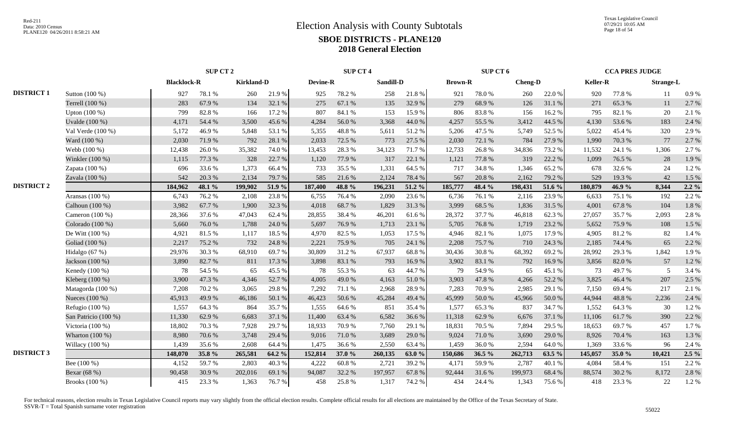# Election Analysis with County Subtotals

## SBOE DISTRICTS - PLANE120

### 2018 General Election

| | | SUP CT 2 | | | | SUP CT 4 | | | | SUP CT 6 | | | | CCA PRES JUDGE | | | |
|---|---|---|---|---|---|---|---|---|---|---|---|---|---|---|---|---|---|
| | | Blacklock-R | | Kirkland-D | | Devine-R | | Sandill-D | | Brown-R | | Cheng-D | | Keller-R | | Strange-L | |
| DISTRICT 1 | Sutton (100 %) | 927 | 78.1 % | 260 | 21.9 % | 925 | 78.2 % | 258 | 21.8 % | 921 | 78.0 % | 260 | 22.0 % | 920 | 77.8 % | 11 | 0.9 % |
| | Terrell (100 %) | 283 | 67.9 % | 134 | 32.1 % | 275 | 67.1 % | 135 | 32.9 % | 279 | 68.9 % | 126 | 31.1 % | 271 | 65.3 % | 11 | 2.7 % |
| | Upton (100 %) | 799 | 82.8 % | 166 | 17.2 % | 807 | 84.1 % | 153 | 15.9 % | 806 | 83.8 % | 156 | 16.2 % | 795 | 82.1 % | 20 | 2.1 % |
| | Uvalde (100 %) | 4,171 | 54.4 % | 3,500 | 45.6 % | 4,284 | 56.0 % | 3,368 | 44.0 % | 4,257 | 55.5 % | 3,412 | 44.5 % | 4,130 | 53.6 % | 183 | 2.4 % |
| | Val Verde (100 %) | 5,172 | 46.9 % | 5,848 | 53.1 % | 5,355 | 48.8 % | 5,611 | 51.2 % | 5,206 | 47.5 % | 5,749 | 52.5 % | 5,022 | 45.4 % | 320 | 2.9 % |
| | Ward (100 %) | 2,030 | 71.9 % | 792 | 28.1 % | 2,033 | 72.5 % | 773 | 27.5 % | 2,030 | 72.1 % | 784 | 27.9 % | 1,990 | 70.3 % | 77 | 2.7 % |
| | Webb (100 %) | 12,438 | 26.0 % | 35,382 | 74.0 % | 13,453 | 28.3 % | 34,123 | 71.7 % | 12,733 | 26.8 % | 34,836 | 73.2 % | 11,532 | 24.1 % | 1,306 | 2.7 % |
| | Winkler (100 %) | 1,115 | 77.3 % | 328 | 22.7 % | 1,120 | 77.9 % | 317 | 22.1 % | 1,121 | 77.8 % | 319 | 22.2 % | 1,099 | 76.5 % | 28 | 1.9 % |
| | Zapata (100 %) | 696 | 33.6 % | 1,373 | 66.4 % | 733 | 35.5 % | 1,331 | 64.5 % | 717 | 34.8 % | 1,346 | 65.2 % | 678 | 32.6 % | 24 | 1.2 % |
| | Zavala (100 %) | 542 | 20.3 % | 2,134 | 79.7 % | 585 | 21.6 % | 2,124 | 78.4 % | 567 | 20.8 % | 2,162 | 79.2 % | 529 | 19.3 % | 42 | 1.5 % |
| DISTRICT 2 | | **184,962** | **48.1 %** | **199,902** | **51.9 %** | **187,400** | **48.8 %** | **196,231** | **51.2 %** | **185,777** | **48.4 %** | **198,431** | **51.6 %** | **180,879** | **46.9 %** | **8,344** | **2.2 %** |
| | Aransas (100 %) | 6,743 | 76.2 % | 2,108 | 23.8 % | 6,755 | 76.4 % | 2,090 | 23.6 % | 6,736 | 76.1 % | 2,116 | 23.9 % | 6,633 | 75.1 % | 192 | 2.2 % |
| | Calhoun (100 %) | 3,982 | 67.7 % | 1,900 | 32.3 % | 4,018 | 68.7 % | 1,829 | 31.3 % | 3,999 | 68.5 % | 1,836 | 31.5 % | 4,001 | 67.8 % | 104 | 1.8 % |
| | Cameron (100 %) | 28,366 | 37.6 % | 47,043 | 62.4 % | 28,855 | 38.4 % | 46,201 | 61.6 % | 28,372 | 37.7 % | 46,818 | 62.3 % | 27,057 | 35.7 % | 2,093 | 2.8 % |
| | Colorado (100 %) | 5,660 | 76.0 % | 1,788 | 24.0 % | 5,697 | 76.9 % | 1,713 | 23.1 % | 5,705 | 76.8 % | 1,719 | 23.2 % | 5,652 | 75.9 % | 108 | 1.5 % |
| | De Witt (100 %) | 4,921 | 81.5 % | 1,117 | 18.5 % | 4,970 | 82.5 % | 1,053 | 17.5 % | 4,946 | 82.1 % | 1,075 | 17.9 % | 4,905 | 81.2 % | 82 | 1.4 % |
| | Goliad (100 %) | 2,217 | 75.2 % | 732 | 24.8 % | 2,221 | 75.9 % | 705 | 24.1 % | 2,208 | 75.7 % | 710 | 24.3 % | 2,185 | 74.4 % | 65 | 2.2 % |
| | Hidalgo (67 %) | 29,976 | 30.3 % | 68,910 | 69.7 % | 30,809 | 31.2 % | 67,937 | 68.8 % | 30,436 | 30.8 % | 68,392 | 69.2 % | 28,992 | 29.3 % | 1,842 | 1.9 % |
| | Jackson (100 %) | 3,890 | 82.7 % | 811 | 17.3 % | 3,898 | 83.1 % | 793 | 16.9 % | 3,902 | 83.1 % | 792 | 16.9 % | 3,856 | 82.0 % | 57 | 1.2 % |
| | Kenedy (100 %) | 78 | 54.5 % | 65 | 45.5 % | 78 | 55.3 % | 63 | 44.7 % | 79 | 54.9 % | 65 | 45.1 % | 73 | 49.7 % | 5 | 3.4 % |
| | Kleberg (100 %) | 3,900 | 47.3 % | 4,346 | 52.7 % | 4,005 | 49.0 % | 4,163 | 51.0 % | 3,903 | 47.8 % | 4,266 | 52.2 % | 3,825 | 46.4 % | 207 | 2.5 % |
| | Matagorda (100 %) | 7,208 | 70.2 % | 3,065 | 29.8 % | 7,292 | 71.1 % | 2,968 | 28.9 % | 7,283 | 70.9 % | 2,985 | 29.1 % | 7,150 | 69.4 % | 217 | 2.1 % |
| | Nueces (100 %) | 45,913 | 49.9 % | 46,186 | 50.1 % | 46,423 | 50.6 % | 45,284 | 49.4 % | 45,999 | 50.0 % | 45,966 | 50.0 % | 44,944 | 48.8 % | 2,236 | 2.4 % |
| | Refugio (100 %) | 1,557 | 64.3 % | 864 | 35.7 % | 1,555 | 64.6 % | 851 | 35.4 % | 1,577 | 65.3 % | 837 | 34.7 % | 1,552 | 64.3 % | 30 | 1.2 % |
| | San Patricio (100 %) | 11,330 | 62.9 % | 6,683 | 37.1 % | 11,400 | 63.4 % | 6,582 | 36.6 % | 11,318 | 62.9 % | 6,676 | 37.1 % | 11,106 | 61.7 % | 390 | 2.2 % |
| | Victoria (100 %) | 18,802 | 70.3 % | 7,928 | 29.7 % | 18,933 | 70.9 % | 7,760 | 29.1 % | 18,831 | 70.5 % | 7,894 | 29.5 % | 18,653 | 69.7 % | 457 | 1.7 % |
| | Wharton (100 %) | 8,980 | 70.6 % | 3,748 | 29.4 % | 9,016 | 71.0 % | 3,689 | 29.0 % | 9,024 | 71.0 % | 3,690 | 29.0 % | 8,926 | 70.4 % | 163 | 1.3 % |
| | Willacy (100 %) | 1,439 | 35.6 % | 2,608 | 64.4 % | 1,475 | 36.6 % | 2,550 | 63.4 % | 1,459 | 36.0 % | 2,594 | 64.0 % | 1,369 | 33.6 % | 96 | 2.4 % |
| DISTRICT 3 | | **148,070** | **35.8 %** | **265,581** | **64.2 %** | **152,814** | **37.0 %** | **260,135** | **63.0 %** | **150,686** | **36.5 %** | **262,713** | **63.5 %** | **145,057** | **35.0 %** | **10,421** | **2.5 %** |
| | Bee (100 %) | 4,152 | 59.7 % | 2,803 | 40.3 % | 4,222 | 60.8 % | 2,721 | 39.2 % | 4,171 | 59.9 % | 2,787 | 40.1 % | 4,084 | 58.4 % | 151 | 2.2 % |
| | Bexar (68 %) | 90,458 | 30.9 % | 202,016 | 69.1 % | 94,087 | 32.2 % | 197,957 | 67.8 % | 92,444 | 31.6 % | 199,973 | 68.4 % | 88,574 | 30.2 % | 8,172 | 2.8 % |
| | Brooks (100 %) | 415 | 23.3 % | 1,363 | 76.7 % | 458 | 25.8 % | 1,317 | 74.2 % | 434 | 24.4 % | 1,343 | 75.6 % | 418 | 23.3 % | 22 | 1.2 % |

For technical reasons, election results in Texas Legislative Council reports may vary slightly from the official election results. Complete official results for all elections are maintained by the Office of the Texas Secretary of State.
SSVR-T = Total Spanish surname voter registration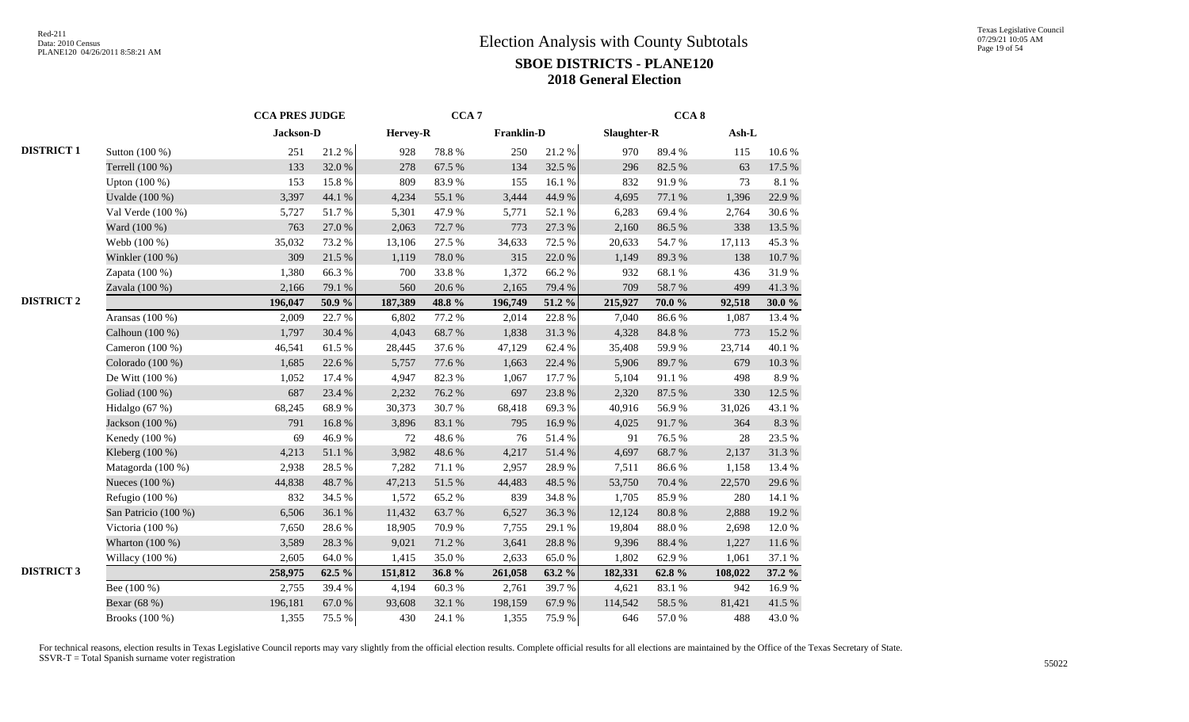# Election Analysis with County Subtotals

## SBOE DISTRICTS - PLANE120

## 2018 General Election

| | | CCA PRES JUDGE | | CCA 7 | | | | CCA 8 | | | |
|---|---|---|---|---|---|---|---|---|---|---|---|
| | | Jackson-D | | Hervey-R | | Franklin-D | | Slaughter-R | | Ash-L | |
| DISTRICT 1 | Sutton (100 %) | 251 | 21.2 % | 928 | 78.8 % | 250 | 21.2 % | 970 | 89.4 % | 115 | 10.6 % |
| | Terrell (100 %) | 133 | 32.0 % | 278 | 67.5 % | 134 | 32.5 % | 296 | 82.5 % | 63 | 17.5 % |
| | Upton (100 %) | 153 | 15.8 % | 809 | 83.9 % | 155 | 16.1 % | 832 | 91.9 % | 73 | 8.1 % |
| | Uvalde (100 %) | 3,397 | 44.1 % | 4,234 | 55.1 % | 3,444 | 44.9 % | 4,695 | 77.1 % | 1,396 | 22.9 % |
| | Val Verde (100 %) | 5,727 | 51.7 % | 5,301 | 47.9 % | 5,771 | 52.1 % | 6,283 | 69.4 % | 2,764 | 30.6 % |
| | Ward (100 %) | 763 | 27.0 % | 2,063 | 72.7 % | 773 | 27.3 % | 2,160 | 86.5 % | 338 | 13.5 % |
| | Webb (100 %) | 35,032 | 73.2 % | 13,106 | 27.5 % | 34,633 | 72.5 % | 20,633 | 54.7 % | 17,113 | 45.3 % |
| | Winkler (100 %) | 309 | 21.5 % | 1,119 | 78.0 % | 315 | 22.0 % | 1,149 | 89.3 % | 138 | 10.7 % |
| | Zapata (100 %) | 1,380 | 66.3 % | 700 | 33.8 % | 1,372 | 66.2 % | 932 | 68.1 % | 436 | 31.9 % |
| | Zavala (100 %) | 2,166 | 79.1 % | 560 | 20.6 % | 2,165 | 79.4 % | 709 | 58.7 % | 499 | 41.3 % |
| DISTRICT 2 | | **196,047** | **50.9 %** | **187,389** | **48.8 %** | **196,749** | **51.2 %** | **215,927** | **70.0 %** | **92,518** | **30.0 %** |
| | Aransas (100 %) | 2,009 | 22.7 % | 6,802 | 77.2 % | 2,014 | 22.8 % | 7,040 | 86.6 % | 1,087 | 13.4 % |
| | Calhoun (100 %) | 1,797 | 30.4 % | 4,043 | 68.7 % | 1,838 | 31.3 % | 4,328 | 84.8 % | 773 | 15.2 % |
| | Cameron (100 %) | 46,541 | 61.5 % | 28,445 | 37.6 % | 47,129 | 62.4 % | 35,408 | 59.9 % | 23,714 | 40.1 % |
| | Colorado (100 %) | 1,685 | 22.6 % | 5,757 | 77.6 % | 1,663 | 22.4 % | 5,906 | 89.7 % | 679 | 10.3 % |
| | De Witt (100 %) | 1,052 | 17.4 % | 4,947 | 82.3 % | 1,067 | 17.7 % | 5,104 | 91.1 % | 498 | 8.9 % |
| | Goliad (100 %) | 687 | 23.4 % | 2,232 | 76.2 % | 697 | 23.8 % | 2,320 | 87.5 % | 330 | 12.5 % |
| | Hidalgo (67 %) | 68,245 | 68.9 % | 30,373 | 30.7 % | 68,418 | 69.3 % | 40,916 | 56.9 % | 31,026 | 43.1 % |
| | Jackson (100 %) | 791 | 16.8 % | 3,896 | 83.1 % | 795 | 16.9 % | 4,025 | 91.7 % | 364 | 8.3 % |
| | Kenedy (100 %) | 69 | 46.9 % | 72 | 48.6 % | 76 | 51.4 % | 91 | 76.5 % | 28 | 23.5 % |
| | Kleberg (100 %) | 4,213 | 51.1 % | 3,982 | 48.6 % | 4,217 | 51.4 % | 4,697 | 68.7 % | 2,137 | 31.3 % |
| | Matagorda (100 %) | 2,938 | 28.5 % | 7,282 | 71.1 % | 2,957 | 28.9 % | 7,511 | 86.6 % | 1,158 | 13.4 % |
| | Nueces (100 %) | 44,838 | 48.7 % | 47,213 | 51.5 % | 44,483 | 48.5 % | 53,750 | 70.4 % | 22,570 | 29.6 % |
| | Refugio (100 %) | 832 | 34.5 % | 1,572 | 65.2 % | 839 | 34.8 % | 1,705 | 85.9 % | 280 | 14.1 % |
| | San Patricio (100 %) | 6,506 | 36.1 % | 11,432 | 63.7 % | 6,527 | 36.3 % | 12,124 | 80.8 % | 2,888 | 19.2 % |
| | Victoria (100 %) | 7,650 | 28.6 % | 18,905 | 70.9 % | 7,755 | 29.1 % | 19,804 | 88.0 % | 2,698 | 12.0 % |
| | Wharton (100 %) | 3,589 | 28.3 % | 9,021 | 71.2 % | 3,641 | 28.8 % | 9,396 | 88.4 % | 1,227 | 11.6 % |
| | Willacy (100 %) | 2,605 | 64.0 % | 1,415 | 35.0 % | 2,633 | 65.0 % | 1,802 | 62.9 % | 1,061 | 37.1 % |
| DISTRICT 3 | | **258,975** | **62.5 %** | **151,812** | **36.8 %** | **261,058** | **63.2 %** | **182,331** | **62.8 %** | **108,022** | **37.2 %** |
| | Bee (100 %) | 2,755 | 39.4 % | 4,194 | 60.3 % | 2,761 | 39.7 % | 4,621 | 83.1 % | 942 | 16.9 % |
| | Bexar (68 %) | 196,181 | 67.0 % | 93,608 | 32.1 % | 198,159 | 67.9 % | 114,542 | 58.5 % | 81,421 | 41.5 % |
| | Brooks (100 %) | 1,355 | 75.5 % | 430 | 24.1 % | 1,355 | 75.9 % | 646 | 57.0 % | 488 | 43.0 % |

For technical reasons, election results in Texas Legislative Council reports may vary slightly from the official election results. Complete official results for all elections are maintained by the Office of the Texas Secretary of State.
SSVR-T = Total Spanish surname voter registration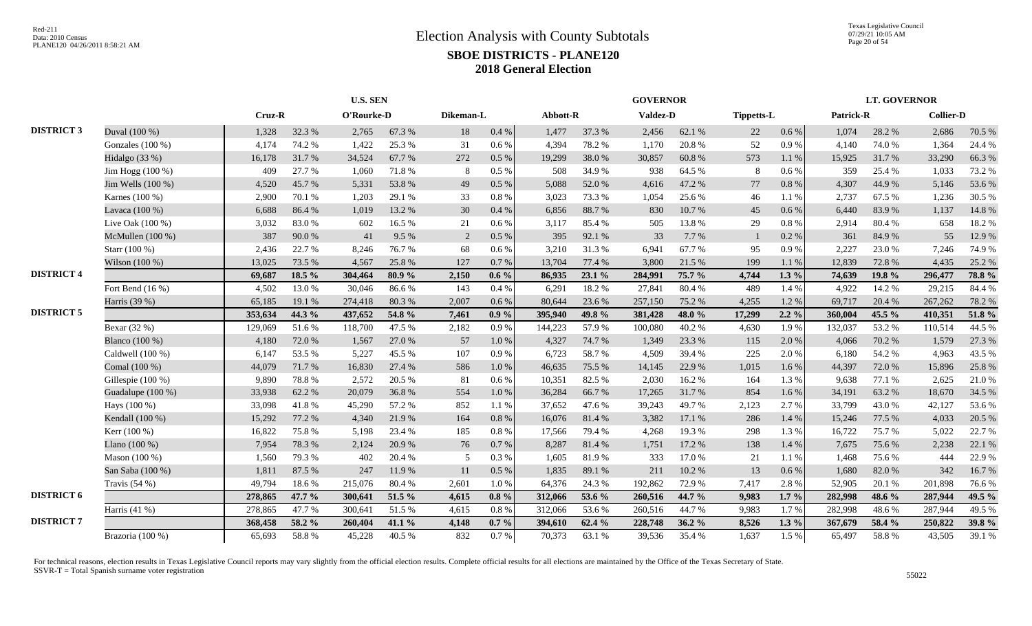# Election Analysis with County Subtotals

## SBOE DISTRICTS - PLANE120

## 2018 General Election

Red-211
Data: 2010 Census
PLANE120 04/26/2011 8:58:21 AM

Texas Legislative Council
07/29/21 10:05 AM

| | | U.S. SEN | | | | | | GOVERNOR | | | | | | LT. GOVERNOR | | | |
|---|---|---|---|---|---|---|---|---|---|---|---|---|---|---|---|---|---|
| | | Cruz-R | | O'Rourke-D | | Dikeman-L | | Abbott-R | | Valdez-D | | Tippetts-L | | Patrick-R | | Collier-D | |
| DISTRICT 3 | Duval (100 %) | 1,328 | 32.3 % | 2,765 | 67.3 % | 18 | 0.4 % | 1,477 | 37.3 % | 2,456 | 62.1 % | 22 | 0.6 % | 1,074 | 28.2 % | 2,686 | 70.5 % |
| | Gonzales (100 %) | 4,174 | 74.2 % | 1,422 | 25.3 % | 31 | 0.6 % | 4,394 | 78.2 % | 1,170 | 20.8 % | 52 | 0.9 % | 4,140 | 74.0 % | 1,364 | 24.4 % |
| | Hidalgo (33 %) | 16,178 | 31.7 % | 34,524 | 67.7 % | 272 | 0.5 % | 19,299 | 38.0 % | 30,857 | 60.8 % | 573 | 1.1 % | 15,925 | 31.7 % | 33,290 | 66.3 % |
| | Jim Hogg (100 %) | 409 | 27.7 % | 1,060 | 71.8 % | 8 | 0.5 % | 508 | 34.9 % | 938 | 64.5 % | 8 | 0.6 % | 359 | 25.4 % | 1,033 | 73.2 % |
| | Jim Wells (100 %) | 4,520 | 45.7 % | 5,331 | 53.8 % | 49 | 0.5 % | 5,088 | 52.0 % | 4,616 | 47.2 % | 77 | 0.8 % | 4,307 | 44.9 % | 5,146 | 53.6 % |
| | Karnes (100 %) | 2,900 | 70.1 % | 1,203 | 29.1 % | 33 | 0.8 % | 3,023 | 73.3 % | 1,054 | 25.6 % | 46 | 1.1 % | 2,737 | 67.5 % | 1,236 | 30.5 % |
| | Lavaca (100 %) | 6,688 | 86.4 % | 1,019 | 13.2 % | 30 | 0.4 % | 6,856 | 88.7 % | 830 | 10.7 % | 45 | 0.6 % | 6,440 | 83.9 % | 1,137 | 14.8 % |
| | Live Oak (100 %) | 3,032 | 83.0 % | 602 | 16.5 % | 21 | 0.6 % | 3,117 | 85.4 % | 505 | 13.8 % | 29 | 0.8 % | 2,914 | 80.4 % | 658 | 18.2 % |
| | McMullen (100 %) | 387 | 90.0 % | 41 | 9.5 % | 2 | 0.5 % | 395 | 92.1 % | 33 | 7.7 % | 1 | 0.2 % | 361 | 84.9 % | 55 | 12.9 % |
| | Starr (100 %) | 2,436 | 22.7 % | 8,246 | 76.7 % | 68 | 0.6 % | 3,210 | 31.3 % | 6,941 | 67.7 % | 95 | 0.9 % | 2,227 | 23.0 % | 7,246 | 74.9 % |
| | Wilson (100 %) | 13,025 | 73.5 % | 4,567 | 25.8 % | 127 | 0.7 % | 13,704 | 77.4 % | 3,800 | 21.5 % | 199 | 1.1 % | 12,839 | 72.8 % | 4,435 | 25.2 % |
| DISTRICT 4 | | **69,687** | **18.5 %** | **304,464** | **80.9 %** | **2,150** | **0.6 %** | **86,935** | **23.1 %** | **284,991** | **75.7 %** | **4,744** | **1.3 %** | **74,639** | **19.8 %** | **296,477** | **78.8 %** |
| | Fort Bend (16 %) | 4,502 | 13.0 % | 30,046 | 86.6 % | 143 | 0.4 % | 6,291 | 18.2 % | 27,841 | 80.4 % | 489 | 1.4 % | 4,922 | 14.2 % | 29,215 | 84.4 % |
| | Harris (39 %) | 65,185 | 19.1 % | 274,418 | 80.3 % | 2,007 | 0.6 % | 80,644 | 23.6 % | 257,150 | 75.2 % | 4,255 | 1.2 % | 69,717 | 20.4 % | 267,262 | 78.2 % |
| DISTRICT 5 | | **353,634** | **44.3 %** | **437,652** | **54.8 %** | **7,461** | **0.9 %** | **395,940** | **49.8 %** | **381,428** | **48.0 %** | **17,299** | **2.2 %** | **360,004** | **45.5 %** | **410,351** | **51.8 %** |
| | Bexar (32 %) | 129,069 | 51.6 % | 118,700 | 47.5 % | 2,182 | 0.9 % | 144,223 | 57.9 % | 100,080 | 40.2 % | 4,630 | 1.9 % | 132,037 | 53.2 % | 110,514 | 44.5 % |
| | Blanco (100 %) | 4,180 | 72.0 % | 1,567 | 27.0 % | 57 | 1.0 % | 4,327 | 74.7 % | 1,349 | 23.3 % | 115 | 2.0 % | 4,066 | 70.2 % | 1,579 | 27.3 % |
| | Caldwell (100 %) | 6,147 | 53.5 % | 5,227 | 45.5 % | 107 | 0.9 % | 6,723 | 58.7 % | 4,509 | 39.4 % | 225 | 2.0 % | 6,180 | 54.2 % | 4,963 | 43.5 % |
| | Comal (100 %) | 44,079 | 71.7 % | 16,830 | 27.4 % | 586 | 1.0 % | 46,635 | 75.5 % | 14,145 | 22.9 % | 1,015 | 1.6 % | 44,397 | 72.0 % | 15,896 | 25.8 % |
| | Gillespie (100 %) | 9,890 | 78.8 % | 2,572 | 20.5 % | 81 | 0.6 % | 10,351 | 82.5 % | 2,030 | 16.2 % | 164 | 1.3 % | 9,638 | 77.1 % | 2,625 | 21.0 % |
| | Guadalupe (100 %) | 33,938 | 62.2 % | 20,079 | 36.8 % | 554 | 1.0 % | 36,284 | 66.7 % | 17,265 | 31.7 % | 854 | 1.6 % | 34,191 | 63.2 % | 18,670 | 34.5 % |
| | Hays (100 %) | 33,098 | 41.8 % | 45,290 | 57.2 % | 852 | 1.1 % | 37,652 | 47.6 % | 39,243 | 49.7 % | 2,123 | 2.7 % | 33,799 | 43.0 % | 42,127 | 53.6 % |
| | Kendall (100 %) | 15,292 | 77.2 % | 4,340 | 21.9 % | 164 | 0.8 % | 16,076 | 81.4 % | 3,382 | 17.1 % | 286 | 1.4 % | 15,246 | 77.5 % | 4,033 | 20.5 % |
| | Kerr (100 %) | 16,822 | 75.8 % | 5,198 | 23.4 % | 185 | 0.8 % | 17,566 | 79.4 % | 4,268 | 19.3 % | 298 | 1.3 % | 16,722 | 75.7 % | 5,022 | 22.7 % |
| | Llano (100 %) | 7,954 | 78.3 % | 2,124 | 20.9 % | 76 | 0.7 % | 8,287 | 81.4 % | 1,751 | 17.2 % | 138 | 1.4 % | 7,675 | 75.6 % | 2,238 | 22.1 % |
| | Mason (100 %) | 1,560 | 79.3 % | 402 | 20.4 % | 5 | 0.3 % | 1,605 | 81.9 % | 333 | 17.0 % | 21 | 1.1 % | 1,468 | 75.6 % | 444 | 22.9 % |
| | San Saba (100 %) | 1,811 | 87.5 % | 247 | 11.9 % | 11 | 0.5 % | 1,835 | 89.1 % | 211 | 10.2 % | 13 | 0.6 % | 1,680 | 82.0 % | 342 | 16.7 % |
| | Travis (54 %) | 49,794 | 18.6 % | 215,076 | 80.4 % | 2,601 | 1.0 % | 64,376 | 24.3 % | 192,862 | 72.9 % | 7,417 | 2.8 % | 52,905 | 20.1 % | 201,898 | 76.6 % |
| DISTRICT 6 | | **278,865** | **47.7 %** | **300,641** | **51.5 %** | **4,615** | **0.8 %** | **312,066** | **53.6 %** | **260,516** | **44.7 %** | **9,983** | **1.7 %** | **282,998** | **48.6 %** | **287,944** | **49.5 %** |
| | Harris (41 %) | 278,865 | 47.7 % | 300,641 | 51.5 % | 4,615 | 0.8 % | 312,066 | 53.6 % | 260,516 | 44.7 % | 9,983 | 1.7 % | 282,998 | 48.6 % | 287,944 | 49.5 % |
| DISTRICT 7 | | **368,458** | **58.2 %** | **260,404** | **41.1 %** | **4,148** | **0.7 %** | **394,610** | **62.4 %** | **228,748** | **36.2 %** | **8,526** | **1.3 %** | **367,679** | **58.4 %** | **250,822** | **39.8 %** |
| | Brazoria (100 %) | 65,693 | 58.8 % | 45,228 | 40.5 % | 832 | 0.7 % | 70,373 | 63.1 % | 39,536 | 35.4 % | 1,637 | 1.5 % | 65,497 | 58.8 % | 43,505 | 39.1 % |

For technical reasons, election results in Texas Legislative Council reports may vary slightly from the official election results. Complete official results for all elections are maintained by the Office of the Texas Secretary of State.
SSVR-T = Total Spanish surname voter registration

55022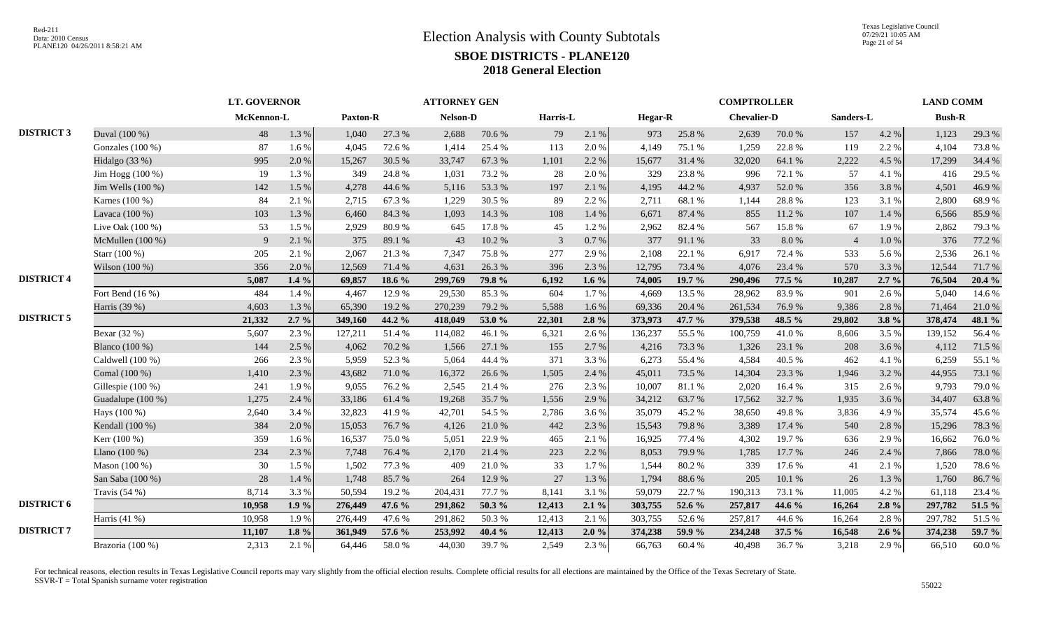# Election Analysis with County Subtotals

## SBOE DISTRICTS - PLANE120

### 2018 General Election

| | | LT. GOVERNOR | | ATTORNEY GEN | | | | | | COMPTROLLER | | | | | | LAND COMM | |
|---|---|---|---|---|---|---|---|---|---|---|---|---|---|---|---|---|---|
| | | McKennon-L | | Paxton-R | | Nelson-D | | Harris-L | | Hegar-R | | Chevalier-D | | Sanders-L | | Bush-R | |
| **DISTRICT 3** | Duval (100 %) | 48 | 1.3 % | 1,040 | 27.3 % | 2,688 | 70.6 % | 79 | 2.1 % | 973 | 25.8 % | 2,639 | 70.0 % | 157 | 4.2 % | 1,123 | 29.3 % |
| | Gonzales (100 %) | 87 | 1.6 % | 4,045 | 72.6 % | 1,414 | 25.4 % | 113 | 2.0 % | 4,149 | 75.1 % | 1,259 | 22.8 % | 119 | 2.2 % | 4,104 | 73.8 % |
| | Hidalgo (33 %) | 995 | 2.0 % | 15,267 | 30.5 % | 33,747 | 67.3 % | 1,101 | 2.2 % | 15,677 | 31.4 % | 32,020 | 64.1 % | 2,222 | 4.5 % | 17,299 | 34.4 % |
| | Jim Hogg (100 %) | 19 | 1.3 % | 349 | 24.8 % | 1,031 | 73.2 % | 28 | 2.0 % | 329 | 23.8 % | 996 | 72.1 % | 57 | 4.1 % | 416 | 29.5 % |
| | Jim Wells (100 %) | 142 | 1.5 % | 4,278 | 44.6 % | 5,116 | 53.3 % | 197 | 2.1 % | 4,195 | 44.2 % | 4,937 | 52.0 % | 356 | 3.8 % | 4,501 | 46.9 % |
| | Karnes (100 %) | 84 | 2.1 % | 2,715 | 67.3 % | 1,229 | 30.5 % | 89 | 2.2 % | 2,711 | 68.1 % | 1,144 | 28.8 % | 123 | 3.1 % | 2,800 | 68.9 % |
| | Lavaca (100 %) | 103 | 1.3 % | 6,460 | 84.3 % | 1,093 | 14.3 % | 108 | 1.4 % | 6,671 | 87.4 % | 855 | 11.2 % | 107 | 1.4 % | 6,566 | 85.9 % |
| | Live Oak (100 %) | 53 | 1.5 % | 2,929 | 80.9 % | 645 | 17.8 % | 45 | 1.2 % | 2,962 | 82.4 % | 567 | 15.8 % | 67 | 1.9 % | 2,862 | 79.3 % |
| | McMullen (100 %) | 9 | 2.1 % | 375 | 89.1 % | 43 | 10.2 % | 3 | 0.7 % | 377 | 91.1 % | 33 | 8.0 % | 4 | 1.0 % | 376 | 77.2 % |
| | Starr (100 %) | 205 | 2.1 % | 2,067 | 21.3 % | 7,347 | 75.8 % | 277 | 2.9 % | 2,108 | 22.1 % | 6,917 | 72.4 % | 533 | 5.6 % | 2,536 | 26.1 % |
| | Wilson (100 %) | 356 | 2.0 % | 12,569 | 71.4 % | 4,631 | 26.3 % | 396 | 2.3 % | 12,795 | 73.4 % | 4,076 | 23.4 % | 570 | 3.3 % | 12,544 | 71.7 % |
| **DISTRICT 4** | | **5,087** | **1.4 %** | **69,857** | **18.6 %** | **299,769** | **79.8 %** | **6,192** | **1.6 %** | **74,005** | **19.7 %** | **290,496** | **77.5 %** | **10,287** | **2.7 %** | **76,504** | **20.4 %** |
| | Fort Bend (16 %) | 484 | 1.4 % | 4,467 | 12.9 % | 29,530 | 85.3 % | 604 | 1.7 % | 4,669 | 13.5 % | 28,962 | 83.9 % | 901 | 2.6 % | 5,040 | 14.6 % |
| | Harris (39 %) | 4,603 | 1.3 % | 65,390 | 19.2 % | 270,239 | 79.2 % | 5,588 | 1.6 % | 69,336 | 20.4 % | 261,534 | 76.9 % | 9,386 | 2.8 % | 71,464 | 21.0 % |
| **DISTRICT 5** | | **21,332** | **2.7 %** | **349,160** | **44.2 %** | **418,049** | **53.0 %** | **22,301** | **2.8 %** | **373,973** | **47.7 %** | **379,538** | **48.5 %** | **29,802** | **3.8 %** | **378,474** | **48.1 %** |
| | Bexar (32 %) | 5,607 | 2.3 % | 127,211 | 51.4 % | 114,082 | 46.1 % | 6,321 | 2.6 % | 136,237 | 55.5 % | 100,759 | 41.0 % | 8,606 | 3.5 % | 139,152 | 56.4 % |
| | Blanco (100 %) | 144 | 2.5 % | 4,062 | 70.2 % | 1,566 | 27.1 % | 155 | 2.7 % | 4,216 | 73.3 % | 1,326 | 23.1 % | 208 | 3.6 % | 4,112 | 71.5 % |
| | Caldwell (100 %) | 266 | 2.3 % | 5,959 | 52.3 % | 5,064 | 44.4 % | 371 | 3.3 % | 6,273 | 55.4 % | 4,584 | 40.5 % | 462 | 4.1 % | 6,259 | 55.1 % |
| | Comal (100 %) | 1,410 | 2.3 % | 43,682 | 71.0 % | 16,372 | 26.6 % | 1,505 | 2.4 % | 45,011 | 73.5 % | 14,304 | 23.3 % | 1,946 | 3.2 % | 44,955 | 73.1 % |
| | Gillespie (100 %) | 241 | 1.9 % | 9,055 | 76.2 % | 2,545 | 21.4 % | 276 | 2.3 % | 10,007 | 81.1 % | 2,020 | 16.4 % | 315 | 2.6 % | 9,793 | 79.0 % |
| | Guadalupe (100 %) | 1,275 | 2.4 % | 33,186 | 61.4 % | 19,268 | 35.7 % | 1,556 | 2.9 % | 34,212 | 63.7 % | 17,562 | 32.7 % | 1,935 | 3.6 % | 34,407 | 63.8 % |
| | Hays (100 %) | 2,640 | 3.4 % | 32,823 | 41.9 % | 42,701 | 54.5 % | 2,786 | 3.6 % | 35,079 | 45.2 % | 38,650 | 49.8 % | 3,836 | 4.9 % | 35,574 | 45.6 % |
| | Kendall (100 %) | 384 | 2.0 % | 15,053 | 76.7 % | 4,126 | 21.0 % | 442 | 2.3 % | 15,543 | 79.8 % | 3,389 | 17.4 % | 540 | 2.8 % | 15,296 | 78.3 % |
| | Kerr (100 %) | 359 | 1.6 % | 16,537 | 75.0 % | 5,051 | 22.9 % | 465 | 2.1 % | 16,925 | 77.4 % | 4,302 | 19.7 % | 636 | 2.9 % | 16,662 | 76.0 % |
| | Llano (100 %) | 234 | 2.3 % | 7,748 | 76.4 % | 2,170 | 21.4 % | 223 | 2.2 % | 8,053 | 79.9 % | 1,785 | 17.7 % | 246 | 2.4 % | 7,866 | 78.0 % |
| | Mason (100 %) | 30 | 1.5 % | 1,502 | 77.3 % | 409 | 21.0 % | 33 | 1.7 % | 1,544 | 80.2 % | 339 | 17.6 % | 41 | 2.1 % | 1,520 | 78.6 % |
| | San Saba (100 %) | 28 | 1.4 % | 1,748 | 85.7 % | 264 | 12.9 % | 27 | 1.3 % | 1,794 | 88.6 % | 205 | 10.1 % | 26 | 1.3 % | 1,760 | 86.7 % |
| | Travis (54 %) | 8,714 | 3.3 % | 50,594 | 19.2 % | 204,431 | 77.7 % | 8,141 | 3.1 % | 59,079 | 22.7 % | 190,313 | 73.1 % | 11,005 | 4.2 % | 61,118 | 23.4 % |
| **DISTRICT 6** | | **10,958** | **1.9 %** | **276,449** | **47.6 %** | **291,862** | **50.3 %** | **12,413** | **2.1 %** | **303,755** | **52.6 %** | **257,817** | **44.6 %** | **16,264** | **2.8 %** | **297,782** | **51.5 %** |
| | Harris (41 %) | 10,958 | 1.9 % | 276,449 | 47.6 % | 291,862 | 50.3 % | 12,413 | 2.1 % | 303,755 | 52.6 % | 257,817 | 44.6 % | 16,264 | 2.8 % | 297,782 | 51.5 % |
| **DISTRICT 7** | | **11,107** | **1.8 %** | **361,949** | **57.6 %** | **253,992** | **40.4 %** | **12,413** | **2.0 %** | **374,238** | **59.9 %** | **234,248** | **37.5 %** | **16,548** | **2.6 %** | **374,238** | **59.7 %** |
| | Brazoria (100 %) | 2,313 | 2.1 % | 64,446 | 58.0 % | 44,030 | 39.7 % | 2,549 | 2.3 % | 66,763 | 60.4 % | 40,498 | 36.7 % | 3,218 | 2.9 % | 66,510 | 60.0 % |

For technical reasons, election results in Texas Legislative Council reports may vary slightly from the official election results. Complete official results for all elections are maintained by the Office of the Texas Secretary of State.
SSVR-T = Total Spanish surname voter registration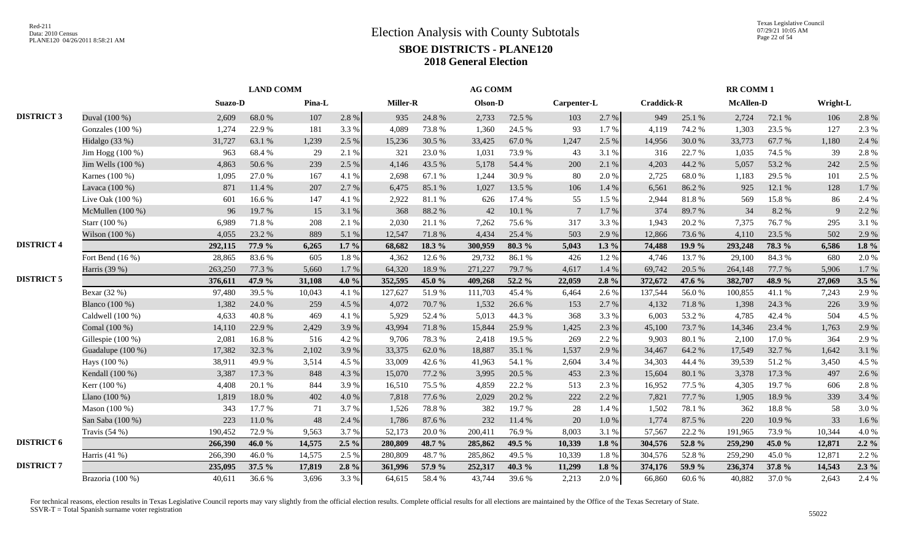# Election Analysis with County Subtotals

## SBOE DISTRICTS - PLANE120

### 2018 General Election

| | | LAND COMM | | | | AG COMM | | | | | | RR COMM 1 | | | | | |
|---|---|---|---|---|---|---|---|---|---|---|---|---|---|---|---|---|---|
| | | Suazo-D | | Pina-L | | Miller-R | | Olson-D | | Carpenter-L | | Craddick-R | | McAllen-D | | Wright-L | |
| DISTRICT 3 | Duval (100 %) | 2,609 | 68.0 % | 107 | 2.8 % | 935 | 24.8 % | 2,733 | 72.5 % | 103 | 2.7 % | 949 | 25.1 % | 2,724 | 72.1 % | 106 | 2.8 % |
| | Gonzales (100 %) | 1,274 | 22.9 % | 181 | 3.3 % | 4,089 | 73.8 % | 1,360 | 24.5 % | 93 | 1.7 % | 4,119 | 74.2 % | 1,303 | 23.5 % | 127 | 2.3 % |
| | Hidalgo (33 %) | 31,727 | 63.1 % | 1,239 | 2.5 % | 15,236 | 30.5 % | 33,425 | 67.0 % | 1,247 | 2.5 % | 14,956 | 30.0 % | 33,773 | 67.7 % | 1,180 | 2.4 % |
| | Jim Hogg (100 %) | 963 | 68.4 % | 29 | 2.1 % | 321 | 23.0 % | 1,031 | 73.9 % | 43 | 3.1 % | 316 | 22.7 % | 1,035 | 74.5 % | 39 | 2.8 % |
| | Jim Wells (100 %) | 4,863 | 50.6 % | 239 | 2.5 % | 4,146 | 43.5 % | 5,178 | 54.4 % | 200 | 2.1 % | 4,203 | 44.2 % | 5,057 | 53.2 % | 242 | 2.5 % |
| | Karnes (100 %) | 1,095 | 27.0 % | 167 | 4.1 % | 2,698 | 67.1 % | 1,244 | 30.9 % | 80 | 2.0 % | 2,725 | 68.0 % | 1,183 | 29.5 % | 101 | 2.5 % |
| | Lavaca (100 %) | 871 | 11.4 % | 207 | 2.7 % | 6,475 | 85.1 % | 1,027 | 13.5 % | 106 | 1.4 % | 6,561 | 86.2 % | 925 | 12.1 % | 128 | 1.7 % |
| | Live Oak (100 %) | 601 | 16.6 % | 147 | 4.1 % | 2,922 | 81.1 % | 626 | 17.4 % | 55 | 1.5 % | 2,944 | 81.8 % | 569 | 15.8 % | 86 | 2.4 % |
| | McMullen (100 %) | 96 | 19.7 % | 15 | 3.1 % | 368 | 88.2 % | 42 | 10.1 % | 7 | 1.7 % | 374 | 89.7 % | 34 | 8.2 % | 9 | 2.2 % |
| | Starr (100 %) | 6,989 | 71.8 % | 208 | 2.1 % | 2,030 | 21.1 % | 7,262 | 75.6 % | 317 | 3.3 % | 1,943 | 20.2 % | 7,375 | 76.7 % | 295 | 3.1 % |
| | Wilson (100 %) | 4,055 | 23.2 % | 889 | 5.1 % | 12,547 | 71.8 % | 4,434 | 25.4 % | 503 | 2.9 % | 12,866 | 73.6 % | 4,110 | 23.5 % | 502 | 2.9 % |
| DISTRICT 4 | | **292,115** | **77.9 %** | **6,265** | **1.7 %** | **68,682** | **18.3 %** | **300,959** | **80.3 %** | **5,043** | **1.3 %** | **74,488** | **19.9 %** | **293,248** | **78.3 %** | **6,586** | **1.8 %** |
| | Fort Bend (16 %) | 28,865 | 83.6 % | 605 | 1.8 % | 4,362 | 12.6 % | 29,732 | 86.1 % | 426 | 1.2 % | 4,746 | 13.7 % | 29,100 | 84.3 % | 680 | 2.0 % |
| | Harris (39 %) | 263,250 | 77.3 % | 5,660 | 1.7 % | 64,320 | 18.9 % | 271,227 | 79.7 % | 4,617 | 1.4 % | 69,742 | 20.5 % | 264,148 | 77.7 % | 5,906 | 1.7 % |
| DISTRICT 5 | | **376,611** | **47.9 %** | **31,108** | **4.0 %** | **352,595** | **45.0 %** | **409,268** | **52.2 %** | **22,059** | **2.8 %** | **372,672** | **47.6 %** | **382,707** | **48.9 %** | **27,069** | **3.5 %** |
| | Bexar (32 %) | 97,480 | 39.5 % | 10,043 | 4.1 % | 127,627 | 51.9 % | 111,703 | 45.4 % | 6,464 | 2.6 % | 137,544 | 56.0 % | 100,855 | 41.1 % | 7,243 | 2.9 % |
| | Blanco (100 %) | 1,382 | 24.0 % | 259 | 4.5 % | 4,072 | 70.7 % | 1,532 | 26.6 % | 153 | 2.7 % | 4,132 | 71.8 % | 1,398 | 24.3 % | 226 | 3.9 % |
| | Caldwell (100 %) | 4,633 | 40.8 % | 469 | 4.1 % | 5,929 | 52.4 % | 5,013 | 44.3 % | 368 | 3.3 % | 6,003 | 53.2 % | 4,785 | 42.4 % | 504 | 4.5 % |
| | Comal (100 %) | 14,110 | 22.9 % | 2,429 | 3.9 % | 43,994 | 71.8 % | 15,844 | 25.9 % | 1,425 | 2.3 % | 45,100 | 73.7 % | 14,346 | 23.4 % | 1,763 | 2.9 % |
| | Gillespie (100 %) | 2,081 | 16.8 % | 516 | 4.2 % | 9,706 | 78.3 % | 2,418 | 19.5 % | 269 | 2.2 % | 9,903 | 80.1 % | 2,100 | 17.0 % | 364 | 2.9 % |
| | Guadalupe (100 %) | 17,382 | 32.3 % | 2,102 | 3.9 % | 33,375 | 62.0 % | 18,887 | 35.1 % | 1,537 | 2.9 % | 34,467 | 64.2 % | 17,549 | 32.7 % | 1,642 | 3.1 % |
| | Hays (100 %) | 38,911 | 49.9 % | 3,514 | 4.5 % | 33,009 | 42.6 % | 41,963 | 54.1 % | 2,604 | 3.4 % | 34,303 | 44.4 % | 39,539 | 51.2 % | 3,450 | 4.5 % |
| | Kendall (100 %) | 3,387 | 17.3 % | 848 | 4.3 % | 15,070 | 77.2 % | 3,995 | 20.5 % | 453 | 2.3 % | 15,604 | 80.1 % | 3,378 | 17.3 % | 497 | 2.6 % |
| | Kerr (100 %) | 4,408 | 20.1 % | 844 | 3.9 % | 16,510 | 75.5 % | 4,859 | 22.2 % | 513 | 2.3 % | 16,952 | 77.5 % | 4,305 | 19.7 % | 606 | 2.8 % |
| | Llano (100 %) | 1,819 | 18.0 % | 402 | 4.0 % | 7,818 | 77.6 % | 2,029 | 20.2 % | 222 | 2.2 % | 7,821 | 77.7 % | 1,905 | 18.9 % | 339 | 3.4 % |
| | Mason (100 %) | 343 | 17.7 % | 71 | 3.7 % | 1,526 | 78.8 % | 382 | 19.7 % | 28 | 1.4 % | 1,502 | 78.1 % | 362 | 18.8 % | 58 | 3.0 % |
| | San Saba (100 %) | 223 | 11.0 % | 48 | 2.4 % | 1,786 | 87.6 % | 232 | 11.4 % | 20 | 1.0 % | 1,774 | 87.5 % | 220 | 10.9 % | 33 | 1.6 % |
| | Travis (54 %) | 190,452 | 72.9 % | 9,563 | 3.7 % | 52,173 | 20.0 % | 200,411 | 76.9 % | 8,003 | 3.1 % | 57,567 | 22.2 % | 191,965 | 73.9 % | 10,344 | 4.0 % |
| DISTRICT 6 | | **266,390** | **46.0 %** | **14,575** | **2.5 %** | **280,809** | **48.7 %** | **285,862** | **49.5 %** | **10,339** | **1.8 %** | **304,576** | **52.8 %** | **259,290** | **45.0 %** | **12,871** | **2.2 %** |
| | Harris (41 %) | 266,390 | 46.0 % | 14,575 | 2.5 % | 280,809 | 48.7 % | 285,862 | 49.5 % | 10,339 | 1.8 % | 304,576 | 52.8 % | 259,290 | 45.0 % | 12,871 | 2.2 % |
| DISTRICT 7 | | **235,095** | **37.5 %** | **17,819** | **2.8 %** | **361,996** | **57.9 %** | **252,317** | **40.3 %** | **11,299** | **1.8 %** | **374,176** | **59.9 %** | **236,374** | **37.8 %** | **14,543** | **2.3 %** |
| | Brazoria (100 %) | 40,611 | 36.6 % | 3,696 | 3.3 % | 64,615 | 58.4 % | 43,744 | 39.6 % | 2,213 | 2.0 % | 66,860 | 60.6 % | 40,882 | 37.0 % | 2,643 | 2.4 % |

For technical reasons, election results in Texas Legislative Council reports may vary slightly from the official election results. Complete official results for all elections are maintained by the Office of the Texas Secretary of State.
SSVR-T = Total Spanish surname voter registration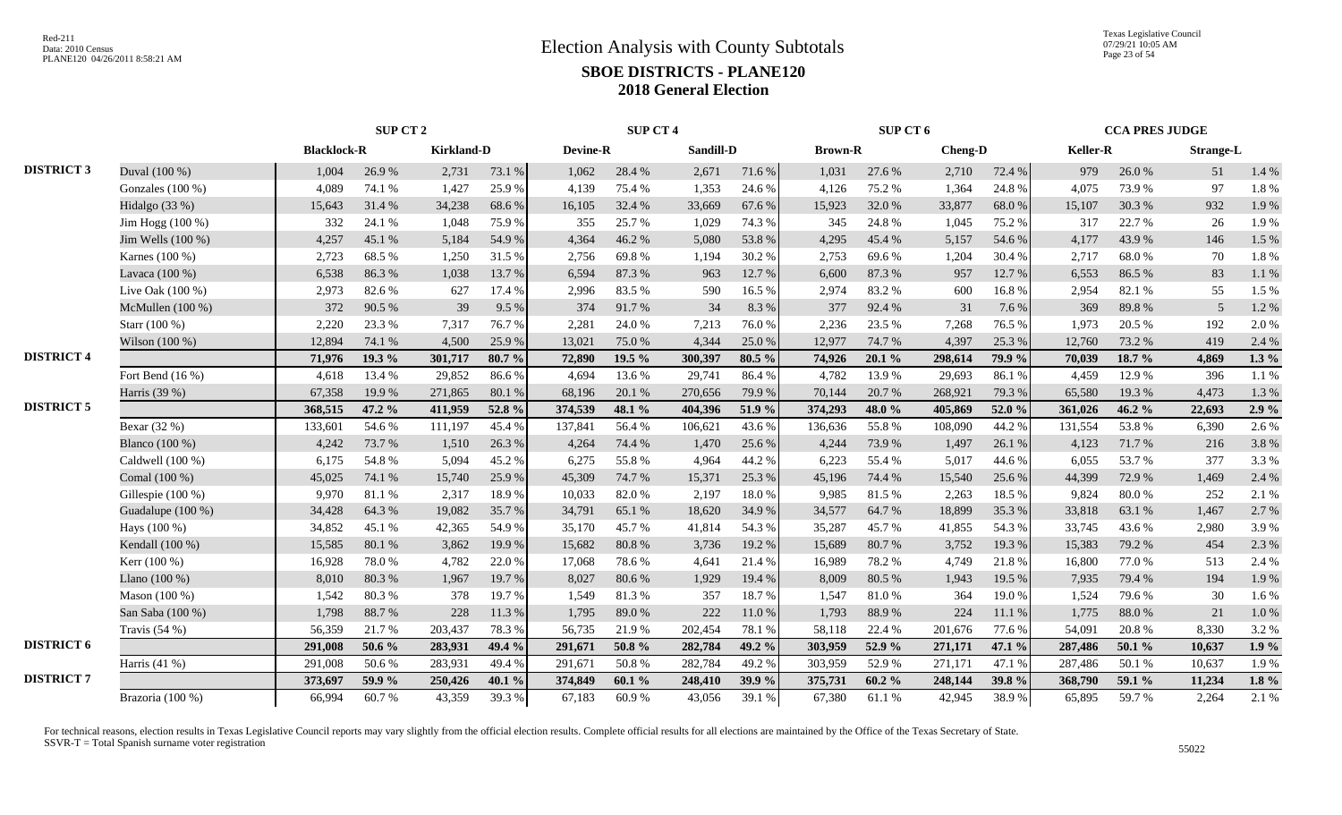# Election Analysis with County Subtotals

## SBOE DISTRICTS - PLANE120

### 2018 General Election

| | | SUP CT 2 | | | | SUP CT 4 | | | | SUP CT 6 | | | | CCA PRES JUDGE | | | |
|---|---|---|---|---|---|---|---|---|---|---|---|---|---|---|---|---|---|
| | | Blacklock-R | | Kirkland-D | | Devine-R | | Sandill-D | | Brown-R | | Cheng-D | | Keller-R | | Strange-L | |
| DISTRICT 3 | Duval (100 %) | 1,004 | 26.9 % | 2,731 | 73.1 % | 1,062 | 28.4 % | 2,671 | 71.6 % | 1,031 | 27.6 % | 2,710 | 72.4 % | 979 | 26.0 % | 51 | 1.4 % |
| | Gonzales (100 %) | 4,089 | 74.1 % | 1,427 | 25.9 % | 4,139 | 75.4 % | 1,353 | 24.6 % | 4,126 | 75.2 % | 1,364 | 24.8 % | 4,075 | 73.9 % | 97 | 1.8 % |
| | Hidalgo (33 %) | 15,643 | 31.4 % | 34,238 | 68.6 % | 16,105 | 32.4 % | 33,669 | 67.6 % | 15,923 | 32.0 % | 33,877 | 68.0 % | 15,107 | 30.3 % | 932 | 1.9 % |
| | Jim Hogg (100 %) | 332 | 24.1 % | 1,048 | 75.9 % | 355 | 25.7 % | 1,029 | 74.3 % | 345 | 24.8 % | 1,045 | 75.2 % | 317 | 22.7 % | 26 | 1.9 % |
| | Jim Wells (100 %) | 4,257 | 45.1 % | 5,184 | 54.9 % | 4,364 | 46.2 % | 5,080 | 53.8 % | 4,295 | 45.4 % | 5,157 | 54.6 % | 4,177 | 43.9 % | 146 | 1.5 % |
| | Karnes (100 %) | 2,723 | 68.5 % | 1,250 | 31.5 % | 2,756 | 69.8 % | 1,194 | 30.2 % | 2,753 | 69.6 % | 1,204 | 30.4 % | 2,717 | 68.0 % | 70 | 1.8 % |
| | Lavaca (100 %) | 6,538 | 86.3 % | 1,038 | 13.7 % | 6,594 | 87.3 % | 963 | 12.7 % | 6,600 | 87.3 % | 957 | 12.7 % | 6,553 | 86.5 % | 83 | 1.1 % |
| | Live Oak (100 %) | 2,973 | 82.6 % | 627 | 17.4 % | 2,996 | 83.5 % | 590 | 16.5 % | 2,974 | 83.2 % | 600 | 16.8 % | 2,954 | 82.1 % | 55 | 1.5 % |
| | McMullen (100 %) | 372 | 90.5 % | 39 | 9.5 % | 374 | 91.7 % | 34 | 8.3 % | 377 | 92.4 % | 31 | 7.6 % | 369 | 89.8 % | 5 | 1.2 % |
| | Starr (100 %) | 2,220 | 23.3 % | 7,317 | 76.7 % | 2,281 | 24.0 % | 7,213 | 76.0 % | 2,236 | 23.5 % | 7,268 | 76.5 % | 1,973 | 20.5 % | 192 | 2.0 % |
| | Wilson (100 %) | 12,894 | 74.1 % | 4,500 | 25.9 % | 13,021 | 75.0 % | 4,344 | 25.0 % | 12,977 | 74.7 % | 4,397 | 25.3 % | 12,760 | 73.2 % | 419 | 2.4 % |
| **DISTRICT 4** | | **71,976** | **19.3 %** | **301,717** | **80.7 %** | **72,890** | **19.5 %** | **300,397** | **80.5 %** | **74,926** | **20.1 %** | **298,614** | **79.9 %** | **70,039** | **18.7 %** | **4,869** | **1.3 %** |
| | Fort Bend (16 %) | 4,618 | 13.4 % | 29,852 | 86.6 % | 4,694 | 13.6 % | 29,741 | 86.4 % | 4,782 | 13.9 % | 29,693 | 86.1 % | 4,459 | 12.9 % | 396 | 1.1 % |
| | Harris (39 %) | 67,358 | 19.9 % | 271,865 | 80.1 % | 68,196 | 20.1 % | 270,656 | 79.9 % | 70,144 | 20.7 % | 268,921 | 79.3 % | 65,580 | 19.3 % | 4,473 | 1.3 % |
| **DISTRICT 5** | | **368,515** | **47.2 %** | **411,959** | **52.8 %** | **374,539** | **48.1 %** | **404,396** | **51.9 %** | **374,293** | **48.0 %** | **405,869** | **52.0 %** | **361,026** | **46.2 %** | **22,693** | **2.9 %** |
| | Bexar (32 %) | 133,601 | 54.6 % | 111,197 | 45.4 % | 137,841 | 56.4 % | 106,621 | 43.6 % | 136,636 | 55.8 % | 108,090 | 44.2 % | 131,554 | 53.8 % | 6,390 | 2.6 % |
| | Blanco (100 %) | 4,242 | 73.7 % | 1,510 | 26.3 % | 4,264 | 74.4 % | 1,470 | 25.6 % | 4,244 | 73.9 % | 1,497 | 26.1 % | 4,123 | 71.7 % | 216 | 3.8 % |
| | Caldwell (100 %) | 6,175 | 54.8 % | 5,094 | 45.2 % | 6,275 | 55.8 % | 4,964 | 44.2 % | 6,223 | 55.4 % | 5,017 | 44.6 % | 6,055 | 53.7 % | 377 | 3.3 % |
| | Comal (100 %) | 45,025 | 74.1 % | 15,740 | 25.9 % | 45,309 | 74.7 % | 15,371 | 25.3 % | 45,196 | 74.4 % | 15,540 | 25.6 % | 44,399 | 72.9 % | 1,469 | 2.4 % |
| | Gillespie (100 %) | 9,970 | 81.1 % | 2,317 | 18.9 % | 10,033 | 82.0 % | 2,197 | 18.0 % | 9,985 | 81.5 % | 2,263 | 18.5 % | 9,824 | 80.0 % | 252 | 2.1 % |
| | Guadalupe (100 %) | 34,428 | 64.3 % | 19,082 | 35.7 % | 34,791 | 65.1 % | 18,620 | 34.9 % | 34,577 | 64.7 % | 18,899 | 35.3 % | 33,818 | 63.1 % | 1,467 | 2.7 % |
| | Hays (100 %) | 34,852 | 45.1 % | 42,365 | 54.9 % | 35,170 | 45.7 % | 41,814 | 54.3 % | 35,287 | 45.7 % | 41,855 | 54.3 % | 33,745 | 43.6 % | 2,980 | 3.9 % |
| | Kendall (100 %) | 15,585 | 80.1 % | 3,862 | 19.9 % | 15,682 | 80.8 % | 3,736 | 19.2 % | 15,689 | 80.7 % | 3,752 | 19.3 % | 15,383 | 79.2 % | 454 | 2.3 % |
| | Kerr (100 %) | 16,928 | 78.0 % | 4,782 | 22.0 % | 17,068 | 78.6 % | 4,641 | 21.4 % | 16,989 | 78.2 % | 4,749 | 21.8 % | 16,800 | 77.0 % | 513 | 2.4 % |
| | Llano (100 %) | 8,010 | 80.3 % | 1,967 | 19.7 % | 8,027 | 80.6 % | 1,929 | 19.4 % | 8,009 | 80.5 % | 1,943 | 19.5 % | 7,935 | 79.4 % | 194 | 1.9 % |
| | Mason (100 %) | 1,542 | 80.3 % | 378 | 19.7 % | 1,549 | 81.3 % | 357 | 18.7 % | 1,547 | 81.0 % | 364 | 19.0 % | 1,524 | 79.6 % | 30 | 1.6 % |
| | San Saba (100 %) | 1,798 | 88.7 % | 228 | 11.3 % | 1,795 | 89.0 % | 222 | 11.0 % | 1,793 | 88.9 % | 224 | 11.1 % | 1,775 | 88.0 % | 21 | 1.0 % |
| | Travis (54 %) | 56,359 | 21.7 % | 203,437 | 78.3 % | 56,735 | 21.9 % | 202,454 | 78.1 % | 58,118 | 22.4 % | 201,676 | 77.6 % | 54,091 | 20.8 % | 8,330 | 3.2 % |
| **DISTRICT 6** | | **291,008** | **50.6 %** | **283,931** | **49.4 %** | **291,671** | **50.8 %** | **282,784** | **49.2 %** | **303,959** | **52.9 %** | **271,171** | **47.1 %** | **287,486** | **50.1 %** | **10,637** | **1.9 %** |
| | Harris (41 %) | 291,008 | 50.6 % | 283,931 | 49.4 % | 291,671 | 50.8 % | 282,784 | 49.2 % | 303,959 | 52.9 % | 271,171 | 47.1 % | 287,486 | 50.1 % | 10,637 | 1.9 % |
| **DISTRICT 7** | | **373,697** | **59.9 %** | **250,426** | **40.1 %** | **374,849** | **60.1 %** | **248,410** | **39.9 %** | **375,731** | **60.2 %** | **248,144** | **39.8 %** | **368,790** | **59.1 %** | **11,234** | **1.8 %** |
| | Brazoria (100 %) | 66,994 | 60.7 % | 43,359 | 39.3 % | 67,183 | 60.9 % | 43,056 | 39.1 % | 67,380 | 61.1 % | 42,945 | 38.9 % | 65,895 | 59.7 % | 2,264 | 2.1 % |

For technical reasons, election results in Texas Legislative Council reports may vary slightly from the official election results. Complete official results for all elections are maintained by the Office of the Texas Secretary of State.
SSVR-T = Total Spanish surname voter registration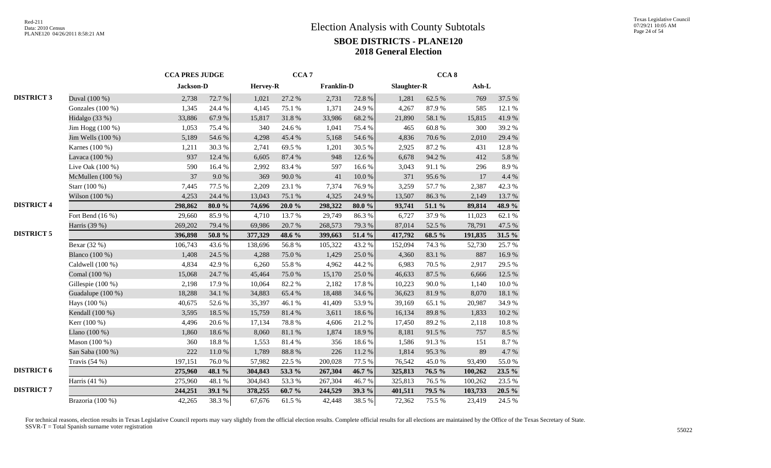# Election Analysis with County Subtotals

## SBOE DISTRICTS - PLANE120

## 2018 General Election

| | | CCA PRES JUDGE | | CCA 7 | | | | CCA 8 | | | |
|---|---|---|---|---|---|---|---|---|---|---|---|
| | | Jackson-D | | Hervey-R | | Franklin-D | | Slaughter-R | | Ash-L | |
| DISTRICT 3 | Duval (100 %) | 2,738 | 72.7 % | 1,021 | 27.2 % | 2,731 | 72.8 % | 1,281 | 62.5 % | 769 | 37.5 % |
| | Gonzales (100 %) | 1,345 | 24.4 % | 4,145 | 75.1 % | 1,371 | 24.9 % | 4,267 | 87.9 % | 585 | 12.1 % |
| | Hidalgo (33 %) | 33,886 | 67.9 % | 15,817 | 31.8 % | 33,986 | 68.2 % | 21,890 | 58.1 % | 15,815 | 41.9 % |
| | Jim Hogg (100 %) | 1,053 | 75.4 % | 340 | 24.6 % | 1,041 | 75.4 % | 465 | 60.8 % | 300 | 39.2 % |
| | Jim Wells (100 %) | 5,189 | 54.6 % | 4,298 | 45.4 % | 5,168 | 54.6 % | 4,836 | 70.6 % | 2,010 | 29.4 % |
| | Karnes (100 %) | 1,211 | 30.3 % | 2,741 | 69.5 % | 1,201 | 30.5 % | 2,925 | 87.2 % | 431 | 12.8 % |
| | Lavaca (100 %) | 937 | 12.4 % | 6,605 | 87.4 % | 948 | 12.6 % | 6,678 | 94.2 % | 412 | 5.8 % |
| | Live Oak (100 %) | 590 | 16.4 % | 2,992 | 83.4 % | 597 | 16.6 % | 3,043 | 91.1 % | 296 | 8.9 % |
| | McMullen (100 %) | 37 | 9.0 % | 369 | 90.0 % | 41 | 10.0 % | 371 | 95.6 % | 17 | 4.4 % |
| | Starr (100 %) | 7,445 | 77.5 % | 2,209 | 23.1 % | 7,374 | 76.9 % | 3,259 | 57.7 % | 2,387 | 42.3 % |
| | Wilson (100 %) | 4,253 | 24.4 % | 13,043 | 75.1 % | 4,325 | 24.9 % | 13,507 | 86.3 % | 2,149 | 13.7 % |
| DISTRICT 4 | | **298,862** | **80.0 %** | **74,696** | **20.0 %** | **298,322** | **80.0 %** | **93,741** | **51.1 %** | **89,814** | **48.9 %** |
| | Fort Bend (16 %) | 29,660 | 85.9 % | 4,710 | 13.7 % | 29,749 | 86.3 % | 6,727 | 37.9 % | 11,023 | 62.1 % |
| | Harris (39 %) | 269,202 | 79.4 % | 69,986 | 20.7 % | 268,573 | 79.3 % | 87,014 | 52.5 % | 78,791 | 47.5 % |
| DISTRICT 5 | | **396,898** | **50.8 %** | **377,329** | **48.6 %** | **399,663** | **51.4 %** | **417,792** | **68.5 %** | **191,835** | **31.5 %** |
| | Bexar (32 %) | 106,743 | 43.6 % | 138,696 | 56.8 % | 105,322 | 43.2 % | 152,094 | 74.3 % | 52,730 | 25.7 % |
| | Blanco (100 %) | 1,408 | 24.5 % | 4,288 | 75.0 % | 1,429 | 25.0 % | 4,360 | 83.1 % | 887 | 16.9 % |
| | Caldwell (100 %) | 4,834 | 42.9 % | 6,260 | 55.8 % | 4,962 | 44.2 % | 6,983 | 70.5 % | 2,917 | 29.5 % |
| | Comal (100 %) | 15,068 | 24.7 % | 45,464 | 75.0 % | 15,170 | 25.0 % | 46,633 | 87.5 % | 6,666 | 12.5 % |
| | Gillespie (100 %) | 2,198 | 17.9 % | 10,064 | 82.2 % | 2,182 | 17.8 % | 10,223 | 90.0 % | 1,140 | 10.0 % |
| | Guadalupe (100 %) | 18,288 | 34.1 % | 34,883 | 65.4 % | 18,488 | 34.6 % | 36,623 | 81.9 % | 8,070 | 18.1 % |
| | Hays (100 %) | 40,675 | 52.6 % | 35,397 | 46.1 % | 41,409 | 53.9 % | 39,169 | 65.1 % | 20,987 | 34.9 % |
| | Kendall (100 %) | 3,595 | 18.5 % | 15,759 | 81.4 % | 3,611 | 18.6 % | 16,134 | 89.8 % | 1,833 | 10.2 % |
| | Kerr (100 %) | 4,496 | 20.6 % | 17,134 | 78.8 % | 4,606 | 21.2 % | 17,450 | 89.2 % | 2,118 | 10.8 % |
| | Llano (100 %) | 1,860 | 18.6 % | 8,060 | 81.1 % | 1,874 | 18.9 % | 8,181 | 91.5 % | 757 | 8.5 % |
| | Mason (100 %) | 360 | 18.8 % | 1,553 | 81.4 % | 356 | 18.6 % | 1,586 | 91.3 % | 151 | 8.7 % |
| | San Saba (100 %) | 222 | 11.0 % | 1,789 | 88.8 % | 226 | 11.2 % | 1,814 | 95.3 % | 89 | 4.7 % |
| | Travis (54 %) | 197,151 | 76.0 % | 57,982 | 22.5 % | 200,028 | 77.5 % | 76,542 | 45.0 % | 93,490 | 55.0 % |
| DISTRICT 6 | | **275,960** | **48.1 %** | **304,843** | **53.3 %** | **267,304** | **46.7 %** | **325,813** | **76.5 %** | **100,262** | **23.5 %** |
| | Harris (41 %) | 275,960 | 48.1 % | 304,843 | 53.3 % | 267,304 | 46.7 % | 325,813 | 76.5 % | 100,262 | 23.5 % |
| DISTRICT 7 | | **244,251** | **39.1 %** | **378,255** | **60.7 %** | **244,529** | **39.3 %** | **401,511** | **79.5 %** | **103,733** | **20.5 %** |
| | Brazoria (100 %) | 42,265 | 38.3 % | 67,676 | 61.5 % | 42,448 | 38.5 % | 72,362 | 75.5 % | 23,419 | 24.5 % |

For technical reasons, election results in Texas Legislative Council reports may vary slightly from the official election results. Complete official results for all elections are maintained by the Office of the Texas Secretary of State.
SSVR-T = Total Spanish surname voter registration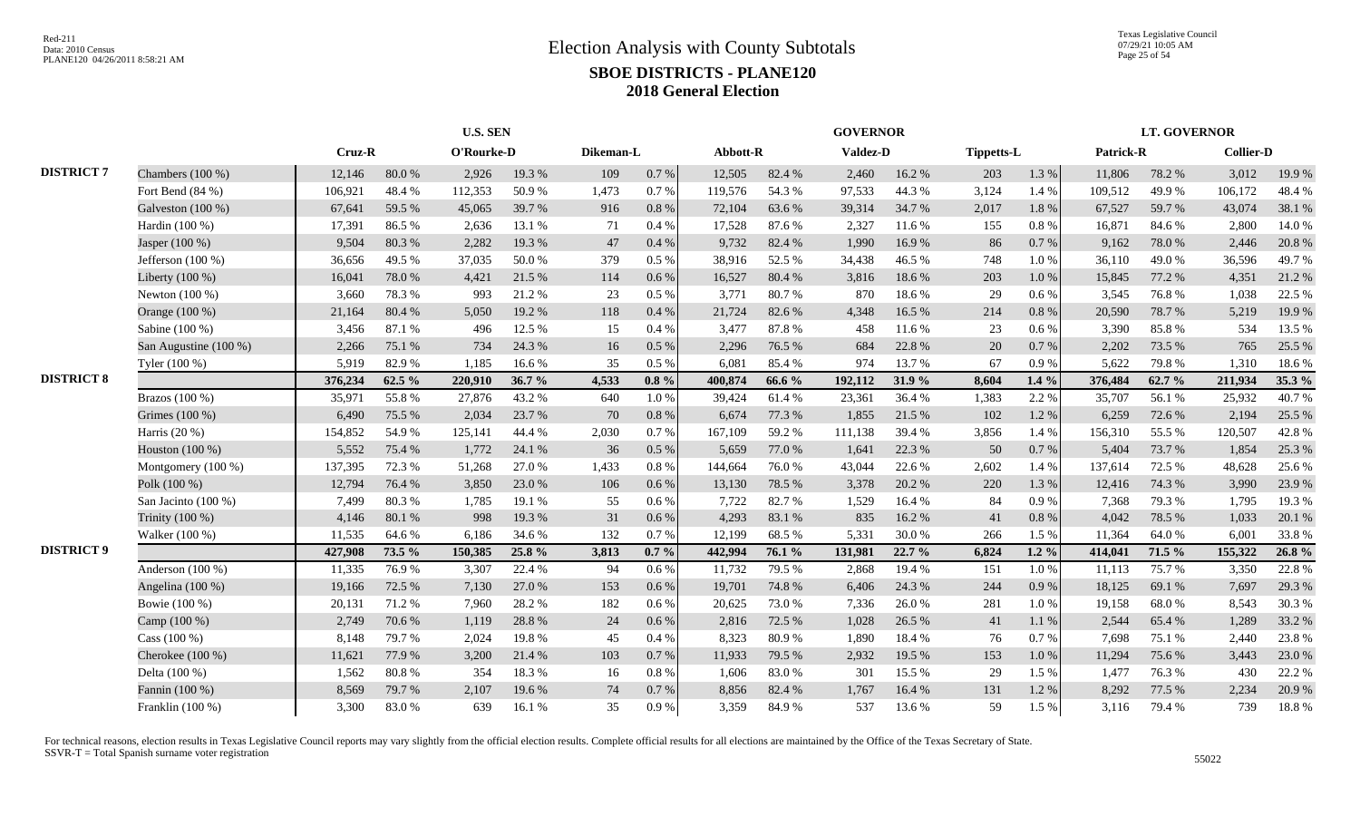# Election Analysis with County Subtotals

## SBOE DISTRICTS - PLANE120

## 2018 General Election

Red-211
Data: 2010 Census
PLANE120 04/26/2011 8:58:21 AM

Texas Legislative Council
07/29/21 10:05 AM

| | | U.S. SEN | | | | | | GOVERNOR | | | | | | LT. GOVERNOR | | | |
|---|---|---|---|---|---|---|---|---|---|---|---|---|---|---|---|---|---|
| | | Cruz-R | | O'Rourke-D | | Dikeman-L | | Abbott-R | | Valdez-D | | Tippetts-L | | Patrick-R | | Collier-D | |
| DISTRICT 7 | Chambers (100 %) | 12,146 | 80.0 % | 2,926 | 19.3 % | 109 | 0.7 % | 12,505 | 82.4 % | 2,460 | 16.2 % | 203 | 1.3 % | 11,806 | 78.2 % | 3,012 | 19.9 % |
| | Fort Bend (84 %) | 106,921 | 48.4 % | 112,353 | 50.9 % | 1,473 | 0.7 % | 119,576 | 54.3 % | 97,533 | 44.3 % | 3,124 | 1.4 % | 109,512 | 49.9 % | 106,172 | 48.4 % |
| | Galveston (100 %) | 67,641 | 59.5 % | 45,065 | 39.7 % | 916 | 0.8 % | 72,104 | 63.6 % | 39,314 | 34.7 % | 2,017 | 1.8 % | 67,527 | 59.7 % | 43,074 | 38.1 % |
| | Hardin (100 %) | 17,391 | 86.5 % | 2,636 | 13.1 % | 71 | 0.4 % | 17,528 | 87.6 % | 2,327 | 11.6 % | 155 | 0.8 % | 16,871 | 84.6 % | 2,800 | 14.0 % |
| | Jasper (100 %) | 9,504 | 80.3 % | 2,282 | 19.3 % | 47 | 0.4 % | 9,732 | 82.4 % | 1,990 | 16.9 % | 86 | 0.7 % | 9,162 | 78.0 % | 2,446 | 20.8 % |
| | Jefferson (100 %) | 36,656 | 49.5 % | 37,035 | 50.0 % | 379 | 0.5 % | 38,916 | 52.5 % | 34,438 | 46.5 % | 748 | 1.0 % | 36,110 | 49.0 % | 36,596 | 49.7 % |
| | Liberty (100 %) | 16,041 | 78.0 % | 4,421 | 21.5 % | 114 | 0.6 % | 16,527 | 80.4 % | 3,816 | 18.6 % | 203 | 1.0 % | 15,845 | 77.2 % | 4,351 | 21.2 % |
| | Newton (100 %) | 3,660 | 78.3 % | 993 | 21.2 % | 23 | 0.5 % | 3,771 | 80.7 % | 870 | 18.6 % | 29 | 0.6 % | 3,545 | 76.8 % | 1,038 | 22.5 % |
| | Orange (100 %) | 21,164 | 80.4 % | 5,050 | 19.2 % | 118 | 0.4 % | 21,724 | 82.6 % | 4,348 | 16.5 % | 214 | 0.8 % | 20,590 | 78.7 % | 5,219 | 19.9 % |
| | Sabine (100 %) | 3,456 | 87.1 % | 496 | 12.5 % | 15 | 0.4 % | 3,477 | 87.8 % | 458 | 11.6 % | 23 | 0.6 % | 3,390 | 85.8 % | 534 | 13.5 % |
| | San Augustine (100 %) | 2,266 | 75.1 % | 734 | 24.3 % | 16 | 0.5 % | 2,296 | 76.5 % | 684 | 22.8 % | 20 | 0.7 % | 2,202 | 73.5 % | 765 | 25.5 % |
| | Tyler (100 %) | 5,919 | 82.9 % | 1,185 | 16.6 % | 35 | 0.5 % | 6,081 | 85.4 % | 974 | 13.7 % | 67 | 0.9 % | 5,622 | 79.8 % | 1,310 | 18.6 % |
| DISTRICT 8 | | **376,234** | **62.5 %** | **220,910** | **36.7 %** | **4,533** | **0.8 %** | **400,874** | **66.6 %** | **192,112** | **31.9 %** | **8,604** | **1.4 %** | **376,484** | **62.7 %** | **211,934** | **35.3 %** |
| | Brazos (100 %) | 35,971 | 55.8 % | 27,876 | 43.2 % | 640 | 1.0 % | 39,424 | 61.4 % | 23,361 | 36.4 % | 1,383 | 2.2 % | 35,707 | 56.1 % | 25,932 | 40.7 % |
| | Grimes (100 %) | 6,490 | 75.5 % | 2,034 | 23.7 % | 70 | 0.8 % | 6,674 | 77.3 % | 1,855 | 21.5 % | 102 | 1.2 % | 6,259 | 72.6 % | 2,194 | 25.5 % |
| | Harris (20 %) | 154,852 | 54.9 % | 125,141 | 44.4 % | 2,030 | 0.7 % | 167,109 | 59.2 % | 111,138 | 39.4 % | 3,856 | 1.4 % | 156,310 | 55.5 % | 120,507 | 42.8 % |
| | Houston (100 %) | 5,552 | 75.4 % | 1,772 | 24.1 % | 36 | 0.5 % | 5,659 | 77.0 % | 1,641 | 22.3 % | 50 | 0.7 % | 5,404 | 73.7 % | 1,854 | 25.3 % |
| | Montgomery (100 %) | 137,395 | 72.3 % | 51,268 | 27.0 % | 1,433 | 0.8 % | 144,664 | 76.0 % | 43,044 | 22.6 % | 2,602 | 1.4 % | 137,614 | 72.5 % | 48,628 | 25.6 % |
| | Polk (100 %) | 12,794 | 76.4 % | 3,850 | 23.0 % | 106 | 0.6 % | 13,130 | 78.5 % | 3,378 | 20.2 % | 220 | 1.3 % | 12,416 | 74.3 % | 3,990 | 23.9 % |
| | San Jacinto (100 %) | 7,499 | 80.3 % | 1,785 | 19.1 % | 55 | 0.6 % | 7,722 | 82.7 % | 1,529 | 16.4 % | 84 | 0.9 % | 7,368 | 79.3 % | 1,795 | 19.3 % |
| | Trinity (100 %) | 4,146 | 80.1 % | 998 | 19.3 % | 31 | 0.6 % | 4,293 | 83.1 % | 835 | 16.2 % | 41 | 0.8 % | 4,042 | 78.5 % | 1,033 | 20.1 % |
| | Walker (100 %) | 11,535 | 64.6 % | 6,186 | 34.6 % | 132 | 0.7 % | 12,199 | 68.5 % | 5,331 | 30.0 % | 266 | 1.5 % | 11,364 | 64.0 % | 6,001 | 33.8 % |
| DISTRICT 9 | | **427,908** | **73.5 %** | **150,385** | **25.8 %** | **3,813** | **0.7 %** | **442,994** | **76.1 %** | **131,981** | **22.7 %** | **6,824** | **1.2 %** | **414,041** | **71.5 %** | **155,322** | **26.8 %** |
| | Anderson (100 %) | 11,335 | 76.9 % | 3,307 | 22.4 % | 94 | 0.6 % | 11,732 | 79.5 % | 2,868 | 19.4 % | 151 | 1.0 % | 11,113 | 75.7 % | 3,350 | 22.8 % |
| | Angelina (100 %) | 19,166 | 72.5 % | 7,130 | 27.0 % | 153 | 0.6 % | 19,701 | 74.8 % | 6,406 | 24.3 % | 244 | 0.9 % | 18,125 | 69.1 % | 7,697 | 29.3 % |
| | Bowie (100 %) | 20,131 | 71.2 % | 7,960 | 28.2 % | 182 | 0.6 % | 20,625 | 73.0 % | 7,336 | 26.0 % | 281 | 1.0 % | 19,158 | 68.0 % | 8,543 | 30.3 % |
| | Camp (100 %) | 2,749 | 70.6 % | 1,119 | 28.8 % | 24 | 0.6 % | 2,816 | 72.5 % | 1,028 | 26.5 % | 41 | 1.1 % | 2,544 | 65.4 % | 1,289 | 33.2 % |
| | Cass (100 %) | 8,148 | 79.7 % | 2,024 | 19.8 % | 45 | 0.4 % | 8,323 | 80.9 % | 1,890 | 18.4 % | 76 | 0.7 % | 7,698 | 75.1 % | 2,440 | 23.8 % |
| | Cherokee (100 %) | 11,621 | 77.9 % | 3,200 | 21.4 % | 103 | 0.7 % | 11,933 | 79.5 % | 2,932 | 19.5 % | 153 | 1.0 % | 11,294 | 75.6 % | 3,443 | 23.0 % |
| | Delta (100 %) | 1,562 | 80.8 % | 354 | 18.3 % | 16 | 0.8 % | 1,606 | 83.0 % | 301 | 15.5 % | 29 | 1.5 % | 1,477 | 76.3 % | 430 | 22.2 % |
| | Fannin (100 %) | 8,569 | 79.7 % | 2,107 | 19.6 % | 74 | 0.7 % | 8,856 | 82.4 % | 1,767 | 16.4 % | 131 | 1.2 % | 8,292 | 77.5 % | 2,234 | 20.9 % |
| | Franklin (100 %) | 3,300 | 83.0 % | 639 | 16.1 % | 35 | 0.9 % | 3,359 | 84.9 % | 537 | 13.6 % | 59 | 1.5 % | 3,116 | 79.4 % | 739 | 18.8 % |

For technical reasons, election results in Texas Legislative Council reports may vary slightly from the official election results. Complete official results for all elections are maintained by the Office of the Texas Secretary of State.
SSVR-T = Total Spanish surname voter registration

55022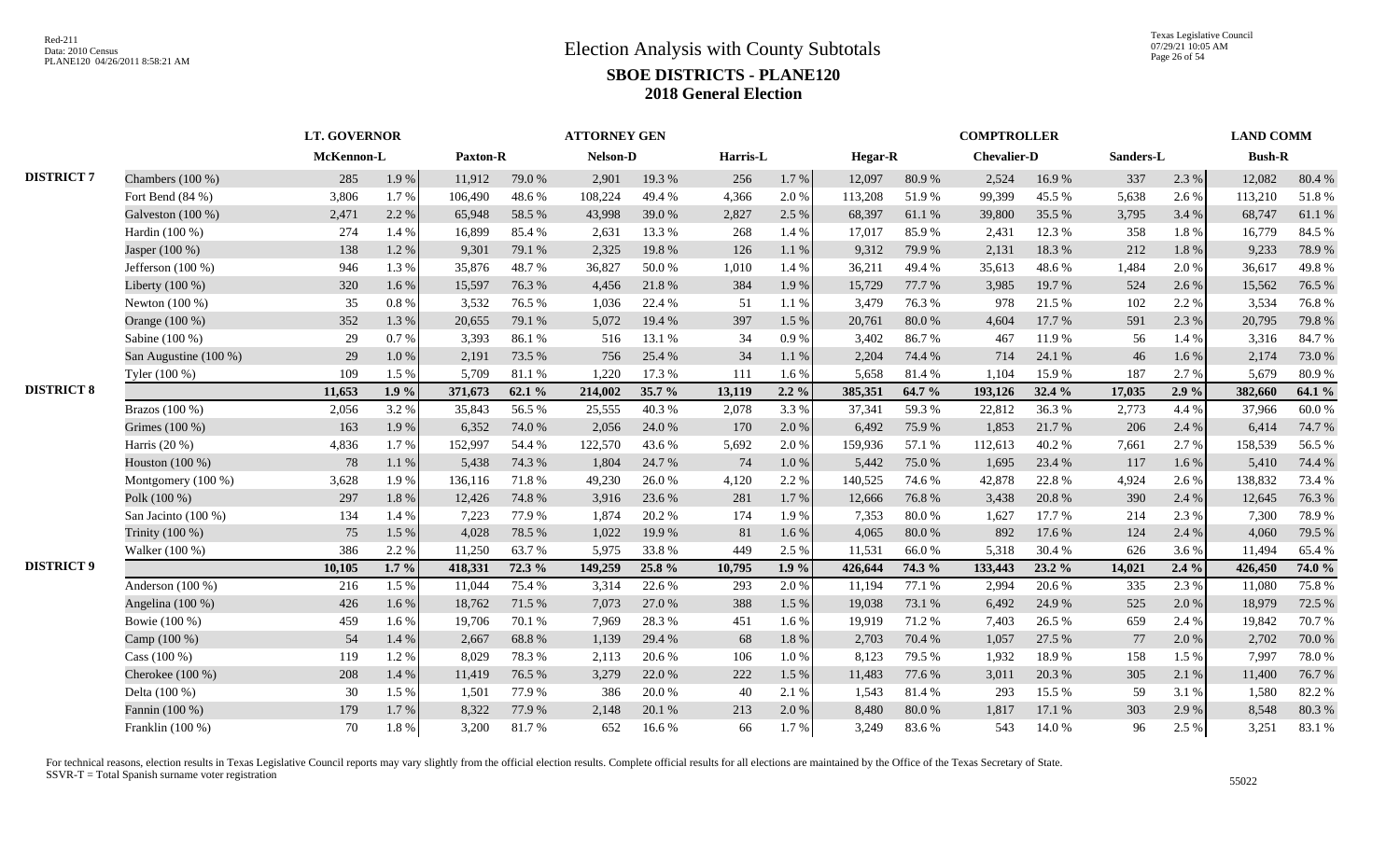# Election Analysis with County Subtotals

## SBOE DISTRICTS - PLANE120

### 2018 General Election

Red-211
Data: 2010 Census
PLANE120 04/26/2011 8:58:21 AM

Texas Legislative Council
07/29/21 10:05 AM

| | | LT. GOVERNOR | | ATTORNEY GEN | | | | | | COMPTROLLER | | | | | | LAND COMM | |
|---|---|---|---|---|---|---|---|---|---|---|---|---|---|---|---|---|---|
| | | McKennon-L | | Paxton-R | | Nelson-D | | Harris-L | | Hegar-R | | Chevalier-D | | Sanders-L | | Bush-R | |
| DISTRICT 7 | Chambers (100 %) | 285 | 1.9 % | 11,912 | 79.0 % | 2,901 | 19.3 % | 256 | 1.7 % | 12,097 | 80.9 % | 2,524 | 16.9 % | 337 | 2.3 % | 12,082 | 80.4 % |
| | Fort Bend (84 %) | 3,806 | 1.7 % | 106,490 | 48.6 % | 108,224 | 49.4 % | 4,366 | 2.0 % | 113,208 | 51.9 % | 99,399 | 45.5 % | 5,638 | 2.6 % | 113,210 | 51.8 % |
| | Galveston (100 %) | 2,471 | 2.2 % | 65,948 | 58.5 % | 43,998 | 39.0 % | 2,827 | 2.5 % | 68,397 | 61.1 % | 39,800 | 35.5 % | 3,795 | 3.4 % | 68,747 | 61.1 % |
| | Hardin (100 %) | 274 | 1.4 % | 16,899 | 85.4 % | 2,631 | 13.3 % | 268 | 1.4 % | 17,017 | 85.9 % | 2,431 | 12.3 % | 358 | 1.8 % | 16,779 | 84.5 % |
| | Jasper (100 %) | 138 | 1.2 % | 9,301 | 79.1 % | 2,325 | 19.8 % | 126 | 1.1 % | 9,312 | 79.9 % | 2,131 | 18.3 % | 212 | 1.8 % | 9,233 | 78.9 % |
| | Jefferson (100 %) | 946 | 1.3 % | 35,876 | 48.7 % | 36,827 | 50.0 % | 1,010 | 1.4 % | 36,211 | 49.4 % | 35,613 | 48.6 % | 1,484 | 2.0 % | 36,617 | 49.8 % |
| | Liberty (100 %) | 320 | 1.6 % | 15,597 | 76.3 % | 4,456 | 21.8 % | 384 | 1.9 % | 15,729 | 77.7 % | 3,985 | 19.7 % | 524 | 2.6 % | 15,562 | 76.5 % |
| | Newton (100 %) | 35 | 0.8 % | 3,532 | 76.5 % | 1,036 | 22.4 % | 51 | 1.1 % | 3,479 | 76.3 % | 978 | 21.5 % | 102 | 2.2 % | 3,534 | 76.8 % |
| | Orange (100 %) | 352 | 1.3 % | 20,655 | 79.1 % | 5,072 | 19.4 % | 397 | 1.5 % | 20,761 | 80.0 % | 4,604 | 17.7 % | 591 | 2.3 % | 20,795 | 79.8 % |
| | Sabine (100 %) | 29 | 0.7 % | 3,393 | 86.1 % | 516 | 13.1 % | 34 | 0.9 % | 3,402 | 86.7 % | 467 | 11.9 % | 56 | 1.4 % | 3,316 | 84.7 % |
| | San Augustine (100 %) | 29 | 1.0 % | 2,191 | 73.5 % | 756 | 25.4 % | 34 | 1.1 % | 2,204 | 74.4 % | 714 | 24.1 % | 46 | 1.6 % | 2,174 | 73.0 % |
| | Tyler (100 %) | 109 | 1.5 % | 5,709 | 81.1 % | 1,220 | 17.3 % | 111 | 1.6 % | 5,658 | 81.4 % | 1,104 | 15.9 % | 187 | 2.7 % | 5,679 | 80.9 % |
| DISTRICT 8 | | **11,653** | **1.9 %** | **371,673** | **62.1 %** | **214,002** | **35.7 %** | **13,119** | **2.2 %** | **385,351** | **64.7 %** | **193,126** | **32.4 %** | **17,035** | **2.9 %** | **382,660** | **64.1 %** |
| | Brazos (100 %) | 2,056 | 3.2 % | 35,843 | 56.5 % | 25,555 | 40.3 % | 2,078 | 3.3 % | 37,341 | 59.3 % | 22,812 | 36.3 % | 2,773 | 4.4 % | 37,966 | 60.0 % |
| | Grimes (100 %) | 163 | 1.9 % | 6,352 | 74.0 % | 2,056 | 24.0 % | 170 | 2.0 % | 6,492 | 75.9 % | 1,853 | 21.7 % | 206 | 2.4 % | 6,414 | 74.7 % |
| | Harris (20 %) | 4,836 | 1.7 % | 152,997 | 54.4 % | 122,570 | 43.6 % | 5,692 | 2.0 % | 159,936 | 57.1 % | 112,613 | 40.2 % | 7,661 | 2.7 % | 158,539 | 56.5 % |
| | Houston (100 %) | 78 | 1.1 % | 5,438 | 74.3 % | 1,804 | 24.7 % | 74 | 1.0 % | 5,442 | 75.0 % | 1,695 | 23.4 % | 117 | 1.6 % | 5,410 | 74.4 % |
| | Montgomery (100 %) | 3,628 | 1.9 % | 136,116 | 71.8 % | 49,230 | 26.0 % | 4,120 | 2.2 % | 140,525 | 74.6 % | 42,878 | 22.8 % | 4,924 | 2.6 % | 138,832 | 73.4 % |
| | Polk (100 %) | 297 | 1.8 % | 12,426 | 74.8 % | 3,916 | 23.6 % | 281 | 1.7 % | 12,666 | 76.8 % | 3,438 | 20.8 % | 390 | 2.4 % | 12,645 | 76.3 % |
| | San Jacinto (100 %) | 134 | 1.4 % | 7,223 | 77.9 % | 1,874 | 20.2 % | 174 | 1.9 % | 7,353 | 80.0 % | 1,627 | 17.7 % | 214 | 2.3 % | 7,300 | 78.9 % |
| | Trinity (100 %) | 75 | 1.5 % | 4,028 | 78.5 % | 1,022 | 19.9 % | 81 | 1.6 % | 4,065 | 80.0 % | 892 | 17.6 % | 124 | 2.4 % | 4,060 | 79.5 % |
| | Walker (100 %) | 386 | 2.2 % | 11,250 | 63.7 % | 5,975 | 33.8 % | 449 | 2.5 % | 11,531 | 66.0 % | 5,318 | 30.4 % | 626 | 3.6 % | 11,494 | 65.4 % |
| DISTRICT 9 | | **10,105** | **1.7 %** | **418,331** | **72.3 %** | **149,259** | **25.8 %** | **10,795** | **1.9 %** | **426,644** | **74.3 %** | **133,443** | **23.2 %** | **14,021** | **2.4 %** | **426,450** | **74.0 %** |
| | Anderson (100 %) | 216 | 1.5 % | 11,044 | 75.4 % | 3,314 | 22.6 % | 293 | 2.0 % | 11,194 | 77.1 % | 2,994 | 20.6 % | 335 | 2.3 % | 11,080 | 75.8 % |
| | Angelina (100 %) | 426 | 1.6 % | 18,762 | 71.5 % | 7,073 | 27.0 % | 388 | 1.5 % | 19,038 | 73.1 % | 6,492 | 24.9 % | 525 | 2.0 % | 18,979 | 72.5 % |
| | Bowie (100 %) | 459 | 1.6 % | 19,706 | 70.1 % | 7,969 | 28.3 % | 451 | 1.6 % | 19,919 | 71.2 % | 7,403 | 26.5 % | 659 | 2.4 % | 19,842 | 70.7 % |
| | Camp (100 %) | 54 | 1.4 % | 2,667 | 68.8 % | 1,139 | 29.4 % | 68 | 1.8 % | 2,703 | 70.4 % | 1,057 | 27.5 % | 77 | 2.0 % | 2,702 | 70.0 % |
| | Cass (100 %) | 119 | 1.2 % | 8,029 | 78.3 % | 2,113 | 20.6 % | 106 | 1.0 % | 8,123 | 79.5 % | 1,932 | 18.9 % | 158 | 1.5 % | 7,997 | 78.0 % |
| | Cherokee (100 %) | 208 | 1.4 % | 11,419 | 76.5 % | 3,279 | 22.0 % | 222 | 1.5 % | 11,483 | 77.6 % | 3,011 | 20.3 % | 305 | 2.1 % | 11,400 | 76.7 % |
| | Delta (100 %) | 30 | 1.5 % | 1,501 | 77.9 % | 386 | 20.0 % | 40 | 2.1 % | 1,543 | 81.4 % | 293 | 15.5 % | 59 | 3.1 % | 1,580 | 82.2 % |
| | Fannin (100 %) | 179 | 1.7 % | 8,322 | 77.9 % | 2,148 | 20.1 % | 213 | 2.0 % | 8,480 | 80.0 % | 1,817 | 17.1 % | 303 | 2.9 % | 8,548 | 80.3 % |
| | Franklin (100 %) | 70 | 1.8 % | 3,200 | 81.7 % | 652 | 16.6 % | 66 | 1.7 % | 3,249 | 83.6 % | 543 | 14.0 % | 96 | 2.5 % | 3,251 | 83.1 % |

For technical reasons, election results in Texas Legislative Council reports may vary slightly from the official election results. Complete official results for all elections are maintained by the Office of the Texas Secretary of State.
SSVR-T = Total Spanish surname voter registration

55022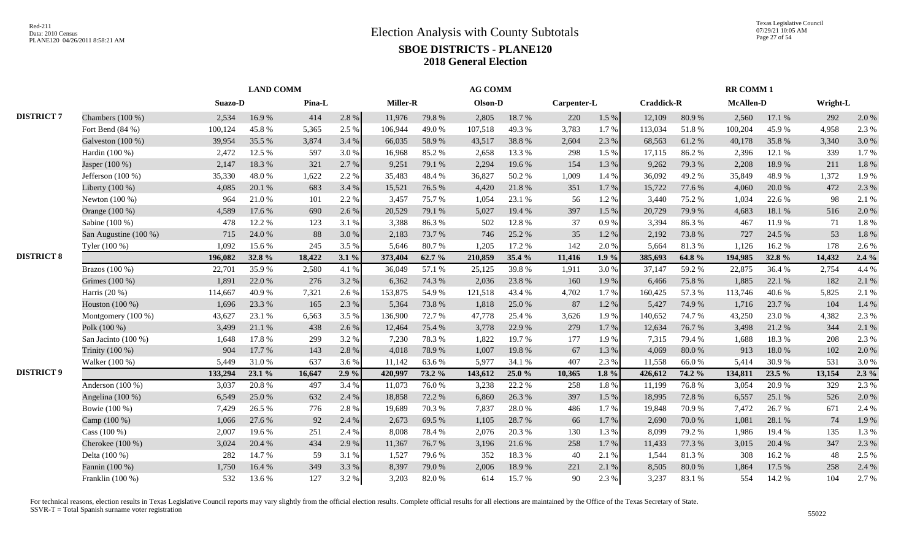# Election Analysis with County Subtotals

## SBOE DISTRICTS - PLANE120

## 2018 General Election

Red-211
Data: 2010 Census
PLANE120 04/26/2011 8:58:21 AM

Texas Legislative Council
07/29/21 10:05 AM

| | | LAND COMM | | | | AG COMM | | | | | | RR COMM 1 | | | | | |
|---|---|---|---|---|---|---|---|---|---|---|---|---|---|---|---|---|---|
| | | Suazo-D | | Pina-L | | Miller-R | | Olson-D | | Carpenter-L | | Craddick-R | | McAllen-D | | Wright-L | |
| DISTRICT 7 | Chambers (100 %) | 2,534 | 16.9 % | 414 | 2.8 % | 11,976 | 79.8 % | 2,805 | 18.7 % | 220 | 1.5 % | 12,109 | 80.9 % | 2,560 | 17.1 % | 292 | 2.0 % |
| | Fort Bend (84 %) | 100,124 | 45.8 % | 5,365 | 2.5 % | 106,944 | 49.0 % | 107,518 | 49.3 % | 3,783 | 1.7 % | 113,034 | 51.8 % | 100,204 | 45.9 % | 4,958 | 2.3 % |
| | Galveston (100 %) | 39,954 | 35.5 % | 3,874 | 3.4 % | 66,035 | 58.9 % | 43,517 | 38.8 % | 2,604 | 2.3 % | 68,563 | 61.2 % | 40,178 | 35.8 % | 3,340 | 3.0 % |
| | Hardin (100 %) | 2,472 | 12.5 % | 597 | 3.0 % | 16,968 | 85.2 % | 2,658 | 13.3 % | 298 | 1.5 % | 17,115 | 86.2 % | 2,396 | 12.1 % | 339 | 1.7 % |
| | Jasper (100 %) | 2,147 | 18.3 % | 321 | 2.7 % | 9,251 | 79.1 % | 2,294 | 19.6 % | 154 | 1.3 % | 9,262 | 79.3 % | 2,208 | 18.9 % | 211 | 1.8 % |
| | Jefferson (100 %) | 35,330 | 48.0 % | 1,622 | 2.2 % | 35,483 | 48.4 % | 36,827 | 50.2 % | 1,009 | 1.4 % | 36,092 | 49.2 % | 35,849 | 48.9 % | 1,372 | 1.9 % |
| | Liberty (100 %) | 4,085 | 20.1 % | 683 | 3.4 % | 15,521 | 76.5 % | 4,420 | 21.8 % | 351 | 1.7 % | 15,722 | 77.6 % | 4,060 | 20.0 % | 472 | 2.3 % |
| | Newton (100 %) | 964 | 21.0 % | 101 | 2.2 % | 3,457 | 75.7 % | 1,054 | 23.1 % | 56 | 1.2 % | 3,440 | 75.2 % | 1,034 | 22.6 % | 98 | 2.1 % |
| | Orange (100 %) | 4,589 | 17.6 % | 690 | 2.6 % | 20,529 | 79.1 % | 5,027 | 19.4 % | 397 | 1.5 % | 20,729 | 79.9 % | 4,683 | 18.1 % | 516 | 2.0 % |
| | Sabine (100 %) | 478 | 12.2 % | 123 | 3.1 % | 3,388 | 86.3 % | 502 | 12.8 % | 37 | 0.9 % | 3,394 | 86.3 % | 467 | 11.9 % | 71 | 1.8 % |
| | San Augustine (100 %) | 715 | 24.0 % | 88 | 3.0 % | 2,183 | 73.7 % | 746 | 25.2 % | 35 | 1.2 % | 2,192 | 73.8 % | 727 | 24.5 % | 53 | 1.8 % |
| | Tyler (100 %) | 1,092 | 15.6 % | 245 | 3.5 % | 5,646 | 80.7 % | 1,205 | 17.2 % | 142 | 2.0 % | 5,664 | 81.3 % | 1,126 | 16.2 % | 178 | 2.6 % |
| DISTRICT 8 | | 196,082 | 32.8 % | 18,422 | 3.1 % | 373,404 | 62.7 % | 210,859 | 35.4 % | 11,416 | 1.9 % | 385,693 | 64.8 % | 194,985 | 32.8 % | 14,432 | 2.4 % |
| | Brazos (100 %) | 22,701 | 35.9 % | 2,580 | 4.1 % | 36,049 | 57.1 % | 25,125 | 39.8 % | 1,911 | 3.0 % | 37,147 | 59.2 % | 22,875 | 36.4 % | 2,754 | 4.4 % |
| | Grimes (100 %) | 1,891 | 22.0 % | 276 | 3.2 % | 6,362 | 74.3 % | 2,036 | 23.8 % | 160 | 1.9 % | 6,466 | 75.8 % | 1,885 | 22.1 % | 182 | 2.1 % |
| | Harris (20 %) | 114,667 | 40.9 % | 7,321 | 2.6 % | 153,875 | 54.9 % | 121,518 | 43.4 % | 4,702 | 1.7 % | 160,425 | 57.3 % | 113,746 | 40.6 % | 5,825 | 2.1 % |
| | Houston (100 %) | 1,696 | 23.3 % | 165 | 2.3 % | 5,364 | 73.8 % | 1,818 | 25.0 % | 87 | 1.2 % | 5,427 | 74.9 % | 1,716 | 23.7 % | 104 | 1.4 % |
| | Montgomery (100 %) | 43,627 | 23.1 % | 6,563 | 3.5 % | 136,900 | 72.7 % | 47,778 | 25.4 % | 3,626 | 1.9 % | 140,652 | 74.7 % | 43,250 | 23.0 % | 4,382 | 2.3 % |
| | Polk (100 %) | 3,499 | 21.1 % | 438 | 2.6 % | 12,464 | 75.4 % | 3,778 | 22.9 % | 279 | 1.7 % | 12,634 | 76.7 % | 3,498 | 21.2 % | 344 | 2.1 % |
| | San Jacinto (100 %) | 1,648 | 17.8 % | 299 | 3.2 % | 7,230 | 78.3 % | 1,822 | 19.7 % | 177 | 1.9 % | 7,315 | 79.4 % | 1,688 | 18.3 % | 208 | 2.3 % |
| | Trinity (100 %) | 904 | 17.7 % | 143 | 2.8 % | 4,018 | 78.9 % | 1,007 | 19.8 % | 67 | 1.3 % | 4,069 | 80.0 % | 913 | 18.0 % | 102 | 2.0 % |
| | Walker (100 %) | 5,449 | 31.0 % | 637 | 3.6 % | 11,142 | 63.6 % | 5,977 | 34.1 % | 407 | 2.3 % | 11,558 | 66.0 % | 5,414 | 30.9 % | 531 | 3.0 % |
| DISTRICT 9 | | 133,294 | 23.1 % | 16,647 | 2.9 % | 420,997 | 73.2 % | 143,612 | 25.0 % | 10,365 | 1.8 % | 426,612 | 74.2 % | 134,811 | 23.5 % | 13,154 | 2.3 % |
| | Anderson (100 %) | 3,037 | 20.8 % | 497 | 3.4 % | 11,073 | 76.0 % | 3,238 | 22.2 % | 258 | 1.8 % | 11,199 | 76.8 % | 3,054 | 20.9 % | 329 | 2.3 % |
| | Angelina (100 %) | 6,549 | 25.0 % | 632 | 2.4 % | 18,858 | 72.2 % | 6,860 | 26.3 % | 397 | 1.5 % | 18,995 | 72.8 % | 6,557 | 25.1 % | 526 | 2.0 % |
| | Bowie (100 %) | 7,429 | 26.5 % | 776 | 2.8 % | 19,689 | 70.3 % | 7,837 | 28.0 % | 486 | 1.7 % | 19,848 | 70.9 % | 7,472 | 26.7 % | 671 | 2.4 % |
| | Camp (100 %) | 1,066 | 27.6 % | 92 | 2.4 % | 2,673 | 69.5 % | 1,105 | 28.7 % | 66 | 1.7 % | 2,690 | 70.0 % | 1,081 | 28.1 % | 74 | 1.9 % |
| | Cass (100 %) | 2,007 | 19.6 % | 251 | 2.4 % | 8,008 | 78.4 % | 2,076 | 20.3 % | 130 | 1.3 % | 8,099 | 79.2 % | 1,986 | 19.4 % | 135 | 1.3 % |
| | Cherokee (100 %) | 3,024 | 20.4 % | 434 | 2.9 % | 11,367 | 76.7 % | 3,196 | 21.6 % | 258 | 1.7 % | 11,433 | 77.3 % | 3,015 | 20.4 % | 347 | 2.3 % |
| | Delta (100 %) | 282 | 14.7 % | 59 | 3.1 % | 1,527 | 79.6 % | 352 | 18.3 % | 40 | 2.1 % | 1,544 | 81.3 % | 308 | 16.2 % | 48 | 2.5 % |
| | Fannin (100 %) | 1,750 | 16.4 % | 349 | 3.3 % | 8,397 | 79.0 % | 2,006 | 18.9 % | 221 | 2.1 % | 8,505 | 80.0 % | 1,864 | 17.5 % | 258 | 2.4 % |
| | Franklin (100 %) | 532 | 13.6 % | 127 | 3.2 % | 3,203 | 82.0 % | 614 | 15.7 % | 90 | 2.3 % | 3,237 | 83.1 % | 554 | 14.2 % | 104 | 2.7 % |

For technical reasons, election results in Texas Legislative Council reports may vary slightly from the official election results. Complete official results for all elections are maintained by the Office of the Texas Secretary of State.
SSVR-T = Total Spanish surname voter registration

55022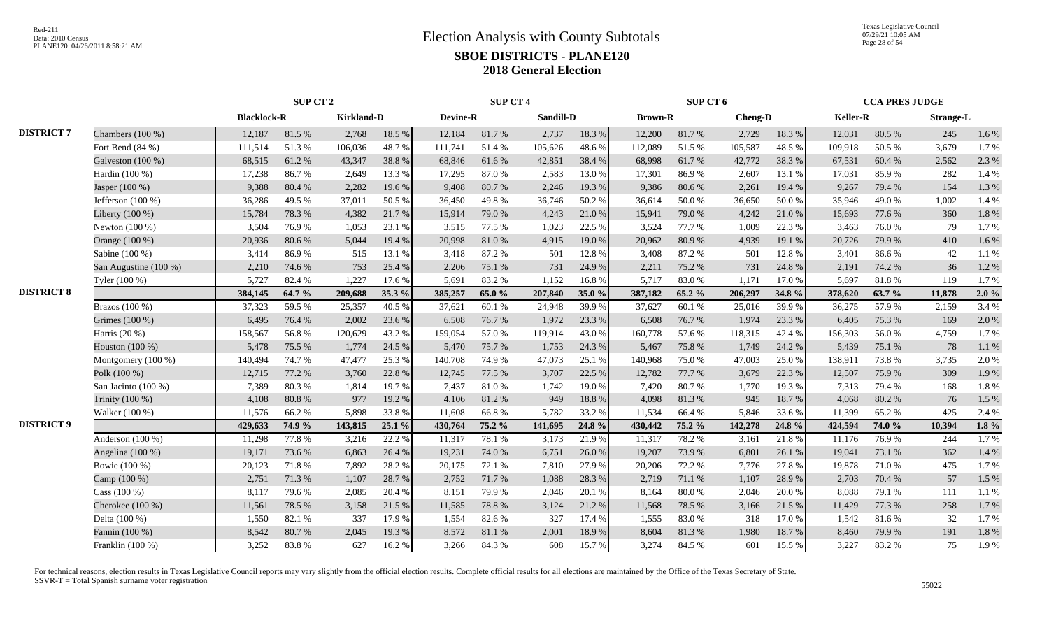# Election Analysis with County Subtotals

## SBOE DISTRICTS - PLANE120

### 2018 General Election

Red-211
Data: 2010 Census
PLANE120 04/26/2011 8:58:21 AM

Texas Legislative Council
07/29/21 10:05 AM

| | | SUP CT 2 | | | | SUP CT 4 | | | | SUP CT 6 | | | | CCA PRES JUDGE | | | |
|---|---|---|---|---|---|---|---|---|---|---|---|---|---|---|---|---|---|
| | | Blacklock-R | | Kirkland-D | | Devine-R | | Sandill-D | | Brown-R | | Cheng-D | | Keller-R | | Strange-L | |
| DISTRICT 7 | Chambers (100 %) | 12,187 | 81.5 % | 2,768 | 18.5 % | 12,184 | 81.7 % | 2,737 | 18.3 % | 12,200 | 81.7 % | 2,729 | 18.3 % | 12,031 | 80.5 % | 245 | 1.6 % |
| | Fort Bend (84 %) | 111,514 | 51.3 % | 106,036 | 48.7 % | 111,741 | 51.4 % | 105,626 | 48.6 % | 112,089 | 51.5 % | 105,587 | 48.5 % | 109,918 | 50.5 % | 3,679 | 1.7 % |
| | Galveston (100 %) | 68,515 | 61.2 % | 43,347 | 38.8 % | 68,846 | 61.6 % | 42,851 | 38.4 % | 68,998 | 61.7 % | 42,772 | 38.3 % | 67,531 | 60.4 % | 2,562 | 2.3 % |
| | Hardin (100 %) | 17,238 | 86.7 % | 2,649 | 13.3 % | 17,295 | 87.0 % | 2,583 | 13.0 % | 17,301 | 86.9 % | 2,607 | 13.1 % | 17,031 | 85.9 % | 282 | 1.4 % |
| | Jasper (100 %) | 9,388 | 80.4 % | 2,282 | 19.6 % | 9,408 | 80.7 % | 2,246 | 19.3 % | 9,386 | 80.6 % | 2,261 | 19.4 % | 9,267 | 79.4 % | 154 | 1.3 % |
| | Jefferson (100 %) | 36,286 | 49.5 % | 37,011 | 50.5 % | 36,450 | 49.8 % | 36,746 | 50.2 % | 36,614 | 50.0 % | 36,650 | 50.0 % | 35,946 | 49.0 % | 1,002 | 1.4 % |
| | Liberty (100 %) | 15,784 | 78.3 % | 4,382 | 21.7 % | 15,914 | 79.0 % | 4,243 | 21.0 % | 15,941 | 79.0 % | 4,242 | 21.0 % | 15,693 | 77.6 % | 360 | 1.8 % |
| | Newton (100 %) | 3,504 | 76.9 % | 1,053 | 23.1 % | 3,515 | 77.5 % | 1,023 | 22.5 % | 3,524 | 77.7 % | 1,009 | 22.3 % | 3,463 | 76.0 % | 79 | 1.7 % |
| | Orange (100 %) | 20,936 | 80.6 % | 5,044 | 19.4 % | 20,998 | 81.0 % | 4,915 | 19.0 % | 20,962 | 80.9 % | 4,939 | 19.1 % | 20,726 | 79.9 % | 410 | 1.6 % |
| | Sabine (100 %) | 3,414 | 86.9 % | 515 | 13.1 % | 3,418 | 87.2 % | 501 | 12.8 % | 3,408 | 87.2 % | 501 | 12.8 % | 3,401 | 86.6 % | 42 | 1.1 % |
| | San Augustine (100 %) | 2,210 | 74.6 % | 753 | 25.4 % | 2,206 | 75.1 % | 731 | 24.9 % | 2,211 | 75.2 % | 731 | 24.8 % | 2,191 | 74.2 % | 36 | 1.2 % |
| | Tyler (100 %) | 5,727 | 82.4 % | 1,227 | 17.6 % | 5,691 | 83.2 % | 1,152 | 16.8 % | 5,717 | 83.0 % | 1,171 | 17.0 % | 5,697 | 81.8 % | 119 | 1.7 % |
| DISTRICT 8 | | **384,145** | **64.7 %** | **209,688** | **35.3 %** | **385,257** | **65.0 %** | **207,840** | **35.0 %** | **387,182** | **65.2 %** | **206,297** | **34.8 %** | **378,620** | **63.7 %** | **11,878** | **2.0 %** |
| | Brazos (100 %) | 37,323 | 59.5 % | 25,357 | 40.5 % | 37,621 | 60.1 % | 24,948 | 39.9 % | 37,627 | 60.1 % | 25,016 | 39.9 % | 36,275 | 57.9 % | 2,159 | 3.4 % |
| | Grimes (100 %) | 6,495 | 76.4 % | 2,002 | 23.6 % | 6,508 | 76.7 % | 1,972 | 23.3 % | 6,508 | 76.7 % | 1,974 | 23.3 % | 6,405 | 75.3 % | 169 | 2.0 % |
| | Harris (20 %) | 158,567 | 56.8 % | 120,629 | 43.2 % | 159,054 | 57.0 % | 119,914 | 43.0 % | 160,778 | 57.6 % | 118,315 | 42.4 % | 156,303 | 56.0 % | 4,759 | 1.7 % |
| | Houston (100 %) | 5,478 | 75.5 % | 1,774 | 24.5 % | 5,470 | 75.7 % | 1,753 | 24.3 % | 5,467 | 75.8 % | 1,749 | 24.2 % | 5,439 | 75.1 % | 78 | 1.1 % |
| | Montgomery (100 %) | 140,494 | 74.7 % | 47,477 | 25.3 % | 140,708 | 74.9 % | 47,073 | 25.1 % | 140,968 | 75.0 % | 47,003 | 25.0 % | 138,911 | 73.8 % | 3,735 | 2.0 % |
| | Polk (100 %) | 12,715 | 77.2 % | 3,760 | 22.8 % | 12,745 | 77.5 % | 3,707 | 22.5 % | 12,782 | 77.7 % | 3,679 | 22.3 % | 12,507 | 75.9 % | 309 | 1.9 % |
| | San Jacinto (100 %) | 7,389 | 80.3 % | 1,814 | 19.7 % | 7,437 | 81.0 % | 1,742 | 19.0 % | 7,420 | 80.7 % | 1,770 | 19.3 % | 7,313 | 79.4 % | 168 | 1.8 % |
| | Trinity (100 %) | 4,108 | 80.8 % | 977 | 19.2 % | 4,106 | 81.2 % | 949 | 18.8 % | 4,098 | 81.3 % | 945 | 18.7 % | 4,068 | 80.2 % | 76 | 1.5 % |
| | Walker (100 %) | 11,576 | 66.2 % | 5,898 | 33.8 % | 11,608 | 66.8 % | 5,782 | 33.2 % | 11,534 | 66.4 % | 5,846 | 33.6 % | 11,399 | 65.2 % | 425 | 2.4 % |
| DISTRICT 9 | | **429,633** | **74.9 %** | **143,815** | **25.1 %** | **430,764** | **75.2 %** | **141,695** | **24.8 %** | **430,442** | **75.2 %** | **142,278** | **24.8 %** | **424,594** | **74.0 %** | **10,394** | **1.8 %** |
| | Anderson (100 %) | 11,298 | 77.8 % | 3,216 | 22.2 % | 11,317 | 78.1 % | 3,173 | 21.9 % | 11,317 | 78.2 % | 3,161 | 21.8 % | 11,176 | 76.9 % | 244 | 1.7 % |
| | Angelina (100 %) | 19,171 | 73.6 % | 6,863 | 26.4 % | 19,231 | 74.0 % | 6,751 | 26.0 % | 19,207 | 73.9 % | 6,801 | 26.1 % | 19,041 | 73.1 % | 362 | 1.4 % |
| | Bowie (100 %) | 20,123 | 71.8 % | 7,892 | 28.2 % | 20,175 | 72.1 % | 7,810 | 27.9 % | 20,206 | 72.2 % | 7,776 | 27.8 % | 19,878 | 71.0 % | 475 | 1.7 % |
| | Camp (100 %) | 2,751 | 71.3 % | 1,107 | 28.7 % | 2,752 | 71.7 % | 1,088 | 28.3 % | 2,719 | 71.1 % | 1,107 | 28.9 % | 2,703 | 70.4 % | 57 | 1.5 % |
| | Cass (100 %) | 8,117 | 79.6 % | 2,085 | 20.4 % | 8,151 | 79.9 % | 2,046 | 20.1 % | 8,164 | 80.0 % | 2,046 | 20.0 % | 8,088 | 79.1 % | 111 | 1.1 % |
| | Cherokee (100 %) | 11,561 | 78.5 % | 3,158 | 21.5 % | 11,585 | 78.8 % | 3,124 | 21.2 % | 11,568 | 78.5 % | 3,166 | 21.5 % | 11,429 | 77.3 % | 258 | 1.7 % |
| | Delta (100 %) | 1,550 | 82.1 % | 337 | 17.9 % | 1,554 | 82.6 % | 327 | 17.4 % | 1,555 | 83.0 % | 318 | 17.0 % | 1,542 | 81.6 % | 32 | 1.7 % |
| | Fannin (100 %) | 8,542 | 80.7 % | 2,045 | 19.3 % | 8,572 | 81.1 % | 2,001 | 18.9 % | 8,604 | 81.3 % | 1,980 | 18.7 % | 8,460 | 79.9 % | 191 | 1.8 % |
| | Franklin (100 %) | 3,252 | 83.8 % | 627 | 16.2 % | 3,266 | 84.3 % | 608 | 15.7 % | 3,274 | 84.5 % | 601 | 15.5 % | 3,227 | 83.2 % | 75 | 1.9 % |

For technical reasons, election results in Texas Legislative Council reports may vary slightly from the official election results. Complete official results for all elections are maintained by the Office of the Texas Secretary of State.
SSVR-T = Total Spanish surname voter registration

55022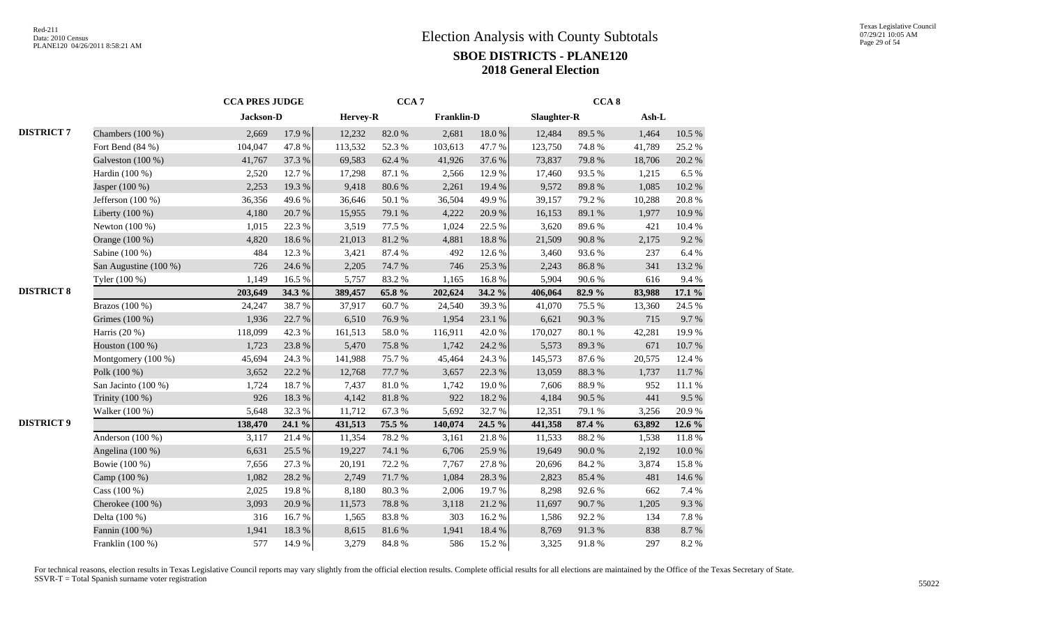# Election Analysis with County Subtotals

## SBOE DISTRICTS - PLANE120

## 2018 General Election

| | | CCA PRES JUDGE | | CCA 7 | | | | CCA 8 | | | |
|---|---|---|---|---|---|---|---|---|---|---|---|
| | | Jackson-D | | Hervey-R | | Franklin-D | | Slaughter-R | | Ash-L | |
| DISTRICT 7 | Chambers (100 %) | 2,669 | 17.9 % | 12,232 | 82.0 % | 2,681 | 18.0 % | 12,484 | 89.5 % | 1,464 | 10.5 % |
| | Fort Bend (84 %) | 104,047 | 47.8 % | 113,532 | 52.3 % | 103,613 | 47.7 % | 123,750 | 74.8 % | 41,789 | 25.2 % |
| | Galveston (100 %) | 41,767 | 37.3 % | 69,583 | 62.4 % | 41,926 | 37.6 % | 73,837 | 79.8 % | 18,706 | 20.2 % |
| | Hardin (100 %) | 2,520 | 12.7 % | 17,298 | 87.1 % | 2,566 | 12.9 % | 17,460 | 93.5 % | 1,215 | 6.5 % |
| | Jasper (100 %) | 2,253 | 19.3 % | 9,418 | 80.6 % | 2,261 | 19.4 % | 9,572 | 89.8 % | 1,085 | 10.2 % |
| | Jefferson (100 %) | 36,356 | 49.6 % | 36,646 | 50.1 % | 36,504 | 49.9 % | 39,157 | 79.2 % | 10,288 | 20.8 % |
| | Liberty (100 %) | 4,180 | 20.7 % | 15,955 | 79.1 % | 4,222 | 20.9 % | 16,153 | 89.1 % | 1,977 | 10.9 % |
| | Newton (100 %) | 1,015 | 22.3 % | 3,519 | 77.5 % | 1,024 | 22.5 % | 3,620 | 89.6 % | 421 | 10.4 % |
| | Orange (100 %) | 4,820 | 18.6 % | 21,013 | 81.2 % | 4,881 | 18.8 % | 21,509 | 90.8 % | 2,175 | 9.2 % |
| | Sabine (100 %) | 484 | 12.3 % | 3,421 | 87.4 % | 492 | 12.6 % | 3,460 | 93.6 % | 237 | 6.4 % |
| | San Augustine (100 %) | 726 | 24.6 % | 2,205 | 74.7 % | 746 | 25.3 % | 2,243 | 86.8 % | 341 | 13.2 % |
| | Tyler (100 %) | 1,149 | 16.5 % | 5,757 | 83.2 % | 1,165 | 16.8 % | 5,904 | 90.6 % | 616 | 9.4 % |
| DISTRICT 8 | | **203,649** | **34.3 %** | **389,457** | **65.8 %** | **202,624** | **34.2 %** | **406,064** | **82.9 %** | **83,988** | **17.1 %** |
| | Brazos (100 %) | 24,247 | 38.7 % | 37,917 | 60.7 % | 24,540 | 39.3 % | 41,070 | 75.5 % | 13,360 | 24.5 % |
| | Grimes (100 %) | 1,936 | 22.7 % | 6,510 | 76.9 % | 1,954 | 23.1 % | 6,621 | 90.3 % | 715 | 9.7 % |
| | Harris (20 %) | 118,099 | 42.3 % | 161,513 | 58.0 % | 116,911 | 42.0 % | 170,027 | 80.1 % | 42,281 | 19.9 % |
| | Houston (100 %) | 1,723 | 23.8 % | 5,470 | 75.8 % | 1,742 | 24.2 % | 5,573 | 89.3 % | 671 | 10.7 % |
| | Montgomery (100 %) | 45,694 | 24.3 % | 141,988 | 75.7 % | 45,464 | 24.3 % | 145,573 | 87.6 % | 20,575 | 12.4 % |
| | Polk (100 %) | 3,652 | 22.2 % | 12,768 | 77.7 % | 3,657 | 22.3 % | 13,059 | 88.3 % | 1,737 | 11.7 % |
| | San Jacinto (100 %) | 1,724 | 18.7 % | 7,437 | 81.0 % | 1,742 | 19.0 % | 7,606 | 88.9 % | 952 | 11.1 % |
| | Trinity (100 %) | 926 | 18.3 % | 4,142 | 81.8 % | 922 | 18.2 % | 4,184 | 90.5 % | 441 | 9.5 % |
| | Walker (100 %) | 5,648 | 32.3 % | 11,712 | 67.3 % | 5,692 | 32.7 % | 12,351 | 79.1 % | 3,256 | 20.9 % |
| DISTRICT 9 | | **138,470** | **24.1 %** | **431,513** | **75.5 %** | **140,074** | **24.5 %** | **441,358** | **87.4 %** | **63,892** | **12.6 %** |
| | Anderson (100 %) | 3,117 | 21.4 % | 11,354 | 78.2 % | 3,161 | 21.8 % | 11,533 | 88.2 % | 1,538 | 11.8 % |
| | Angelina (100 %) | 6,631 | 25.5 % | 19,227 | 74.1 % | 6,706 | 25.9 % | 19,649 | 90.0 % | 2,192 | 10.0 % |
| | Bowie (100 %) | 7,656 | 27.3 % | 20,191 | 72.2 % | 7,767 | 27.8 % | 20,696 | 84.2 % | 3,874 | 15.8 % |
| | Camp (100 %) | 1,082 | 28.2 % | 2,749 | 71.7 % | 1,084 | 28.3 % | 2,823 | 85.4 % | 481 | 14.6 % |
| | Cass (100 %) | 2,025 | 19.8 % | 8,180 | 80.3 % | 2,006 | 19.7 % | 8,298 | 92.6 % | 662 | 7.4 % |
| | Cherokee (100 %) | 3,093 | 20.9 % | 11,573 | 78.8 % | 3,118 | 21.2 % | 11,697 | 90.7 % | 1,205 | 9.3 % |
| | Delta (100 %) | 316 | 16.7 % | 1,565 | 83.8 % | 303 | 16.2 % | 1,586 | 92.2 % | 134 | 7.8 % |
| | Fannin (100 %) | 1,941 | 18.3 % | 8,615 | 81.6 % | 1,941 | 18.4 % | 8,769 | 91.3 % | 838 | 8.7 % |
| | Franklin (100 %) | 577 | 14.9 % | 3,279 | 84.8 % | 586 | 15.2 % | 3,325 | 91.8 % | 297 | 8.2 % |

For technical reasons, election results in Texas Legislative Council reports may vary slightly from the official election results. Complete official results for all elections are maintained by the Office of the Texas Secretary of State.
SSVR-T = Total Spanish surname voter registration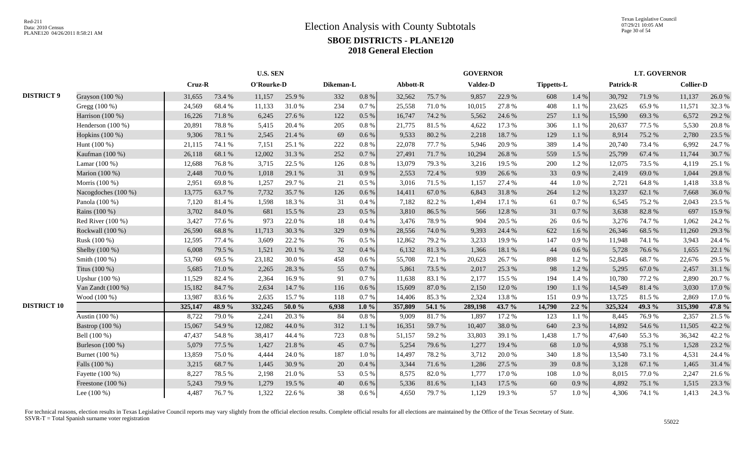# Election Analysis with County Subtotals

## SBOE DISTRICTS - PLANE120

## 2018 General Election

Red-211
Data: 2010 Census
PLANE120 04/26/2011 8:58:21 AM

Texas Legislative Council
07/29/21 10:05 AM

| | | U.S. SEN | | | | | | GOVERNOR | | | | | | LT. GOVERNOR | | | |
|---|---|---|---|---|---|---|---|---|---|---|---|---|---|---|---|---|---|
| | | Cruz-R | | O'Rourke-D | | Dikeman-L | | Abbott-R | | Valdez-D | | Tippetts-L | | Patrick-R | | Collier-D | |
| **DISTRICT 9** | Grayson (100 %) | 31,655 | 73.4 % | 11,157 | 25.9 % | 332 | 0.8 % | 32,562 | 75.7 % | 9,857 | 22.9 % | 608 | 1.4 % | 30,792 | 71.9 % | 11,137 | 26.0 % |
| | Gregg (100 %) | 24,569 | 68.4 % | 11,133 | 31.0 % | 234 | 0.7 % | 25,558 | 71.0 % | 10,015 | 27.8 % | 408 | 1.1 % | 23,625 | 65.9 % | 11,571 | 32.3 % |
| | Harrison (100 %) | 16,226 | 71.8 % | 6,245 | 27.6 % | 122 | 0.5 % | 16,747 | 74.2 % | 5,562 | 24.6 % | 257 | 1.1 % | 15,590 | 69.3 % | 6,572 | 29.2 % |
| | Henderson (100 %) | 20,891 | 78.8 % | 5,415 | 20.4 % | 205 | 0.8 % | 21,775 | 81.5 % | 4,622 | 17.3 % | 306 | 1.1 % | 20,637 | 77.5 % | 5,530 | 20.8 % |
| | Hopkins (100 %) | 9,306 | 78.1 % | 2,545 | 21.4 % | 69 | 0.6 % | 9,533 | 80.2 % | 2,218 | 18.7 % | 129 | 1.1 % | 8,914 | 75.2 % | 2,780 | 23.5 % |
| | Hunt (100 %) | 21,115 | 74.1 % | 7,151 | 25.1 % | 222 | 0.8 % | 22,078 | 77.7 % | 5,946 | 20.9 % | 389 | 1.4 % | 20,740 | 73.4 % | 6,992 | 24.7 % |
| | Kaufman (100 %) | 26,118 | 68.1 % | 12,002 | 31.3 % | 252 | 0.7 % | 27,491 | 71.7 % | 10,294 | 26.8 % | 559 | 1.5 % | 25,799 | 67.4 % | 11,744 | 30.7 % |
| | Lamar (100 %) | 12,688 | 76.8 % | 3,715 | 22.5 % | 126 | 0.8 % | 13,079 | 79.3 % | 3,216 | 19.5 % | 200 | 1.2 % | 12,075 | 73.5 % | 4,119 | 25.1 % |
| | Marion (100 %) | 2,448 | 70.0 % | 1,018 | 29.1 % | 31 | 0.9 % | 2,553 | 72.4 % | 939 | 26.6 % | 33 | 0.9 % | 2,419 | 69.0 % | 1,044 | 29.8 % |
| | Morris (100 %) | 2,951 | 69.8 % | 1,257 | 29.7 % | 21 | 0.5 % | 3,016 | 71.5 % | 1,157 | 27.4 % | 44 | 1.0 % | 2,721 | 64.8 % | 1,418 | 33.8 % |
| | Nacogdoches (100 %) | 13,775 | 63.7 % | 7,732 | 35.7 % | 126 | 0.6 % | 14,411 | 67.0 % | 6,843 | 31.8 % | 264 | 1.2 % | 13,237 | 62.1 % | 7,668 | 36.0 % |
| | Panola (100 %) | 7,120 | 81.4 % | 1,598 | 18.3 % | 31 | 0.4 % | 7,182 | 82.2 % | 1,494 | 17.1 % | 61 | 0.7 % | 6,545 | 75.2 % | 2,043 | 23.5 % |
| | Rains (100 %) | 3,702 | 84.0 % | 681 | 15.5 % | 23 | 0.5 % | 3,810 | 86.5 % | 566 | 12.8 % | 31 | 0.7 % | 3,638 | 82.8 % | 697 | 15.9 % |
| | Red River (100 %) | 3,427 | 77.6 % | 973 | 22.0 % | 18 | 0.4 % | 3,476 | 78.9 % | 904 | 20.5 % | 26 | 0.6 % | 3,276 | 74.7 % | 1,062 | 24.2 % |
| | Rockwall (100 %) | 26,590 | 68.8 % | 11,713 | 30.3 % | 329 | 0.9 % | 28,556 | 74.0 % | 9,393 | 24.4 % | 622 | 1.6 % | 26,346 | 68.5 % | 11,260 | 29.3 % |
| | Rusk (100 %) | 12,595 | 77.4 % | 3,609 | 22.2 % | 76 | 0.5 % | 12,862 | 79.2 % | 3,233 | 19.9 % | 147 | 0.9 % | 11,948 | 74.1 % | 3,943 | 24.4 % |
| | Shelby (100 %) | 6,008 | 79.5 % | 1,521 | 20.1 % | 32 | 0.4 % | 6,132 | 81.3 % | 1,366 | 18.1 % | 44 | 0.6 % | 5,728 | 76.6 % | 1,655 | 22.1 % |
| | Smith (100 %) | 53,760 | 69.5 % | 23,182 | 30.0 % | 458 | 0.6 % | 55,708 | 72.1 % | 20,623 | 26.7 % | 898 | 1.2 % | 52,845 | 68.7 % | 22,676 | 29.5 % |
| | Titus (100 %) | 5,685 | 71.0 % | 2,265 | 28.3 % | 55 | 0.7 % | 5,861 | 73.5 % | 2,017 | 25.3 % | 98 | 1.2 % | 5,295 | 67.0 % | 2,457 | 31.1 % |
| | Upshur (100 %) | 11,529 | 82.4 % | 2,364 | 16.9 % | 91 | 0.7 % | 11,638 | 83.1 % | 2,177 | 15.5 % | 194 | 1.4 % | 10,780 | 77.2 % | 2,890 | 20.7 % |
| | Van Zandt (100 %) | 15,182 | 84.7 % | 2,634 | 14.7 % | 116 | 0.6 % | 15,609 | 87.0 % | 2,150 | 12.0 % | 190 | 1.1 % | 14,549 | 81.4 % | 3,030 | 17.0 % |
| | Wood (100 %) | 13,987 | 83.6 % | 2,635 | 15.7 % | 118 | 0.7 % | 14,406 | 85.3 % | 2,324 | 13.8 % | 151 | 0.9 % | 13,725 | 81.5 % | 2,869 | 17.0 % |
| **DISTRICT 10** | | **325,147** | **48.9 %** | **332,245** | **50.0 %** | **6,938** | **1.0 %** | **357,809** | **54.1 %** | **289,198** | **43.7 %** | **14,790** | **2.2 %** | **325,324** | **49.3 %** | **315,390** | **47.8 %** |
| | Austin (100 %) | 8,722 | 79.0 % | 2,241 | 20.3 % | 84 | 0.8 % | 9,009 | 81.7 % | 1,897 | 17.2 % | 123 | 1.1 % | 8,445 | 76.9 % | 2,357 | 21.5 % |
| | Bastrop (100 %) | 15,067 | 54.9 % | 12,082 | 44.0 % | 312 | 1.1 % | 16,351 | 59.7 % | 10,407 | 38.0 % | 640 | 2.3 % | 14,892 | 54.6 % | 11,505 | 42.2 % |
| | Bell (100 %) | 47,437 | 54.8 % | 38,417 | 44.4 % | 723 | 0.8 % | 51,157 | 59.2 % | 33,803 | 39.1 % | 1,438 | 1.7 % | 47,640 | 55.3 % | 36,342 | 42.2 % |
| | Burleson (100 %) | 5,079 | 77.5 % | 1,427 | 21.8 % | 45 | 0.7 % | 5,254 | 79.6 % | 1,277 | 19.4 % | 68 | 1.0 % | 4,938 | 75.1 % | 1,528 | 23.2 % |
| | Burnet (100 %) | 13,859 | 75.0 % | 4,444 | 24.0 % | 187 | 1.0 % | 14,497 | 78.2 % | 3,712 | 20.0 % | 340 | 1.8 % | 13,540 | 73.1 % | 4,531 | 24.4 % |
| | Falls (100 %) | 3,215 | 68.7 % | 1,445 | 30.9 % | 20 | 0.4 % | 3,344 | 71.6 % | 1,286 | 27.5 % | 39 | 0.8 % | 3,128 | 67.1 % | 1,465 | 31.4 % |
| | Fayette (100 %) | 8,227 | 78.5 % | 2,198 | 21.0 % | 53 | 0.5 % | 8,575 | 82.0 % | 1,777 | 17.0 % | 108 | 1.0 % | 8,015 | 77.0 % | 2,247 | 21.6 % |
| | Freestone (100 %) | 5,243 | 79.9 % | 1,279 | 19.5 % | 40 | 0.6 % | 5,336 | 81.6 % | 1,143 | 17.5 % | 60 | 0.9 % | 4,892 | 75.1 % | 1,515 | 23.3 % |
| | Lee (100 %) | 4,487 | 76.7 % | 1,322 | 22.6 % | 38 | 0.6 % | 4,650 | 79.7 % | 1,129 | 19.3 % | 57 | 1.0 % | 4,306 | 74.1 % | 1,413 | 24.3 % |

For technical reasons, election results in Texas Legislative Council reports may vary slightly from the official election results. Complete official results for all elections are maintained by the Office of the Texas Secretary of State.
SSVR-T = Total Spanish surname voter registration

55022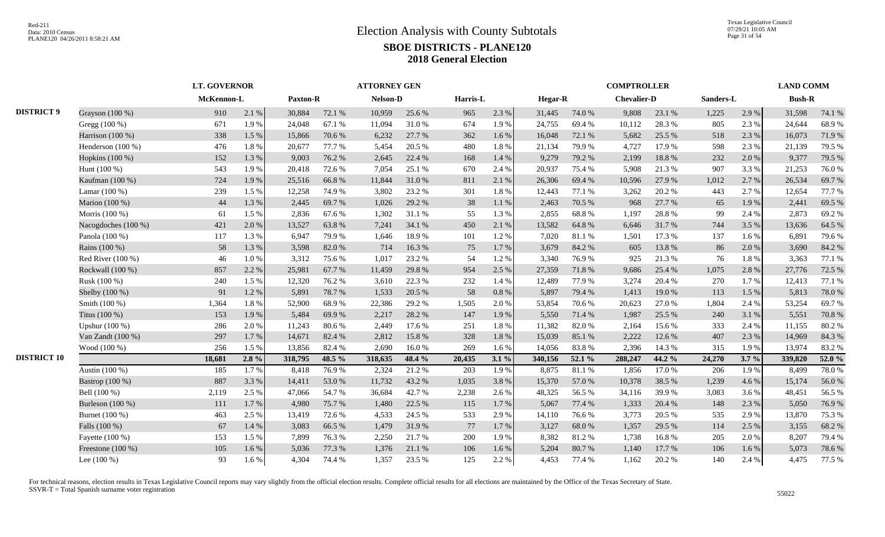# Election Analysis with County Subtotals

## SBOE DISTRICTS - PLANE120

## 2018 General Election

| | | LT. GOVERNOR | | ATTORNEY GEN | | | | | | COMPTROLLER | | | | | | LAND COMM | |
|---|---|---|---|---|---|---|---|---|---|---|---|---|---|---|---|---|---|
| | | McKennon-L | | Paxton-R | | Nelson-D | | Harris-L | | Hegar-R | | Chevalier-D | | Sanders-L | | Bush-R | |
| DISTRICT 9 | Grayson (100 %) | 910 | 2.1 % | 30,884 | 72.1 % | 10,959 | 25.6 % | 965 | 2.3 % | 31,445 | 74.0 % | 9,808 | 23.1 % | 1,225 | 2.9 % | 31,598 | 74.1 % |
| | Gregg (100 %) | 671 | 1.9 % | 24,048 | 67.1 % | 11,094 | 31.0 % | 674 | 1.9 % | 24,755 | 69.4 % | 10,112 | 28.3 % | 805 | 2.3 % | 24,644 | 68.9 % |
| | Harrison (100 %) | 338 | 1.5 % | 15,866 | 70.6 % | 6,232 | 27.7 % | 362 | 1.6 % | 16,048 | 72.1 % | 5,682 | 25.5 % | 518 | 2.3 % | 16,073 | 71.9 % |
| | Henderson (100 %) | 476 | 1.8 % | 20,677 | 77.7 % | 5,454 | 20.5 % | 480 | 1.8 % | 21,134 | 79.9 % | 4,727 | 17.9 % | 598 | 2.3 % | 21,139 | 79.5 % |
| | Hopkins (100 %) | 152 | 1.3 % | 9,003 | 76.2 % | 2,645 | 22.4 % | 168 | 1.4 % | 9,279 | 79.2 % | 2,199 | 18.8 % | 232 | 2.0 % | 9,377 | 79.5 % |
| | Hunt (100 %) | 543 | 1.9 % | 20,418 | 72.6 % | 7,054 | 25.1 % | 670 | 2.4 % | 20,937 | 75.4 % | 5,908 | 21.3 % | 907 | 3.3 % | 21,253 | 76.0 % |
| | Kaufman (100 %) | 724 | 1.9 % | 25,516 | 66.8 % | 11,844 | 31.0 % | 811 | 2.1 % | 26,306 | 69.4 % | 10,596 | 27.9 % | 1,012 | 2.7 % | 26,534 | 69.7 % |
| | Lamar (100 %) | 239 | 1.5 % | 12,258 | 74.9 % | 3,802 | 23.2 % | 301 | 1.8 % | 12,443 | 77.1 % | 3,262 | 20.2 % | 443 | 2.7 % | 12,654 | 77.7 % |
| | Marion (100 %) | 44 | 1.3 % | 2,445 | 69.7 % | 1,026 | 29.2 % | 38 | 1.1 % | 2,463 | 70.5 % | 968 | 27.7 % | 65 | 1.9 % | 2,441 | 69.5 % |
| | Morris (100 %) | 61 | 1.5 % | 2,836 | 67.6 % | 1,302 | 31.1 % | 55 | 1.3 % | 2,855 | 68.8 % | 1,197 | 28.8 % | 99 | 2.4 % | 2,873 | 69.2 % |
| | Nacogdoches (100 %) | 421 | 2.0 % | 13,527 | 63.8 % | 7,241 | 34.1 % | 450 | 2.1 % | 13,582 | 64.8 % | 6,646 | 31.7 % | 744 | 3.5 % | 13,636 | 64.5 % |
| | Panola (100 %) | 117 | 1.3 % | 6,947 | 79.9 % | 1,646 | 18.9 % | 101 | 1.2 % | 7,020 | 81.1 % | 1,501 | 17.3 % | 137 | 1.6 % | 6,891 | 79.6 % |
| | Rains (100 %) | 58 | 1.3 % | 3,598 | 82.0 % | 714 | 16.3 % | 75 | 1.7 % | 3,679 | 84.2 % | 605 | 13.8 % | 86 | 2.0 % | 3,690 | 84.2 % |
| | Red River (100 %) | 46 | 1.0 % | 3,312 | 75.6 % | 1,017 | 23.2 % | 54 | 1.2 % | 3,340 | 76.9 % | 925 | 21.3 % | 76 | 1.8 % | 3,363 | 77.1 % |
| | Rockwall (100 %) | 857 | 2.2 % | 25,981 | 67.7 % | 11,459 | 29.8 % | 954 | 2.5 % | 27,359 | 71.8 % | 9,686 | 25.4 % | 1,075 | 2.8 % | 27,776 | 72.5 % |
| | Rusk (100 %) | 240 | 1.5 % | 12,320 | 76.2 % | 3,610 | 22.3 % | 232 | 1.4 % | 12,489 | 77.9 % | 3,274 | 20.4 % | 270 | 1.7 % | 12,413 | 77.1 % |
| | Shelby (100 %) | 91 | 1.2 % | 5,891 | 78.7 % | 1,533 | 20.5 % | 58 | 0.8 % | 5,897 | 79.4 % | 1,413 | 19.0 % | 113 | 1.5 % | 5,813 | 78.0 % |
| | Smith (100 %) | 1,364 | 1.8 % | 52,900 | 68.9 % | 22,386 | 29.2 % | 1,505 | 2.0 % | 53,854 | 70.6 % | 20,623 | 27.0 % | 1,804 | 2.4 % | 53,254 | 69.7 % |
| | Titus (100 %) | 153 | 1.9 % | 5,484 | 69.9 % | 2,217 | 28.2 % | 147 | 1.9 % | 5,550 | 71.4 % | 1,987 | 25.5 % | 240 | 3.1 % | 5,551 | 70.8 % |
| | Upshur (100 %) | 286 | 2.0 % | 11,243 | 80.6 % | 2,449 | 17.6 % | 251 | 1.8 % | 11,382 | 82.0 % | 2,164 | 15.6 % | 333 | 2.4 % | 11,155 | 80.2 % |
| | Van Zandt (100 %) | 297 | 1.7 % | 14,671 | 82.4 % | 2,812 | 15.8 % | 328 | 1.8 % | 15,039 | 85.1 % | 2,222 | 12.6 % | 407 | 2.3 % | 14,969 | 84.3 % |
| | Wood (100 %) | 256 | 1.5 % | 13,856 | 82.4 % | 2,690 | 16.0 % | 269 | 1.6 % | 14,056 | 83.8 % | 2,396 | 14.3 % | 315 | 1.9 % | 13,974 | 83.2 % |
| **DISTRICT 10** | | **18,681** | **2.8 %** | **318,795** | **48.5 %** | **318,635** | **48.4 %** | **20,435** | **3.1 %** | **340,156** | **52.1 %** | **288,247** | **44.2 %** | **24,270** | **3.7 %** | **339,820** | **52.0 %** |
| | Austin (100 %) | 185 | 1.7 % | 8,418 | 76.9 % | 2,324 | 21.2 % | 203 | 1.9 % | 8,875 | 81.1 % | 1,856 | 17.0 % | 206 | 1.9 % | 8,499 | 78.0 % |
| | Bastrop (100 %) | 887 | 3.3 % | 14,411 | 53.0 % | 11,732 | 43.2 % | 1,035 | 3.8 % | 15,370 | 57.0 % | 10,378 | 38.5 % | 1,239 | 4.6 % | 15,174 | 56.0 % |
| | Bell (100 %) | 2,119 | 2.5 % | 47,066 | 54.7 % | 36,684 | 42.7 % | 2,238 | 2.6 % | 48,325 | 56.5 % | 34,116 | 39.9 % | 3,083 | 3.6 % | 48,451 | 56.5 % |
| | Burleson (100 %) | 111 | 1.7 % | 4,980 | 75.7 % | 1,480 | 22.5 % | 115 | 1.7 % | 5,067 | 77.4 % | 1,333 | 20.4 % | 148 | 2.3 % | 5,050 | 76.9 % |
| | Burnet (100 %) | 463 | 2.5 % | 13,419 | 72.6 % | 4,533 | 24.5 % | 533 | 2.9 % | 14,110 | 76.6 % | 3,773 | 20.5 % | 535 | 2.9 % | 13,870 | 75.3 % |
| | Falls (100 %) | 67 | 1.4 % | 3,083 | 66.5 % | 1,479 | 31.9 % | 77 | 1.7 % | 3,127 | 68.0 % | 1,357 | 29.5 % | 114 | 2.5 % | 3,155 | 68.2 % |
| | Fayette (100 %) | 153 | 1.5 % | 7,899 | 76.3 % | 2,250 | 21.7 % | 200 | 1.9 % | 8,382 | 81.2 % | 1,738 | 16.8 % | 205 | 2.0 % | 8,207 | 79.4 % |
| | Freestone (100 %) | 105 | 1.6 % | 5,036 | 77.3 % | 1,376 | 21.1 % | 106 | 1.6 % | 5,204 | 80.7 % | 1,140 | 17.7 % | 106 | 1.6 % | 5,073 | 78.6 % |
| | Lee (100 %) | 93 | 1.6 % | 4,304 | 74.4 % | 1,357 | 23.5 % | 125 | 2.2 % | 4,453 | 77.4 % | 1,162 | 20.2 % | 140 | 2.4 % | 4,475 | 77.5 % |

For technical reasons, election results in Texas Legislative Council reports may vary slightly from the official election results. Complete official results for all elections are maintained by the Office of the Texas Secretary of State.
SSVR-T = Total Spanish surname voter registration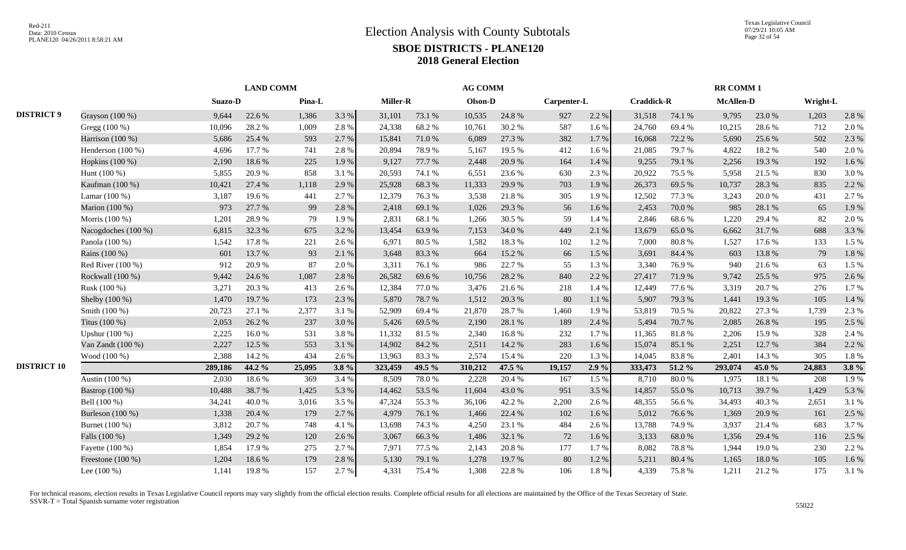# Election Analysis with County Subtotals

## SBOE DISTRICTS - PLANE120

### 2018 General Election

Red-211
Data: 2010 Census
PLANE120 04/26/2011 8:58:21 AM

Texas Legislative Council
07/29/21 10:05 AM

| | | LAND COMM | | | | AG COMM | | | | | | RR COMM 1 | | | | | |
|---|---|---|---|---|---|---|---|---|---|---|---|---|---|---|---|---|---|
| | | Suazo-D | | Pina-L | | Miller-R | | Olson-D | | Carpenter-L | | Craddick-R | | McAllen-D | | Wright-L | |
| DISTRICT 9 | Grayson (100 %) | 9,644 | 22.6 % | 1,386 | 3.3 % | 31,101 | 73.1 % | 10,535 | 24.8 % | 927 | 2.2 % | 31,518 | 74.1 % | 9,795 | 23.0 % | 1,203 | 2.8 % |
| | Gregg (100 %) | 10,096 | 28.2 % | 1,009 | 2.8 % | 24,338 | 68.2 % | 10,761 | 30.2 % | 587 | 1.6 % | 24,760 | 69.4 % | 10,215 | 28.6 % | 712 | 2.0 % |
| | Harrison (100 %) | 5,686 | 25.4 % | 593 | 2.7 % | 15,841 | 71.0 % | 6,089 | 27.3 % | 382 | 1.7 % | 16,068 | 72.2 % | 5,690 | 25.6 % | 502 | 2.3 % |
| | Henderson (100 %) | 4,696 | 17.7 % | 741 | 2.8 % | 20,894 | 78.9 % | 5,167 | 19.5 % | 412 | 1.6 % | 21,085 | 79.7 % | 4,822 | 18.2 % | 540 | 2.0 % |
| | Hopkins (100 %) | 2,190 | 18.6 % | 225 | 1.9 % | 9,127 | 77.7 % | 2,448 | 20.9 % | 164 | 1.4 % | 9,255 | 79.1 % | 2,256 | 19.3 % | 192 | 1.6 % |
| | Hunt (100 %) | 5,855 | 20.9 % | 858 | 3.1 % | 20,593 | 74.1 % | 6,551 | 23.6 % | 630 | 2.3 % | 20,922 | 75.5 % | 5,958 | 21.5 % | 830 | 3.0 % |
| | Kaufman (100 %) | 10,421 | 27.4 % | 1,118 | 2.9 % | 25,928 | 68.3 % | 11,333 | 29.9 % | 703 | 1.9 % | 26,373 | 69.5 % | 10,737 | 28.3 % | 835 | 2.2 % |
| | Lamar (100 %) | 3,187 | 19.6 % | 441 | 2.7 % | 12,379 | 76.3 % | 3,538 | 21.8 % | 305 | 1.9 % | 12,502 | 77.3 % | 3,243 | 20.0 % | 431 | 2.7 % |
| | Marion (100 %) | 973 | 27.7 % | 99 | 2.8 % | 2,418 | 69.1 % | 1,026 | 29.3 % | 56 | 1.6 % | 2,453 | 70.0 % | 985 | 28.1 % | 65 | 1.9 % |
| | Morris (100 %) | 1,201 | 28.9 % | 79 | 1.9 % | 2,831 | 68.1 % | 1,266 | 30.5 % | 59 | 1.4 % | 2,846 | 68.6 % | 1,220 | 29.4 % | 82 | 2.0 % |
| | Nacogdoches (100 %) | 6,815 | 32.3 % | 675 | 3.2 % | 13,454 | 63.9 % | 7,153 | 34.0 % | 449 | 2.1 % | 13,679 | 65.0 % | 6,662 | 31.7 % | 688 | 3.3 % |
| | Panola (100 %) | 1,542 | 17.8 % | 221 | 2.6 % | 6,971 | 80.5 % | 1,582 | 18.3 % | 102 | 1.2 % | 7,000 | 80.8 % | 1,527 | 17.6 % | 133 | 1.5 % |
| | Rains (100 %) | 601 | 13.7 % | 93 | 2.1 % | 3,648 | 83.3 % | 664 | 15.2 % | 66 | 1.5 % | 3,691 | 84.4 % | 603 | 13.8 % | 79 | 1.8 % |
| | Red River (100 %) | 912 | 20.9 % | 87 | 2.0 % | 3,311 | 76.1 % | 986 | 22.7 % | 55 | 1.3 % | 3,340 | 76.9 % | 940 | 21.6 % | 63 | 1.5 % |
| | Rockwall (100 %) | 9,442 | 24.6 % | 1,087 | 2.8 % | 26,582 | 69.6 % | 10,756 | 28.2 % | 840 | 2.2 % | 27,417 | 71.9 % | 9,742 | 25.5 % | 975 | 2.6 % |
| | Rusk (100 %) | 3,271 | 20.3 % | 413 | 2.6 % | 12,384 | 77.0 % | 3,476 | 21.6 % | 218 | 1.4 % | 12,449 | 77.6 % | 3,319 | 20.7 % | 276 | 1.7 % |
| | Shelby (100 %) | 1,470 | 19.7 % | 173 | 2.3 % | 5,870 | 78.7 % | 1,512 | 20.3 % | 80 | 1.1 % | 5,907 | 79.3 % | 1,441 | 19.3 % | 105 | 1.4 % |
| | Smith (100 %) | 20,723 | 27.1 % | 2,377 | 3.1 % | 52,909 | 69.4 % | 21,870 | 28.7 % | 1,460 | 1.9 % | 53,819 | 70.5 % | 20,822 | 27.3 % | 1,739 | 2.3 % |
| | Titus (100 %) | 2,053 | 26.2 % | 237 | 3.0 % | 5,426 | 69.5 % | 2,190 | 28.1 % | 189 | 2.4 % | 5,494 | 70.7 % | 2,085 | 26.8 % | 195 | 2.5 % |
| | Upshur (100 %) | 2,225 | 16.0 % | 531 | 3.8 % | 11,332 | 81.5 % | 2,340 | 16.8 % | 232 | 1.7 % | 11,365 | 81.8 % | 2,206 | 15.9 % | 328 | 2.4 % |
| | Van Zandt (100 %) | 2,227 | 12.5 % | 553 | 3.1 % | 14,902 | 84.2 % | 2,511 | 14.2 % | 283 | 1.6 % | 15,074 | 85.1 % | 2,251 | 12.7 % | 384 | 2.2 % |
| | Wood (100 %) | 2,388 | 14.2 % | 434 | 2.6 % | 13,963 | 83.3 % | 2,574 | 15.4 % | 220 | 1.3 % | 14,045 | 83.8 % | 2,401 | 14.3 % | 305 | 1.8 % |
| DISTRICT 10 | | **289,186** | **44.2 %** | **25,095** | **3.8 %** | **323,459** | **49.5 %** | **310,212** | **47.5 %** | **19,157** | **2.9 %** | **333,473** | **51.2 %** | **293,074** | **45.0 %** | **24,883** | **3.8 %** |
| | Austin (100 %) | 2,030 | 18.6 % | 369 | 3.4 % | 8,509 | 78.0 % | 2,228 | 20.4 % | 167 | 1.5 % | 8,710 | 80.0 % | 1,975 | 18.1 % | 208 | 1.9 % |
| | Bastrop (100 %) | 10,488 | 38.7 % | 1,425 | 5.3 % | 14,462 | 53.5 % | 11,604 | 43.0 % | 951 | 3.5 % | 14,857 | 55.0 % | 10,713 | 39.7 % | 1,429 | 5.3 % |
| | Bell (100 %) | 34,241 | 40.0 % | 3,016 | 3.5 % | 47,324 | 55.3 % | 36,106 | 42.2 % | 2,200 | 2.6 % | 48,355 | 56.6 % | 34,493 | 40.3 % | 2,651 | 3.1 % |
| | Burleson (100 %) | 1,338 | 20.4 % | 179 | 2.7 % | 4,979 | 76.1 % | 1,466 | 22.4 % | 102 | 1.6 % | 5,012 | 76.6 % | 1,369 | 20.9 % | 161 | 2.5 % |
| | Burnet (100 %) | 3,812 | 20.7 % | 748 | 4.1 % | 13,698 | 74.3 % | 4,250 | 23.1 % | 484 | 2.6 % | 13,788 | 74.9 % | 3,937 | 21.4 % | 683 | 3.7 % |
| | Falls (100 %) | 1,349 | 29.2 % | 120 | 2.6 % | 3,067 | 66.3 % | 1,486 | 32.1 % | 72 | 1.6 % | 3,133 | 68.0 % | 1,356 | 29.4 % | 116 | 2.5 % |
| | Fayette (100 %) | 1,854 | 17.9 % | 275 | 2.7 % | 7,971 | 77.5 % | 2,143 | 20.8 % | 177 | 1.7 % | 8,082 | 78.8 % | 1,944 | 19.0 % | 230 | 2.2 % |
| | Freestone (100 %) | 1,204 | 18.6 % | 179 | 2.8 % | 5,130 | 79.1 % | 1,278 | 19.7 % | 80 | 1.2 % | 5,211 | 80.4 % | 1,165 | 18.0 % | 105 | 1.6 % |
| | Lee (100 %) | 1,141 | 19.8 % | 157 | 2.7 % | 4,331 | 75.4 % | 1,308 | 22.8 % | 106 | 1.8 % | 4,339 | 75.8 % | 1,211 | 21.2 % | 175 | 3.1 % |

For technical reasons, election results in Texas Legislative Council reports may vary slightly from the official election results. Complete official results for all elections are maintained by the Office of the Texas Secretary of State.
SSVR-T = Total Spanish surname voter registration

55022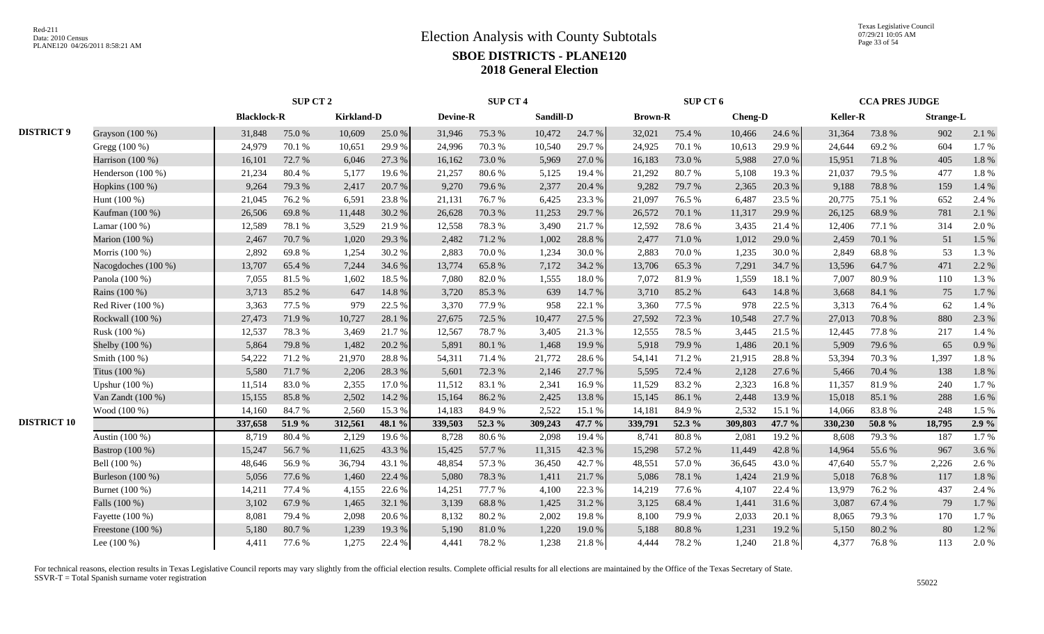# Election Analysis with County Subtotals

## SBOE DISTRICTS - PLANE120

### 2018 General Election

| | | SUP CT 2 | | | | SUP CT 4 | | | | SUP CT 6 | | | | CCA PRES JUDGE | | | |
|---|---|---|---|---|---|---|---|---|---|---|---|---|---|---|---|---|---|
| | | Blacklock-R | | Kirkland-D | | Devine-R | | Sandill-D | | Brown-R | | Cheng-D | | Keller-R | | Strange-L | |
| DISTRICT 9 | Grayson (100 %) | 31,848 | 75.0 % | 10,609 | 25.0 % | 31,946 | 75.3 % | 10,472 | 24.7 % | 32,021 | 75.4 % | 10,466 | 24.6 % | 31,364 | 73.8 % | 902 | 2.1 % |
| | Gregg (100 %) | 24,979 | 70.1 % | 10,651 | 29.9 % | 24,996 | 70.3 % | 10,540 | 29.7 % | 24,925 | 70.1 % | 10,613 | 29.9 % | 24,644 | 69.2 % | 604 | 1.7 % |
| | Harrison (100 %) | 16,101 | 72.7 % | 6,046 | 27.3 % | 16,162 | 73.0 % | 5,969 | 27.0 % | 16,183 | 73.0 % | 5,988 | 27.0 % | 15,951 | 71.8 % | 405 | 1.8 % |
| | Henderson (100 %) | 21,234 | 80.4 % | 5,177 | 19.6 % | 21,257 | 80.6 % | 5,125 | 19.4 % | 21,292 | 80.7 % | 5,108 | 19.3 % | 21,037 | 79.5 % | 477 | 1.8 % |
| | Hopkins (100 %) | 9,264 | 79.3 % | 2,417 | 20.7 % | 9,270 | 79.6 % | 2,377 | 20.4 % | 9,282 | 79.7 % | 2,365 | 20.3 % | 9,188 | 78.8 % | 159 | 1.4 % |
| | Hunt (100 %) | 21,045 | 76.2 % | 6,591 | 23.8 % | 21,131 | 76.7 % | 6,425 | 23.3 % | 21,097 | 76.5 % | 6,487 | 23.5 % | 20,775 | 75.1 % | 652 | 2.4 % |
| | Kaufman (100 %) | 26,506 | 69.8 % | 11,448 | 30.2 % | 26,628 | 70.3 % | 11,253 | 29.7 % | 26,572 | 70.1 % | 11,317 | 29.9 % | 26,125 | 68.9 % | 781 | 2.1 % |
| | Lamar (100 %) | 12,589 | 78.1 % | 3,529 | 21.9 % | 12,558 | 78.3 % | 3,490 | 21.7 % | 12,592 | 78.6 % | 3,435 | 21.4 % | 12,406 | 77.1 % | 314 | 2.0 % |
| | Marion (100 %) | 2,467 | 70.7 % | 1,020 | 29.3 % | 2,482 | 71.2 % | 1,002 | 28.8 % | 2,477 | 71.0 % | 1,012 | 29.0 % | 2,459 | 70.1 % | 51 | 1.5 % |
| | Morris (100 %) | 2,892 | 69.8 % | 1,254 | 30.2 % | 2,883 | 70.0 % | 1,234 | 30.0 % | 2,883 | 70.0 % | 1,235 | 30.0 % | 2,849 | 68.8 % | 53 | 1.3 % |
| | Nacogdoches (100 %) | 13,707 | 65.4 % | 7,244 | 34.6 % | 13,774 | 65.8 % | 7,172 | 34.2 % | 13,706 | 65.3 % | 7,291 | 34.7 % | 13,596 | 64.7 % | 471 | 2.2 % |
| | Panola (100 %) | 7,055 | 81.5 % | 1,602 | 18.5 % | 7,080 | 82.0 % | 1,555 | 18.0 % | 7,072 | 81.9 % | 1,559 | 18.1 % | 7,007 | 80.9 % | 110 | 1.3 % |
| | Rains (100 %) | 3,713 | 85.2 % | 647 | 14.8 % | 3,720 | 85.3 % | 639 | 14.7 % | 3,710 | 85.2 % | 643 | 14.8 % | 3,668 | 84.1 % | 75 | 1.7 % |
| | Red River (100 %) | 3,363 | 77.5 % | 979 | 22.5 % | 3,370 | 77.9 % | 958 | 22.1 % | 3,360 | 77.5 % | 978 | 22.5 % | 3,313 | 76.4 % | 62 | 1.4 % |
| | Rockwall (100 %) | 27,473 | 71.9 % | 10,727 | 28.1 % | 27,675 | 72.5 % | 10,477 | 27.5 % | 27,592 | 72.3 % | 10,548 | 27.7 % | 27,013 | 70.8 % | 880 | 2.3 % |
| | Rusk (100 %) | 12,537 | 78.3 % | 3,469 | 21.7 % | 12,567 | 78.7 % | 3,405 | 21.3 % | 12,555 | 78.5 % | 3,445 | 21.5 % | 12,445 | 77.8 % | 217 | 1.4 % |
| | Shelby (100 %) | 5,864 | 79.8 % | 1,482 | 20.2 % | 5,891 | 80.1 % | 1,468 | 19.9 % | 5,918 | 79.9 % | 1,486 | 20.1 % | 5,909 | 79.6 % | 65 | 0.9 % |
| | Smith (100 %) | 54,222 | 71.2 % | 21,970 | 28.8 % | 54,311 | 71.4 % | 21,772 | 28.6 % | 54,141 | 71.2 % | 21,915 | 28.8 % | 53,394 | 70.3 % | 1,397 | 1.8 % |
| | Titus (100 %) | 5,580 | 71.7 % | 2,206 | 28.3 % | 5,601 | 72.3 % | 2,146 | 27.7 % | 5,595 | 72.4 % | 2,128 | 27.6 % | 5,466 | 70.4 % | 138 | 1.8 % |
| | Upshur (100 %) | 11,514 | 83.0 % | 2,355 | 17.0 % | 11,512 | 83.1 % | 2,341 | 16.9 % | 11,529 | 83.2 % | 2,323 | 16.8 % | 11,357 | 81.9 % | 240 | 1.7 % |
| | Van Zandt (100 %) | 15,155 | 85.8 % | 2,502 | 14.2 % | 15,164 | 86.2 % | 2,425 | 13.8 % | 15,145 | 86.1 % | 2,448 | 13.9 % | 15,018 | 85.1 % | 288 | 1.6 % |
| | Wood (100 %) | 14,160 | 84.7 % | 2,560 | 15.3 % | 14,183 | 84.9 % | 2,522 | 15.1 % | 14,181 | 84.9 % | 2,532 | 15.1 % | 14,066 | 83.8 % | 248 | 1.5 % |
| DISTRICT 10 | | **337,658** | **51.9 %** | **312,561** | **48.1 %** | **339,503** | **52.3 %** | **309,243** | **47.7 %** | **339,791** | **52.3 %** | **309,803** | **47.7 %** | **330,230** | **50.8 %** | **18,795** | **2.9 %** |
| | Austin (100 %) | 8,719 | 80.4 % | 2,129 | 19.6 % | 8,728 | 80.6 % | 2,098 | 19.4 % | 8,741 | 80.8 % | 2,081 | 19.2 % | 8,608 | 79.3 % | 187 | 1.7 % |
| | Bastrop (100 %) | 15,247 | 56.7 % | 11,625 | 43.3 % | 15,425 | 57.7 % | 11,315 | 42.3 % | 15,298 | 57.2 % | 11,449 | 42.8 % | 14,964 | 55.6 % | 967 | 3.6 % |
| | Bell (100 %) | 48,646 | 56.9 % | 36,794 | 43.1 % | 48,854 | 57.3 % | 36,450 | 42.7 % | 48,551 | 57.0 % | 36,645 | 43.0 % | 47,640 | 55.7 % | 2,226 | 2.6 % |
| | Burleson (100 %) | 5,056 | 77.6 % | 1,460 | 22.4 % | 5,080 | 78.3 % | 1,411 | 21.7 % | 5,086 | 78.1 % | 1,424 | 21.9 % | 5,018 | 76.8 % | 117 | 1.8 % |
| | Burnet (100 %) | 14,211 | 77.4 % | 4,155 | 22.6 % | 14,251 | 77.7 % | 4,100 | 22.3 % | 14,219 | 77.6 % | 4,107 | 22.4 % | 13,979 | 76.2 % | 437 | 2.4 % |
| | Falls (100 %) | 3,102 | 67.9 % | 1,465 | 32.1 % | 3,139 | 68.8 % | 1,425 | 31.2 % | 3,125 | 68.4 % | 1,441 | 31.6 % | 3,087 | 67.4 % | 79 | 1.7 % |
| | Fayette (100 %) | 8,081 | 79.4 % | 2,098 | 20.6 % | 8,132 | 80.2 % | 2,002 | 19.8 % | 8,100 | 79.9 % | 2,033 | 20.1 % | 8,065 | 79.3 % | 170 | 1.7 % |
| | Freestone (100 %) | 5,180 | 80.7 % | 1,239 | 19.3 % | 5,190 | 81.0 % | 1,220 | 19.0 % | 5,188 | 80.8 % | 1,231 | 19.2 % | 5,150 | 80.2 % | 80 | 1.2 % |
| | Lee (100 %) | 4,411 | 77.6 % | 1,275 | 22.4 % | 4,441 | 78.2 % | 1,238 | 21.8 % | 4,444 | 78.2 % | 1,240 | 21.8 % | 4,377 | 76.8 % | 113 | 2.0 % |

For technical reasons, election results in Texas Legislative Council reports may vary slightly from the official election results. Complete official results for all elections are maintained by the Office of the Texas Secretary of State.
SSVR-T = Total Spanish surname voter registration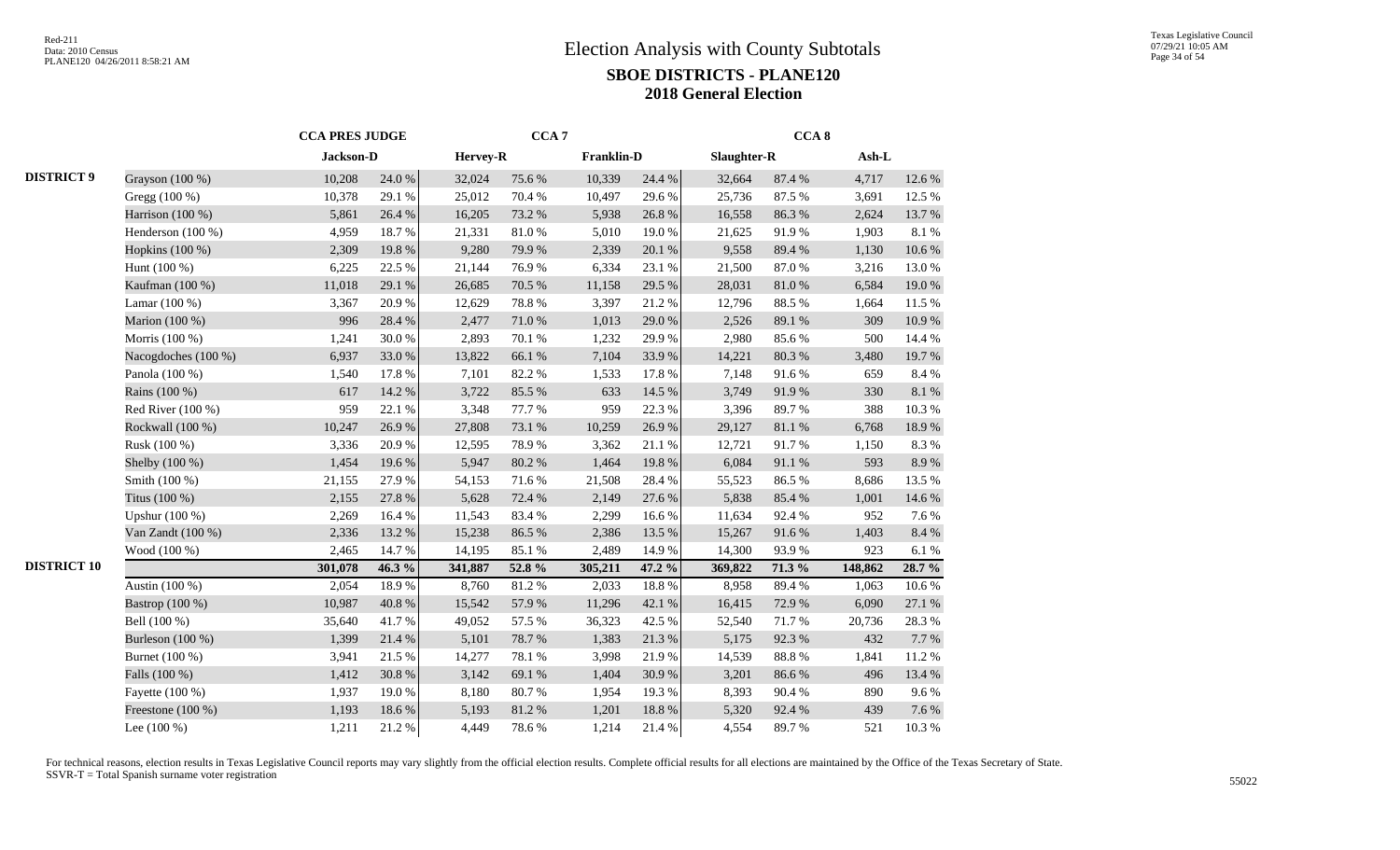# Election Analysis with County Subtotals

## SBOE DISTRICTS - PLANE120

## 2018 General Election

| | | CCA PRES JUDGE | | CCA 7 | | | | CCA 8 | | | |
|---|---|---|---|---|---|---|---|---|---|---|---|
| | | Jackson-D | | Hervey-R | | Franklin-D | | Slaughter-R | | Ash-L | |
| DISTRICT 9 | Grayson (100 %) | 10,208 | 24.0 % | 32,024 | 75.6 % | 10,339 | 24.4 % | 32,664 | 87.4 % | 4,717 | 12.6 % |
| | Gregg (100 %) | 10,378 | 29.1 % | 25,012 | 70.4 % | 10,497 | 29.6 % | 25,736 | 87.5 % | 3,691 | 12.5 % |
| | Harrison (100 %) | 5,861 | 26.4 % | 16,205 | 73.2 % | 5,938 | 26.8 % | 16,558 | 86.3 % | 2,624 | 13.7 % |
| | Henderson (100 %) | 4,959 | 18.7 % | 21,331 | 81.0 % | 5,010 | 19.0 % | 21,625 | 91.9 % | 1,903 | 8.1 % |
| | Hopkins (100 %) | 2,309 | 19.8 % | 9,280 | 79.9 % | 2,339 | 20.1 % | 9,558 | 89.4 % | 1,130 | 10.6 % |
| | Hunt (100 %) | 6,225 | 22.5 % | 21,144 | 76.9 % | 6,334 | 23.1 % | 21,500 | 87.0 % | 3,216 | 13.0 % |
| | Kaufman (100 %) | 11,018 | 29.1 % | 26,685 | 70.5 % | 11,158 | 29.5 % | 28,031 | 81.0 % | 6,584 | 19.0 % |
| | Lamar (100 %) | 3,367 | 20.9 % | 12,629 | 78.8 % | 3,397 | 21.2 % | 12,796 | 88.5 % | 1,664 | 11.5 % |
| | Marion (100 %) | 996 | 28.4 % | 2,477 | 71.0 % | 1,013 | 29.0 % | 2,526 | 89.1 % | 309 | 10.9 % |
| | Morris (100 %) | 1,241 | 30.0 % | 2,893 | 70.1 % | 1,232 | 29.9 % | 2,980 | 85.6 % | 500 | 14.4 % |
| | Nacogdoches (100 %) | 6,937 | 33.0 % | 13,822 | 66.1 % | 7,104 | 33.9 % | 14,221 | 80.3 % | 3,480 | 19.7 % |
| | Panola (100 %) | 1,540 | 17.8 % | 7,101 | 82.2 % | 1,533 | 17.8 % | 7,148 | 91.6 % | 659 | 8.4 % |
| | Rains (100 %) | 617 | 14.2 % | 3,722 | 85.5 % | 633 | 14.5 % | 3,749 | 91.9 % | 330 | 8.1 % |
| | Red River (100 %) | 959 | 22.1 % | 3,348 | 77.7 % | 959 | 22.3 % | 3,396 | 89.7 % | 388 | 10.3 % |
| | Rockwall (100 %) | 10,247 | 26.9 % | 27,808 | 73.1 % | 10,259 | 26.9 % | 29,127 | 81.1 % | 6,768 | 18.9 % |
| | Rusk (100 %) | 3,336 | 20.9 % | 12,595 | 78.9 % | 3,362 | 21.1 % | 12,721 | 91.7 % | 1,150 | 8.3 % |
| | Shelby (100 %) | 1,454 | 19.6 % | 5,947 | 80.2 % | 1,464 | 19.8 % | 6,084 | 91.1 % | 593 | 8.9 % |
| | Smith (100 %) | 21,155 | 27.9 % | 54,153 | 71.6 % | 21,508 | 28.4 % | 55,523 | 86.5 % | 8,686 | 13.5 % |
| | Titus (100 %) | 2,155 | 27.8 % | 5,628 | 72.4 % | 2,149 | 27.6 % | 5,838 | 85.4 % | 1,001 | 14.6 % |
| | Upshur (100 %) | 2,269 | 16.4 % | 11,543 | 83.4 % | 2,299 | 16.6 % | 11,634 | 92.4 % | 952 | 7.6 % |
| | Van Zandt (100 %) | 2,336 | 13.2 % | 15,238 | 86.5 % | 2,386 | 13.5 % | 15,267 | 91.6 % | 1,403 | 8.4 % |
| | Wood (100 %) | 2,465 | 14.7 % | 14,195 | 85.1 % | 2,489 | 14.9 % | 14,300 | 93.9 % | 923 | 6.1 % |
| DISTRICT 10 | | **301,078** | **46.3 %** | **341,887** | **52.8 %** | **305,211** | **47.2 %** | **369,822** | **71.3 %** | **148,862** | **28.7 %** |
| | Austin (100 %) | 2,054 | 18.9 % | 8,760 | 81.2 % | 2,033 | 18.8 % | 8,958 | 89.4 % | 1,063 | 10.6 % |
| | Bastrop (100 %) | 10,987 | 40.8 % | 15,542 | 57.9 % | 11,296 | 42.1 % | 16,415 | 72.9 % | 6,090 | 27.1 % |
| | Bell (100 %) | 35,640 | 41.7 % | 49,052 | 57.5 % | 36,323 | 42.5 % | 52,540 | 71.7 % | 20,736 | 28.3 % |
| | Burleson (100 %) | 1,399 | 21.4 % | 5,101 | 78.7 % | 1,383 | 21.3 % | 5,175 | 92.3 % | 432 | 7.7 % |
| | Burnet (100 %) | 3,941 | 21.5 % | 14,277 | 78.1 % | 3,998 | 21.9 % | 14,539 | 88.8 % | 1,841 | 11.2 % |
| | Falls (100 %) | 1,412 | 30.8 % | 3,142 | 69.1 % | 1,404 | 30.9 % | 3,201 | 86.6 % | 496 | 13.4 % |
| | Fayette (100 %) | 1,937 | 19.0 % | 8,180 | 80.7 % | 1,954 | 19.3 % | 8,393 | 90.4 % | 890 | 9.6 % |
| | Freestone (100 %) | 1,193 | 18.6 % | 5,193 | 81.2 % | 1,201 | 18.8 % | 5,320 | 92.4 % | 439 | 7.6 % |
| | Lee (100 %) | 1,211 | 21.2 % | 4,449 | 78.6 % | 1,214 | 21.4 % | 4,554 | 89.7 % | 521 | 10.3 % |

For technical reasons, election results in Texas Legislative Council reports may vary slightly from the official election results. Complete official results for all elections are maintained by the Office of the Texas Secretary of State.
SSVR-T = Total Spanish surname voter registration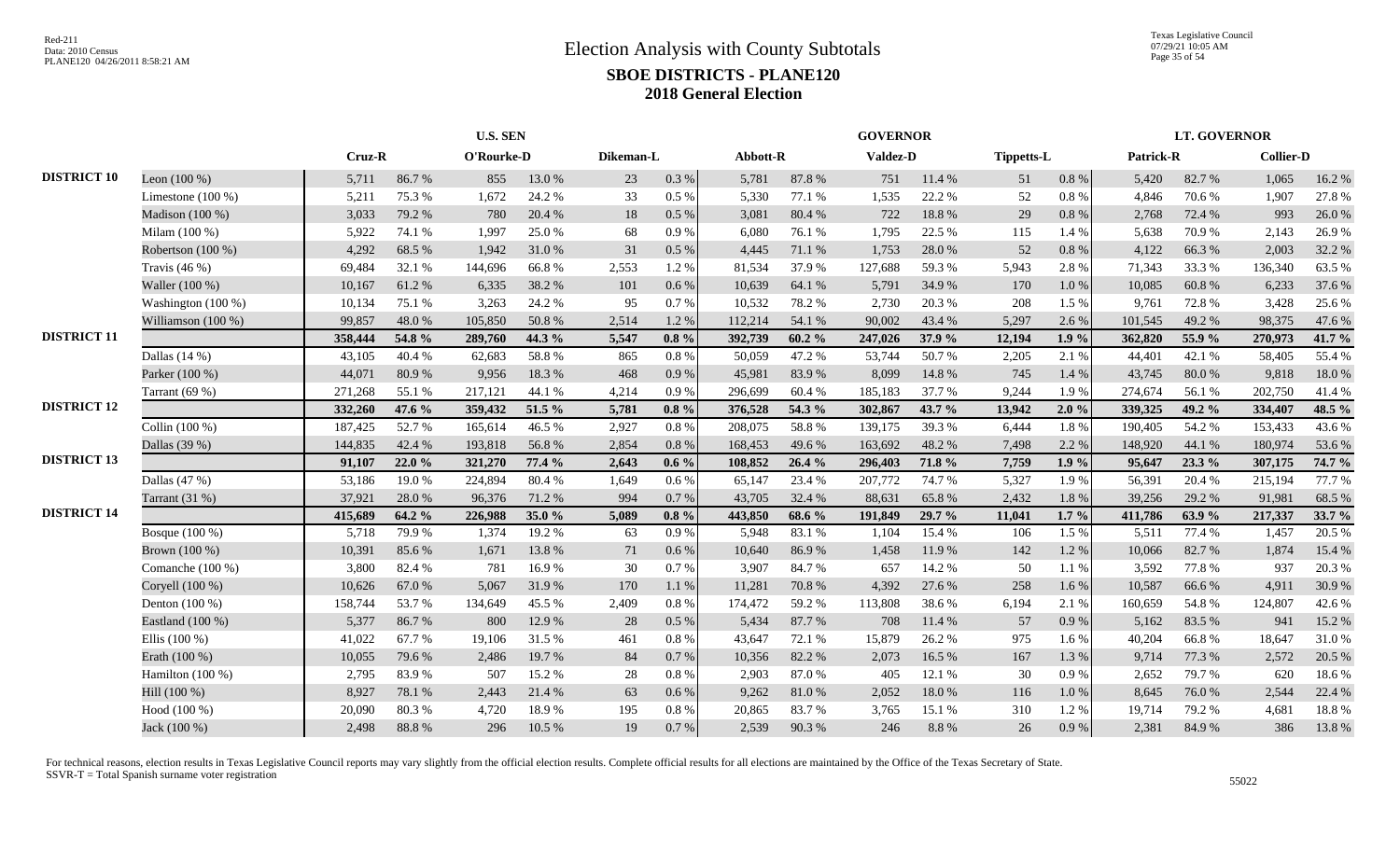# Election Analysis with County Subtotals

## SBOE DISTRICTS - PLANE120

## 2018 General Election

Red-211
Data: 2010 Census
PLANE120 04/26/2011 8:58:21 AM

Texas Legislative Council
07/29/21 10:05 AM

| | | U.S. SEN | | | | | | GOVERNOR | | | | | | LT. GOVERNOR | | | |
|---|---|---|---|---|---|---|---|---|---|---|---|---|---|---|---|---|---|
| | | Cruz-R | | O'Rourke-D | | Dikeman-L | | Abbott-R | | Valdez-D | | Tippetts-L | | Patrick-R | | Collier-D | |
| DISTRICT 10 | Leon (100 %) | 5,711 | 86.7 % | 855 | 13.0 % | 23 | 0.3 % | 5,781 | 87.8 % | 751 | 11.4 % | 51 | 0.8 % | 5,420 | 82.7 % | 1,065 | 16.2 % |
| | Limestone (100 %) | 5,211 | 75.3 % | 1,672 | 24.2 % | 33 | 0.5 % | 5,330 | 77.1 % | 1,535 | 22.2 % | 52 | 0.8 % | 4,846 | 70.6 % | 1,907 | 27.8 % |
| | Madison (100 %) | 3,033 | 79.2 % | 780 | 20.4 % | 18 | 0.5 % | 3,081 | 80.4 % | 722 | 18.8 % | 29 | 0.8 % | 2,768 | 72.4 % | 993 | 26.0 % |
| | Milam (100 %) | 5,922 | 74.1 % | 1,997 | 25.0 % | 68 | 0.9 % | 6,080 | 76.1 % | 1,795 | 22.5 % | 115 | 1.4 % | 5,638 | 70.9 % | 2,143 | 26.9 % |
| | Robertson (100 %) | 4,292 | 68.5 % | 1,942 | 31.0 % | 31 | 0.5 % | 4,445 | 71.1 % | 1,753 | 28.0 % | 52 | 0.8 % | 4,122 | 66.3 % | 2,003 | 32.2 % |
| | Travis (46 %) | 69,484 | 32.1 % | 144,696 | 66.8 % | 2,553 | 1.2 % | 81,534 | 37.9 % | 127,688 | 59.3 % | 5,943 | 2.8 % | 71,343 | 33.3 % | 136,340 | 63.5 % |
| | Waller (100 %) | 10,167 | 61.2 % | 6,335 | 38.2 % | 101 | 0.6 % | 10,639 | 64.1 % | 5,791 | 34.9 % | 170 | 1.0 % | 10,085 | 60.8 % | 6,233 | 37.6 % |
| | Washington (100 %) | 10,134 | 75.1 % | 3,263 | 24.2 % | 95 | 0.7 % | 10,532 | 78.2 % | 2,730 | 20.3 % | 208 | 1.5 % | 9,761 | 72.8 % | 3,428 | 25.6 % |
| | Williamson (100 %) | 99,857 | 48.0 % | 105,850 | 50.8 % | 2,514 | 1.2 % | 112,214 | 54.1 % | 90,002 | 43.4 % | 5,297 | 2.6 % | 101,545 | 49.2 % | 98,375 | 47.6 % |
| DISTRICT 11 | | **358,444** | **54.8 %** | **289,760** | **44.3 %** | **5,547** | **0.8 %** | **392,739** | **60.2 %** | **247,026** | **37.9 %** | **12,194** | **1.9 %** | **362,820** | **55.9 %** | **270,973** | **41.7 %** |
| | Dallas (14 %) | 43,105 | 40.4 % | 62,683 | 58.8 % | 865 | 0.8 % | 50,059 | 47.2 % | 53,744 | 50.7 % | 2,205 | 2.1 % | 44,401 | 42.1 % | 58,405 | 55.4 % |
| | Parker (100 %) | 44,071 | 80.9 % | 9,956 | 18.3 % | 468 | 0.9 % | 45,981 | 83.9 % | 8,099 | 14.8 % | 745 | 1.4 % | 43,745 | 80.0 % | 9,818 | 18.0 % |
| | Tarrant (69 %) | 271,268 | 55.1 % | 217,121 | 44.1 % | 4,214 | 0.9 % | 296,699 | 60.4 % | 185,183 | 37.7 % | 9,244 | 1.9 % | 274,674 | 56.1 % | 202,750 | 41.4 % |
| DISTRICT 12 | | **332,260** | **47.6 %** | **359,432** | **51.5 %** | **5,781** | **0.8 %** | **376,528** | **54.3 %** | **302,867** | **43.7 %** | **13,942** | **2.0 %** | **339,325** | **49.2 %** | **334,407** | **48.5 %** |
| | Collin (100 %) | 187,425 | 52.7 % | 165,614 | 46.5 % | 2,927 | 0.8 % | 208,075 | 58.8 % | 139,175 | 39.3 % | 6,444 | 1.8 % | 190,405 | 54.2 % | 153,433 | 43.6 % |
| | Dallas (39 %) | 144,835 | 42.4 % | 193,818 | 56.8 % | 2,854 | 0.8 % | 168,453 | 49.6 % | 163,692 | 48.2 % | 7,498 | 2.2 % | 148,920 | 44.1 % | 180,974 | 53.6 % |
| DISTRICT 13 | | **91,107** | **22.0 %** | **321,270** | **77.4 %** | **2,643** | **0.6 %** | **108,852** | **26.4 %** | **296,403** | **71.8 %** | **7,759** | **1.9 %** | **95,647** | **23.3 %** | **307,175** | **74.7 %** |
| | Dallas (47 %) | 53,186 | 19.0 % | 224,894 | 80.4 % | 1,649 | 0.6 % | 65,147 | 23.4 % | 207,772 | 74.7 % | 5,327 | 1.9 % | 56,391 | 20.4 % | 215,194 | 77.7 % |
| | Tarrant (31 %) | 37,921 | 28.0 % | 96,376 | 71.2 % | 994 | 0.7 % | 43,705 | 32.4 % | 88,631 | 65.8 % | 2,432 | 1.8 % | 39,256 | 29.2 % | 91,981 | 68.5 % |
| DISTRICT 14 | | **415,689** | **64.2 %** | **226,988** | **35.0 %** | **5,089** | **0.8 %** | **443,850** | **68.6 %** | **191,849** | **29.7 %** | **11,041** | **1.7 %** | **411,786** | **63.9 %** | **217,337** | **33.7 %** |
| | Bosque (100 %) | 5,718 | 79.9 % | 1,374 | 19.2 % | 63 | 0.9 % | 5,948 | 83.1 % | 1,104 | 15.4 % | 106 | 1.5 % | 5,511 | 77.4 % | 1,457 | 20.5 % |
| | Brown (100 %) | 10,391 | 85.6 % | 1,671 | 13.8 % | 71 | 0.6 % | 10,640 | 86.9 % | 1,458 | 11.9 % | 142 | 1.2 % | 10,066 | 82.7 % | 1,874 | 15.4 % |
| | Comanche (100 %) | 3,800 | 82.4 % | 781 | 16.9 % | 30 | 0.7 % | 3,907 | 84.7 % | 657 | 14.2 % | 50 | 1.1 % | 3,592 | 77.8 % | 937 | 20.3 % |
| | Coryell (100 %) | 10,626 | 67.0 % | 5,067 | 31.9 % | 170 | 1.1 % | 11,281 | 70.8 % | 4,392 | 27.6 % | 258 | 1.6 % | 10,587 | 66.6 % | 4,911 | 30.9 % |
| | Denton (100 %) | 158,744 | 53.7 % | 134,649 | 45.5 % | 2,409 | 0.8 % | 174,472 | 59.2 % | 113,808 | 38.6 % | 6,194 | 2.1 % | 160,659 | 54.8 % | 124,807 | 42.6 % |
| | Eastland (100 %) | 5,377 | 86.7 % | 800 | 12.9 % | 28 | 0.5 % | 5,434 | 87.7 % | 708 | 11.4 % | 57 | 0.9 % | 5,162 | 83.5 % | 941 | 15.2 % |
| | Ellis (100 %) | 41,022 | 67.7 % | 19,106 | 31.5 % | 461 | 0.8 % | 43,647 | 72.1 % | 15,879 | 26.2 % | 975 | 1.6 % | 40,204 | 66.8 % | 18,647 | 31.0 % |
| | Erath (100 %) | 10,055 | 79.6 % | 2,486 | 19.7 % | 84 | 0.7 % | 10,356 | 82.2 % | 2,073 | 16.5 % | 167 | 1.3 % | 9,714 | 77.3 % | 2,572 | 20.5 % |
| | Hamilton (100 %) | 2,795 | 83.9 % | 507 | 15.2 % | 28 | 0.8 % | 2,903 | 87.0 % | 405 | 12.1 % | 30 | 0.9 % | 2,652 | 79.7 % | 620 | 18.6 % |
| | Hill (100 %) | 8,927 | 78.1 % | 2,443 | 21.4 % | 63 | 0.6 % | 9,262 | 81.0 % | 2,052 | 18.0 % | 116 | 1.0 % | 8,645 | 76.0 % | 2,544 | 22.4 % |
| | Hood (100 %) | 20,090 | 80.3 % | 4,720 | 18.9 % | 195 | 0.8 % | 20,865 | 83.7 % | 3,765 | 15.1 % | 310 | 1.2 % | 19,714 | 79.2 % | 4,681 | 18.8 % |
| | Jack (100 %) | 2,498 | 88.8 % | 296 | 10.5 % | 19 | 0.7 % | 2,539 | 90.3 % | 246 | 8.8 % | 26 | 0.9 % | 2,381 | 84.9 % | 386 | 13.8 % |

For technical reasons, election results in Texas Legislative Council reports may vary slightly from the official election results. Complete official results for all elections are maintained by the Office of the Texas Secretary of State.
SSVR-T = Total Spanish surname voter registration

55022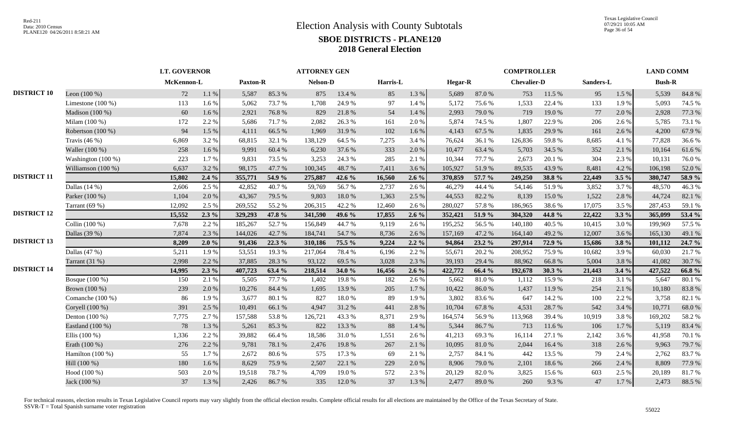# Election Analysis with County Subtotals

## SBOE DISTRICTS - PLANE120

### 2018 General Election

| | | LT. GOVERNOR | | ATTORNEY GEN | | | | | | COMPTROLLER | | | | | | LAND COMM | |
|---|---|---|---|---|---|---|---|---|---|---|---|---|---|---|---|---|---|
| | | McKennon-L | | Paxton-R | | Nelson-D | | Harris-L | | Hegar-R | | Chevalier-D | | Sanders-L | | Bush-R | |
| DISTRICT 10 | Leon (100 %) | 72 | 1.1 % | 5,587 | 85.3 % | 875 | 13.4 % | 85 | 1.3 % | 5,689 | 87.0 % | 753 | 11.5 % | 95 | 1.5 % | 5,539 | 84.8 % |
| | Limestone (100 %) | 113 | 1.6 % | 5,062 | 73.7 % | 1,708 | 24.9 % | 97 | 1.4 % | 5,172 | 75.6 % | 1,533 | 22.4 % | 133 | 1.9 % | 5,093 | 74.5 % |
| | Madison (100 %) | 60 | 1.6 % | 2,921 | 76.8 % | 829 | 21.8 % | 54 | 1.4 % | 2,993 | 79.0 % | 719 | 19.0 % | 77 | 2.0 % | 2,928 | 77.3 % |
| | Milam (100 %) | 172 | 2.2 % | 5,686 | 71.7 % | 2,082 | 26.3 % | 161 | 2.0 % | 5,874 | 74.5 % | 1,807 | 22.9 % | 206 | 2.6 % | 5,785 | 73.1 % |
| | Robertson (100 %) | 94 | 1.5 % | 4,111 | 66.5 % | 1,969 | 31.9 % | 102 | 1.6 % | 4,143 | 67.5 % | 1,835 | 29.9 % | 161 | 2.6 % | 4,200 | 67.9 % |
| | Travis (46 %) | 6,869 | 3.2 % | 68,815 | 32.1 % | 138,129 | 64.5 % | 7,275 | 3.4 % | 76,624 | 36.1 % | 126,836 | 59.8 % | 8,685 | 4.1 % | 77,828 | 36.6 % |
| | Waller (100 %) | 258 | 1.6 % | 9,991 | 60.4 % | 6,230 | 37.6 % | 333 | 2.0 % | 10,477 | 63.4 % | 5,703 | 34.5 % | 352 | 2.1 % | 10,164 | 61.6 % |
| | Washington (100 %) | 223 | 1.7 % | 9,831 | 73.5 % | 3,253 | 24.3 % | 285 | 2.1 % | 10,344 | 77.7 % | 2,673 | 20.1 % | 304 | 2.3 % | 10,131 | 76.0 % |
| | Williamson (100 %) | 6,637 | 3.2 % | 98,175 | 47.7 % | 100,345 | 48.7 % | 7,411 | 3.6 % | 105,927 | 51.9 % | 89,535 | 43.9 % | 8,481 | 4.2 % | 106,198 | 52.0 % |
| DISTRICT 11 | | **15,802** | **2.4 %** | **355,771** | **54.9 %** | **275,887** | **42.6 %** | **16,560** | **2.6 %** | **370,859** | **57.7 %** | **249,250** | **38.8 %** | **22,449** | **3.5 %** | **380,747** | **58.9 %** |
| | Dallas (14 %) | 2,606 | 2.5 % | 42,852 | 40.7 % | 59,769 | 56.7 % | 2,737 | 2.6 % | 46,279 | 44.4 % | 54,146 | 51.9 % | 3,852 | 3.7 % | 48,570 | 46.3 % |
| | Parker (100 %) | 1,104 | 2.0 % | 43,367 | 79.5 % | 9,803 | 18.0 % | 1,363 | 2.5 % | 44,553 | 82.2 % | 8,139 | 15.0 % | 1,522 | 2.8 % | 44,724 | 82.1 % |
| | Tarrant (69 %) | 12,092 | 2.5 % | 269,552 | 55.2 % | 206,315 | 42.2 % | 12,460 | 2.6 % | 280,027 | 57.8 % | 186,965 | 38.6 % | 17,075 | 3.5 % | 287,453 | 59.1 % |
| DISTRICT 12 | | **15,552** | **2.3 %** | **329,293** | **47.8 %** | **341,590** | **49.6 %** | **17,855** | **2.6 %** | **352,421** | **51.9 %** | **304,320** | **44.8 %** | **22,422** | **3.3 %** | **365,099** | **53.4 %** |
| | Collin (100 %) | 7,678 | 2.2 % | 185,267 | 52.7 % | 156,849 | 44.7 % | 9,119 | 2.6 % | 195,252 | 56.5 % | 140,180 | 40.5 % | 10,415 | 3.0 % | 199,969 | 57.5 % |
| | Dallas (39 %) | 7,874 | 2.3 % | 144,026 | 42.7 % | 184,741 | 54.7 % | 8,736 | 2.6 % | 157,169 | 47.2 % | 164,140 | 49.2 % | 12,007 | 3.6 % | 165,130 | 49.1 % |
| DISTRICT 13 | | **8,209** | **2.0 %** | **91,436** | **22.3 %** | **310,186** | **75.5 %** | **9,224** | **2.2 %** | **94,864** | **23.2 %** | **297,914** | **72.9 %** | **15,686** | **3.8 %** | **101,112** | **24.7 %** |
| | Dallas (47 %) | 5,211 | 1.9 % | 53,551 | 19.3 % | 217,064 | 78.4 % | 6,196 | 2.2 % | 55,671 | 20.2 % | 208,952 | 75.9 % | 10,682 | 3.9 % | 60,030 | 21.7 % |
| | Tarrant (31 %) | 2,998 | 2.2 % | 37,885 | 28.3 % | 93,122 | 69.5 % | 3,028 | 2.3 % | 39,193 | 29.4 % | 88,962 | 66.8 % | 5,004 | 3.8 % | 41,082 | 30.7 % |
| DISTRICT 14 | | **14,995** | **2.3 %** | **407,723** | **63.4 %** | **218,514** | **34.0 %** | **16,456** | **2.6 %** | **422,772** | **66.4 %** | **192,678** | **30.3 %** | **21,443** | **3.4 %** | **427,522** | **66.8 %** |
| | Bosque (100 %) | 150 | 2.1 % | 5,505 | 77.7 % | 1,402 | 19.8 % | 182 | 2.6 % | 5,662 | 81.0 % | 1,112 | 15.9 % | 218 | 3.1 % | 5,647 | 80.1 % |
| | Brown (100 %) | 239 | 2.0 % | 10,276 | 84.4 % | 1,695 | 13.9 % | 205 | 1.7 % | 10,422 | 86.0 % | 1,437 | 11.9 % | 254 | 2.1 % | 10,180 | 83.8 % |
| | Comanche (100 %) | 86 | 1.9 % | 3,677 | 80.1 % | 827 | 18.0 % | 89 | 1.9 % | 3,802 | 83.6 % | 647 | 14.2 % | 100 | 2.2 % | 3,758 | 82.1 % |
| | Coryell (100 %) | 391 | 2.5 % | 10,491 | 66.1 % | 4,947 | 31.2 % | 441 | 2.8 % | 10,704 | 67.8 % | 4,531 | 28.7 % | 542 | 3.4 % | 10,771 | 68.0 % |
| | Denton (100 %) | 7,775 | 2.7 % | 157,588 | 53.8 % | 126,721 | 43.3 % | 8,371 | 2.9 % | 164,574 | 56.9 % | 113,968 | 39.4 % | 10,919 | 3.8 % | 169,202 | 58.2 % |
| | Eastland (100 %) | 78 | 1.3 % | 5,261 | 85.3 % | 822 | 13.3 % | 88 | 1.4 % | 5,344 | 86.7 % | 713 | 11.6 % | 106 | 1.7 % | 5,119 | 83.4 % |
| | Ellis (100 %) | 1,336 | 2.2 % | 39,882 | 66.4 % | 18,586 | 31.0 % | 1,551 | 2.6 % | 41,213 | 69.3 % | 16,114 | 27.1 % | 2,142 | 3.6 % | 41,958 | 70.1 % |
| | Erath (100 %) | 276 | 2.2 % | 9,781 | 78.1 % | 2,476 | 19.8 % | 267 | 2.1 % | 10,095 | 81.0 % | 2,044 | 16.4 % | 318 | 2.6 % | 9,963 | 79.7 % |
| | Hamilton (100 %) | 55 | 1.7 % | 2,672 | 80.6 % | 575 | 17.3 % | 69 | 2.1 % | 2,757 | 84.1 % | 442 | 13.5 % | 79 | 2.4 % | 2,762 | 83.7 % |
| | Hill (100 %) | 180 | 1.6 % | 8,629 | 75.9 % | 2,507 | 22.1 % | 229 | 2.0 % | 8,906 | 79.0 % | 2,101 | 18.6 % | 266 | 2.4 % | 8,809 | 77.9 % |
| | Hood (100 %) | 503 | 2.0 % | 19,518 | 78.7 % | 4,709 | 19.0 % | 572 | 2.3 % | 20,129 | 82.0 % | 3,825 | 15.6 % | 603 | 2.5 % | 20,189 | 81.7 % |
| | Jack (100 %) | 37 | 1.3 % | 2,426 | 86.7 % | 335 | 12.0 % | 37 | 1.3 % | 2,477 | 89.0 % | 260 | 9.3 % | 47 | 1.7 % | 2,473 | 88.5 % |

For technical reasons, election results in Texas Legislative Council reports may vary slightly from the official election results. Complete official results for all elections are maintained by the Office of the Texas Secretary of State.
SSVR-T = Total Spanish surname voter registration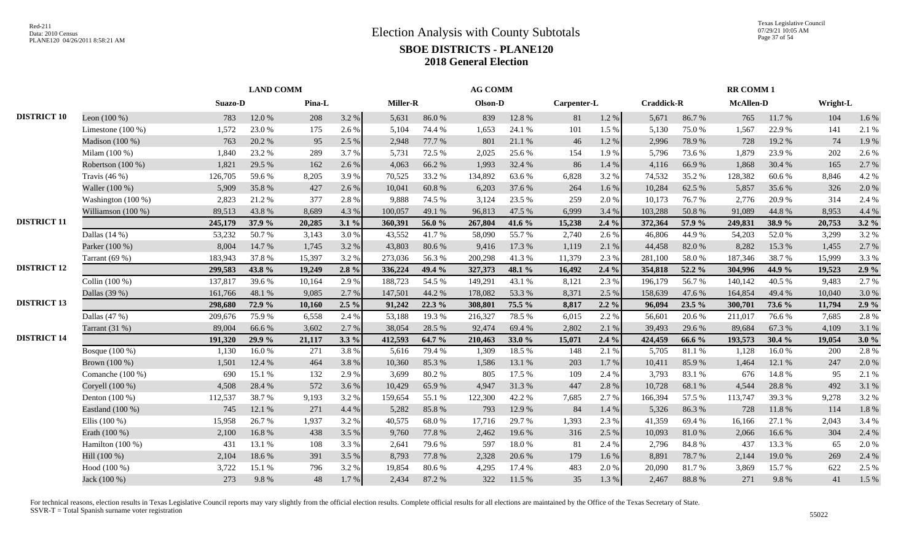# Election Analysis with County Subtotals

## SBOE DISTRICTS - PLANE120

### 2018 General Election

| | | LAND COMM | | | | AG COMM | | | | | | RR COMM 1 | | | | | |
|---|---|---|---|---|---|---|---|---|---|---|---|---|---|---|---|---|---|
| | | Suazo-D | | Pina-L | | Miller-R | | Olson-D | | Carpenter-L | | Craddick-R | | McAllen-D | | Wright-L | |
| **DISTRICT 10** | Leon (100 %) | 783 | 12.0 % | 208 | 3.2 % | 5,631 | 86.0 % | 839 | 12.8 % | 81 | 1.2 % | 5,671 | 86.7 % | 765 | 11.7 % | 104 | 1.6 % |
| | Limestone (100 %) | 1,572 | 23.0 % | 175 | 2.6 % | 5,104 | 74.4 % | 1,653 | 24.1 % | 101 | 1.5 % | 5,130 | 75.0 % | 1,567 | 22.9 % | 141 | 2.1 % |
| | Madison (100 %) | 763 | 20.2 % | 95 | 2.5 % | 2,948 | 77.7 % | 801 | 21.1 % | 46 | 1.2 % | 2,996 | 78.9 % | 728 | 19.2 % | 74 | 1.9 % |
| | Milam (100 %) | 1,840 | 23.2 % | 289 | 3.7 % | 5,731 | 72.5 % | 2,025 | 25.6 % | 154 | 1.9 % | 5,796 | 73.6 % | 1,879 | 23.9 % | 202 | 2.6 % |
| | Robertson (100 %) | 1,821 | 29.5 % | 162 | 2.6 % | 4,063 | 66.2 % | 1,993 | 32.4 % | 86 | 1.4 % | 4,116 | 66.9 % | 1,868 | 30.4 % | 165 | 2.7 % |
| | Travis (46 %) | 126,705 | 59.6 % | 8,205 | 3.9 % | 70,525 | 33.2 % | 134,892 | 63.6 % | 6,828 | 3.2 % | 74,532 | 35.2 % | 128,382 | 60.6 % | 8,846 | 4.2 % |
| | Waller (100 %) | 5,909 | 35.8 % | 427 | 2.6 % | 10,041 | 60.8 % | 6,203 | 37.6 % | 264 | 1.6 % | 10,284 | 62.5 % | 5,857 | 35.6 % | 326 | 2.0 % |
| | Washington (100 %) | 2,823 | 21.2 % | 377 | 2.8 % | 9,888 | 74.5 % | 3,124 | 23.5 % | 259 | 2.0 % | 10,173 | 76.7 % | 2,776 | 20.9 % | 314 | 2.4 % |
| | Williamson (100 %) | 89,513 | 43.8 % | 8,689 | 4.3 % | 100,057 | 49.1 % | 96,813 | 47.5 % | 6,999 | 3.4 % | 103,288 | 50.8 % | 91,089 | 44.8 % | 8,953 | 4.4 % |
| **DISTRICT 11** | | **245,179** | **37.9 %** | **20,285** | **3.1 %** | **360,391** | **56.0 %** | **267,804** | **41.6 %** | **15,238** | **2.4 %** | **372,364** | **57.9 %** | **249,831** | **38.9 %** | **20,753** | **3.2 %** |
| | Dallas (14 %) | 53,232 | 50.7 % | 3,143 | 3.0 % | 43,552 | 41.7 % | 58,090 | 55.7 % | 2,740 | 2.6 % | 46,806 | 44.9 % | 54,203 | 52.0 % | 3,299 | 3.2 % |
| | Parker (100 %) | 8,004 | 14.7 % | 1,745 | 3.2 % | 43,803 | 80.6 % | 9,416 | 17.3 % | 1,119 | 2.1 % | 44,458 | 82.0 % | 8,282 | 15.3 % | 1,455 | 2.7 % |
| | Tarrant (69 %) | 183,943 | 37.8 % | 15,397 | 3.2 % | 273,036 | 56.3 % | 200,298 | 41.3 % | 11,379 | 2.3 % | 281,100 | 58.0 % | 187,346 | 38.7 % | 15,999 | 3.3 % |
| **DISTRICT 12** | | **299,583** | **43.8 %** | **19,249** | **2.8 %** | **336,224** | **49.4 %** | **327,373** | **48.1 %** | **16,492** | **2.4 %** | **354,818** | **52.2 %** | **304,996** | **44.9 %** | **19,523** | **2.9 %** |
| | Collin (100 %) | 137,817 | 39.6 % | 10,164 | 2.9 % | 188,723 | 54.5 % | 149,291 | 43.1 % | 8,121 | 2.3 % | 196,179 | 56.7 % | 140,142 | 40.5 % | 9,483 | 2.7 % |
| | Dallas (39 %) | 161,766 | 48.1 % | 9,085 | 2.7 % | 147,501 | 44.2 % | 178,082 | 53.3 % | 8,371 | 2.5 % | 158,639 | 47.6 % | 164,854 | 49.4 % | 10,040 | 3.0 % |
| **DISTRICT 13** | | **298,680** | **72.9 %** | **10,160** | **2.5 %** | **91,242** | **22.3 %** | **308,801** | **75.5 %** | **8,817** | **2.2 %** | **96,094** | **23.5 %** | **300,701** | **73.6 %** | **11,794** | **2.9 %** |
| | Dallas (47 %) | 209,676 | 75.9 % | 6,558 | 2.4 % | 53,188 | 19.3 % | 216,327 | 78.5 % | 6,015 | 2.2 % | 56,601 | 20.6 % | 211,017 | 76.6 % | 7,685 | 2.8 % |
| | Tarrant (31 %) | 89,004 | 66.6 % | 3,602 | 2.7 % | 38,054 | 28.5 % | 92,474 | 69.4 % | 2,802 | 2.1 % | 39,493 | 29.6 % | 89,684 | 67.3 % | 4,109 | 3.1 % |
| **DISTRICT 14** | | **191,320** | **29.9 %** | **21,117** | **3.3 %** | **412,593** | **64.7 %** | **210,463** | **33.0 %** | **15,071** | **2.4 %** | **424,459** | **66.6 %** | **193,573** | **30.4 %** | **19,054** | **3.0 %** |
| | Bosque (100 %) | 1,130 | 16.0 % | 271 | 3.8 % | 5,616 | 79.4 % | 1,309 | 18.5 % | 148 | 2.1 % | 5,705 | 81.1 % | 1,128 | 16.0 % | 200 | 2.8 % |
| | Brown (100 %) | 1,501 | 12.4 % | 464 | 3.8 % | 10,360 | 85.3 % | 1,586 | 13.1 % | 203 | 1.7 % | 10,411 | 85.9 % | 1,464 | 12.1 % | 247 | 2.0 % |
| | Comanche (100 %) | 690 | 15.1 % | 132 | 2.9 % | 3,699 | 80.2 % | 805 | 17.5 % | 109 | 2.4 % | 3,793 | 83.1 % | 676 | 14.8 % | 95 | 2.1 % |
| | Coryell (100 %) | 4,508 | 28.4 % | 572 | 3.6 % | 10,429 | 65.9 % | 4,947 | 31.3 % | 447 | 2.8 % | 10,728 | 68.1 % | 4,544 | 28.8 % | 492 | 3.1 % |
| | Denton (100 %) | 112,537 | 38.7 % | 9,193 | 3.2 % | 159,654 | 55.1 % | 122,300 | 42.2 % | 7,685 | 2.7 % | 166,394 | 57.5 % | 113,747 | 39.3 % | 9,278 | 3.2 % |
| | Eastland (100 %) | 745 | 12.1 % | 271 | 4.4 % | 5,282 | 85.8 % | 793 | 12.9 % | 84 | 1.4 % | 5,326 | 86.3 % | 728 | 11.8 % | 114 | 1.8 % |
| | Ellis (100 %) | 15,958 | 26.7 % | 1,937 | 3.2 % | 40,575 | 68.0 % | 17,716 | 29.7 % | 1,393 | 2.3 % | 41,359 | 69.4 % | 16,166 | 27.1 % | 2,043 | 3.4 % |
| | Erath (100 %) | 2,100 | 16.8 % | 438 | 3.5 % | 9,760 | 77.8 % | 2,462 | 19.6 % | 316 | 2.5 % | 10,093 | 81.0 % | 2,066 | 16.6 % | 304 | 2.4 % |
| | Hamilton (100 %) | 431 | 13.1 % | 108 | 3.3 % | 2,641 | 79.6 % | 597 | 18.0 % | 81 | 2.4 % | 2,796 | 84.8 % | 437 | 13.3 % | 65 | 2.0 % |
| | Hill (100 %) | 2,104 | 18.6 % | 391 | 3.5 % | 8,793 | 77.8 % | 2,328 | 20.6 % | 179 | 1.6 % | 8,891 | 78.7 % | 2,144 | 19.0 % | 269 | 2.4 % |
| | Hood (100 %) | 3,722 | 15.1 % | 796 | 3.2 % | 19,854 | 80.6 % | 4,295 | 17.4 % | 483 | 2.0 % | 20,090 | 81.7 % | 3,869 | 15.7 % | 622 | 2.5 % |
| | Jack (100 %) | 273 | 9.8 % | 48 | 1.7 % | 2,434 | 87.2 % | 322 | 11.5 % | 35 | 1.3 % | 2,467 | 88.8 % | 271 | 9.8 % | 41 | 1.5 % |

For technical reasons, election results in Texas Legislative Council reports may vary slightly from the official election results. Complete official results for all elections are maintained by the Office of the Texas Secretary of State.
SSVR-T = Total Spanish surname voter registration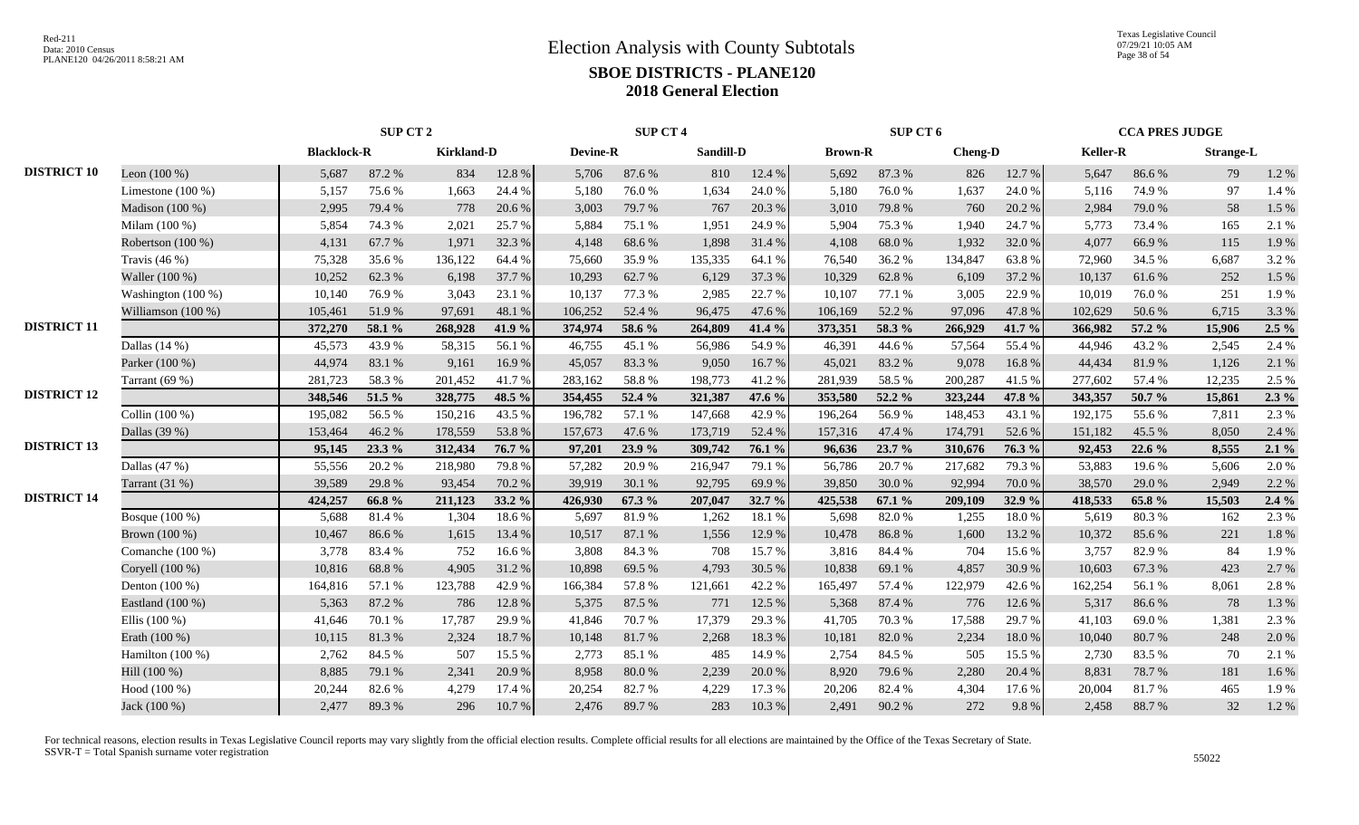# Election Analysis with County Subtotals

## SBOE DISTRICTS - PLANE120

## 2018 General Election

| | | SUP CT 2 | | | | SUP CT 4 | | | | SUP CT 6 | | | | CCA PRES JUDGE | | | |
|---|---|---|---|---|---|---|---|---|---|---|---|---|---|---|---|---|---|
| | | Blacklock-R | | Kirkland-D | | Devine-R | | Sandill-D | | Brown-R | | Cheng-D | | Keller-R | | Strange-L | |
| DISTRICT 10 | Leon (100 %) | 5,687 | 87.2 % | 834 | 12.8 % | 5,706 | 87.6 % | 810 | 12.4 % | 5,692 | 87.3 % | 826 | 12.7 % | 5,647 | 86.6 % | 79 | 1.2 % |
| | Limestone (100 %) | 5,157 | 75.6 % | 1,663 | 24.4 % | 5,180 | 76.0 % | 1,634 | 24.0 % | 5,180 | 76.0 % | 1,637 | 24.0 % | 5,116 | 74.9 % | 97 | 1.4 % |
| | Madison (100 %) | 2,995 | 79.4 % | 778 | 20.6 % | 3,003 | 79.7 % | 767 | 20.3 % | 3,010 | 79.8 % | 760 | 20.2 % | 2,984 | 79.0 % | 58 | 1.5 % |
| | Milam (100 %) | 5,854 | 74.3 % | 2,021 | 25.7 % | 5,884 | 75.1 % | 1,951 | 24.9 % | 5,904 | 75.3 % | 1,940 | 24.7 % | 5,773 | 73.4 % | 165 | 2.1 % |
| | Robertson (100 %) | 4,131 | 67.7 % | 1,971 | 32.3 % | 4,148 | 68.6 % | 1,898 | 31.4 % | 4,108 | 68.0 % | 1,932 | 32.0 % | 4,077 | 66.9 % | 115 | 1.9 % |
| | Travis (46 %) | 75,328 | 35.6 % | 136,122 | 64.4 % | 75,660 | 35.9 % | 135,335 | 64.1 % | 76,540 | 36.2 % | 134,847 | 63.8 % | 72,960 | 34.5 % | 6,687 | 3.2 % |
| | Waller (100 %) | 10,252 | 62.3 % | 6,198 | 37.7 % | 10,293 | 62.7 % | 6,129 | 37.3 % | 10,329 | 62.8 % | 6,109 | 37.2 % | 10,137 | 61.6 % | 252 | 1.5 % |
| | Washington (100 %) | 10,140 | 76.9 % | 3,043 | 23.1 % | 10,137 | 77.3 % | 2,985 | 22.7 % | 10,107 | 77.1 % | 3,005 | 22.9 % | 10,019 | 76.0 % | 251 | 1.9 % |
| | Williamson (100 %) | 105,461 | 51.9 % | 97,691 | 48.1 % | 106,252 | 52.4 % | 96,475 | 47.6 % | 106,169 | 52.2 % | 97,096 | 47.8 % | 102,629 | 50.6 % | 6,715 | 3.3 % |
| DISTRICT 11 | | **372,270** | **58.1 %** | **268,928** | **41.9 %** | **374,974** | **58.6 %** | **264,809** | **41.4 %** | **373,351** | **58.3 %** | **266,929** | **41.7 %** | **366,982** | **57.2 %** | **15,906** | **2.5 %** |
| | Dallas (14 %) | 45,573 | 43.9 % | 58,315 | 56.1 % | 46,755 | 45.1 % | 56,986 | 54.9 % | 46,391 | 44.6 % | 57,564 | 55.4 % | 44,946 | 43.2 % | 2,545 | 2.4 % |
| | Parker (100 %) | 44,974 | 83.1 % | 9,161 | 16.9 % | 45,057 | 83.3 % | 9,050 | 16.7 % | 45,021 | 83.2 % | 9,078 | 16.8 % | 44,434 | 81.9 % | 1,126 | 2.1 % |
| | Tarrant (69 %) | 281,723 | 58.3 % | 201,452 | 41.7 % | 283,162 | 58.8 % | 198,773 | 41.2 % | 281,939 | 58.5 % | 200,287 | 41.5 % | 277,602 | 57.4 % | 12,235 | 2.5 % |
| DISTRICT 12 | | **348,546** | **51.5 %** | **328,775** | **48.5 %** | **354,455** | **52.4 %** | **321,387** | **47.6 %** | **353,580** | **52.2 %** | **323,244** | **47.8 %** | **343,357** | **50.7 %** | **15,861** | **2.3 %** |
| | Collin (100 %) | 195,082 | 56.5 % | 150,216 | 43.5 % | 196,782 | 57.1 % | 147,668 | 42.9 % | 196,264 | 56.9 % | 148,453 | 43.1 % | 192,175 | 55.6 % | 7,811 | 2.3 % |
| | Dallas (39 %) | 153,464 | 46.2 % | 178,559 | 53.8 % | 157,673 | 47.6 % | 173,719 | 52.4 % | 157,316 | 47.4 % | 174,791 | 52.6 % | 151,182 | 45.5 % | 8,050 | 2.4 % |
| DISTRICT 13 | | **95,145** | **23.3 %** | **312,434** | **76.7 %** | **97,201** | **23.9 %** | **309,742** | **76.1 %** | **96,636** | **23.7 %** | **310,676** | **76.3 %** | **92,453** | **22.6 %** | **8,555** | **2.1 %** |
| | Dallas (47 %) | 55,556 | 20.2 % | 218,980 | 79.8 % | 57,282 | 20.9 % | 216,947 | 79.1 % | 56,786 | 20.7 % | 217,682 | 79.3 % | 53,883 | 19.6 % | 5,606 | 2.0 % |
| | Tarrant (31 %) | 39,589 | 29.8 % | 93,454 | 70.2 % | 39,919 | 30.1 % | 92,795 | 69.9 % | 39,850 | 30.0 % | 92,994 | 70.0 % | 38,570 | 29.0 % | 2,949 | 2.2 % |
| DISTRICT 14 | | **424,257** | **66.8 %** | **211,123** | **33.2 %** | **426,930** | **67.3 %** | **207,047** | **32.7 %** | **425,538** | **67.1 %** | **209,109** | **32.9 %** | **418,533** | **65.8 %** | **15,503** | **2.4 %** |
| | Bosque (100 %) | 5,688 | 81.4 % | 1,304 | 18.6 % | 5,697 | 81.9 % | 1,262 | 18.1 % | 5,698 | 82.0 % | 1,255 | 18.0 % | 5,619 | 80.3 % | 162 | 2.3 % |
| | Brown (100 %) | 10,467 | 86.6 % | 1,615 | 13.4 % | 10,517 | 87.1 % | 1,556 | 12.9 % | 10,478 | 86.8 % | 1,600 | 13.2 % | 10,372 | 85.6 % | 221 | 1.8 % |
| | Comanche (100 %) | 3,778 | 83.4 % | 752 | 16.6 % | 3,808 | 84.3 % | 708 | 15.7 % | 3,816 | 84.4 % | 704 | 15.6 % | 3,757 | 82.9 % | 84 | 1.9 % |
| | Coryell (100 %) | 10,816 | 68.8 % | 4,905 | 31.2 % | 10,898 | 69.5 % | 4,793 | 30.5 % | 10,838 | 69.1 % | 4,857 | 30.9 % | 10,603 | 67.3 % | 423 | 2.7 % |
| | Denton (100 %) | 164,816 | 57.1 % | 123,788 | 42.9 % | 166,384 | 57.8 % | 121,661 | 42.2 % | 165,497 | 57.4 % | 122,979 | 42.6 % | 162,254 | 56.1 % | 8,061 | 2.8 % |
| | Eastland (100 %) | 5,363 | 87.2 % | 786 | 12.8 % | 5,375 | 87.5 % | 771 | 12.5 % | 5,368 | 87.4 % | 776 | 12.6 % | 5,317 | 86.6 % | 78 | 1.3 % |
| | Ellis (100 %) | 41,646 | 70.1 % | 17,787 | 29.9 % | 41,846 | 70.7 % | 17,379 | 29.3 % | 41,705 | 70.3 % | 17,588 | 29.7 % | 41,103 | 69.0 % | 1,381 | 2.3 % |
| | Erath (100 %) | 10,115 | 81.3 % | 2,324 | 18.7 % | 10,148 | 81.7 % | 2,268 | 18.3 % | 10,181 | 82.0 % | 2,234 | 18.0 % | 10,040 | 80.7 % | 248 | 2.0 % |
| | Hamilton (100 %) | 2,762 | 84.5 % | 507 | 15.5 % | 2,773 | 85.1 % | 485 | 14.9 % | 2,754 | 84.5 % | 505 | 15.5 % | 2,730 | 83.5 % | 70 | 2.1 % |
| | Hill (100 %) | 8,885 | 79.1 % | 2,341 | 20.9 % | 8,958 | 80.0 % | 2,239 | 20.0 % | 8,920 | 79.6 % | 2,280 | 20.4 % | 8,831 | 78.7 % | 181 | 1.6 % |
| | Hood (100 %) | 20,244 | 82.6 % | 4,279 | 17.4 % | 20,254 | 82.7 % | 4,229 | 17.3 % | 20,206 | 82.4 % | 4,304 | 17.6 % | 20,004 | 81.7 % | 465 | 1.9 % |
| | Jack (100 %) | 2,477 | 89.3 % | 296 | 10.7 % | 2,476 | 89.7 % | 283 | 10.3 % | 2,491 | 90.2 % | 272 | 9.8 % | 2,458 | 88.7 % | 32 | 1.2 % |

For technical reasons, election results in Texas Legislative Council reports may vary slightly from the official election results. Complete official results for all elections are maintained by the Office of the Texas Secretary of State.
SSVR-T = Total Spanish surname voter registration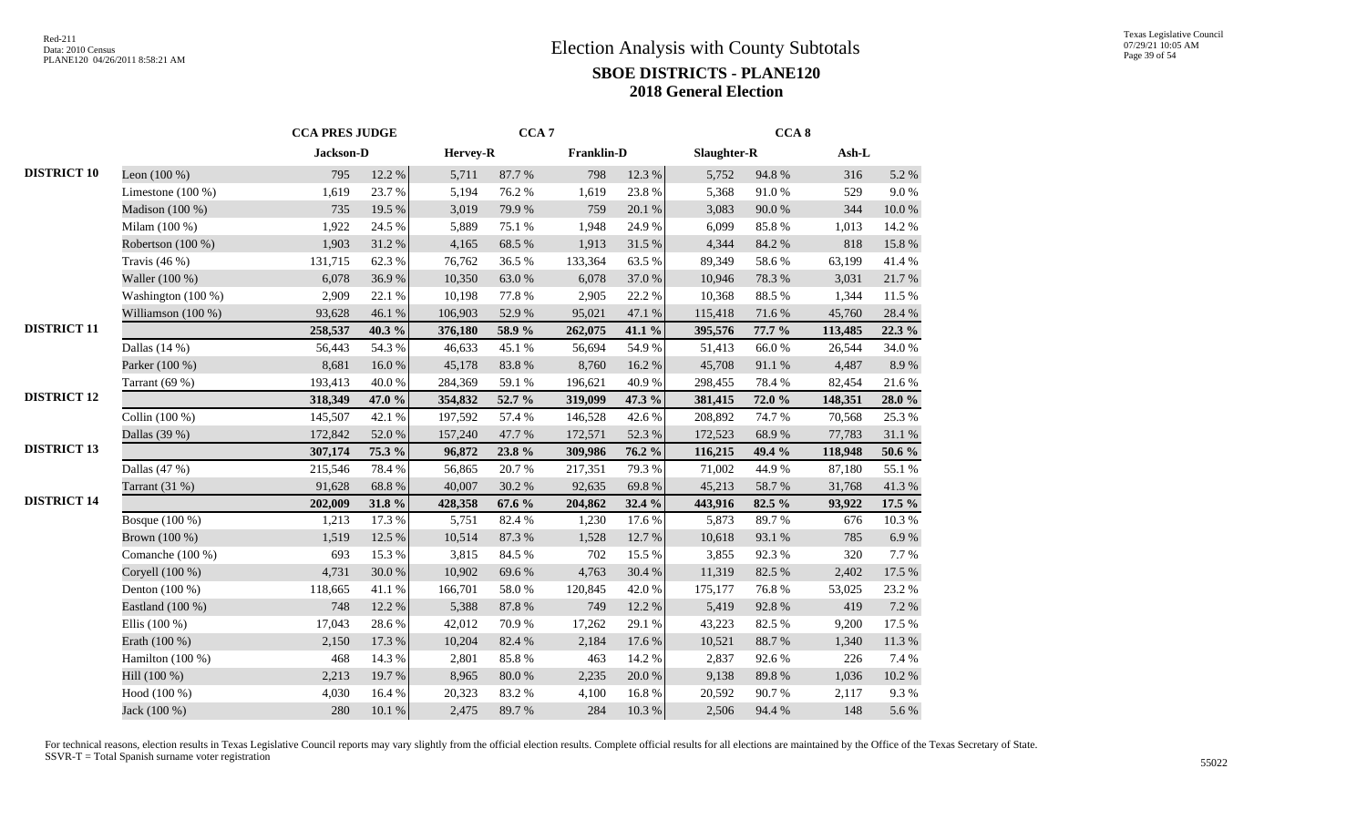# Election Analysis with County Subtotals

## SBOE DISTRICTS - PLANE120

## 2018 General Election

| | | CCA PRES JUDGE | | CCA 7 | | | | CCA 8 | | | |
|---|---|---|---|---|---|---|---|---|---|---|---|
| | | Jackson-D | | Hervey-R | | Franklin-D | | Slaughter-R | | Ash-L | |
| DISTRICT 10 | Leon (100 %) | 795 | 12.2 % | 5,711 | 87.7 % | 798 | 12.3 % | 5,752 | 94.8 % | 316 | 5.2 % |
| | Limestone (100 %) | 1,619 | 23.7 % | 5,194 | 76.2 % | 1,619 | 23.8 % | 5,368 | 91.0 % | 529 | 9.0 % |
| | Madison (100 %) | 735 | 19.5 % | 3,019 | 79.9 % | 759 | 20.1 % | 3,083 | 90.0 % | 344 | 10.0 % |
| | Milam (100 %) | 1,922 | 24.5 % | 5,889 | 75.1 % | 1,948 | 24.9 % | 6,099 | 85.8 % | 1,013 | 14.2 % |
| | Robertson (100 %) | 1,903 | 31.2 % | 4,165 | 68.5 % | 1,913 | 31.5 % | 4,344 | 84.2 % | 818 | 15.8 % |
| | Travis (46 %) | 131,715 | 62.3 % | 76,762 | 36.5 % | 133,364 | 63.5 % | 89,349 | 58.6 % | 63,199 | 41.4 % |
| | Waller (100 %) | 6,078 | 36.9 % | 10,350 | 63.0 % | 6,078 | 37.0 % | 10,946 | 78.3 % | 3,031 | 21.7 % |
| | Washington (100 %) | 2,909 | 22.1 % | 10,198 | 77.8 % | 2,905 | 22.2 % | 10,368 | 88.5 % | 1,344 | 11.5 % |
| | Williamson (100 %) | 93,628 | 46.1 % | 106,903 | 52.9 % | 95,021 | 47.1 % | 115,418 | 71.6 % | 45,760 | 28.4 % |
| DISTRICT 11 | | **258,537** | **40.3 %** | **376,180** | **58.9 %** | **262,075** | **41.1 %** | **395,576** | **77.7 %** | **113,485** | **22.3 %** |
| | Dallas (14 %) | 56,443 | 54.3 % | 46,633 | 45.1 % | 56,694 | 54.9 % | 51,413 | 66.0 % | 26,544 | 34.0 % |
| | Parker (100 %) | 8,681 | 16.0 % | 45,178 | 83.8 % | 8,760 | 16.2 % | 45,708 | 91.1 % | 4,487 | 8.9 % |
| | Tarrant (69 %) | 193,413 | 40.0 % | 284,369 | 59.1 % | 196,621 | 40.9 % | 298,455 | 78.4 % | 82,454 | 21.6 % |
| DISTRICT 12 | | **318,349** | **47.0 %** | **354,832** | **52.7 %** | **319,099** | **47.3 %** | **381,415** | **72.0 %** | **148,351** | **28.0 %** |
| | Collin (100 %) | 145,507 | 42.1 % | 197,592 | 57.4 % | 146,528 | 42.6 % | 208,892 | 74.7 % | 70,568 | 25.3 % |
| | Dallas (39 %) | 172,842 | 52.0 % | 157,240 | 47.7 % | 172,571 | 52.3 % | 172,523 | 68.9 % | 77,783 | 31.1 % |
| DISTRICT 13 | | **307,174** | **75.3 %** | **96,872** | **23.8 %** | **309,986** | **76.2 %** | **116,215** | **49.4 %** | **118,948** | **50.6 %** |
| | Dallas (47 %) | 215,546 | 78.4 % | 56,865 | 20.7 % | 217,351 | 79.3 % | 71,002 | 44.9 % | 87,180 | 55.1 % |
| | Tarrant (31 %) | 91,628 | 68.8 % | 40,007 | 30.2 % | 92,635 | 69.8 % | 45,213 | 58.7 % | 31,768 | 41.3 % |
| DISTRICT 14 | | **202,009** | **31.8 %** | **428,358** | **67.6 %** | **204,862** | **32.4 %** | **443,916** | **82.5 %** | **93,922** | **17.5 %** |
| | Bosque (100 %) | 1,213 | 17.3 % | 5,751 | 82.4 % | 1,230 | 17.6 % | 5,873 | 89.7 % | 676 | 10.3 % |
| | Brown (100 %) | 1,519 | 12.5 % | 10,514 | 87.3 % | 1,528 | 12.7 % | 10,618 | 93.1 % | 785 | 6.9 % |
| | Comanche (100 %) | 693 | 15.3 % | 3,815 | 84.5 % | 702 | 15.5 % | 3,855 | 92.3 % | 320 | 7.7 % |
| | Coryell (100 %) | 4,731 | 30.0 % | 10,902 | 69.6 % | 4,763 | 30.4 % | 11,319 | 82.5 % | 2,402 | 17.5 % |
| | Denton (100 %) | 118,665 | 41.1 % | 166,701 | 58.0 % | 120,845 | 42.0 % | 175,177 | 76.8 % | 53,025 | 23.2 % |
| | Eastland (100 %) | 748 | 12.2 % | 5,388 | 87.8 % | 749 | 12.2 % | 5,419 | 92.8 % | 419 | 7.2 % |
| | Ellis (100 %) | 17,043 | 28.6 % | 42,012 | 70.9 % | 17,262 | 29.1 % | 43,223 | 82.5 % | 9,200 | 17.5 % |
| | Erath (100 %) | 2,150 | 17.3 % | 10,204 | 82.4 % | 2,184 | 17.6 % | 10,521 | 88.7 % | 1,340 | 11.3 % |
| | Hamilton (100 %) | 468 | 14.3 % | 2,801 | 85.8 % | 463 | 14.2 % | 2,837 | 92.6 % | 226 | 7.4 % |
| | Hill (100 %) | 2,213 | 19.7 % | 8,965 | 80.0 % | 2,235 | 20.0 % | 9,138 | 89.8 % | 1,036 | 10.2 % |
| | Hood (100 %) | 4,030 | 16.4 % | 20,323 | 83.2 % | 4,100 | 16.8 % | 20,592 | 90.7 % | 2,117 | 9.3 % |
| | Jack (100 %) | 280 | 10.1 % | 2,475 | 89.7 % | 284 | 10.3 % | 2,506 | 94.4 % | 148 | 5.6 % |

For technical reasons, election results in Texas Legislative Council reports may vary slightly from the official election results. Complete official results for all elections are maintained by the Office of the Texas Secretary of State.
SSVR-T = Total Spanish surname voter registration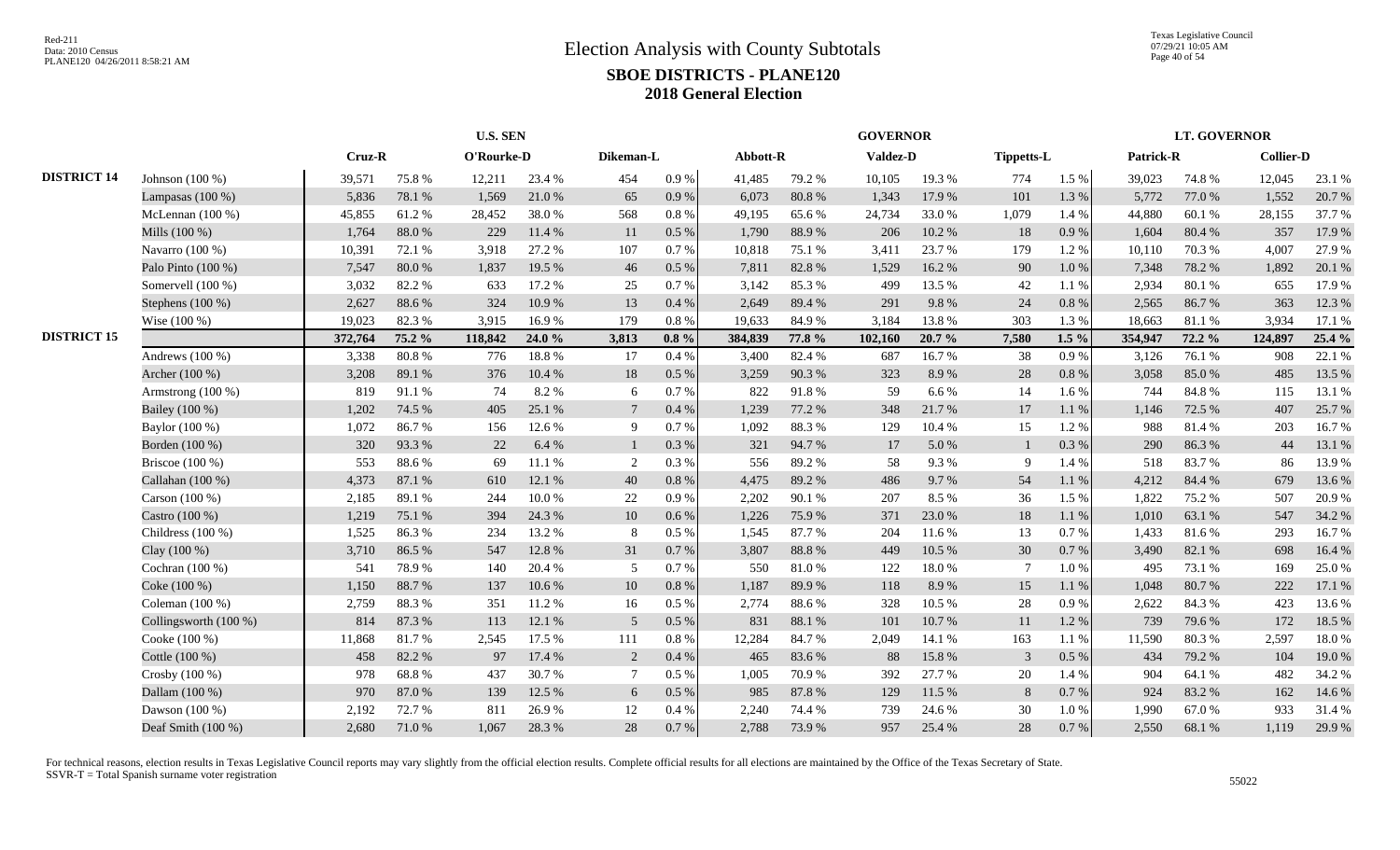# Election Analysis with County Subtotals

## SBOE DISTRICTS - PLANE120

## 2018 General Election

| | | U.S. SEN | | | | | | GOVERNOR | | | | | | LT. GOVERNOR | | | |
|---|---|---|---|---|---|---|---|---|---|---|---|---|---|---|---|---|---|
| | | Cruz-R | | O'Rourke-D | | Dikeman-L | | Abbott-R | | Valdez-D | | Tippetts-L | | Patrick-R | | Collier-D | |
| DISTRICT 14 | Johnson (100 %) | 39,571 | 75.8 % | 12,211 | 23.4 % | 454 | 0.9 % | 41,485 | 79.2 % | 10,105 | 19.3 % | 774 | 1.5 % | 39,023 | 74.8 % | 12,045 | 23.1 % |
| | Lampasas (100 %) | 5,836 | 78.1 % | 1,569 | 21.0 % | 65 | 0.9 % | 6,073 | 80.8 % | 1,343 | 17.9 % | 101 | 1.3 % | 5,772 | 77.0 % | 1,552 | 20.7 % |
| | McLennan (100 %) | 45,855 | 61.2 % | 28,452 | 38.0 % | 568 | 0.8 % | 49,195 | 65.6 % | 24,734 | 33.0 % | 1,079 | 1.4 % | 44,880 | 60.1 % | 28,155 | 37.7 % |
| | Mills (100 %) | 1,764 | 88.0 % | 229 | 11.4 % | 11 | 0.5 % | 1,790 | 88.9 % | 206 | 10.2 % | 18 | 0.9 % | 1,604 | 80.4 % | 357 | 17.9 % |
| | Navarro (100 %) | 10,391 | 72.1 % | 3,918 | 27.2 % | 107 | 0.7 % | 10,818 | 75.1 % | 3,411 | 23.7 % | 179 | 1.2 % | 10,110 | 70.3 % | 4,007 | 27.9 % |
| | Palo Pinto (100 %) | 7,547 | 80.0 % | 1,837 | 19.5 % | 46 | 0.5 % | 7,811 | 82.8 % | 1,529 | 16.2 % | 90 | 1.0 % | 7,348 | 78.2 % | 1,892 | 20.1 % |
| | Somervell (100 %) | 3,032 | 82.2 % | 633 | 17.2 % | 25 | 0.7 % | 3,142 | 85.3 % | 499 | 13.5 % | 42 | 1.1 % | 2,934 | 80.1 % | 655 | 17.9 % |
| | Stephens (100 %) | 2,627 | 88.6 % | 324 | 10.9 % | 13 | 0.4 % | 2,649 | 89.4 % | 291 | 9.8 % | 24 | 0.8 % | 2,565 | 86.7 % | 363 | 12.3 % |
| | Wise (100 %) | 19,023 | 82.3 % | 3,915 | 16.9 % | 179 | 0.8 % | 19,633 | 84.9 % | 3,184 | 13.8 % | 303 | 1.3 % | 18,663 | 81.1 % | 3,934 | 17.1 % |
| DISTRICT 15 | | **372,764** | **75.2 %** | **118,842** | **24.0 %** | **3,813** | **0.8 %** | **384,839** | **77.8 %** | **102,160** | **20.7 %** | **7,580** | **1.5 %** | **354,947** | **72.2 %** | **124,897** | **25.4 %** |
| | Andrews (100 %) | 3,338 | 80.8 % | 776 | 18.8 % | 17 | 0.4 % | 3,400 | 82.4 % | 687 | 16.7 % | 38 | 0.9 % | 3,126 | 76.1 % | 908 | 22.1 % |
| | Archer (100 %) | 3,208 | 89.1 % | 376 | 10.4 % | 18 | 0.5 % | 3,259 | 90.3 % | 323 | 8.9 % | 28 | 0.8 % | 3,058 | 85.0 % | 485 | 13.5 % |
| | Armstrong (100 %) | 819 | 91.1 % | 74 | 8.2 % | 6 | 0.7 % | 822 | 91.8 % | 59 | 6.6 % | 14 | 1.6 % | 744 | 84.8 % | 115 | 13.1 % |
| | Bailey (100 %) | 1,202 | 74.5 % | 405 | 25.1 % | 7 | 0.4 % | 1,239 | 77.2 % | 348 | 21.7 % | 17 | 1.1 % | 1,146 | 72.5 % | 407 | 25.7 % |
| | Baylor (100 %) | 1,072 | 86.7 % | 156 | 12.6 % | 9 | 0.7 % | 1,092 | 88.3 % | 129 | 10.4 % | 15 | 1.2 % | 988 | 81.4 % | 203 | 16.7 % |
| | Borden (100 %) | 320 | 93.3 % | 22 | 6.4 % | 1 | 0.3 % | 321 | 94.7 % | 17 | 5.0 % | 1 | 0.3 % | 290 | 86.3 % | 44 | 13.1 % |
| | Briscoe (100 %) | 553 | 88.6 % | 69 | 11.1 % | 2 | 0.3 % | 556 | 89.2 % | 58 | 9.3 % | 9 | 1.4 % | 518 | 83.7 % | 86 | 13.9 % |
| | Callahan (100 %) | 4,373 | 87.1 % | 610 | 12.1 % | 40 | 0.8 % | 4,475 | 89.2 % | 486 | 9.7 % | 54 | 1.1 % | 4,212 | 84.4 % | 679 | 13.6 % |
| | Carson (100 %) | 2,185 | 89.1 % | 244 | 10.0 % | 22 | 0.9 % | 2,202 | 90.1 % | 207 | 8.5 % | 36 | 1.5 % | 1,822 | 75.2 % | 507 | 20.9 % |
| | Castro (100 %) | 1,219 | 75.1 % | 394 | 24.3 % | 10 | 0.6 % | 1,226 | 75.9 % | 371 | 23.0 % | 18 | 1.1 % | 1,010 | 63.1 % | 547 | 34.2 % |
| | Childress (100 %) | 1,525 | 86.3 % | 234 | 13.2 % | 8 | 0.5 % | 1,545 | 87.7 % | 204 | 11.6 % | 13 | 0.7 % | 1,433 | 81.6 % | 293 | 16.7 % |
| | Clay (100 %) | 3,710 | 86.5 % | 547 | 12.8 % | 31 | 0.7 % | 3,807 | 88.8 % | 449 | 10.5 % | 30 | 0.7 % | 3,490 | 82.1 % | 698 | 16.4 % |
| | Cochran (100 %) | 541 | 78.9 % | 140 | 20.4 % | 5 | 0.7 % | 550 | 81.0 % | 122 | 18.0 % | 7 | 1.0 % | 495 | 73.1 % | 169 | 25.0 % |
| | Coke (100 %) | 1,150 | 88.7 % | 137 | 10.6 % | 10 | 0.8 % | 1,187 | 89.9 % | 118 | 8.9 % | 15 | 1.1 % | 1,048 | 80.7 % | 222 | 17.1 % |
| | Coleman (100 %) | 2,759 | 88.3 % | 351 | 11.2 % | 16 | 0.5 % | 2,774 | 88.6 % | 328 | 10.5 % | 28 | 0.9 % | 2,622 | 84.3 % | 423 | 13.6 % |
| | Collingsworth (100 %) | 814 | 87.3 % | 113 | 12.1 % | 5 | 0.5 % | 831 | 88.1 % | 101 | 10.7 % | 11 | 1.2 % | 739 | 79.6 % | 172 | 18.5 % |
| | Cooke (100 %) | 11,868 | 81.7 % | 2,545 | 17.5 % | 111 | 0.8 % | 12,284 | 84.7 % | 2,049 | 14.1 % | 163 | 1.1 % | 11,590 | 80.3 % | 2,597 | 18.0 % |
| | Cottle (100 %) | 458 | 82.2 % | 97 | 17.4 % | 2 | 0.4 % | 465 | 83.6 % | 88 | 15.8 % | 3 | 0.5 % | 434 | 79.2 % | 104 | 19.0 % |
| | Crosby (100 %) | 978 | 68.8 % | 437 | 30.7 % | 7 | 0.5 % | 1,005 | 70.9 % | 392 | 27.7 % | 20 | 1.4 % | 904 | 64.1 % | 482 | 34.2 % |
| | Dallam (100 %) | 970 | 87.0 % | 139 | 12.5 % | 6 | 0.5 % | 985 | 87.8 % | 129 | 11.5 % | 8 | 0.7 % | 924 | 83.2 % | 162 | 14.6 % |
| | Dawson (100 %) | 2,192 | 72.7 % | 811 | 26.9 % | 12 | 0.4 % | 2,240 | 74.4 % | 739 | 24.6 % | 30 | 1.0 % | 1,990 | 67.0 % | 933 | 31.4 % |
| | Deaf Smith (100 %) | 2,680 | 71.0 % | 1,067 | 28.3 % | 28 | 0.7 % | 2,788 | 73.9 % | 957 | 25.4 % | 28 | 0.7 % | 2,550 | 68.1 % | 1,119 | 29.9 % |

For technical reasons, election results in Texas Legislative Council reports may vary slightly from the official election results. Complete official results for all elections are maintained by the Office of the Texas Secretary of State.
SSVR-T = Total Spanish surname voter registration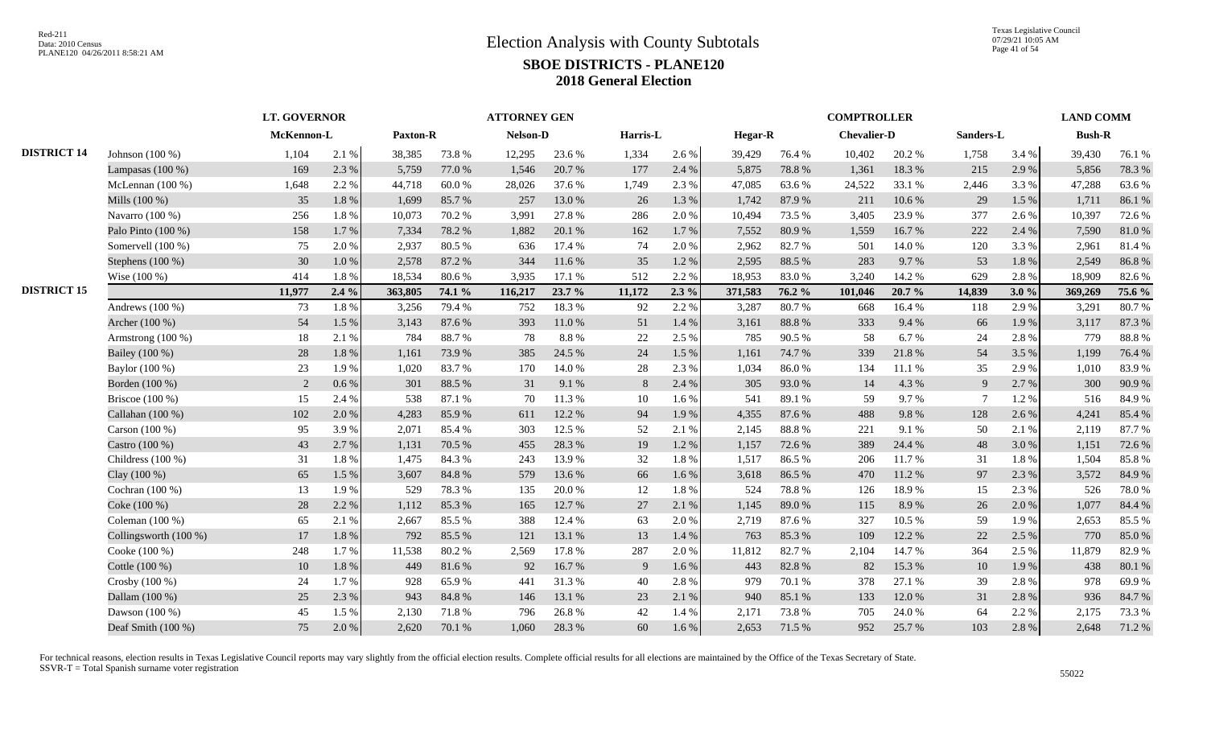# Election Analysis with County Subtotals

## SBOE DISTRICTS - PLANE120

## 2018 General Election

| | | LT. GOVERNOR | | ATTORNEY GEN | | | | | | COMPTROLLER | | | | | | LAND COMM | |
|---|---|---|---|---|---|---|---|---|---|---|---|---|---|---|---|---|---|
| | | McKennon-L | | Paxton-R | | Nelson-D | | Harris-L | | Hegar-R | | Chevalier-D | | Sanders-L | | Bush-R | |
| **DISTRICT 14** | Johnson (100 %) | 1,104 | 2.1 % | 38,385 | 73.8 % | 12,295 | 23.6 % | 1,334 | 2.6 % | 39,429 | 76.4 % | 10,402 | 20.2 % | 1,758 | 3.4 % | 39,430 | 76.1 % |
| | Lampasas (100 %) | 169 | 2.3 % | 5,759 | 77.0 % | 1,546 | 20.7 % | 177 | 2.4 % | 5,875 | 78.8 % | 1,361 | 18.3 % | 215 | 2.9 % | 5,856 | 78.3 % |
| | McLennan (100 %) | 1,648 | 2.2 % | 44,718 | 60.0 % | 28,026 | 37.6 % | 1,749 | 2.3 % | 47,085 | 63.6 % | 24,522 | 33.1 % | 2,446 | 3.3 % | 47,288 | 63.6 % |
| | Mills (100 %) | 35 | 1.8 % | 1,699 | 85.7 % | 257 | 13.0 % | 26 | 1.3 % | 1,742 | 87.9 % | 211 | 10.6 % | 29 | 1.5 % | 1,711 | 86.1 % |
| | Navarro (100 %) | 256 | 1.8 % | 10,073 | 70.2 % | 3,991 | 27.8 % | 286 | 2.0 % | 10,494 | 73.5 % | 3,405 | 23.9 % | 377 | 2.6 % | 10,397 | 72.6 % |
| | Palo Pinto (100 %) | 158 | 1.7 % | 7,334 | 78.2 % | 1,882 | 20.1 % | 162 | 1.7 % | 7,552 | 80.9 % | 1,559 | 16.7 % | 222 | 2.4 % | 7,590 | 81.0 % |
| | Somervell (100 %) | 75 | 2.0 % | 2,937 | 80.5 % | 636 | 17.4 % | 74 | 2.0 % | 2,962 | 82.7 % | 501 | 14.0 % | 120 | 3.3 % | 2,961 | 81.4 % |
| | Stephens (100 %) | 30 | 1.0 % | 2,578 | 87.2 % | 344 | 11.6 % | 35 | 1.2 % | 2,595 | 88.5 % | 283 | 9.7 % | 53 | 1.8 % | 2,549 | 86.8 % |
| | Wise (100 %) | 414 | 1.8 % | 18,534 | 80.6 % | 3,935 | 17.1 % | 512 | 2.2 % | 18,953 | 83.0 % | 3,240 | 14.2 % | 629 | 2.8 % | 18,909 | 82.6 % |
| **DISTRICT 15** | | **11,977** | **2.4 %** | **363,805** | **74.1 %** | **116,217** | **23.7 %** | **11,172** | **2.3 %** | **371,583** | **76.2 %** | **101,046** | **20.7 %** | **14,839** | **3.0 %** | **369,269** | **75.6 %** |
| | Andrews (100 %) | 73 | 1.8 % | 3,256 | 79.4 % | 752 | 18.3 % | 92 | 2.2 % | 3,287 | 80.7 % | 668 | 16.4 % | 118 | 2.9 % | 3,291 | 80.7 % |
| | Archer (100 %) | 54 | 1.5 % | 3,143 | 87.6 % | 393 | 11.0 % | 51 | 1.4 % | 3,161 | 88.8 % | 333 | 9.4 % | 66 | 1.9 % | 3,117 | 87.3 % |
| | Armstrong (100 %) | 18 | 2.1 % | 784 | 88.7 % | 78 | 8.8 % | 22 | 2.5 % | 785 | 90.5 % | 58 | 6.7 % | 24 | 2.8 % | 779 | 88.8 % |
| | Bailey (100 %) | 28 | 1.8 % | 1,161 | 73.9 % | 385 | 24.5 % | 24 | 1.5 % | 1,161 | 74.7 % | 339 | 21.8 % | 54 | 3.5 % | 1,199 | 76.4 % |
| | Baylor (100 %) | 23 | 1.9 % | 1,020 | 83.7 % | 170 | 14.0 % | 28 | 2.3 % | 1,034 | 86.0 % | 134 | 11.1 % | 35 | 2.9 % | 1,010 | 83.9 % |
| | Borden (100 %) | 2 | 0.6 % | 301 | 88.5 % | 31 | 9.1 % | 8 | 2.4 % | 305 | 93.0 % | 14 | 4.3 % | 9 | 2.7 % | 300 | 90.9 % |
| | Briscoe (100 %) | 15 | 2.4 % | 538 | 87.1 % | 70 | 11.3 % | 10 | 1.6 % | 541 | 89.1 % | 59 | 9.7 % | 7 | 1.2 % | 516 | 84.9 % |
| | Callahan (100 %) | 102 | 2.0 % | 4,283 | 85.9 % | 611 | 12.2 % | 94 | 1.9 % | 4,355 | 87.6 % | 488 | 9.8 % | 128 | 2.6 % | 4,241 | 85.4 % |
| | Carson (100 %) | 95 | 3.9 % | 2,071 | 85.4 % | 303 | 12.5 % | 52 | 2.1 % | 2,145 | 88.8 % | 221 | 9.1 % | 50 | 2.1 % | 2,119 | 87.7 % |
| | Castro (100 %) | 43 | 2.7 % | 1,131 | 70.5 % | 455 | 28.3 % | 19 | 1.2 % | 1,157 | 72.6 % | 389 | 24.4 % | 48 | 3.0 % | 1,151 | 72.6 % |
| | Childress (100 %) | 31 | 1.8 % | 1,475 | 84.3 % | 243 | 13.9 % | 32 | 1.8 % | 1,517 | 86.5 % | 206 | 11.7 % | 31 | 1.8 % | 1,504 | 85.8 % |
| | Clay (100 %) | 65 | 1.5 % | 3,607 | 84.8 % | 579 | 13.6 % | 66 | 1.6 % | 3,618 | 86.5 % | 470 | 11.2 % | 97 | 2.3 % | 3,572 | 84.9 % |
| | Cochran (100 %) | 13 | 1.9 % | 529 | 78.3 % | 135 | 20.0 % | 12 | 1.8 % | 524 | 78.8 % | 126 | 18.9 % | 15 | 2.3 % | 526 | 78.0 % |
| | Coke (100 %) | 28 | 2.2 % | 1,112 | 85.3 % | 165 | 12.7 % | 27 | 2.1 % | 1,145 | 89.0 % | 115 | 8.9 % | 26 | 2.0 % | 1,077 | 84.4 % |
| | Coleman (100 %) | 65 | 2.1 % | 2,667 | 85.5 % | 388 | 12.4 % | 63 | 2.0 % | 2,719 | 87.6 % | 327 | 10.5 % | 59 | 1.9 % | 2,653 | 85.5 % |
| | Collingsworth (100 %) | 17 | 1.8 % | 792 | 85.5 % | 121 | 13.1 % | 13 | 1.4 % | 763 | 85.3 % | 109 | 12.2 % | 22 | 2.5 % | 770 | 85.0 % |
| | Cooke (100 %) | 248 | 1.7 % | 11,538 | 80.2 % | 2,569 | 17.8 % | 287 | 2.0 % | 11,812 | 82.7 % | 2,104 | 14.7 % | 364 | 2.5 % | 11,879 | 82.9 % |
| | Cottle (100 %) | 10 | 1.8 % | 449 | 81.6 % | 92 | 16.7 % | 9 | 1.6 % | 443 | 82.8 % | 82 | 15.3 % | 10 | 1.9 % | 438 | 80.1 % |
| | Crosby (100 %) | 24 | 1.7 % | 928 | 65.9 % | 441 | 31.3 % | 40 | 2.8 % | 979 | 70.1 % | 378 | 27.1 % | 39 | 2.8 % | 978 | 69.9 % |
| | Dallam (100 %) | 25 | 2.3 % | 943 | 84.8 % | 146 | 13.1 % | 23 | 2.1 % | 940 | 85.1 % | 133 | 12.0 % | 31 | 2.8 % | 936 | 84.7 % |
| | Dawson (100 %) | 45 | 1.5 % | 2,130 | 71.8 % | 796 | 26.8 % | 42 | 1.4 % | 2,171 | 73.8 % | 705 | 24.0 % | 64 | 2.2 % | 2,175 | 73.3 % |
| | Deaf Smith (100 %) | 75 | 2.0 % | 2,620 | 70.1 % | 1,060 | 28.3 % | 60 | 1.6 % | 2,653 | 71.5 % | 952 | 25.7 % | 103 | 2.8 % | 2,648 | 71.2 % |

For technical reasons, election results in Texas Legislative Council reports may vary slightly from the official election results. Complete official results for all elections are maintained by the Office of the Texas Secretary of State.
SSVR-T = Total Spanish surname voter registration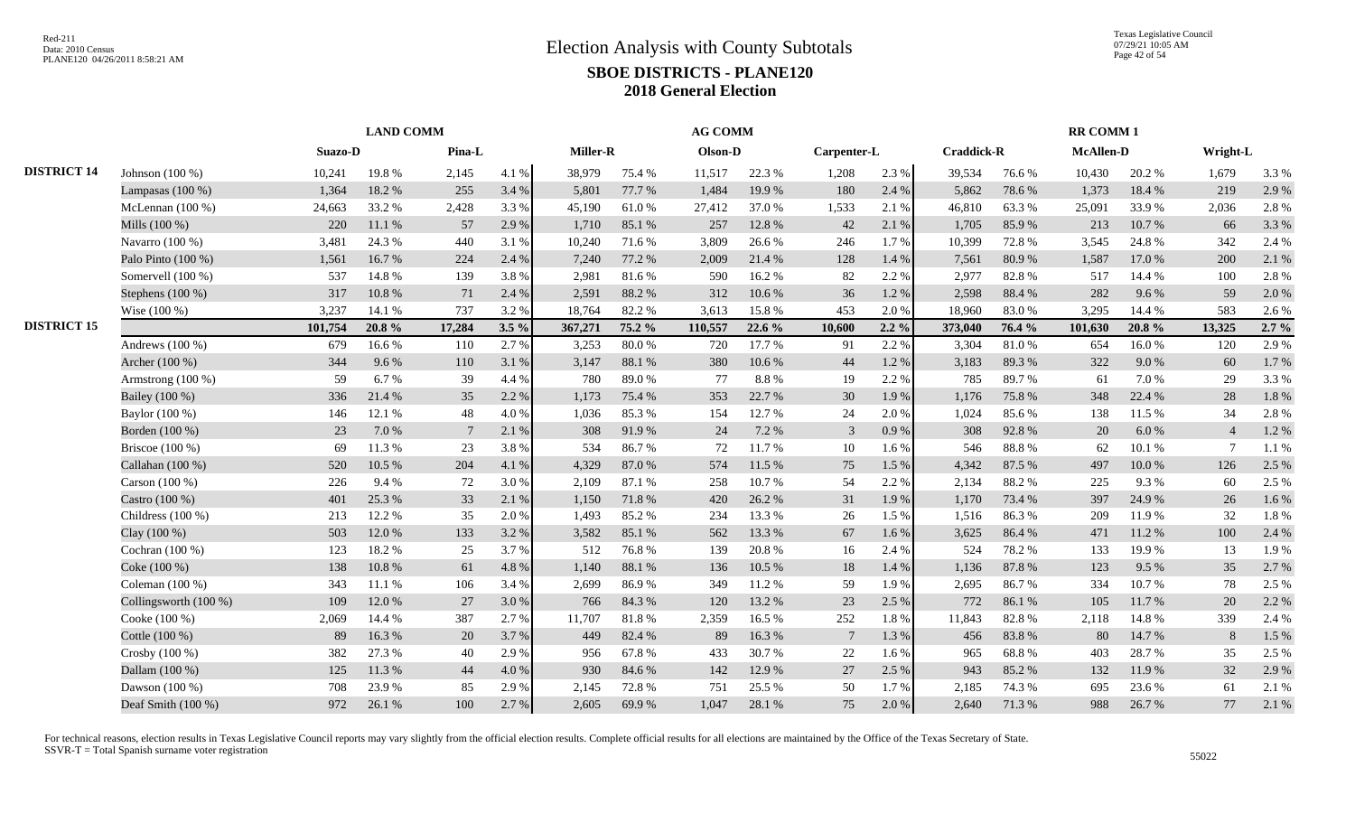# Election Analysis with County Subtotals

## SBOE DISTRICTS - PLANE120

## 2018 General Election

| | | LAND COMM | | | | AG COMM | | | | | | RR COMM 1 | | | | | |
|---|---|---|---|---|---|---|---|---|---|---|---|---|---|---|---|---|---|
| | | Suazo-D | | Pina-L | | Miller-R | | Olson-D | | Carpenter-L | | Craddick-R | | McAllen-D | | Wright-L | |
| **DISTRICT 14** | Johnson (100 %) | 10,241 | 19.8 % | 2,145 | 4.1 % | 38,979 | 75.4 % | 11,517 | 22.3 % | 1,208 | 2.3 % | 39,534 | 76.6 % | 10,430 | 20.2 % | 1,679 | 3.3 % |
| | Lampasas (100 %) | 1,364 | 18.2 % | 255 | 3.4 % | 5,801 | 77.7 % | 1,484 | 19.9 % | 180 | 2.4 % | 5,862 | 78.6 % | 1,373 | 18.4 % | 219 | 2.9 % |
| | McLennan (100 %) | 24,663 | 33.2 % | 2,428 | 3.3 % | 45,190 | 61.0 % | 27,412 | 37.0 % | 1,533 | 2.1 % | 46,810 | 63.3 % | 25,091 | 33.9 % | 2,036 | 2.8 % |
| | Mills (100 %) | 220 | 11.1 % | 57 | 2.9 % | 1,710 | 85.1 % | 257 | 12.8 % | 42 | 2.1 % | 1,705 | 85.9 % | 213 | 10.7 % | 66 | 3.3 % |
| | Navarro (100 %) | 3,481 | 24.3 % | 440 | 3.1 % | 10,240 | 71.6 % | 3,809 | 26.6 % | 246 | 1.7 % | 10,399 | 72.8 % | 3,545 | 24.8 % | 342 | 2.4 % |
| | Palo Pinto (100 %) | 1,561 | 16.7 % | 224 | 2.4 % | 7,240 | 77.2 % | 2,009 | 21.4 % | 128 | 1.4 % | 7,561 | 80.9 % | 1,587 | 17.0 % | 200 | 2.1 % |
| | Somervell (100 %) | 537 | 14.8 % | 139 | 3.8 % | 2,981 | 81.6 % | 590 | 16.2 % | 82 | 2.2 % | 2,977 | 82.8 % | 517 | 14.4 % | 100 | 2.8 % |
| | Stephens (100 %) | 317 | 10.8 % | 71 | 2.4 % | 2,591 | 88.2 % | 312 | 10.6 % | 36 | 1.2 % | 2,598 | 88.4 % | 282 | 9.6 % | 59 | 2.0 % |
| | Wise (100 %) | 3,237 | 14.1 % | 737 | 3.2 % | 18,764 | 82.2 % | 3,613 | 15.8 % | 453 | 2.0 % | 18,960 | 83.0 % | 3,295 | 14.4 % | 583 | 2.6 % |
| **DISTRICT 15** | | **101,754** | **20.8 %** | **17,284** | **3.5 %** | **367,271** | **75.2 %** | **110,557** | **22.6 %** | **10,600** | **2.2 %** | **373,040** | **76.4 %** | **101,630** | **20.8 %** | **13,325** | **2.7 %** |
| | Andrews (100 %) | 679 | 16.6 % | 110 | 2.7 % | 3,253 | 80.0 % | 720 | 17.7 % | 91 | 2.2 % | 3,304 | 81.0 % | 654 | 16.0 % | 120 | 2.9 % |
| | Archer (100 %) | 344 | 9.6 % | 110 | 3.1 % | 3,147 | 88.1 % | 380 | 10.6 % | 44 | 1.2 % | 3,183 | 89.3 % | 322 | 9.0 % | 60 | 1.7 % |
| | Armstrong (100 %) | 59 | 6.7 % | 39 | 4.4 % | 780 | 89.0 % | 77 | 8.8 % | 19 | 2.2 % | 785 | 89.7 % | 61 | 7.0 % | 29 | 3.3 % |
| | Bailey (100 %) | 336 | 21.4 % | 35 | 2.2 % | 1,173 | 75.4 % | 353 | 22.7 % | 30 | 1.9 % | 1,176 | 75.8 % | 348 | 22.4 % | 28 | 1.8 % |
| | Baylor (100 %) | 146 | 12.1 % | 48 | 4.0 % | 1,036 | 85.3 % | 154 | 12.7 % | 24 | 2.0 % | 1,024 | 85.6 % | 138 | 11.5 % | 34 | 2.8 % |
| | Borden (100 %) | 23 | 7.0 % | 7 | 2.1 % | 308 | 91.9 % | 24 | 7.2 % | 3 | 0.9 % | 308 | 92.8 % | 20 | 6.0 % | 4 | 1.2 % |
| | Briscoe (100 %) | 69 | 11.3 % | 23 | 3.8 % | 534 | 86.7 % | 72 | 11.7 % | 10 | 1.6 % | 546 | 88.8 % | 62 | 10.1 % | 7 | 1.1 % |
| | Callahan (100 %) | 520 | 10.5 % | 204 | 4.1 % | 4,329 | 87.0 % | 574 | 11.5 % | 75 | 1.5 % | 4,342 | 87.5 % | 497 | 10.0 % | 126 | 2.5 % |
| | Carson (100 %) | 226 | 9.4 % | 72 | 3.0 % | 2,109 | 87.1 % | 258 | 10.7 % | 54 | 2.2 % | 2,134 | 88.2 % | 225 | 9.3 % | 60 | 2.5 % |
| | Castro (100 %) | 401 | 25.3 % | 33 | 2.1 % | 1,150 | 71.8 % | 420 | 26.2 % | 31 | 1.9 % | 1,170 | 73.4 % | 397 | 24.9 % | 26 | 1.6 % |
| | Childress (100 %) | 213 | 12.2 % | 35 | 2.0 % | 1,493 | 85.2 % | 234 | 13.3 % | 26 | 1.5 % | 1,516 | 86.3 % | 209 | 11.9 % | 32 | 1.8 % |
| | Clay (100 %) | 503 | 12.0 % | 133 | 3.2 % | 3,582 | 85.1 % | 562 | 13.3 % | 67 | 1.6 % | 3,625 | 86.4 % | 471 | 11.2 % | 100 | 2.4 % |
| | Cochran (100 %) | 123 | 18.2 % | 25 | 3.7 % | 512 | 76.8 % | 139 | 20.8 % | 16 | 2.4 % | 524 | 78.2 % | 133 | 19.9 % | 13 | 1.9 % |
| | Coke (100 %) | 138 | 10.8 % | 61 | 4.8 % | 1,140 | 88.1 % | 136 | 10.5 % | 18 | 1.4 % | 1,136 | 87.8 % | 123 | 9.5 % | 35 | 2.7 % |
| | Coleman (100 %) | 343 | 11.1 % | 106 | 3.4 % | 2,699 | 86.9 % | 349 | 11.2 % | 59 | 1.9 % | 2,695 | 86.7 % | 334 | 10.7 % | 78 | 2.5 % |
| | Collingsworth (100 %) | 109 | 12.0 % | 27 | 3.0 % | 766 | 84.3 % | 120 | 13.2 % | 23 | 2.5 % | 772 | 86.1 % | 105 | 11.7 % | 20 | 2.2 % |
| | Cooke (100 %) | 2,069 | 14.4 % | 387 | 2.7 % | 11,707 | 81.8 % | 2,359 | 16.5 % | 252 | 1.8 % | 11,843 | 82.8 % | 2,118 | 14.8 % | 339 | 2.4 % |
| | Cottle (100 %) | 89 | 16.3 % | 20 | 3.7 % | 449 | 82.4 % | 89 | 16.3 % | 7 | 1.3 % | 456 | 83.8 % | 80 | 14.7 % | 8 | 1.5 % |
| | Crosby (100 %) | 382 | 27.3 % | 40 | 2.9 % | 956 | 67.8 % | 433 | 30.7 % | 22 | 1.6 % | 965 | 68.8 % | 403 | 28.7 % | 35 | 2.5 % |
| | Dallam (100 %) | 125 | 11.3 % | 44 | 4.0 % | 930 | 84.6 % | 142 | 12.9 % | 27 | 2.5 % | 943 | 85.2 % | 132 | 11.9 % | 32 | 2.9 % |
| | Dawson (100 %) | 708 | 23.9 % | 85 | 2.9 % | 2,145 | 72.8 % | 751 | 25.5 % | 50 | 1.7 % | 2,185 | 74.3 % | 695 | 23.6 % | 61 | 2.1 % |
| | Deaf Smith (100 %) | 972 | 26.1 % | 100 | 2.7 % | 2,605 | 69.9 % | 1,047 | 28.1 % | 75 | 2.0 % | 2,640 | 71.3 % | 988 | 26.7 % | 77 | 2.1 % |

For technical reasons, election results in Texas Legislative Council reports may vary slightly from the official election results. Complete official results for all elections are maintained by the Office of the Texas Secretary of State.
SSVR-T = Total Spanish surname voter registration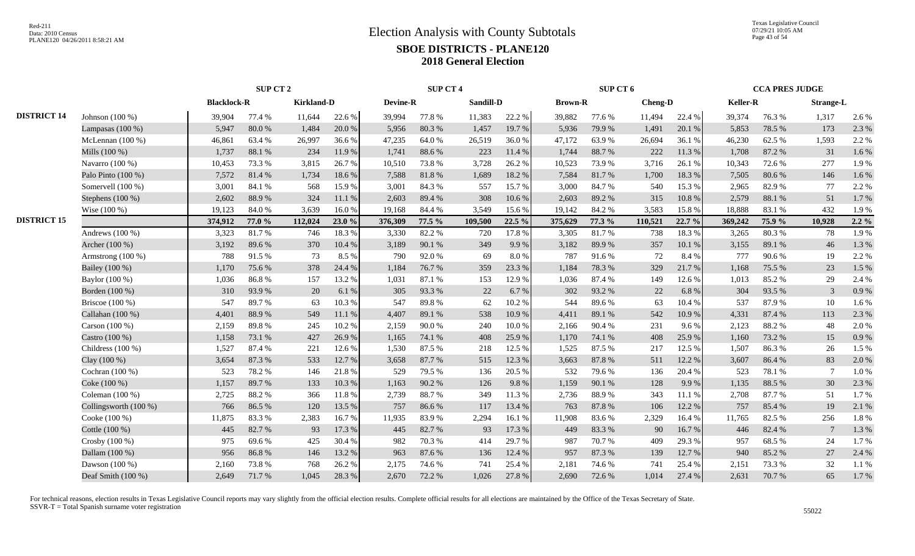# Election Analysis with County Subtotals

## SBOE DISTRICTS - PLANE120

## 2018 General Election

| | | SUP CT 2 | | | | SUP CT 4 | | | | SUP CT 6 | | | | CCA PRES JUDGE | | | |
|---|---|---|---|---|---|---|---|---|---|---|---|---|---|---|---|---|---|
| | | Blacklock-R | | Kirkland-D | | Devine-R | | Sandill-D | | Brown-R | | Cheng-D | | Keller-R | | Strange-L | |
| **DISTRICT 14** | Johnson (100 %) | 39,904 | 77.4 % | 11,644 | 22.6 % | 39,994 | 77.8 % | 11,383 | 22.2 % | 39,882 | 77.6 % | 11,494 | 22.4 % | 39,374 | 76.3 % | 1,317 | 2.6 % |
| | Lampasas (100 %) | 5,947 | 80.0 % | 1,484 | 20.0 % | 5,956 | 80.3 % | 1,457 | 19.7 % | 5,936 | 79.9 % | 1,491 | 20.1 % | 5,853 | 78.5 % | 173 | 2.3 % |
| | McLennan (100 %) | 46,861 | 63.4 % | 26,997 | 36.6 % | 47,235 | 64.0 % | 26,519 | 36.0 % | 47,172 | 63.9 % | 26,694 | 36.1 % | 46,230 | 62.5 % | 1,593 | 2.2 % |
| | Mills (100 %) | 1,737 | 88.1 % | 234 | 11.9 % | 1,741 | 88.6 % | 223 | 11.4 % | 1,744 | 88.7 % | 222 | 11.3 % | 1,708 | 87.2 % | 31 | 1.6 % |
| | Navarro (100 %) | 10,453 | 73.3 % | 3,815 | 26.7 % | 10,510 | 73.8 % | 3,728 | 26.2 % | 10,523 | 73.9 % | 3,716 | 26.1 % | 10,343 | 72.6 % | 277 | 1.9 % |
| | Palo Pinto (100 %) | 7,572 | 81.4 % | 1,734 | 18.6 % | 7,588 | 81.8 % | 1,689 | 18.2 % | 7,584 | 81.7 % | 1,700 | 18.3 % | 7,505 | 80.6 % | 146 | 1.6 % |
| | Somervell (100 %) | 3,001 | 84.1 % | 568 | 15.9 % | 3,001 | 84.3 % | 557 | 15.7 % | 3,000 | 84.7 % | 540 | 15.3 % | 2,965 | 82.9 % | 77 | 2.2 % |
| | Stephens (100 %) | 2,602 | 88.9 % | 324 | 11.1 % | 2,603 | 89.4 % | 308 | 10.6 % | 2,603 | 89.2 % | 315 | 10.8 % | 2,579 | 88.1 % | 51 | 1.7 % |
| | Wise (100 %) | 19,123 | 84.0 % | 3,639 | 16.0 % | 19,168 | 84.4 % | 3,549 | 15.6 % | 19,142 | 84.2 % | 3,583 | 15.8 % | 18,888 | 83.1 % | 432 | 1.9 % |
| **DISTRICT 15** | | **374,912** | **77.0 %** | **112,024** | **23.0 %** | **376,309** | **77.5 %** | **109,500** | **22.5 %** | **375,629** | **77.3 %** | **110,521** | **22.7 %** | **369,242** | **75.9 %** | **10,928** | **2.2 %** |
| | Andrews (100 %) | 3,323 | 81.7 % | 746 | 18.3 % | 3,330 | 82.2 % | 720 | 17.8 % | 3,305 | 81.7 % | 738 | 18.3 % | 3,265 | 80.3 % | 78 | 1.9 % |
| | Archer (100 %) | 3,192 | 89.6 % | 370 | 10.4 % | 3,189 | 90.1 % | 349 | 9.9 % | 3,182 | 89.9 % | 357 | 10.1 % | 3,155 | 89.1 % | 46 | 1.3 % |
| | Armstrong (100 %) | 788 | 91.5 % | 73 | 8.5 % | 790 | 92.0 % | 69 | 8.0 % | 787 | 91.6 % | 72 | 8.4 % | 777 | 90.6 % | 19 | 2.2 % |
| | Bailey (100 %) | 1,170 | 75.6 % | 378 | 24.4 % | 1,184 | 76.7 % | 359 | 23.3 % | 1,184 | 78.3 % | 329 | 21.7 % | 1,168 | 75.5 % | 23 | 1.5 % |
| | Baylor (100 %) | 1,036 | 86.8 % | 157 | 13.2 % | 1,031 | 87.1 % | 153 | 12.9 % | 1,036 | 87.4 % | 149 | 12.6 % | 1,013 | 85.2 % | 29 | 2.4 % |
| | Borden (100 %) | 310 | 93.9 % | 20 | 6.1 % | 305 | 93.3 % | 22 | 6.7 % | 302 | 93.2 % | 22 | 6.8 % | 304 | 93.5 % | 3 | 0.9 % |
| | Briscoe (100 %) | 547 | 89.7 % | 63 | 10.3 % | 547 | 89.8 % | 62 | 10.2 % | 544 | 89.6 % | 63 | 10.4 % | 537 | 87.9 % | 10 | 1.6 % |
| | Callahan (100 %) | 4,401 | 88.9 % | 549 | 11.1 % | 4,407 | 89.1 % | 538 | 10.9 % | 4,411 | 89.1 % | 542 | 10.9 % | 4,331 | 87.4 % | 113 | 2.3 % |
| | Carson (100 %) | 2,159 | 89.8 % | 245 | 10.2 % | 2,159 | 90.0 % | 240 | 10.0 % | 2,166 | 90.4 % | 231 | 9.6 % | 2,123 | 88.2 % | 48 | 2.0 % |
| | Castro (100 %) | 1,158 | 73.1 % | 427 | 26.9 % | 1,165 | 74.1 % | 408 | 25.9 % | 1,170 | 74.1 % | 408 | 25.9 % | 1,160 | 73.2 % | 15 | 0.9 % |
| | Childress (100 %) | 1,527 | 87.4 % | 221 | 12.6 % | 1,530 | 87.5 % | 218 | 12.5 % | 1,525 | 87.5 % | 217 | 12.5 % | 1,507 | 86.3 % | 26 | 1.5 % |
| | Clay (100 %) | 3,654 | 87.3 % | 533 | 12.7 % | 3,658 | 87.7 % | 515 | 12.3 % | 3,663 | 87.8 % | 511 | 12.2 % | 3,607 | 86.4 % | 83 | 2.0 % |
| | Cochran (100 %) | 523 | 78.2 % | 146 | 21.8 % | 529 | 79.5 % | 136 | 20.5 % | 532 | 79.6 % | 136 | 20.4 % | 523 | 78.1 % | 7 | 1.0 % |
| | Coke (100 %) | 1,157 | 89.7 % | 133 | 10.3 % | 1,163 | 90.2 % | 126 | 9.8 % | 1,159 | 90.1 % | 128 | 9.9 % | 1,135 | 88.5 % | 30 | 2.3 % |
| | Coleman (100 %) | 2,725 | 88.2 % | 366 | 11.8 % | 2,739 | 88.7 % | 349 | 11.3 % | 2,736 | 88.9 % | 343 | 11.1 % | 2,708 | 87.7 % | 51 | 1.7 % |
| | Collingsworth (100 %) | 766 | 86.5 % | 120 | 13.5 % | 757 | 86.6 % | 117 | 13.4 % | 763 | 87.8 % | 106 | 12.2 % | 757 | 85.4 % | 19 | 2.1 % |
| | Cooke (100 %) | 11,875 | 83.3 % | 2,383 | 16.7 % | 11,935 | 83.9 % | 2,294 | 16.1 % | 11,908 | 83.6 % | 2,329 | 16.4 % | 11,765 | 82.5 % | 256 | 1.8 % |
| | Cottle (100 %) | 445 | 82.7 % | 93 | 17.3 % | 445 | 82.7 % | 93 | 17.3 % | 449 | 83.3 % | 90 | 16.7 % | 446 | 82.4 % | 7 | 1.3 % |
| | Crosby (100 %) | 975 | 69.6 % | 425 | 30.4 % | 982 | 70.3 % | 414 | 29.7 % | 987 | 70.7 % | 409 | 29.3 % | 957 | 68.5 % | 24 | 1.7 % |
| | Dallam (100 %) | 956 | 86.8 % | 146 | 13.2 % | 963 | 87.6 % | 136 | 12.4 % | 957 | 87.3 % | 139 | 12.7 % | 940 | 85.2 % | 27 | 2.4 % |
| | Dawson (100 %) | 2,160 | 73.8 % | 768 | 26.2 % | 2,175 | 74.6 % | 741 | 25.4 % | 2,181 | 74.6 % | 741 | 25.4 % | 2,151 | 73.3 % | 32 | 1.1 % |
| | Deaf Smith (100 %) | 2,649 | 71.7 % | 1,045 | 28.3 % | 2,670 | 72.2 % | 1,026 | 27.8 % | 2,690 | 72.6 % | 1,014 | 27.4 % | 2,631 | 70.7 % | 65 | 1.7 % |

For technical reasons, election results in Texas Legislative Council reports may vary slightly from the official election results. Complete official results for all elections are maintained by the Office of the Texas Secretary of State.
SSVR-T = Total Spanish surname voter registration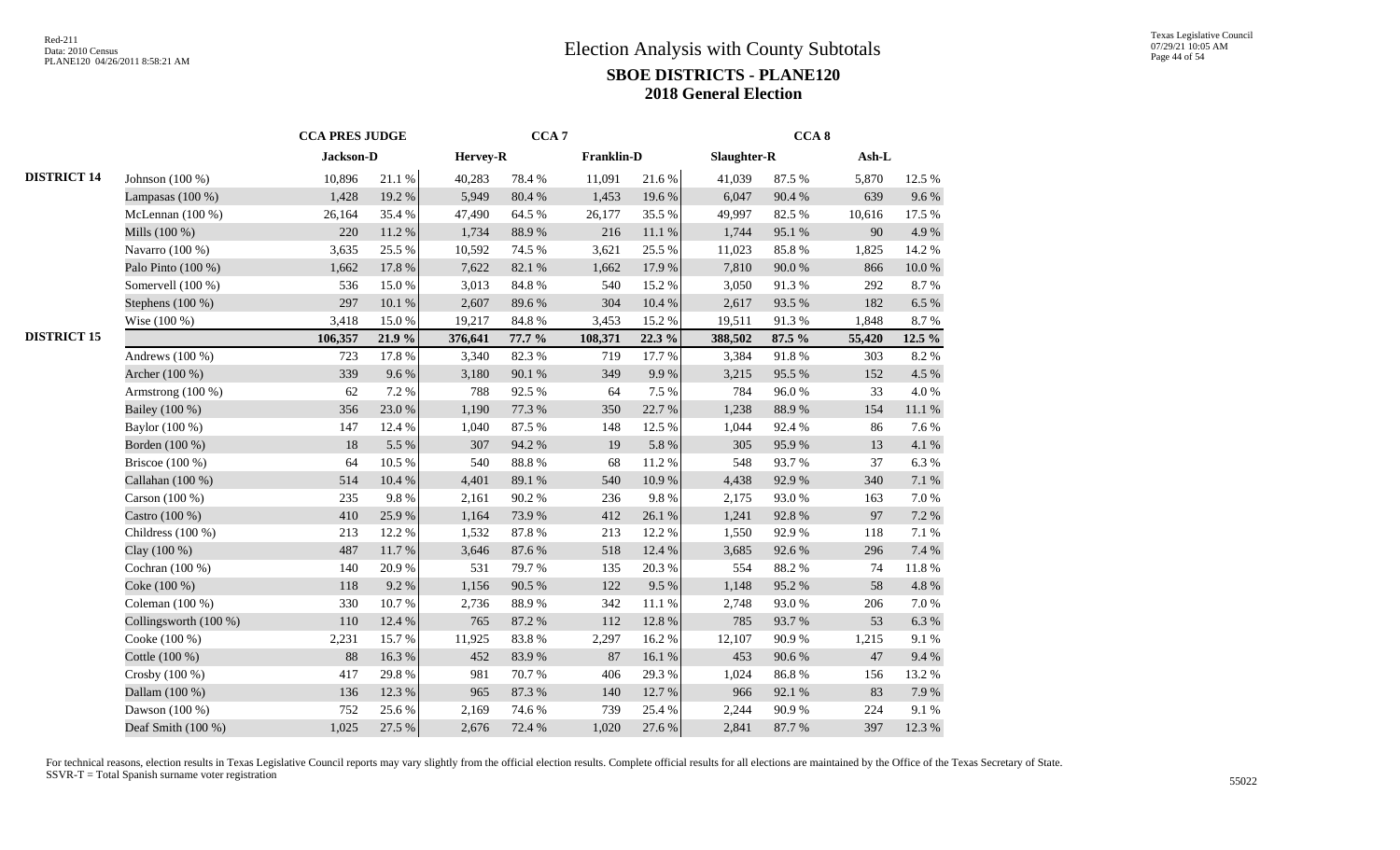# Election Analysis with County Subtotals

## SBOE DISTRICTS - PLANE120

## 2018 General Election

| | | CCA PRES JUDGE | | CCA 7 | | | | CCA 8 | | | |
|---|---|---|---|---|---|---|---|---|---|---|---|
| | | Jackson-D | | Hervey-R | | Franklin-D | | Slaughter-R | | Ash-L | |
| **DISTRICT 14** | Johnson (100 %) | 10,896 | 21.1 % | 40,283 | 78.4 % | 11,091 | 21.6 % | 41,039 | 87.5 % | 5,870 | 12.5 % |
| | Lampasas (100 %) | 1,428 | 19.2 % | 5,949 | 80.4 % | 1,453 | 19.6 % | 6,047 | 90.4 % | 639 | 9.6 % |
| | McLennan (100 %) | 26,164 | 35.4 % | 47,490 | 64.5 % | 26,177 | 35.5 % | 49,997 | 82.5 % | 10,616 | 17.5 % |
| | Mills (100 %) | 220 | 11.2 % | 1,734 | 88.9 % | 216 | 11.1 % | 1,744 | 95.1 % | 90 | 4.9 % |
| | Navarro (100 %) | 3,635 | 25.5 % | 10,592 | 74.5 % | 3,621 | 25.5 % | 11,023 | 85.8 % | 1,825 | 14.2 % |
| | Palo Pinto (100 %) | 1,662 | 17.8 % | 7,622 | 82.1 % | 1,662 | 17.9 % | 7,810 | 90.0 % | 866 | 10.0 % |
| | Somervell (100 %) | 536 | 15.0 % | 3,013 | 84.8 % | 540 | 15.2 % | 3,050 | 91.3 % | 292 | 8.7 % |
| | Stephens (100 %) | 297 | 10.1 % | 2,607 | 89.6 % | 304 | 10.4 % | 2,617 | 93.5 % | 182 | 6.5 % |
| | Wise (100 %) | 3,418 | 15.0 % | 19,217 | 84.8 % | 3,453 | 15.2 % | 19,511 | 91.3 % | 1,848 | 8.7 % |
| **DISTRICT 15** | | **106,357** | **21.9 %** | **376,641** | **77.7 %** | **108,371** | **22.3 %** | **388,502** | **87.5 %** | **55,420** | **12.5 %** |
| | Andrews (100 %) | 723 | 17.8 % | 3,340 | 82.3 % | 719 | 17.7 % | 3,384 | 91.8 % | 303 | 8.2 % |
| | Archer (100 %) | 339 | 9.6 % | 3,180 | 90.1 % | 349 | 9.9 % | 3,215 | 95.5 % | 152 | 4.5 % |
| | Armstrong (100 %) | 62 | 7.2 % | 788 | 92.5 % | 64 | 7.5 % | 784 | 96.0 % | 33 | 4.0 % |
| | Bailey (100 %) | 356 | 23.0 % | 1,190 | 77.3 % | 350 | 22.7 % | 1,238 | 88.9 % | 154 | 11.1 % |
| | Baylor (100 %) | 147 | 12.4 % | 1,040 | 87.5 % | 148 | 12.5 % | 1,044 | 92.4 % | 86 | 7.6 % |
| | Borden (100 %) | 18 | 5.5 % | 307 | 94.2 % | 19 | 5.8 % | 305 | 95.9 % | 13 | 4.1 % |
| | Briscoe (100 %) | 64 | 10.5 % | 540 | 88.8 % | 68 | 11.2 % | 548 | 93.7 % | 37 | 6.3 % |
| | Callahan (100 %) | 514 | 10.4 % | 4,401 | 89.1 % | 540 | 10.9 % | 4,438 | 92.9 % | 340 | 7.1 % |
| | Carson (100 %) | 235 | 9.8 % | 2,161 | 90.2 % | 236 | 9.8 % | 2,175 | 93.0 % | 163 | 7.0 % |
| | Castro (100 %) | 410 | 25.9 % | 1,164 | 73.9 % | 412 | 26.1 % | 1,241 | 92.8 % | 97 | 7.2 % |
| | Childress (100 %) | 213 | 12.2 % | 1,532 | 87.8 % | 213 | 12.2 % | 1,550 | 92.9 % | 118 | 7.1 % |
| | Clay (100 %) | 487 | 11.7 % | 3,646 | 87.6 % | 518 | 12.4 % | 3,685 | 92.6 % | 296 | 7.4 % |
| | Cochran (100 %) | 140 | 20.9 % | 531 | 79.7 % | 135 | 20.3 % | 554 | 88.2 % | 74 | 11.8 % |
| | Coke (100 %) | 118 | 9.2 % | 1,156 | 90.5 % | 122 | 9.5 % | 1,148 | 95.2 % | 58 | 4.8 % |
| | Coleman (100 %) | 330 | 10.7 % | 2,736 | 88.9 % | 342 | 11.1 % | 2,748 | 93.0 % | 206 | 7.0 % |
| | Collingsworth (100 %) | 110 | 12.4 % | 765 | 87.2 % | 112 | 12.8 % | 785 | 93.7 % | 53 | 6.3 % |
| | Cooke (100 %) | 2,231 | 15.7 % | 11,925 | 83.8 % | 2,297 | 16.2 % | 12,107 | 90.9 % | 1,215 | 9.1 % |
| | Cottle (100 %) | 88 | 16.3 % | 452 | 83.9 % | 87 | 16.1 % | 453 | 90.6 % | 47 | 9.4 % |
| | Crosby (100 %) | 417 | 29.8 % | 981 | 70.7 % | 406 | 29.3 % | 1,024 | 86.8 % | 156 | 13.2 % |
| | Dallam (100 %) | 136 | 12.3 % | 965 | 87.3 % | 140 | 12.7 % | 966 | 92.1 % | 83 | 7.9 % |
| | Dawson (100 %) | 752 | 25.6 % | 2,169 | 74.6 % | 739 | 25.4 % | 2,244 | 90.9 % | 224 | 9.1 % |
| | Deaf Smith (100 %) | 1,025 | 27.5 % | 2,676 | 72.4 % | 1,020 | 27.6 % | 2,841 | 87.7 % | 397 | 12.3 % |

For technical reasons, election results in Texas Legislative Council reports may vary slightly from the official election results. Complete official results for all elections are maintained by the Office of the Texas Secretary of State.
SSVR-T = Total Spanish surname voter registration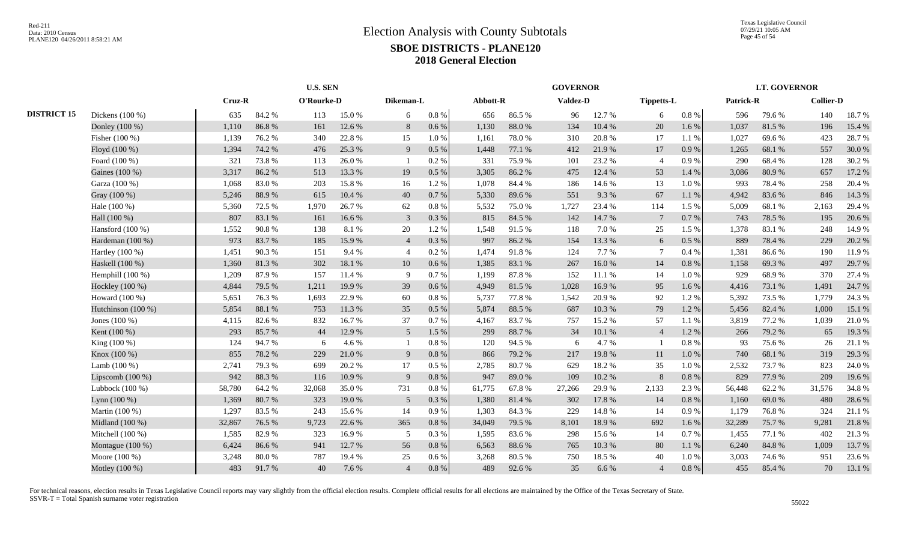# Election Analysis with County Subtotals

## SBOE DISTRICTS - PLANE120

## 2018 General Election

| | | U.S. SEN | | | | | | GOVERNOR | | | | | | LT. GOVERNOR | | | |
|---|---|---|---|---|---|---|---|---|---|---|---|---|---|---|---|---|---|
| | | Cruz-R | | O'Rourke-D | | Dikeman-L | | Abbott-R | | Valdez-D | | Tippetts-L | | Patrick-R | | Collier-D | |
| **DISTRICT 15** | Dickens (100 %) | 635 | 84.2 % | 113 | 15.0 % | 6 | 0.8 % | 656 | 86.5 % | 96 | 12.7 % | 6 | 0.8 % | 596 | 79.6 % | 140 | 18.7 % |
| | Donley (100 %) | 1,110 | 86.8 % | 161 | 12.6 % | 8 | 0.6 % | 1,130 | 88.0 % | 134 | 10.4 % | 20 | 1.6 % | 1,037 | 81.5 % | 196 | 15.4 % |
| | Fisher (100 %) | 1,139 | 76.2 % | 340 | 22.8 % | 15 | 1.0 % | 1,161 | 78.0 % | 310 | 20.8 % | 17 | 1.1 % | 1,027 | 69.6 % | 423 | 28.7 % |
| | Floyd (100 %) | 1,394 | 74.2 % | 476 | 25.3 % | 9 | 0.5 % | 1,448 | 77.1 % | 412 | 21.9 % | 17 | 0.9 % | 1,265 | 68.1 % | 557 | 30.0 % |
| | Foard (100 %) | 321 | 73.8 % | 113 | 26.0 % | 1 | 0.2 % | 331 | 75.9 % | 101 | 23.2 % | 4 | 0.9 % | 290 | 68.4 % | 128 | 30.2 % |
| | Gaines (100 %) | 3,317 | 86.2 % | 513 | 13.3 % | 19 | 0.5 % | 3,305 | 86.2 % | 475 | 12.4 % | 53 | 1.4 % | 3,086 | 80.9 % | 657 | 17.2 % |
| | Garza (100 %) | 1,068 | 83.0 % | 203 | 15.8 % | 16 | 1.2 % | 1,078 | 84.4 % | 186 | 14.6 % | 13 | 1.0 % | 993 | 78.4 % | 258 | 20.4 % |
| | Gray (100 %) | 5,246 | 88.9 % | 615 | 10.4 % | 40 | 0.7 % | 5,330 | 89.6 % | 551 | 9.3 % | 67 | 1.1 % | 4,942 | 83.6 % | 846 | 14.3 % |
| | Hale (100 %) | 5,360 | 72.5 % | 1,970 | 26.7 % | 62 | 0.8 % | 5,532 | 75.0 % | 1,727 | 23.4 % | 114 | 1.5 % | 5,009 | 68.1 % | 2,163 | 29.4 % |
| | Hall (100 %) | 807 | 83.1 % | 161 | 16.6 % | 3 | 0.3 % | 815 | 84.5 % | 142 | 14.7 % | 7 | 0.7 % | 743 | 78.5 % | 195 | 20.6 % |
| | Hansford (100 %) | 1,552 | 90.8 % | 138 | 8.1 % | 20 | 1.2 % | 1,548 | 91.5 % | 118 | 7.0 % | 25 | 1.5 % | 1,378 | 83.1 % | 248 | 14.9 % |
| | Hardeman (100 %) | 973 | 83.7 % | 185 | 15.9 % | 4 | 0.3 % | 997 | 86.2 % | 154 | 13.3 % | 6 | 0.5 % | 889 | 78.4 % | 229 | 20.2 % |
| | Hartley (100 %) | 1,451 | 90.3 % | 151 | 9.4 % | 4 | 0.2 % | 1,474 | 91.8 % | 124 | 7.7 % | 7 | 0.4 % | 1,381 | 86.6 % | 190 | 11.9 % |
| | Haskell (100 %) | 1,360 | 81.3 % | 302 | 18.1 % | 10 | 0.6 % | 1,385 | 83.1 % | 267 | 16.0 % | 14 | 0.8 % | 1,158 | 69.3 % | 497 | 29.7 % |
| | Hemphill (100 %) | 1,209 | 87.9 % | 157 | 11.4 % | 9 | 0.7 % | 1,199 | 87.8 % | 152 | 11.1 % | 14 | 1.0 % | 929 | 68.9 % | 370 | 27.4 % |
| | Hockley (100 %) | 4,844 | 79.5 % | 1,211 | 19.9 % | 39 | 0.6 % | 4,949 | 81.5 % | 1,028 | 16.9 % | 95 | 1.6 % | 4,416 | 73.1 % | 1,491 | 24.7 % |
| | Howard (100 %) | 5,651 | 76.3 % | 1,693 | 22.9 % | 60 | 0.8 % | 5,737 | 77.8 % | 1,542 | 20.9 % | 92 | 1.2 % | 5,392 | 73.5 % | 1,779 | 24.3 % |
| | Hutchinson (100 %) | 5,854 | 88.1 % | 753 | 11.3 % | 35 | 0.5 % | 5,874 | 88.5 % | 687 | 10.3 % | 79 | 1.2 % | 5,456 | 82.4 % | 1,000 | 15.1 % |
| | Jones (100 %) | 4,115 | 82.6 % | 832 | 16.7 % | 37 | 0.7 % | 4,167 | 83.7 % | 757 | 15.2 % | 57 | 1.1 % | 3,819 | 77.2 % | 1,039 | 21.0 % |
| | Kent (100 %) | 293 | 85.7 % | 44 | 12.9 % | 5 | 1.5 % | 299 | 88.7 % | 34 | 10.1 % | 4 | 1.2 % | 266 | 79.2 % | 65 | 19.3 % |
| | King (100 %) | 124 | 94.7 % | 6 | 4.6 % | 1 | 0.8 % | 120 | 94.5 % | 6 | 4.7 % | 1 | 0.8 % | 93 | 75.6 % | 26 | 21.1 % |
| | Knox (100 %) | 855 | 78.2 % | 229 | 21.0 % | 9 | 0.8 % | 866 | 79.2 % | 217 | 19.8 % | 11 | 1.0 % | 740 | 68.1 % | 319 | 29.3 % |
| | Lamb (100 %) | 2,741 | 79.3 % | 699 | 20.2 % | 17 | 0.5 % | 2,785 | 80.7 % | 629 | 18.2 % | 35 | 1.0 % | 2,532 | 73.7 % | 823 | 24.0 % |
| | Lipscomb (100 %) | 942 | 88.3 % | 116 | 10.9 % | 9 | 0.8 % | 947 | 89.0 % | 109 | 10.2 % | 8 | 0.8 % | 829 | 77.9 % | 209 | 19.6 % |
| | Lubbock (100 %) | 58,780 | 64.2 % | 32,068 | 35.0 % | 731 | 0.8 % | 61,775 | 67.8 % | 27,266 | 29.9 % | 2,133 | 2.3 % | 56,448 | 62.2 % | 31,576 | 34.8 % |
| | Lynn (100 %) | 1,369 | 80.7 % | 323 | 19.0 % | 5 | 0.3 % | 1,380 | 81.4 % | 302 | 17.8 % | 14 | 0.8 % | 1,160 | 69.0 % | 480 | 28.6 % |
| | Martin (100 %) | 1,297 | 83.5 % | 243 | 15.6 % | 14 | 0.9 % | 1,303 | 84.3 % | 229 | 14.8 % | 14 | 0.9 % | 1,179 | 76.8 % | 324 | 21.1 % |
| | Midland (100 %) | 32,867 | 76.5 % | 9,723 | 22.6 % | 365 | 0.8 % | 34,049 | 79.5 % | 8,101 | 18.9 % | 692 | 1.6 % | 32,289 | 75.7 % | 9,281 | 21.8 % |
| | Mitchell (100 %) | 1,585 | 82.9 % | 323 | 16.9 % | 5 | 0.3 % | 1,595 | 83.6 % | 298 | 15.6 % | 14 | 0.7 % | 1,455 | 77.1 % | 402 | 21.3 % |
| | Montague (100 %) | 6,424 | 86.6 % | 941 | 12.7 % | 56 | 0.8 % | 6,563 | 88.6 % | 765 | 10.3 % | 80 | 1.1 % | 6,240 | 84.8 % | 1,009 | 13.7 % |
| | Moore (100 %) | 3,248 | 80.0 % | 787 | 19.4 % | 25 | 0.6 % | 3,268 | 80.5 % | 750 | 18.5 % | 40 | 1.0 % | 3,003 | 74.6 % | 951 | 23.6 % |
| | Motley (100 %) | 483 | 91.7 % | 40 | 7.6 % | 4 | 0.8 % | 489 | 92.6 % | 35 | 6.6 % | 4 | 0.8 % | 455 | 85.4 % | 70 | 13.1 % |

For technical reasons, election results in Texas Legislative Council reports may vary slightly from the official election results. Complete official results for all elections are maintained by the Office of the Texas Secretary of State.
SSVR-T = Total Spanish surname voter registration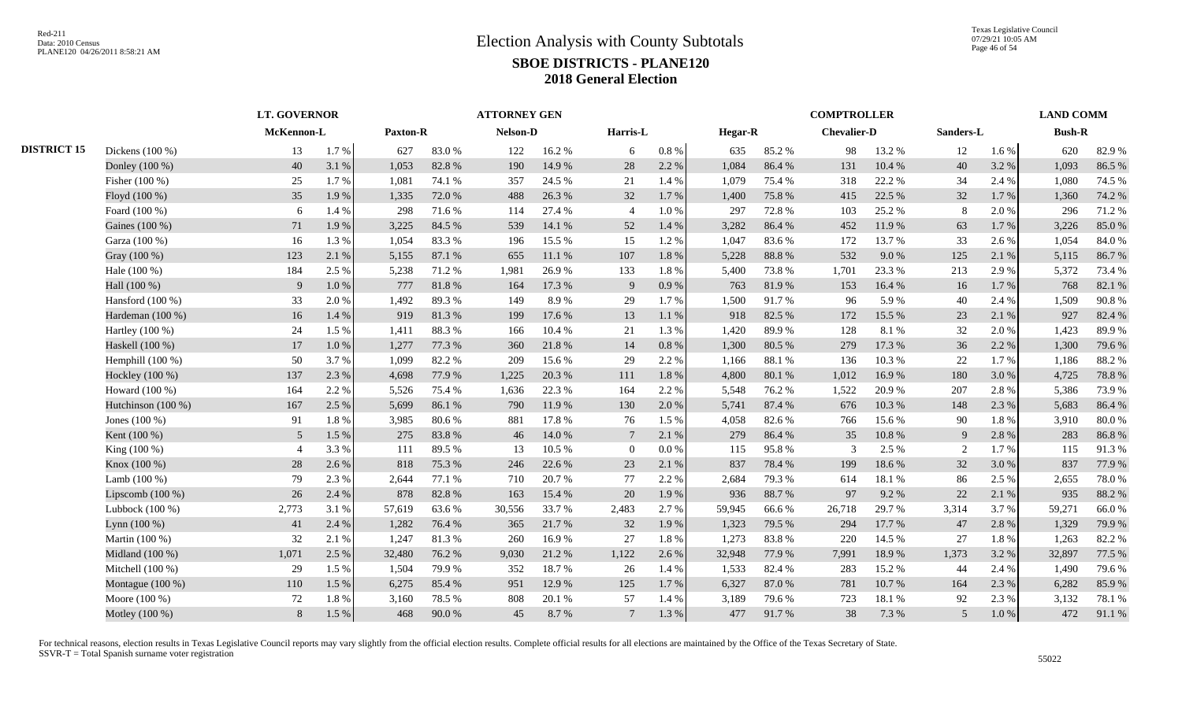# Election Analysis with County Subtotals

## SBOE DISTRICTS - PLANE120

### 2018 General Election

| | | LT. GOVERNOR | | ATTORNEY GEN | | | | | | COMPTROLLER | | | | | | LAND COMM | |
|---|---|---|---|---|---|---|---|---|---|---|---|---|---|---|---|---|---|
| | | McKennon-L | | Paxton-R | | Nelson-D | | Harris-L | | Hegar-R | | Chevalier-D | | Sanders-L | | Bush-R | |
| **DISTRICT 15** | Dickens (100 %) | 13 | 1.7 % | 627 | 83.0 % | 122 | 16.2 % | 6 | 0.8 % | 635 | 85.2 % | 98 | 13.2 % | 12 | 1.6 % | 620 | 82.9 % |
| | Donley (100 %) | 40 | 3.1 % | 1,053 | 82.8 % | 190 | 14.9 % | 28 | 2.2 % | 1,084 | 86.4 % | 131 | 10.4 % | 40 | 3.2 % | 1,093 | 86.5 % |
| | Fisher (100 %) | 25 | 1.7 % | 1,081 | 74.1 % | 357 | 24.5 % | 21 | 1.4 % | 1,079 | 75.4 % | 318 | 22.2 % | 34 | 2.4 % | 1,080 | 74.5 % |
| | Floyd (100 %) | 35 | 1.9 % | 1,335 | 72.0 % | 488 | 26.3 % | 32 | 1.7 % | 1,400 | 75.8 % | 415 | 22.5 % | 32 | 1.7 % | 1,360 | 74.2 % |
| | Foard (100 %) | 6 | 1.4 % | 298 | 71.6 % | 114 | 27.4 % | 4 | 1.0 % | 297 | 72.8 % | 103 | 25.2 % | 8 | 2.0 % | 296 | 71.2 % |
| | Gaines (100 %) | 71 | 1.9 % | 3,225 | 84.5 % | 539 | 14.1 % | 52 | 1.4 % | 3,282 | 86.4 % | 452 | 11.9 % | 63 | 1.7 % | 3,226 | 85.0 % |
| | Garza (100 %) | 16 | 1.3 % | 1,054 | 83.3 % | 196 | 15.5 % | 15 | 1.2 % | 1,047 | 83.6 % | 172 | 13.7 % | 33 | 2.6 % | 1,054 | 84.0 % |
| | Gray (100 %) | 123 | 2.1 % | 5,155 | 87.1 % | 655 | 11.1 % | 107 | 1.8 % | 5,228 | 88.8 % | 532 | 9.0 % | 125 | 2.1 % | 5,115 | 86.7 % |
| | Hale (100 %) | 184 | 2.5 % | 5,238 | 71.2 % | 1,981 | 26.9 % | 133 | 1.8 % | 5,400 | 73.8 % | 1,701 | 23.3 % | 213 | 2.9 % | 5,372 | 73.4 % |
| | Hall (100 %) | 9 | 1.0 % | 777 | 81.8 % | 164 | 17.3 % | 9 | 0.9 % | 763 | 81.9 % | 153 | 16.4 % | 16 | 1.7 % | 768 | 82.1 % |
| | Hansford (100 %) | 33 | 2.0 % | 1,492 | 89.3 % | 149 | 8.9 % | 29 | 1.7 % | 1,500 | 91.7 % | 96 | 5.9 % | 40 | 2.4 % | 1,509 | 90.8 % |
| | Hardeman (100 %) | 16 | 1.4 % | 919 | 81.3 % | 199 | 17.6 % | 13 | 1.1 % | 918 | 82.5 % | 172 | 15.5 % | 23 | 2.1 % | 927 | 82.4 % |
| | Hartley (100 %) | 24 | 1.5 % | 1,411 | 88.3 % | 166 | 10.4 % | 21 | 1.3 % | 1,420 | 89.9 % | 128 | 8.1 % | 32 | 2.0 % | 1,423 | 89.9 % |
| | Haskell (100 %) | 17 | 1.0 % | 1,277 | 77.3 % | 360 | 21.8 % | 14 | 0.8 % | 1,300 | 80.5 % | 279 | 17.3 % | 36 | 2.2 % | 1,300 | 79.6 % |
| | Hemphill (100 %) | 50 | 3.7 % | 1,099 | 82.2 % | 209 | 15.6 % | 29 | 2.2 % | 1,166 | 88.1 % | 136 | 10.3 % | 22 | 1.7 % | 1,186 | 88.2 % |
| | Hockley (100 %) | 137 | 2.3 % | 4,698 | 77.9 % | 1,225 | 20.3 % | 111 | 1.8 % | 4,800 | 80.1 % | 1,012 | 16.9 % | 180 | 3.0 % | 4,725 | 78.8 % |
| | Howard (100 %) | 164 | 2.2 % | 5,526 | 75.4 % | 1,636 | 22.3 % | 164 | 2.2 % | 5,548 | 76.2 % | 1,522 | 20.9 % | 207 | 2.8 % | 5,386 | 73.9 % |
| | Hutchinson (100 %) | 167 | 2.5 % | 5,699 | 86.1 % | 790 | 11.9 % | 130 | 2.0 % | 5,741 | 87.4 % | 676 | 10.3 % | 148 | 2.3 % | 5,683 | 86.4 % |
| | Jones (100 %) | 91 | 1.8 % | 3,985 | 80.6 % | 881 | 17.8 % | 76 | 1.5 % | 4,058 | 82.6 % | 766 | 15.6 % | 90 | 1.8 % | 3,910 | 80.0 % |
| | Kent (100 %) | 5 | 1.5 % | 275 | 83.8 % | 46 | 14.0 % | 7 | 2.1 % | 279 | 86.4 % | 35 | 10.8 % | 9 | 2.8 % | 283 | 86.8 % |
| | King (100 %) | 4 | 3.3 % | 111 | 89.5 % | 13 | 10.5 % | 0 | 0.0 % | 115 | 95.8 % | 3 | 2.5 % | 2 | 1.7 % | 115 | 91.3 % |
| | Knox (100 %) | 28 | 2.6 % | 818 | 75.3 % | 246 | 22.6 % | 23 | 2.1 % | 837 | 78.4 % | 199 | 18.6 % | 32 | 3.0 % | 837 | 77.9 % |
| | Lamb (100 %) | 79 | 2.3 % | 2,644 | 77.1 % | 710 | 20.7 % | 77 | 2.2 % | 2,684 | 79.3 % | 614 | 18.1 % | 86 | 2.5 % | 2,655 | 78.0 % |
| | Lipscomb (100 %) | 26 | 2.4 % | 878 | 82.8 % | 163 | 15.4 % | 20 | 1.9 % | 936 | 88.7 % | 97 | 9.2 % | 22 | 2.1 % | 935 | 88.2 % |
| | Lubbock (100 %) | 2,773 | 3.1 % | 57,619 | 63.6 % | 30,556 | 33.7 % | 2,483 | 2.7 % | 59,945 | 66.6 % | 26,718 | 29.7 % | 3,314 | 3.7 % | 59,271 | 66.0 % |
| | Lynn (100 %) | 41 | 2.4 % | 1,282 | 76.4 % | 365 | 21.7 % | 32 | 1.9 % | 1,323 | 79.5 % | 294 | 17.7 % | 47 | 2.8 % | 1,329 | 79.9 % |
| | Martin (100 %) | 32 | 2.1 % | 1,247 | 81.3 % | 260 | 16.9 % | 27 | 1.8 % | 1,273 | 83.8 % | 220 | 14.5 % | 27 | 1.8 % | 1,263 | 82.2 % |
| | Midland (100 %) | 1,071 | 2.5 % | 32,480 | 76.2 % | 9,030 | 21.2 % | 1,122 | 2.6 % | 32,948 | 77.9 % | 7,991 | 18.9 % | 1,373 | 3.2 % | 32,897 | 77.5 % |
| | Mitchell (100 %) | 29 | 1.5 % | 1,504 | 79.9 % | 352 | 18.7 % | 26 | 1.4 % | 1,533 | 82.4 % | 283 | 15.2 % | 44 | 2.4 % | 1,490 | 79.6 % |
| | Montague (100 %) | 110 | 1.5 % | 6,275 | 85.4 % | 951 | 12.9 % | 125 | 1.7 % | 6,327 | 87.0 % | 781 | 10.7 % | 164 | 2.3 % | 6,282 | 85.9 % |
| | Moore (100 %) | 72 | 1.8 % | 3,160 | 78.5 % | 808 | 20.1 % | 57 | 1.4 % | 3,189 | 79.6 % | 723 | 18.1 % | 92 | 2.3 % | 3,132 | 78.1 % |
| | Motley (100 %) | 8 | 1.5 % | 468 | 90.0 % | 45 | 8.7 % | 7 | 1.3 % | 477 | 91.7 % | 38 | 7.3 % | 5 | 1.0 % | 472 | 91.1 % |

For technical reasons, election results in Texas Legislative Council reports may vary slightly from the official election results. Complete official results for all elections are maintained by the Office of the Texas Secretary of State.
SSVR-T = Total Spanish surname voter registration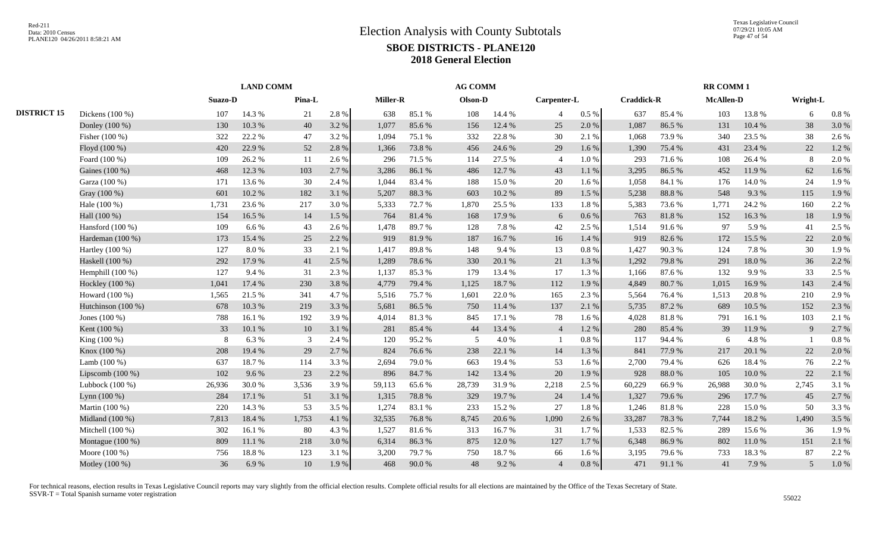# Election Analysis with County Subtotals

## SBOE DISTRICTS - PLANE120

## 2018 General Election

| | | LAND COMM | | | | AG COMM | | | | | | RR COMM 1 | | | | | |
|---|---|---|---|---|---|---|---|---|---|---|---|---|---|---|---|---|---|
| | | Suazo-D | | Pina-L | | Miller-R | | Olson-D | | Carpenter-L | | Craddick-R | | McAllen-D | | Wright-L | |
| DISTRICT 15 | Dickens (100 %) | 107 | 14.3 % | 21 | 2.8 % | 638 | 85.1 % | 108 | 14.4 % | 4 | 0.5 % | 637 | 85.4 % | 103 | 13.8 % | 6 | 0.8 % |
| | Donley (100 %) | 130 | 10.3 % | 40 | 3.2 % | 1,077 | 85.6 % | 156 | 12.4 % | 25 | 2.0 % | 1,087 | 86.5 % | 131 | 10.4 % | 38 | 3.0 % |
| | Fisher (100 %) | 322 | 22.2 % | 47 | 3.2 % | 1,094 | 75.1 % | 332 | 22.8 % | 30 | 2.1 % | 1,068 | 73.9 % | 340 | 23.5 % | 38 | 2.6 % |
| | Floyd (100 %) | 420 | 22.9 % | 52 | 2.8 % | 1,366 | 73.8 % | 456 | 24.6 % | 29 | 1.6 % | 1,390 | 75.4 % | 431 | 23.4 % | 22 | 1.2 % |
| | Foard (100 %) | 109 | 26.2 % | 11 | 2.6 % | 296 | 71.5 % | 114 | 27.5 % | 4 | 1.0 % | 293 | 71.6 % | 108 | 26.4 % | 8 | 2.0 % |
| | Gaines (100 %) | 468 | 12.3 % | 103 | 2.7 % | 3,286 | 86.1 % | 486 | 12.7 % | 43 | 1.1 % | 3,295 | 86.5 % | 452 | 11.9 % | 62 | 1.6 % |
| | Garza (100 %) | 171 | 13.6 % | 30 | 2.4 % | 1,044 | 83.4 % | 188 | 15.0 % | 20 | 1.6 % | 1,058 | 84.1 % | 176 | 14.0 % | 24 | 1.9 % |
| | Gray (100 %) | 601 | 10.2 % | 182 | 3.1 % | 5,207 | 88.3 % | 603 | 10.2 % | 89 | 1.5 % | 5,238 | 88.8 % | 548 | 9.3 % | 115 | 1.9 % |
| | Hale (100 %) | 1,731 | 23.6 % | 217 | 3.0 % | 5,333 | 72.7 % | 1,870 | 25.5 % | 133 | 1.8 % | 5,383 | 73.6 % | 1,771 | 24.2 % | 160 | 2.2 % |
| | Hall (100 %) | 154 | 16.5 % | 14 | 1.5 % | 764 | 81.4 % | 168 | 17.9 % | 6 | 0.6 % | 763 | 81.8 % | 152 | 16.3 % | 18 | 1.9 % |
| | Hansford (100 %) | 109 | 6.6 % | 43 | 2.6 % | 1,478 | 89.7 % | 128 | 7.8 % | 42 | 2.5 % | 1,514 | 91.6 % | 97 | 5.9 % | 41 | 2.5 % |
| | Hardeman (100 %) | 173 | 15.4 % | 25 | 2.2 % | 919 | 81.9 % | 187 | 16.7 % | 16 | 1.4 % | 919 | 82.6 % | 172 | 15.5 % | 22 | 2.0 % |
| | Hartley (100 %) | 127 | 8.0 % | 33 | 2.1 % | 1,417 | 89.8 % | 148 | 9.4 % | 13 | 0.8 % | 1,427 | 90.3 % | 124 | 7.8 % | 30 | 1.9 % |
| | Haskell (100 %) | 292 | 17.9 % | 41 | 2.5 % | 1,289 | 78.6 % | 330 | 20.1 % | 21 | 1.3 % | 1,292 | 79.8 % | 291 | 18.0 % | 36 | 2.2 % |
| | Hemphill (100 %) | 127 | 9.4 % | 31 | 2.3 % | 1,137 | 85.3 % | 179 | 13.4 % | 17 | 1.3 % | 1,166 | 87.6 % | 132 | 9.9 % | 33 | 2.5 % |
| | Hockley (100 %) | 1,041 | 17.4 % | 230 | 3.8 % | 4,779 | 79.4 % | 1,125 | 18.7 % | 112 | 1.9 % | 4,849 | 80.7 % | 1,015 | 16.9 % | 143 | 2.4 % |
| | Howard (100 %) | 1,565 | 21.5 % | 341 | 4.7 % | 5,516 | 75.7 % | 1,601 | 22.0 % | 165 | 2.3 % | 5,564 | 76.4 % | 1,513 | 20.8 % | 210 | 2.9 % |
| | Hutchinson (100 %) | 678 | 10.3 % | 219 | 3.3 % | 5,681 | 86.5 % | 750 | 11.4 % | 137 | 2.1 % | 5,735 | 87.2 % | 689 | 10.5 % | 152 | 2.3 % |
| | Jones (100 %) | 788 | 16.1 % | 192 | 3.9 % | 4,014 | 81.3 % | 845 | 17.1 % | 78 | 1.6 % | 4,028 | 81.8 % | 791 | 16.1 % | 103 | 2.1 % |
| | Kent (100 %) | 33 | 10.1 % | 10 | 3.1 % | 281 | 85.4 % | 44 | 13.4 % | 4 | 1.2 % | 280 | 85.4 % | 39 | 11.9 % | 9 | 2.7 % |
| | King (100 %) | 8 | 6.3 % | 3 | 2.4 % | 120 | 95.2 % | 5 | 4.0 % | 1 | 0.8 % | 117 | 94.4 % | 6 | 4.8 % | 1 | 0.8 % |
| | Knox (100 %) | 208 | 19.4 % | 29 | 2.7 % | 824 | 76.6 % | 238 | 22.1 % | 14 | 1.3 % | 841 | 77.9 % | 217 | 20.1 % | 22 | 2.0 % |
| | Lamb (100 %) | 637 | 18.7 % | 114 | 3.3 % | 2,694 | 79.0 % | 663 | 19.4 % | 53 | 1.6 % | 2,700 | 79.4 % | 626 | 18.4 % | 76 | 2.2 % |
| | Lipscomb (100 %) | 102 | 9.6 % | 23 | 2.2 % | 896 | 84.7 % | 142 | 13.4 % | 20 | 1.9 % | 928 | 88.0 % | 105 | 10.0 % | 22 | 2.1 % |
| | Lubbock (100 %) | 26,936 | 30.0 % | 3,536 | 3.9 % | 59,113 | 65.6 % | 28,739 | 31.9 % | 2,218 | 2.5 % | 60,229 | 66.9 % | 26,988 | 30.0 % | 2,745 | 3.1 % |
| | Lynn (100 %) | 284 | 17.1 % | 51 | 3.1 % | 1,315 | 78.8 % | 329 | 19.7 % | 24 | 1.4 % | 1,327 | 79.6 % | 296 | 17.7 % | 45 | 2.7 % |
| | Martin (100 %) | 220 | 14.3 % | 53 | 3.5 % | 1,274 | 83.1 % | 233 | 15.2 % | 27 | 1.8 % | 1,246 | 81.8 % | 228 | 15.0 % | 50 | 3.3 % |
| | Midland (100 %) | 7,813 | 18.4 % | 1,753 | 4.1 % | 32,535 | 76.8 % | 8,745 | 20.6 % | 1,090 | 2.6 % | 33,287 | 78.3 % | 7,744 | 18.2 % | 1,490 | 3.5 % |
| | Mitchell (100 %) | 302 | 16.1 % | 80 | 4.3 % | 1,527 | 81.6 % | 313 | 16.7 % | 31 | 1.7 % | 1,533 | 82.5 % | 289 | 15.6 % | 36 | 1.9 % |
| | Montague (100 %) | 809 | 11.1 % | 218 | 3.0 % | 6,314 | 86.3 % | 875 | 12.0 % | 127 | 1.7 % | 6,348 | 86.9 % | 802 | 11.0 % | 151 | 2.1 % |
| | Moore (100 %) | 756 | 18.8 % | 123 | 3.1 % | 3,200 | 79.7 % | 750 | 18.7 % | 66 | 1.6 % | 3,195 | 79.6 % | 733 | 18.3 % | 87 | 2.2 % |
| | Motley (100 %) | 36 | 6.9 % | 10 | 1.9 % | 468 | 90.0 % | 48 | 9.2 % | 4 | 0.8 % | 471 | 91.1 % | 41 | 7.9 % | 5 | 1.0 % |

For technical reasons, election results in Texas Legislative Council reports may vary slightly from the official election results. Complete official results for all elections are maintained by the Office of the Texas Secretary of State.
SSVR-T = Total Spanish surname voter registration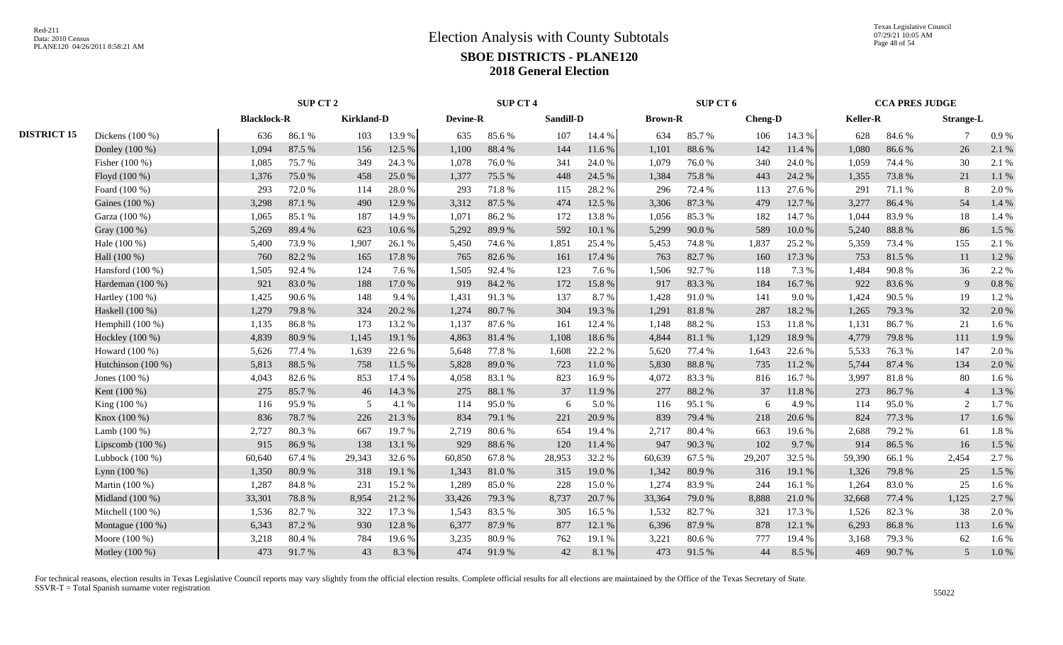# Election Analysis with County Subtotals

## SBOE DISTRICTS - PLANE120

## 2018 General Election

| | | SUP CT 2 | | | | SUP CT 4 | | | | SUP CT 6 | | | | CCA PRES JUDGE | | | |
|---|---|---|---|---|---|---|---|---|---|---|---|---|---|---|---|---|---|
| | | Blacklock-R | | Kirkland-D | | Devine-R | | Sandill-D | | Brown-R | | Cheng-D | | Keller-R | | Strange-L | |
| DISTRICT 15 | Dickens (100 %) | 636 | 86.1 % | 103 | 13.9 % | 635 | 85.6 % | 107 | 14.4 % | 634 | 85.7 % | 106 | 14.3 % | 628 | 84.6 % | 7 | 0.9 % |
| | Donley (100 %) | 1,094 | 87.5 % | 156 | 12.5 % | 1,100 | 88.4 % | 144 | 11.6 % | 1,101 | 88.6 % | 142 | 11.4 % | 1,080 | 86.6 % | 26 | 2.1 % |
| | Fisher (100 %) | 1,085 | 75.7 % | 349 | 24.3 % | 1,078 | 76.0 % | 341 | 24.0 % | 1,079 | 76.0 % | 340 | 24.0 % | 1,059 | 74.4 % | 30 | 2.1 % |
| | Floyd (100 %) | 1,376 | 75.0 % | 458 | 25.0 % | 1,377 | 75.5 % | 448 | 24.5 % | 1,384 | 75.8 % | 443 | 24.2 % | 1,355 | 73.8 % | 21 | 1.1 % |
| | Foard (100 %) | 293 | 72.0 % | 114 | 28.0 % | 293 | 71.8 % | 115 | 28.2 % | 296 | 72.4 % | 113 | 27.6 % | 291 | 71.1 % | 8 | 2.0 % |
| | Gaines (100 %) | 3,298 | 87.1 % | 490 | 12.9 % | 3,312 | 87.5 % | 474 | 12.5 % | 3,306 | 87.3 % | 479 | 12.7 % | 3,277 | 86.4 % | 54 | 1.4 % |
| | Garza (100 %) | 1,065 | 85.1 % | 187 | 14.9 % | 1,071 | 86.2 % | 172 | 13.8 % | 1,056 | 85.3 % | 182 | 14.7 % | 1,044 | 83.9 % | 18 | 1.4 % |
| | Gray (100 %) | 5,269 | 89.4 % | 623 | 10.6 % | 5,292 | 89.9 % | 592 | 10.1 % | 5,299 | 90.0 % | 589 | 10.0 % | 5,240 | 88.8 % | 86 | 1.5 % |
| | Hale (100 %) | 5,400 | 73.9 % | 1,907 | 26.1 % | 5,450 | 74.6 % | 1,851 | 25.4 % | 5,453 | 74.8 % | 1,837 | 25.2 % | 5,359 | 73.4 % | 155 | 2.1 % |
| | Hall (100 %) | 760 | 82.2 % | 165 | 17.8 % | 765 | 82.6 % | 161 | 17.4 % | 763 | 82.7 % | 160 | 17.3 % | 753 | 81.5 % | 11 | 1.2 % |
| | Hansford (100 %) | 1,505 | 92.4 % | 124 | 7.6 % | 1,505 | 92.4 % | 123 | 7.6 % | 1,506 | 92.7 % | 118 | 7.3 % | 1,484 | 90.8 % | 36 | 2.2 % |
| | Hardeman (100 %) | 921 | 83.0 % | 188 | 17.0 % | 919 | 84.2 % | 172 | 15.8 % | 917 | 83.3 % | 184 | 16.7 % | 922 | 83.6 % | 9 | 0.8 % |
| | Hartley (100 %) | 1,425 | 90.6 % | 148 | 9.4 % | 1,431 | 91.3 % | 137 | 8.7 % | 1,428 | 91.0 % | 141 | 9.0 % | 1,424 | 90.5 % | 19 | 1.2 % |
| | Haskell (100 %) | 1,279 | 79.8 % | 324 | 20.2 % | 1,274 | 80.7 % | 304 | 19.3 % | 1,291 | 81.8 % | 287 | 18.2 % | 1,265 | 79.3 % | 32 | 2.0 % |
| | Hemphill (100 %) | 1,135 | 86.8 % | 173 | 13.2 % | 1,137 | 87.6 % | 161 | 12.4 % | 1,148 | 88.2 % | 153 | 11.8 % | 1,131 | 86.7 % | 21 | 1.6 % |
| | Hockley (100 %) | 4,839 | 80.9 % | 1,145 | 19.1 % | 4,863 | 81.4 % | 1,108 | 18.6 % | 4,844 | 81.1 % | 1,129 | 18.9 % | 4,779 | 79.8 % | 111 | 1.9 % |
| | Howard (100 %) | 5,626 | 77.4 % | 1,639 | 22.6 % | 5,648 | 77.8 % | 1,608 | 22.2 % | 5,620 | 77.4 % | 1,643 | 22.6 % | 5,533 | 76.3 % | 147 | 2.0 % |
| | Hutchinson (100 %) | 5,813 | 88.5 % | 758 | 11.5 % | 5,828 | 89.0 % | 723 | 11.0 % | 5,830 | 88.8 % | 735 | 11.2 % | 5,744 | 87.4 % | 134 | 2.0 % |
| | Jones (100 %) | 4,043 | 82.6 % | 853 | 17.4 % | 4,058 | 83.1 % | 823 | 16.9 % | 4,072 | 83.3 % | 816 | 16.7 % | 3,997 | 81.8 % | 80 | 1.6 % |
| | Kent (100 %) | 275 | 85.7 % | 46 | 14.3 % | 275 | 88.1 % | 37 | 11.9 % | 277 | 88.2 % | 37 | 11.8 % | 273 | 86.7 % | 4 | 1.3 % |
| | King (100 %) | 116 | 95.9 % | 5 | 4.1 % | 114 | 95.0 % | 6 | 5.0 % | 116 | 95.1 % | 6 | 4.9 % | 114 | 95.0 % | 2 | 1.7 % |
| | Knox (100 %) | 836 | 78.7 % | 226 | 21.3 % | 834 | 79.1 % | 221 | 20.9 % | 839 | 79.4 % | 218 | 20.6 % | 824 | 77.3 % | 17 | 1.6 % |
| | Lamb (100 %) | 2,727 | 80.3 % | 667 | 19.7 % | 2,719 | 80.6 % | 654 | 19.4 % | 2,717 | 80.4 % | 663 | 19.6 % | 2,688 | 79.2 % | 61 | 1.8 % |
| | Lipscomb (100 %) | 915 | 86.9 % | 138 | 13.1 % | 929 | 88.6 % | 120 | 11.4 % | 947 | 90.3 % | 102 | 9.7 % | 914 | 86.5 % | 16 | 1.5 % |
| | Lubbock (100 %) | 60,640 | 67.4 % | 29,343 | 32.6 % | 60,850 | 67.8 % | 28,953 | 32.2 % | 60,639 | 67.5 % | 29,207 | 32.5 % | 59,390 | 66.1 % | 2,454 | 2.7 % |
| | Lynn (100 %) | 1,350 | 80.9 % | 318 | 19.1 % | 1,343 | 81.0 % | 315 | 19.0 % | 1,342 | 80.9 % | 316 | 19.1 % | 1,326 | 79.8 % | 25 | 1.5 % |
| | Martin (100 %) | 1,287 | 84.8 % | 231 | 15.2 % | 1,289 | 85.0 % | 228 | 15.0 % | 1,274 | 83.9 % | 244 | 16.1 % | 1,264 | 83.0 % | 25 | 1.6 % |
| | Midland (100 %) | 33,301 | 78.8 % | 8,954 | 21.2 % | 33,426 | 79.3 % | 8,737 | 20.7 % | 33,364 | 79.0 % | 8,888 | 21.0 % | 32,668 | 77.4 % | 1,125 | 2.7 % |
| | Mitchell (100 %) | 1,536 | 82.7 % | 322 | 17.3 % | 1,543 | 83.5 % | 305 | 16.5 % | 1,532 | 82.7 % | 321 | 17.3 % | 1,526 | 82.3 % | 38 | 2.0 % |
| | Montague (100 %) | 6,343 | 87.2 % | 930 | 12.8 % | 6,377 | 87.9 % | 877 | 12.1 % | 6,396 | 87.9 % | 878 | 12.1 % | 6,293 | 86.8 % | 113 | 1.6 % |
| | Moore (100 %) | 3,218 | 80.4 % | 784 | 19.6 % | 3,235 | 80.9 % | 762 | 19.1 % | 3,221 | 80.6 % | 777 | 19.4 % | 3,168 | 79.3 % | 62 | 1.6 % |
| | Motley (100 %) | 473 | 91.7 % | 43 | 8.3 % | 474 | 91.9 % | 42 | 8.1 % | 473 | 91.5 % | 44 | 8.5 % | 469 | 90.7 % | 5 | 1.0 % |

For technical reasons, election results in Texas Legislative Council reports may vary slightly from the official election results. Complete official results for all elections are maintained by the Office of the Texas Secretary of State.
SSVR-T = Total Spanish surname voter registration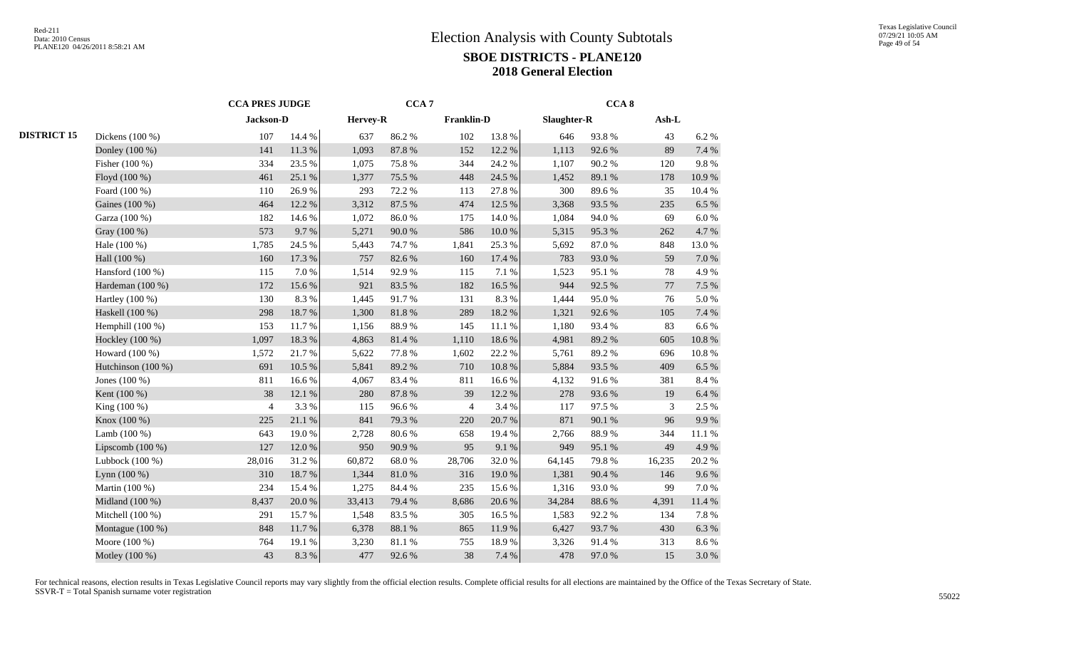# Election Analysis with County Subtotals

## SBOE DISTRICTS - PLANE120

## 2018 General Election

| | | CCA PRES JUDGE | | CCA 7 | | | | CCA 8 | | | |
|---|---|---|---|---|---|---|---|---|---|---|---|
| | | Jackson-D | | Hervey-R | | Franklin-D | | Slaughter-R | | Ash-L | |
| DISTRICT 15 | Dickens (100 %) | 107 | 14.4 % | 637 | 86.2 % | 102 | 13.8 % | 646 | 93.8 % | 43 | 6.2 % |
| | Donley (100 %) | 141 | 11.3 % | 1,093 | 87.8 % | 152 | 12.2 % | 1,113 | 92.6 % | 89 | 7.4 % |
| | Fisher (100 %) | 334 | 23.5 % | 1,075 | 75.8 % | 344 | 24.2 % | 1,107 | 90.2 % | 120 | 9.8 % |
| | Floyd (100 %) | 461 | 25.1 % | 1,377 | 75.5 % | 448 | 24.5 % | 1,452 | 89.1 % | 178 | 10.9 % |
| | Foard (100 %) | 110 | 26.9 % | 293 | 72.2 % | 113 | 27.8 % | 300 | 89.6 % | 35 | 10.4 % |
| | Gaines (100 %) | 464 | 12.2 % | 3,312 | 87.5 % | 474 | 12.5 % | 3,368 | 93.5 % | 235 | 6.5 % |
| | Garza (100 %) | 182 | 14.6 % | 1,072 | 86.0 % | 175 | 14.0 % | 1,084 | 94.0 % | 69 | 6.0 % |
| | Gray (100 %) | 573 | 9.7 % | 5,271 | 90.0 % | 586 | 10.0 % | 5,315 | 95.3 % | 262 | 4.7 % |
| | Hale (100 %) | 1,785 | 24.5 % | 5,443 | 74.7 % | 1,841 | 25.3 % | 5,692 | 87.0 % | 848 | 13.0 % |
| | Hall (100 %) | 160 | 17.3 % | 757 | 82.6 % | 160 | 17.4 % | 783 | 93.0 % | 59 | 7.0 % |
| | Hansford (100 %) | 115 | 7.0 % | 1,514 | 92.9 % | 115 | 7.1 % | 1,523 | 95.1 % | 78 | 4.9 % |
| | Hardeman (100 %) | 172 | 15.6 % | 921 | 83.5 % | 182 | 16.5 % | 944 | 92.5 % | 77 | 7.5 % |
| | Hartley (100 %) | 130 | 8.3 % | 1,445 | 91.7 % | 131 | 8.3 % | 1,444 | 95.0 % | 76 | 5.0 % |
| | Haskell (100 %) | 298 | 18.7 % | 1,300 | 81.8 % | 289 | 18.2 % | 1,321 | 92.6 % | 105 | 7.4 % |
| | Hemphill (100 %) | 153 | 11.7 % | 1,156 | 88.9 % | 145 | 11.1 % | 1,180 | 93.4 % | 83 | 6.6 % |
| | Hockley (100 %) | 1,097 | 18.3 % | 4,863 | 81.4 % | 1,110 | 18.6 % | 4,981 | 89.2 % | 605 | 10.8 % |
| | Howard (100 %) | 1,572 | 21.7 % | 5,622 | 77.8 % | 1,602 | 22.2 % | 5,761 | 89.2 % | 696 | 10.8 % |
| | Hutchinson (100 %) | 691 | 10.5 % | 5,841 | 89.2 % | 710 | 10.8 % | 5,884 | 93.5 % | 409 | 6.5 % |
| | Jones (100 %) | 811 | 16.6 % | 4,067 | 83.4 % | 811 | 16.6 % | 4,132 | 91.6 % | 381 | 8.4 % |
| | Kent (100 %) | 38 | 12.1 % | 280 | 87.8 % | 39 | 12.2 % | 278 | 93.6 % | 19 | 6.4 % |
| | King (100 %) | 4 | 3.3 % | 115 | 96.6 % | 4 | 3.4 % | 117 | 97.5 % | 3 | 2.5 % |
| | Knox (100 %) | 225 | 21.1 % | 841 | 79.3 % | 220 | 20.7 % | 871 | 90.1 % | 96 | 9.9 % |
| | Lamb (100 %) | 643 | 19.0 % | 2,728 | 80.6 % | 658 | 19.4 % | 2,766 | 88.9 % | 344 | 11.1 % |
| | Lipscomb (100 %) | 127 | 12.0 % | 950 | 90.9 % | 95 | 9.1 % | 949 | 95.1 % | 49 | 4.9 % |
| | Lubbock (100 %) | 28,016 | 31.2 % | 60,872 | 68.0 % | 28,706 | 32.0 % | 64,145 | 79.8 % | 16,235 | 20.2 % |
| | Lynn (100 %) | 310 | 18.7 % | 1,344 | 81.0 % | 316 | 19.0 % | 1,381 | 90.4 % | 146 | 9.6 % |
| | Martin (100 %) | 234 | 15.4 % | 1,275 | 84.4 % | 235 | 15.6 % | 1,316 | 93.0 % | 99 | 7.0 % |
| | Midland (100 %) | 8,437 | 20.0 % | 33,413 | 79.4 % | 8,686 | 20.6 % | 34,284 | 88.6 % | 4,391 | 11.4 % |
| | Mitchell (100 %) | 291 | 15.7 % | 1,548 | 83.5 % | 305 | 16.5 % | 1,583 | 92.2 % | 134 | 7.8 % |
| | Montague (100 %) | 848 | 11.7 % | 6,378 | 88.1 % | 865 | 11.9 % | 6,427 | 93.7 % | 430 | 6.3 % |
| | Moore (100 %) | 764 | 19.1 % | 3,230 | 81.1 % | 755 | 18.9 % | 3,326 | 91.4 % | 313 | 8.6 % |
| | Motley (100 %) | 43 | 8.3 % | 477 | 92.6 % | 38 | 7.4 % | 478 | 97.0 % | 15 | 3.0 % |

For technical reasons, election results in Texas Legislative Council reports may vary slightly from the official election results. Complete official results for all elections are maintained by the Office of the Texas Secretary of State.
SSVR-T = Total Spanish surname voter registration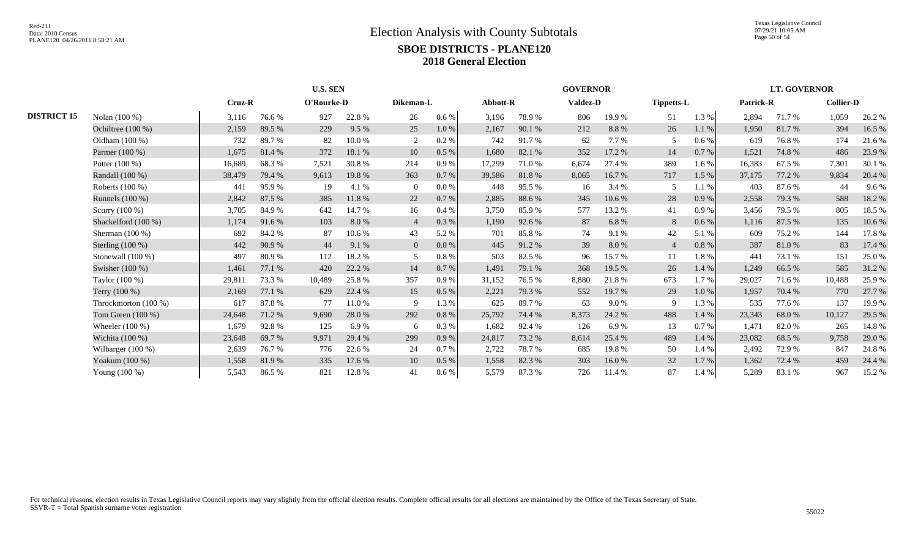# Election Analysis with County Subtotals

## SBOE DISTRICTS - PLANE120

## 2018 General Election

| | | U.S. SEN | | | | | | GOVERNOR | | | | | | LT. GOVERNOR | | | |
|---|---|---|---|---|---|---|---|---|---|---|---|---|---|---|---|---|---|
| | | Cruz-R | | O'Rourke-D | | Dikeman-L | | Abbott-R | | Valdez-D | | Tippetts-L | | Patrick-R | | Collier-D | |
| **DISTRICT 15** | Nolan (100 %) | 3,116 | 76.6 % | 927 | 22.8 % | 26 | 0.6 % | 3,196 | 78.9 % | 806 | 19.9 % | 51 | 1.3 % | 2,894 | 71.7 % | 1,059 | 26.2 % |
| | Ochiltree (100 %) | 2,159 | 89.5 % | 229 | 9.5 % | 25 | 1.0 % | 2,167 | 90.1 % | 212 | 8.8 % | 26 | 1.1 % | 1,950 | 81.7 % | 394 | 16.5 % |
| | Oldham (100 %) | 732 | 89.7 % | 82 | 10.0 % | 2 | 0.2 % | 742 | 91.7 % | 62 | 7.7 % | 5 | 0.6 % | 619 | 76.8 % | 174 | 21.6 % |
| | Parmer (100 %) | 1,675 | 81.4 % | 372 | 18.1 % | 10 | 0.5 % | 1,680 | 82.1 % | 352 | 17.2 % | 14 | 0.7 % | 1,521 | 74.8 % | 486 | 23.9 % |
| | Potter (100 %) | 16,689 | 68.3 % | 7,521 | 30.8 % | 214 | 0.9 % | 17,299 | 71.0 % | 6,674 | 27.4 % | 389 | 1.6 % | 16,383 | 67.5 % | 7,301 | 30.1 % |
| | Randall (100 %) | 38,479 | 79.4 % | 9,613 | 19.8 % | 363 | 0.7 % | 39,586 | 81.8 % | 8,065 | 16.7 % | 717 | 1.5 % | 37,175 | 77.2 % | 9,834 | 20.4 % |
| | Roberts (100 %) | 441 | 95.9 % | 19 | 4.1 % | 0 | 0.0 % | 448 | 95.5 % | 16 | 3.4 % | 5 | 1.1 % | 403 | 87.6 % | 44 | 9.6 % |
| | Runnels (100 %) | 2,842 | 87.5 % | 385 | 11.8 % | 22 | 0.7 % | 2,885 | 88.6 % | 345 | 10.6 % | 28 | 0.9 % | 2,558 | 79.3 % | 588 | 18.2 % |
| | Scurry (100 %) | 3,705 | 84.9 % | 642 | 14.7 % | 16 | 0.4 % | 3,750 | 85.9 % | 577 | 13.2 % | 41 | 0.9 % | 3,456 | 79.5 % | 805 | 18.5 % |
| | Shackelford (100 %) | 1,174 | 91.6 % | 103 | 8.0 % | 4 | 0.3 % | 1,190 | 92.6 % | 87 | 6.8 % | 8 | 0.6 % | 1,116 | 87.5 % | 135 | 10.6 % |
| | Sherman (100 %) | 692 | 84.2 % | 87 | 10.6 % | 43 | 5.2 % | 701 | 85.8 % | 74 | 9.1 % | 42 | 5.1 % | 609 | 75.2 % | 144 | 17.8 % |
| | Sterling (100 %) | 442 | 90.9 % | 44 | 9.1 % | 0 | 0.0 % | 445 | 91.2 % | 39 | 8.0 % | 4 | 0.8 % | 387 | 81.0 % | 83 | 17.4 % |
| | Stonewall (100 %) | 497 | 80.9 % | 112 | 18.2 % | 5 | 0.8 % | 503 | 82.5 % | 96 | 15.7 % | 11 | 1.8 % | 441 | 73.1 % | 151 | 25.0 % |
| | Swisher (100 %) | 1,461 | 77.1 % | 420 | 22.2 % | 14 | 0.7 % | 1,491 | 79.1 % | 368 | 19.5 % | 26 | 1.4 % | 1,249 | 66.5 % | 585 | 31.2 % |
| | Taylor (100 %) | 29,811 | 73.3 % | 10,489 | 25.8 % | 357 | 0.9 % | 31,152 | 76.5 % | 8,880 | 21.8 % | 673 | 1.7 % | 29,027 | 71.6 % | 10,488 | 25.9 % |
| | Terry (100 %) | 2,169 | 77.1 % | 629 | 22.4 % | 15 | 0.5 % | 2,221 | 79.3 % | 552 | 19.7 % | 29 | 1.0 % | 1,957 | 70.4 % | 770 | 27.7 % |
| | Throckmorton (100 %) | 617 | 87.8 % | 77 | 11.0 % | 9 | 1.3 % | 625 | 89.7 % | 63 | 9.0 % | 9 | 1.3 % | 535 | 77.6 % | 137 | 19.9 % |
| | Tom Green (100 %) | 24,648 | 71.2 % | 9,690 | 28.0 % | 292 | 0.8 % | 25,792 | 74.4 % | 8,373 | 24.2 % | 488 | 1.4 % | 23,343 | 68.0 % | 10,127 | 29.5 % |
| | Wheeler (100 %) | 1,679 | 92.8 % | 125 | 6.9 % | 6 | 0.3 % | 1,682 | 92.4 % | 126 | 6.9 % | 13 | 0.7 % | 1,471 | 82.0 % | 265 | 14.8 % |
| | Wichita (100 %) | 23,648 | 69.7 % | 9,971 | 29.4 % | 299 | 0.9 % | 24,817 | 73.2 % | 8,614 | 25.4 % | 489 | 1.4 % | 23,082 | 68.5 % | 9,758 | 29.0 % |
| | Wilbarger (100 %) | 2,639 | 76.7 % | 776 | 22.6 % | 24 | 0.7 % | 2,722 | 78.7 % | 685 | 19.8 % | 50 | 1.4 % | 2,492 | 72.9 % | 847 | 24.8 % |
| | Yoakum (100 %) | 1,558 | 81.9 % | 335 | 17.6 % | 10 | 0.5 % | 1,558 | 82.3 % | 303 | 16.0 % | 32 | 1.7 % | 1,362 | 72.4 % | 459 | 24.4 % |
| | Young (100 %) | 5,543 | 86.5 % | 821 | 12.8 % | 41 | 0.6 % | 5,579 | 87.3 % | 726 | 11.4 % | 87 | 1.4 % | 5,289 | 83.1 % | 967 | 15.2 % |

For technical reasons, election results in Texas Legislative Council reports may vary slightly from the official election results. Complete official results for all elections are maintained by the Office of the Texas Secretary of State.
SSVR-T = Total Spanish surname voter registration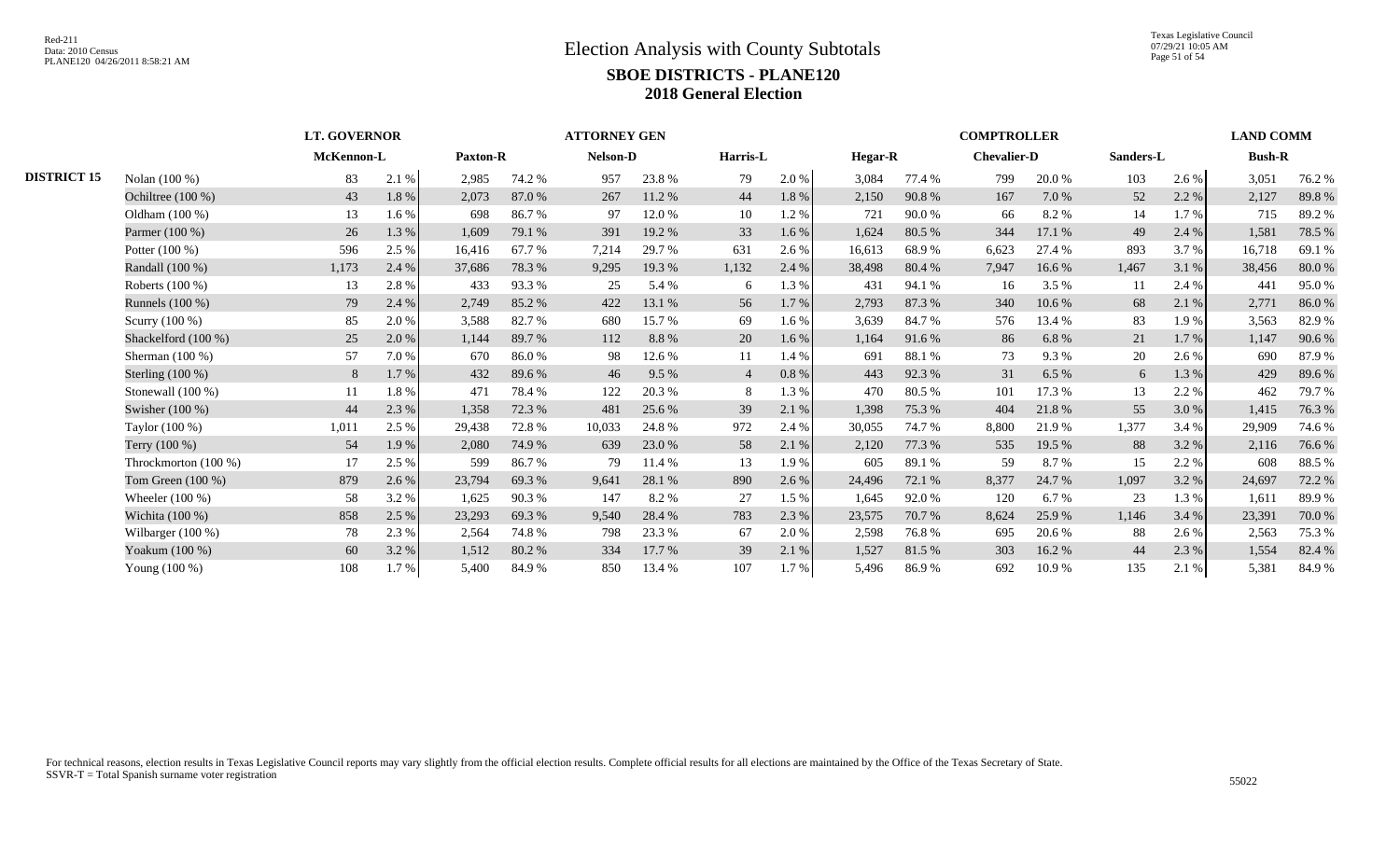# Election Analysis with County Subtotals

## SBOE DISTRICTS - PLANE120

## 2018 General Election

| | | LT. GOVERNOR | | | | ATTORNEY GEN | | | | | | COMPTROLLER | | | | | | LAND COMM | |
|---|---|---|---|---|---|---|---|---|---|---|---|---|---|---|---|---|---|---|---|
| | | McKennon-L | | Paxton-R | | Nelson-D | | Harris-L | | Hegar-R | | Chevalier-D | | Sanders-L | | | | Bush-R | |
| **DISTRICT 15** | Nolan (100 %) | 83 | 2.1 % | 2,985 | 74.2 % | 957 | 23.8 % | 79 | 2.0 % | 3,084 | 77.4 % | 799 | 20.0 % | 103 | 2.6 % | | | 3,051 | 76.2 % |
| | Ochiltree (100 %) | 43 | 1.8 % | 2,073 | 87.0 % | 267 | 11.2 % | 44 | 1.8 % | 2,150 | 90.8 % | 167 | 7.0 % | 52 | 2.2 % | | | 2,127 | 89.8 % |
| | Oldham (100 %) | 13 | 1.6 % | 698 | 86.7 % | 97 | 12.0 % | 10 | 1.2 % | 721 | 90.0 % | 66 | 8.2 % | 14 | 1.7 % | | | 715 | 89.2 % |
| | Parmer (100 %) | 26 | 1.3 % | 1,609 | 79.1 % | 391 | 19.2 % | 33 | 1.6 % | 1,624 | 80.5 % | 344 | 17.1 % | 49 | 2.4 % | | | 1,581 | 78.5 % |
| | Potter (100 %) | 596 | 2.5 % | 16,416 | 67.7 % | 7,214 | 29.7 % | 631 | 2.6 % | 16,613 | 68.9 % | 6,623 | 27.4 % | 893 | 3.7 % | | | 16,718 | 69.1 % |
| | Randall (100 %) | 1,173 | 2.4 % | 37,686 | 78.3 % | 9,295 | 19.3 % | 1,132 | 2.4 % | 38,498 | 80.4 % | 7,947 | 16.6 % | 1,467 | 3.1 % | | | 38,456 | 80.0 % |
| | Roberts (100 %) | 13 | 2.8 % | 433 | 93.3 % | 25 | 5.4 % | 6 | 1.3 % | 431 | 94.1 % | 16 | 3.5 % | 11 | 2.4 % | | | 441 | 95.0 % |
| | Runnels (100 %) | 79 | 2.4 % | 2,749 | 85.2 % | 422 | 13.1 % | 56 | 1.7 % | 2,793 | 87.3 % | 340 | 10.6 % | 68 | 2.1 % | | | 2,771 | 86.0 % |
| | Scurry (100 %) | 85 | 2.0 % | 3,588 | 82.7 % | 680 | 15.7 % | 69 | 1.6 % | 3,639 | 84.7 % | 576 | 13.4 % | 83 | 1.9 % | | | 3,563 | 82.9 % |
| | Shackelford (100 %) | 25 | 2.0 % | 1,144 | 89.7 % | 112 | 8.8 % | 20 | 1.6 % | 1,164 | 91.6 % | 86 | 6.8 % | 21 | 1.7 % | | | 1,147 | 90.6 % |
| | Sherman (100 %) | 57 | 7.0 % | 670 | 86.0 % | 98 | 12.6 % | 11 | 1.4 % | 691 | 88.1 % | 73 | 9.3 % | 20 | 2.6 % | | | 690 | 87.9 % |
| | Sterling (100 %) | 8 | 1.7 % | 432 | 89.6 % | 46 | 9.5 % | 4 | 0.8 % | 443 | 92.3 % | 31 | 6.5 % | 6 | 1.3 % | | | 429 | 89.6 % |
| | Stonewall (100 %) | 11 | 1.8 % | 471 | 78.4 % | 122 | 20.3 % | 8 | 1.3 % | 470 | 80.5 % | 101 | 17.3 % | 13 | 2.2 % | | | 462 | 79.7 % |
| | Swisher (100 %) | 44 | 2.3 % | 1,358 | 72.3 % | 481 | 25.6 % | 39 | 2.1 % | 1,398 | 75.3 % | 404 | 21.8 % | 55 | 3.0 % | | | 1,415 | 76.3 % |
| | Taylor (100 %) | 1,011 | 2.5 % | 29,438 | 72.8 % | 10,033 | 24.8 % | 972 | 2.4 % | 30,055 | 74.7 % | 8,800 | 21.9 % | 1,377 | 3.4 % | | | 29,909 | 74.6 % |
| | Terry (100 %) | 54 | 1.9 % | 2,080 | 74.9 % | 639 | 23.0 % | 58 | 2.1 % | 2,120 | 77.3 % | 535 | 19.5 % | 88 | 3.2 % | | | 2,116 | 76.6 % |
| | Throckmorton (100 %) | 17 | 2.5 % | 599 | 86.7 % | 79 | 11.4 % | 13 | 1.9 % | 605 | 89.1 % | 59 | 8.7 % | 15 | 2.2 % | | | 608 | 88.5 % |
| | Tom Green (100 %) | 879 | 2.6 % | 23,794 | 69.3 % | 9,641 | 28.1 % | 890 | 2.6 % | 24,496 | 72.1 % | 8,377 | 24.7 % | 1,097 | 3.2 % | | | 24,697 | 72.2 % |
| | Wheeler (100 %) | 58 | 3.2 % | 1,625 | 90.3 % | 147 | 8.2 % | 27 | 1.5 % | 1,645 | 92.0 % | 120 | 6.7 % | 23 | 1.3 % | | | 1,611 | 89.9 % |
| | Wichita (100 %) | 858 | 2.5 % | 23,293 | 69.3 % | 9,540 | 28.4 % | 783 | 2.3 % | 23,575 | 70.7 % | 8,624 | 25.9 % | 1,146 | 3.4 % | | | 23,391 | 70.0 % |
| | Wilbarger (100 %) | 78 | 2.3 % | 2,564 | 74.8 % | 798 | 23.3 % | 67 | 2.0 % | 2,598 | 76.8 % | 695 | 20.6 % | 88 | 2.6 % | | | 2,563 | 75.3 % |
| | Yoakum (100 %) | 60 | 3.2 % | 1,512 | 80.2 % | 334 | 17.7 % | 39 | 2.1 % | 1,527 | 81.5 % | 303 | 16.2 % | 44 | 2.3 % | | | 1,554 | 82.4 % |
| | Young (100 %) | 108 | 1.7 % | 5,400 | 84.9 % | 850 | 13.4 % | 107 | 1.7 % | 5,496 | 86.9 % | 692 | 10.9 % | 135 | 2.1 % | | | 5,381 | 84.9 % |

For technical reasons, election results in Texas Legislative Council reports may vary slightly from the official election results. Complete official results for all elections are maintained by the Office of the Texas Secretary of State.
SSVR-T = Total Spanish surname voter registration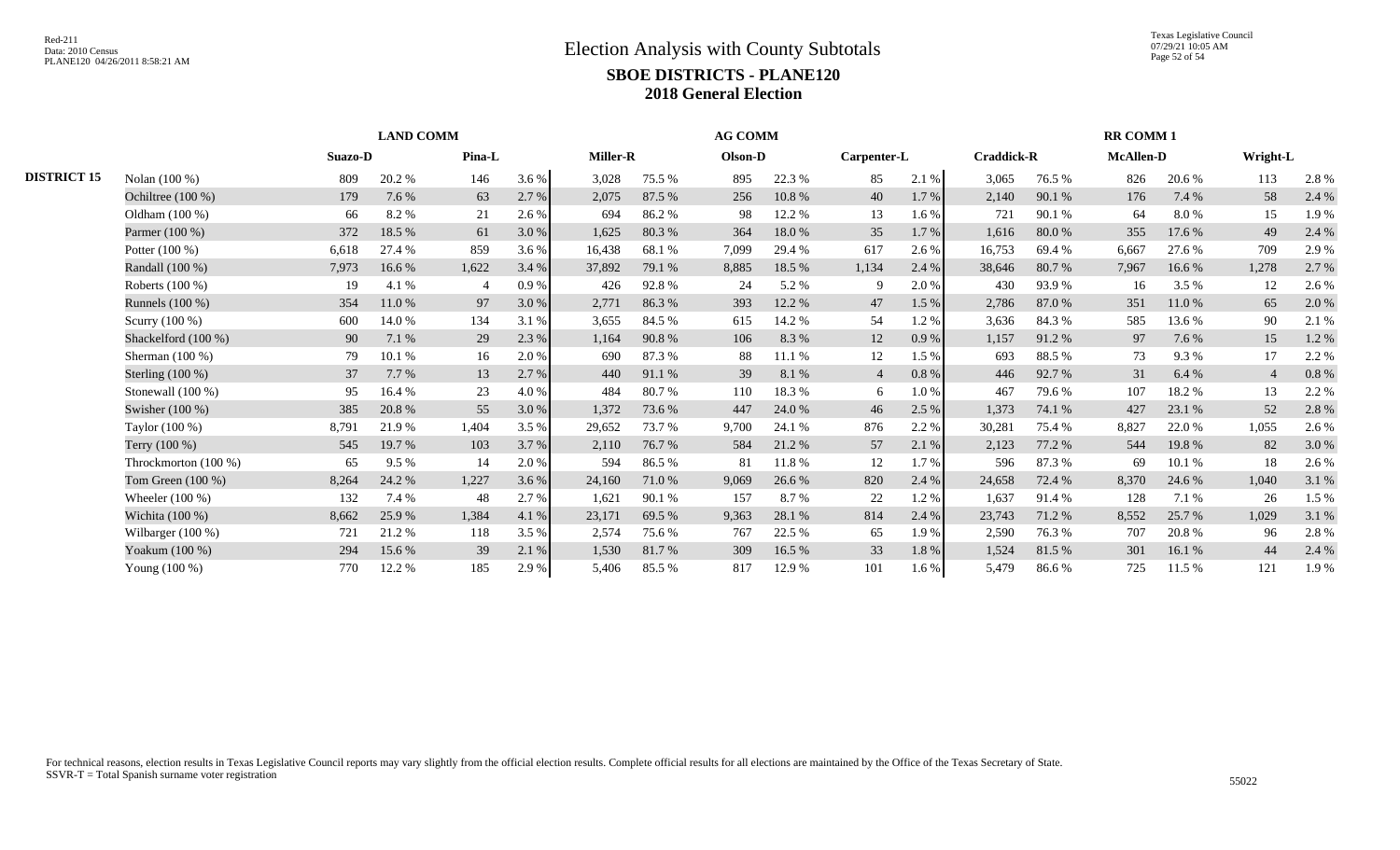# Election Analysis with County Subtotals

## SBOE DISTRICTS - PLANE120

## 2018 General Election

| | | LAND COMM | | | | AG COMM | | | | | | RR COMM 1 | | | | | |
|---|---|---|---|---|---|---|---|---|---|---|---|---|---|---|---|---|---|
| | | Suazo-D | | Pina-L | | Miller-R | | Olson-D | | Carpenter-L | | Craddick-R | | McAllen-D | | Wright-L | |
| **DISTRICT 15** | Nolan (100 %) | 809 | 20.2 % | 146 | 3.6 % | 3,028 | 75.5 % | 895 | 22.3 % | 85 | 2.1 % | 3,065 | 76.5 % | 826 | 20.6 % | 113 | 2.8 % |
| | Ochiltree (100 %) | 179 | 7.6 % | 63 | 2.7 % | 2,075 | 87.5 % | 256 | 10.8 % | 40 | 1.7 % | 2,140 | 90.1 % | 176 | 7.4 % | 58 | 2.4 % |
| | Oldham (100 %) | 66 | 8.2 % | 21 | 2.6 % | 694 | 86.2 % | 98 | 12.2 % | 13 | 1.6 % | 721 | 90.1 % | 64 | 8.0 % | 15 | 1.9 % |
| | Parmer (100 %) | 372 | 18.5 % | 61 | 3.0 % | 1,625 | 80.3 % | 364 | 18.0 % | 35 | 1.7 % | 1,616 | 80.0 % | 355 | 17.6 % | 49 | 2.4 % |
| | Potter (100 %) | 6,618 | 27.4 % | 859 | 3.6 % | 16,438 | 68.1 % | 7,099 | 29.4 % | 617 | 2.6 % | 16,753 | 69.4 % | 6,667 | 27.6 % | 709 | 2.9 % |
| | Randall (100 %) | 7,973 | 16.6 % | 1,622 | 3.4 % | 37,892 | 79.1 % | 8,885 | 18.5 % | 1,134 | 2.4 % | 38,646 | 80.7 % | 7,967 | 16.6 % | 1,278 | 2.7 % |
| | Roberts (100 %) | 19 | 4.1 % | 4 | 0.9 % | 426 | 92.8 % | 24 | 5.2 % | 9 | 2.0 % | 430 | 93.9 % | 16 | 3.5 % | 12 | 2.6 % |
| | Runnels (100 %) | 354 | 11.0 % | 97 | 3.0 % | 2,771 | 86.3 % | 393 | 12.2 % | 47 | 1.5 % | 2,786 | 87.0 % | 351 | 11.0 % | 65 | 2.0 % |
| | Scurry (100 %) | 600 | 14.0 % | 134 | 3.1 % | 3,655 | 84.5 % | 615 | 14.2 % | 54 | 1.2 % | 3,636 | 84.3 % | 585 | 13.6 % | 90 | 2.1 % |
| | Shackelford (100 %) | 90 | 7.1 % | 29 | 2.3 % | 1,164 | 90.8 % | 106 | 8.3 % | 12 | 0.9 % | 1,157 | 91.2 % | 97 | 7.6 % | 15 | 1.2 % |
| | Sherman (100 %) | 79 | 10.1 % | 16 | 2.0 % | 690 | 87.3 % | 88 | 11.1 % | 12 | 1.5 % | 693 | 88.5 % | 73 | 9.3 % | 17 | 2.2 % |
| | Sterling (100 %) | 37 | 7.7 % | 13 | 2.7 % | 440 | 91.1 % | 39 | 8.1 % | 4 | 0.8 % | 446 | 92.7 % | 31 | 6.4 % | 4 | 0.8 % |
| | Stonewall (100 %) | 95 | 16.4 % | 23 | 4.0 % | 484 | 80.7 % | 110 | 18.3 % | 6 | 1.0 % | 467 | 79.6 % | 107 | 18.2 % | 13 | 2.2 % |
| | Swisher (100 %) | 385 | 20.8 % | 55 | 3.0 % | 1,372 | 73.6 % | 447 | 24.0 % | 46 | 2.5 % | 1,373 | 74.1 % | 427 | 23.1 % | 52 | 2.8 % |
| | Taylor (100 %) | 8,791 | 21.9 % | 1,404 | 3.5 % | 29,652 | 73.7 % | 9,700 | 24.1 % | 876 | 2.2 % | 30,281 | 75.4 % | 8,827 | 22.0 % | 1,055 | 2.6 % |
| | Terry (100 %) | 545 | 19.7 % | 103 | 3.7 % | 2,110 | 76.7 % | 584 | 21.2 % | 57 | 2.1 % | 2,123 | 77.2 % | 544 | 19.8 % | 82 | 3.0 % |
| | Throckmorton (100 %) | 65 | 9.5 % | 14 | 2.0 % | 594 | 86.5 % | 81 | 11.8 % | 12 | 1.7 % | 596 | 87.3 % | 69 | 10.1 % | 18 | 2.6 % |
| | Tom Green (100 %) | 8,264 | 24.2 % | 1,227 | 3.6 % | 24,160 | 71.0 % | 9,069 | 26.6 % | 820 | 2.4 % | 24,658 | 72.4 % | 8,370 | 24.6 % | 1,040 | 3.1 % |
| | Wheeler (100 %) | 132 | 7.4 % | 48 | 2.7 % | 1,621 | 90.1 % | 157 | 8.7 % | 22 | 1.2 % | 1,637 | 91.4 % | 128 | 7.1 % | 26 | 1.5 % |
| | Wichita (100 %) | 8,662 | 25.9 % | 1,384 | 4.1 % | 23,171 | 69.5 % | 9,363 | 28.1 % | 814 | 2.4 % | 23,743 | 71.2 % | 8,552 | 25.7 % | 1,029 | 3.1 % |
| | Wilbarger (100 %) | 721 | 21.2 % | 118 | 3.5 % | 2,574 | 75.6 % | 767 | 22.5 % | 65 | 1.9 % | 2,590 | 76.3 % | 707 | 20.8 % | 96 | 2.8 % |
| | Yoakum (100 %) | 294 | 15.6 % | 39 | 2.1 % | 1,530 | 81.7 % | 309 | 16.5 % | 33 | 1.8 % | 1,524 | 81.5 % | 301 | 16.1 % | 44 | 2.4 % |
| | Young (100 %) | 770 | 12.2 % | 185 | 2.9 % | 5,406 | 85.5 % | 817 | 12.9 % | 101 | 1.6 % | 5,479 | 86.6 % | 725 | 11.5 % | 121 | 1.9 % |

For technical reasons, election results in Texas Legislative Council reports may vary slightly from the official election results. Complete official results for all elections are maintained by the Office of the Texas Secretary of State.
SSVR-T = Total Spanish surname voter registration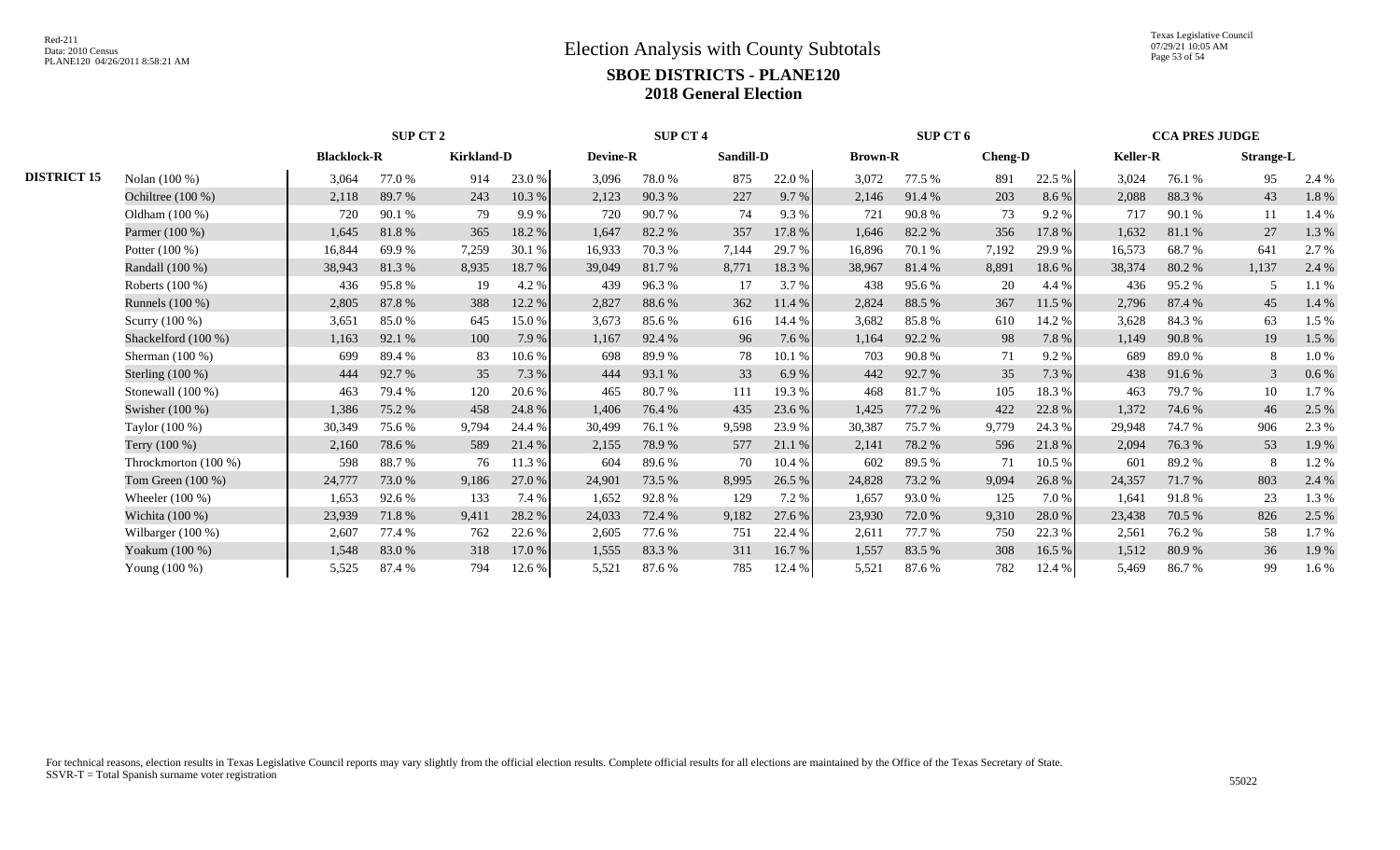# Election Analysis with County Subtotals

## SBOE DISTRICTS - PLANE120

## 2018 General Election

| | | SUP CT 2 | | | | SUP CT 4 | | | | SUP CT 6 | | | | CCA PRES JUDGE | | | |
|---|---|---|---|---|---|---|---|---|---|---|---|---|---|---|---|---|---|
| | | Blacklock-R | | Kirkland-D | | Devine-R | | Sandill-D | | Brown-R | | Cheng-D | | Keller-R | | Strange-L | |
| DISTRICT 15 | Nolan (100 %) | 3,064 | 77.0 % | 914 | 23.0 % | 3,096 | 78.0 % | 875 | 22.0 % | 3,072 | 77.5 % | 891 | 22.5 % | 3,024 | 76.1 % | 95 | 2.4 % |
| | Ochiltree (100 %) | 2,118 | 89.7 % | 243 | 10.3 % | 2,123 | 90.3 % | 227 | 9.7 % | 2,146 | 91.4 % | 203 | 8.6 % | 2,088 | 88.3 % | 43 | 1.8 % |
| | Oldham (100 %) | 720 | 90.1 % | 79 | 9.9 % | 720 | 90.7 % | 74 | 9.3 % | 721 | 90.8 % | 73 | 9.2 % | 717 | 90.1 % | 11 | 1.4 % |
| | Parmer (100 %) | 1,645 | 81.8 % | 365 | 18.2 % | 1,647 | 82.2 % | 357 | 17.8 % | 1,646 | 82.2 % | 356 | 17.8 % | 1,632 | 81.1 % | 27 | 1.3 % |
| | Potter (100 %) | 16,844 | 69.9 % | 7,259 | 30.1 % | 16,933 | 70.3 % | 7,144 | 29.7 % | 16,896 | 70.1 % | 7,192 | 29.9 % | 16,573 | 68.7 % | 641 | 2.7 % |
| | Randall (100 %) | 38,943 | 81.3 % | 8,935 | 18.7 % | 39,049 | 81.7 % | 8,771 | 18.3 % | 38,967 | 81.4 % | 8,891 | 18.6 % | 38,374 | 80.2 % | 1,137 | 2.4 % |
| | Roberts (100 %) | 436 | 95.8 % | 19 | 4.2 % | 439 | 96.3 % | 17 | 3.7 % | 438 | 95.6 % | 20 | 4.4 % | 436 | 95.2 % | 5 | 1.1 % |
| | Runnels (100 %) | 2,805 | 87.8 % | 388 | 12.2 % | 2,827 | 88.6 % | 362 | 11.4 % | 2,824 | 88.5 % | 367 | 11.5 % | 2,796 | 87.4 % | 45 | 1.4 % |
| | Scurry (100 %) | 3,651 | 85.0 % | 645 | 15.0 % | 3,673 | 85.6 % | 616 | 14.4 % | 3,682 | 85.8 % | 610 | 14.2 % | 3,628 | 84.3 % | 63 | 1.5 % |
| | Shackelford (100 %) | 1,163 | 92.1 % | 100 | 7.9 % | 1,167 | 92.4 % | 96 | 7.6 % | 1,164 | 92.2 % | 98 | 7.8 % | 1,149 | 90.8 % | 19 | 1.5 % |
| | Sherman (100 %) | 699 | 89.4 % | 83 | 10.6 % | 698 | 89.9 % | 78 | 10.1 % | 703 | 90.8 % | 71 | 9.2 % | 689 | 89.0 % | 8 | 1.0 % |
| | Sterling (100 %) | 444 | 92.7 % | 35 | 7.3 % | 444 | 93.1 % | 33 | 6.9 % | 442 | 92.7 % | 35 | 7.3 % | 438 | 91.6 % | 3 | 0.6 % |
| | Stonewall (100 %) | 463 | 79.4 % | 120 | 20.6 % | 465 | 80.7 % | 111 | 19.3 % | 468 | 81.7 % | 105 | 18.3 % | 463 | 79.7 % | 10 | 1.7 % |
| | Swisher (100 %) | 1,386 | 75.2 % | 458 | 24.8 % | 1,406 | 76.4 % | 435 | 23.6 % | 1,425 | 77.2 % | 422 | 22.8 % | 1,372 | 74.6 % | 46 | 2.5 % |
| | Taylor (100 %) | 30,349 | 75.6 % | 9,794 | 24.4 % | 30,499 | 76.1 % | 9,598 | 23.9 % | 30,387 | 75.7 % | 9,779 | 24.3 % | 29,948 | 74.7 % | 906 | 2.3 % |
| | Terry (100 %) | 2,160 | 78.6 % | 589 | 21.4 % | 2,155 | 78.9 % | 577 | 21.1 % | 2,141 | 78.2 % | 596 | 21.8 % | 2,094 | 76.3 % | 53 | 1.9 % |
| | Throckmorton (100 %) | 598 | 88.7 % | 76 | 11.3 % | 604 | 89.6 % | 70 | 10.4 % | 602 | 89.5 % | 71 | 10.5 % | 601 | 89.2 % | 8 | 1.2 % |
| | Tom Green (100 %) | 24,777 | 73.0 % | 9,186 | 27.0 % | 24,901 | 73.5 % | 8,995 | 26.5 % | 24,828 | 73.2 % | 9,094 | 26.8 % | 24,357 | 71.7 % | 803 | 2.4 % |
| | Wheeler (100 %) | 1,653 | 92.6 % | 133 | 7.4 % | 1,652 | 92.8 % | 129 | 7.2 % | 1,657 | 93.0 % | 125 | 7.0 % | 1,641 | 91.8 % | 23 | 1.3 % |
| | Wichita (100 %) | 23,939 | 71.8 % | 9,411 | 28.2 % | 24,033 | 72.4 % | 9,182 | 27.6 % | 23,930 | 72.0 % | 9,310 | 28.0 % | 23,438 | 70.5 % | 826 | 2.5 % |
| | Wilbarger (100 %) | 2,607 | 77.4 % | 762 | 22.6 % | 2,605 | 77.6 % | 751 | 22.4 % | 2,611 | 77.7 % | 750 | 22.3 % | 2,561 | 76.2 % | 58 | 1.7 % |
| | Yoakum (100 %) | 1,548 | 83.0 % | 318 | 17.0 % | 1,555 | 83.3 % | 311 | 16.7 % | 1,557 | 83.5 % | 308 | 16.5 % | 1,512 | 80.9 % | 36 | 1.9 % |
| | Young (100 %) | 5,525 | 87.4 % | 794 | 12.6 % | 5,521 | 87.6 % | 785 | 12.4 % | 5,521 | 87.6 % | 782 | 12.4 % | 5,469 | 86.7 % | 99 | 1.6 % |

For technical reasons, election results in Texas Legislative Council reports may vary slightly from the official election results. Complete official results for all elections are maintained by the Office of the Texas Secretary of State.
SSVR-T = Total Spanish surname voter registration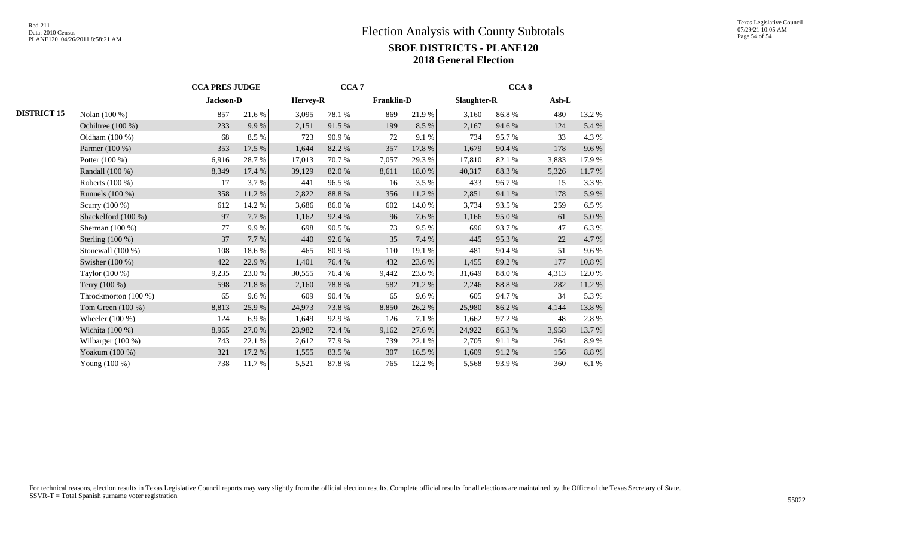# Election Analysis with County Subtotals

## SBOE DISTRICTS - PLANE120

## 2018 General Election

| | | CCA PRES JUDGE | | CCA 7 | | | | CCA 8 | | | |
|---|---|---|---|---|---|---|---|---|---|---|---|
| | | Jackson-D | | Hervey-R | | Franklin-D | | Slaughter-R | | Ash-L | |
| DISTRICT 15 | Nolan (100 %) | 857 | 21.6 % | 3,095 | 78.1 % | 869 | 21.9 % | 3,160 | 86.8 % | 480 | 13.2 % |
| | Ochiltree (100 %) | 233 | 9.9 % | 2,151 | 91.5 % | 199 | 8.5 % | 2,167 | 94.6 % | 124 | 5.4 % |
| | Oldham (100 %) | 68 | 8.5 % | 723 | 90.9 % | 72 | 9.1 % | 734 | 95.7 % | 33 | 4.3 % |
| | Parmer (100 %) | 353 | 17.5 % | 1,644 | 82.2 % | 357 | 17.8 % | 1,679 | 90.4 % | 178 | 9.6 % |
| | Potter (100 %) | 6,916 | 28.7 % | 17,013 | 70.7 % | 7,057 | 29.3 % | 17,810 | 82.1 % | 3,883 | 17.9 % |
| | Randall (100 %) | 8,349 | 17.4 % | 39,129 | 82.0 % | 8,611 | 18.0 % | 40,317 | 88.3 % | 5,326 | 11.7 % |
| | Roberts (100 %) | 17 | 3.7 % | 441 | 96.5 % | 16 | 3.5 % | 433 | 96.7 % | 15 | 3.3 % |
| | Runnels (100 %) | 358 | 11.2 % | 2,822 | 88.8 % | 356 | 11.2 % | 2,851 | 94.1 % | 178 | 5.9 % |
| | Scurry (100 %) | 612 | 14.2 % | 3,686 | 86.0 % | 602 | 14.0 % | 3,734 | 93.5 % | 259 | 6.5 % |
| | Shackelford (100 %) | 97 | 7.7 % | 1,162 | 92.4 % | 96 | 7.6 % | 1,166 | 95.0 % | 61 | 5.0 % |
| | Sherman (100 %) | 77 | 9.9 % | 698 | 90.5 % | 73 | 9.5 % | 696 | 93.7 % | 47 | 6.3 % |
| | Sterling (100 %) | 37 | 7.7 % | 440 | 92.6 % | 35 | 7.4 % | 445 | 95.3 % | 22 | 4.7 % |
| | Stonewall (100 %) | 108 | 18.6 % | 465 | 80.9 % | 110 | 19.1 % | 481 | 90.4 % | 51 | 9.6 % |
| | Swisher (100 %) | 422 | 22.9 % | 1,401 | 76.4 % | 432 | 23.6 % | 1,455 | 89.2 % | 177 | 10.8 % |
| | Taylor (100 %) | 9,235 | 23.0 % | 30,555 | 76.4 % | 9,442 | 23.6 % | 31,649 | 88.0 % | 4,313 | 12.0 % |
| | Terry (100 %) | 598 | 21.8 % | 2,160 | 78.8 % | 582 | 21.2 % | 2,246 | 88.8 % | 282 | 11.2 % |
| | Throckmorton (100 %) | 65 | 9.6 % | 609 | 90.4 % | 65 | 9.6 % | 605 | 94.7 % | 34 | 5.3 % |
| | Tom Green (100 %) | 8,813 | 25.9 % | 24,973 | 73.8 % | 8,850 | 26.2 % | 25,980 | 86.2 % | 4,144 | 13.8 % |
| | Wheeler (100 %) | 124 | 6.9 % | 1,649 | 92.9 % | 126 | 7.1 % | 1,662 | 97.2 % | 48 | 2.8 % |
| | Wichita (100 %) | 8,965 | 27.0 % | 23,982 | 72.4 % | 9,162 | 27.6 % | 24,922 | 86.3 % | 3,958 | 13.7 % |
| | Wilbarger (100 %) | 743 | 22.1 % | 2,612 | 77.9 % | 739 | 22.1 % | 2,705 | 91.1 % | 264 | 8.9 % |
| | Yoakum (100 %) | 321 | 17.2 % | 1,555 | 83.5 % | 307 | 16.5 % | 1,609 | 91.2 % | 156 | 8.8 % |
| | Young (100 %) | 738 | 11.7 % | 5,521 | 87.8 % | 765 | 12.2 % | 5,568 | 93.9 % | 360 | 6.1 % |

For technical reasons, election results in Texas Legislative Council reports may vary slightly from the official election results. Complete official results for all elections are maintained by the Office of the Texas Secretary of State.
SSVR-T = Total Spanish surname voter registration